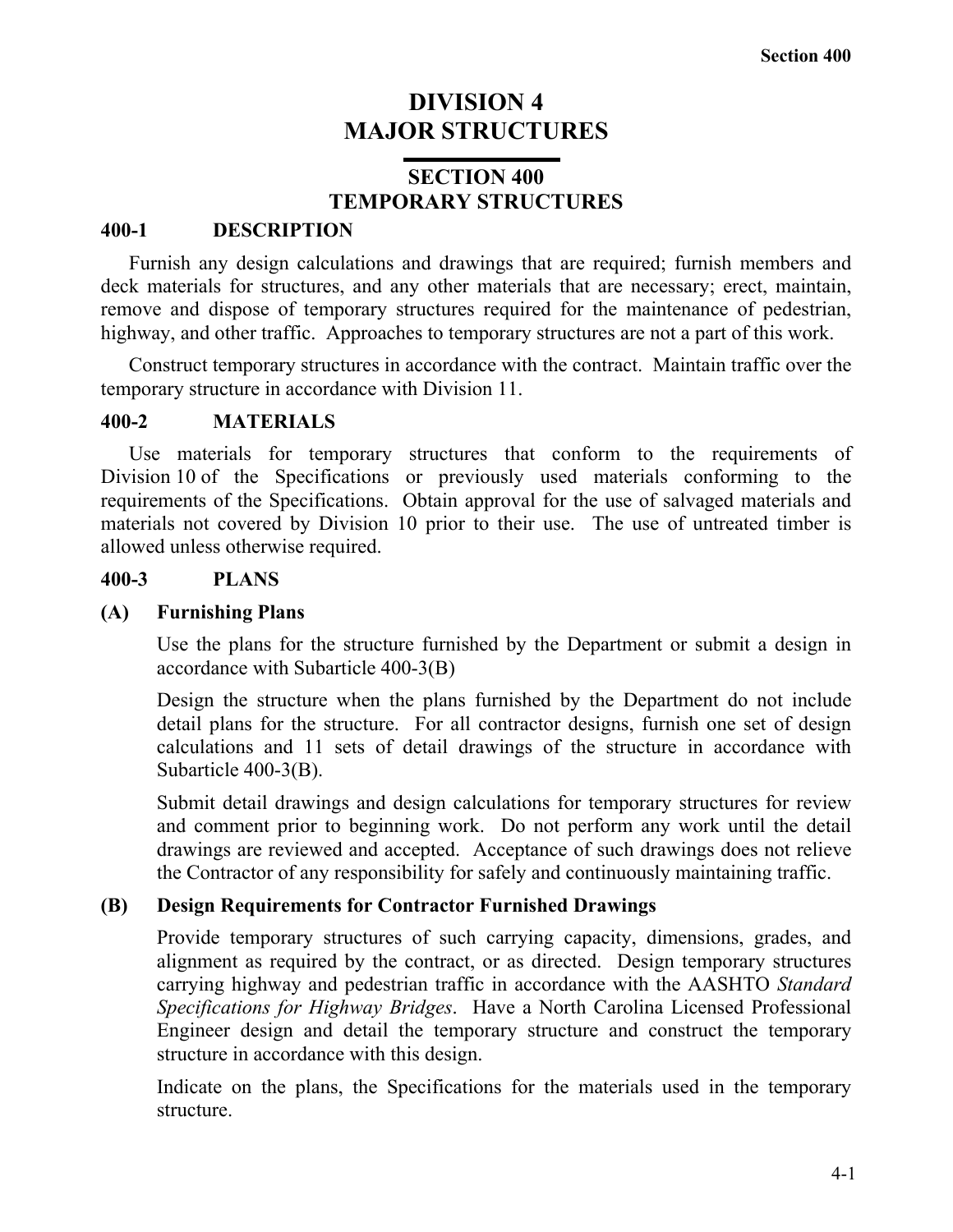# DIVISION 4
# MAJOR STRUCTURES

## SECTION 400
## TEMPORARY STRUCTURES

### 400-1 DESCRIPTION

Furnish any design calculations and drawings that are required; furnish members and deck materials for structures, and any other materials that are necessary; erect, maintain, remove and dispose of temporary structures required for the maintenance of pedestrian, highway, and other traffic. Approaches to temporary structures are not a part of this work.

Construct temporary structures in accordance with the contract. Maintain traffic over the temporary structure in accordance with Division 11.

### 400-2 MATERIALS

Use materials for temporary structures that conform to the requirements of Division 10 of the Specifications or previously used materials conforming to the requirements of the Specifications. Obtain approval for the use of salvaged materials and materials not covered by Division 10 prior to their use. The use of untreated timber is allowed unless otherwise required.

### 400-3 PLANS

#### (A) Furnishing Plans

Use the plans for the structure furnished by the Department or submit a design in accordance with Subarticle 400-3(B)

Design the structure when the plans furnished by the Department do not include detail plans for the structure. For all contractor designs, furnish one set of design calculations and 11 sets of detail drawings of the structure in accordance with Subarticle 400-3(B).

Submit detail drawings and design calculations for temporary structures for review and comment prior to beginning work. Do not perform any work until the detail drawings are reviewed and accepted. Acceptance of such drawings does not relieve the Contractor of any responsibility for safely and continuously maintaining traffic.

#### (B) Design Requirements for Contractor Furnished Drawings

Provide temporary structures of such carrying capacity, dimensions, grades, and alignment as required by the contract, or as directed. Design temporary structures carrying highway and pedestrian traffic in accordance with the AASHTO *Standard Specifications for Highway Bridges*. Have a North Carolina Licensed Professional Engineer design and detail the temporary structure and construct the temporary structure in accordance with this design.

Indicate on the plans, the Specifications for the materials used in the temporary structure.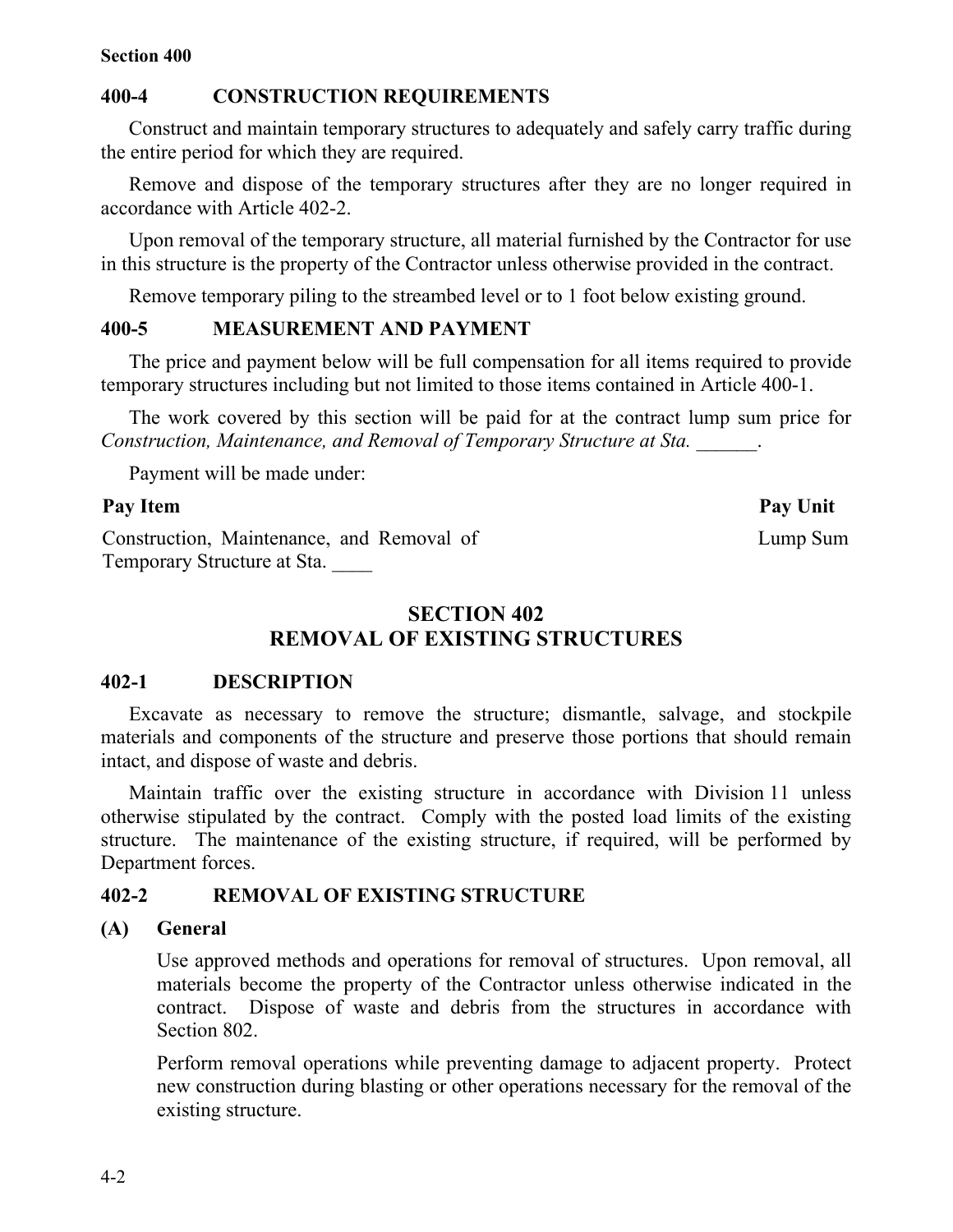## 400-4 CONSTRUCTION REQUIREMENTS

Construct and maintain temporary structures to adequately and safely carry traffic during the entire period for which they are required.

Remove and dispose of the temporary structures after they are no longer required in accordance with Article 402-2.

Upon removal of the temporary structure, all material furnished by the Contractor for use in this structure is the property of the Contractor unless otherwise provided in the contract.

Remove temporary piling to the streambed level or to 1 foot below existing ground.

## 400-5 MEASUREMENT AND PAYMENT

The price and payment below will be full compensation for all items required to provide temporary structures including but not limited to those items contained in Article 400-1.

The work covered by this section will be paid for at the contract lump sum price for *Construction, Maintenance, and Removal of Temporary Structure at Sta. ______*.

Payment will be made under:

| Pay Item | Pay Unit |
|---|---|
| Construction, Maintenance, and Removal of Temporary Structure at Sta. ____ | Lump Sum |

# SECTION 402
# REMOVAL OF EXISTING STRUCTURES

## 402-1 DESCRIPTION

Excavate as necessary to remove the structure; dismantle, salvage, and stockpile materials and components of the structure and preserve those portions that should remain intact, and dispose of waste and debris.

Maintain traffic over the existing structure in accordance with Division 11 unless otherwise stipulated by the contract. Comply with the posted load limits of the existing structure. The maintenance of the existing structure, if required, will be performed by Department forces.

## 402-2 REMOVAL OF EXISTING STRUCTURE

### (A) General

Use approved methods and operations for removal of structures. Upon removal, all materials become the property of the Contractor unless otherwise indicated in the contract. Dispose of waste and debris from the structures in accordance with Section 802.

Perform removal operations while preventing damage to adjacent property. Protect new construction during blasting or other operations necessary for the removal of the existing structure.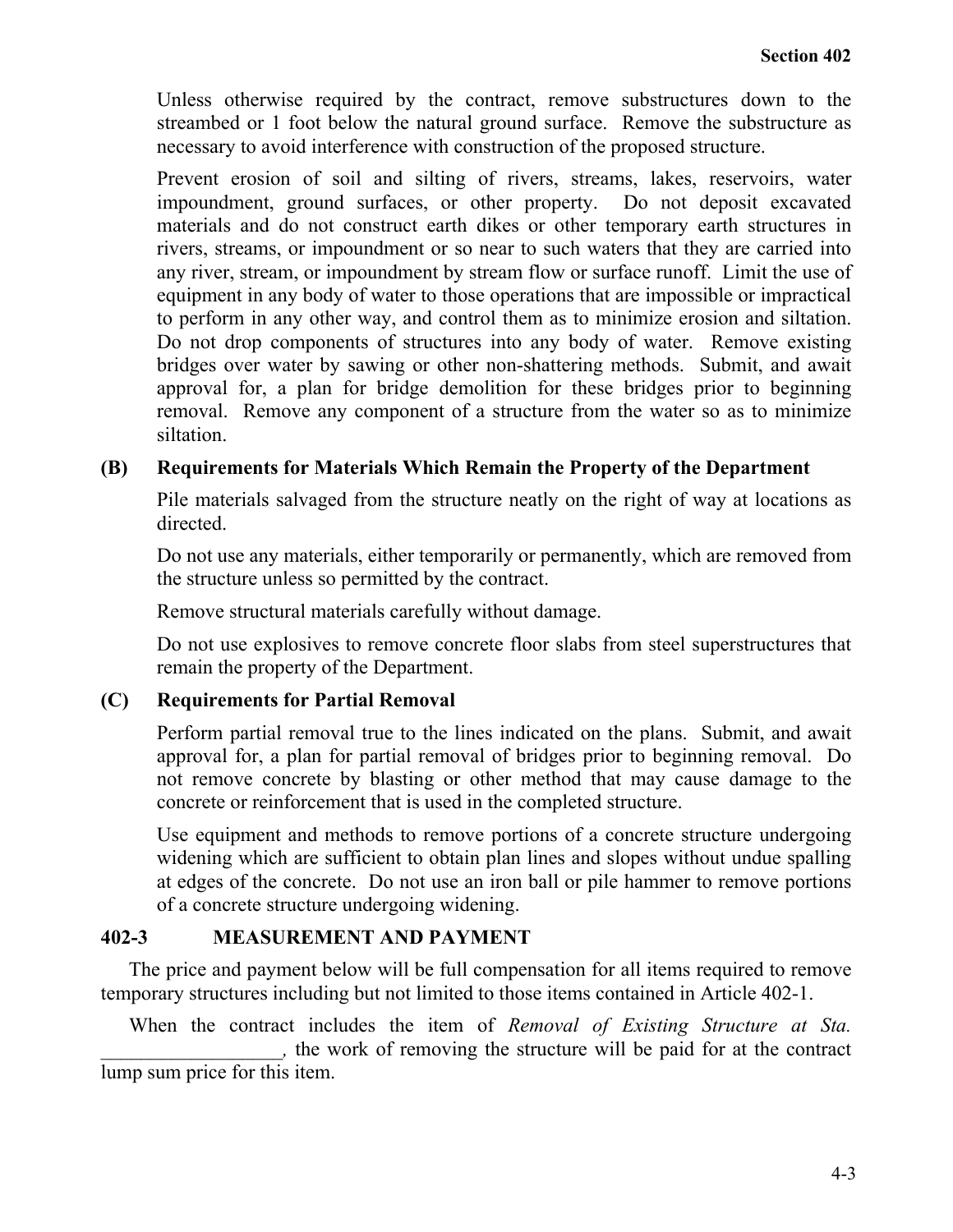Unless otherwise required by the contract, remove substructures down to the streambed or 1 foot below the natural ground surface. Remove the substructure as necessary to avoid interference with construction of the proposed structure.

Prevent erosion of soil and silting of rivers, streams, lakes, reservoirs, water impoundment, ground surfaces, or other property. Do not deposit excavated materials and do not construct earth dikes or other temporary earth structures in rivers, streams, or impoundment or so near to such waters that they are carried into any river, stream, or impoundment by stream flow or surface runoff. Limit the use of equipment in any body of water to those operations that are impossible or impractical to perform in any other way, and control them as to minimize erosion and siltation. Do not drop components of structures into any body of water. Remove existing bridges over water by sawing or other non-shattering methods. Submit, and await approval for, a plan for bridge demolition for these bridges prior to beginning removal. Remove any component of a structure from the water so as to minimize siltation.

**(B) Requirements for Materials Which Remain the Property of the Department**

Pile materials salvaged from the structure neatly on the right of way at locations as directed.

Do not use any materials, either temporarily or permanently, which are removed from the structure unless so permitted by the contract.

Remove structural materials carefully without damage.

Do not use explosives to remove concrete floor slabs from steel superstructures that remain the property of the Department.

**(C) Requirements for Partial Removal**

Perform partial removal true to the lines indicated on the plans. Submit, and await approval for, a plan for partial removal of bridges prior to beginning removal. Do not remove concrete by blasting or other method that may cause damage to the concrete or reinforcement that is used in the completed structure.

Use equipment and methods to remove portions of a concrete structure undergoing widening which are sufficient to obtain plan lines and slopes without undue spalling at edges of the concrete. Do not use an iron ball or pile hammer to remove portions of a concrete structure undergoing widening.

## 402-3 MEASUREMENT AND PAYMENT

The price and payment below will be full compensation for all items required to remove temporary structures including but not limited to those items contained in Article 402-1.

When the contract includes the item of *Removal of Existing Structure at Sta. __________________,* the work of removing the structure will be paid for at the contract lump sum price for this item.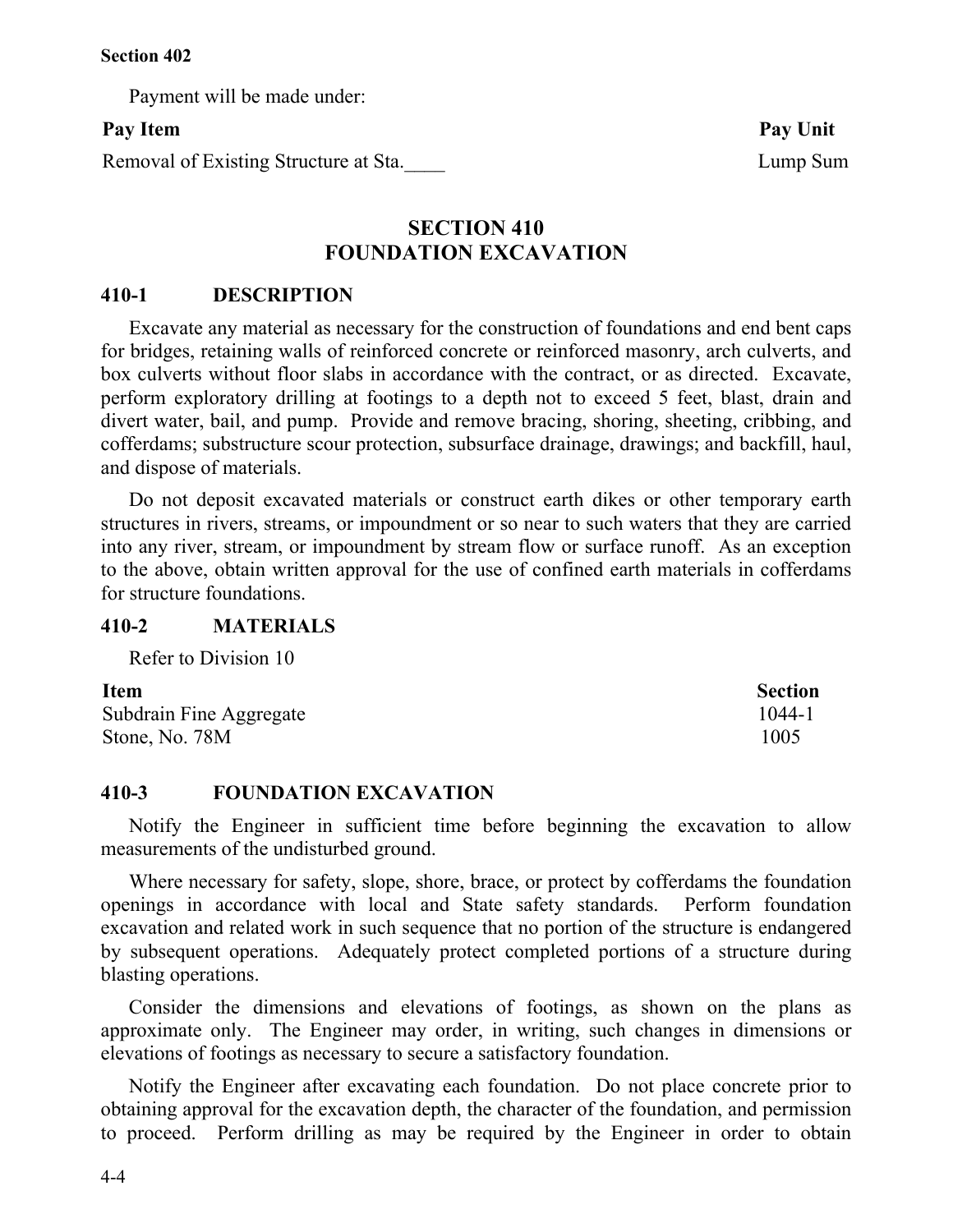Payment will be made under:

| Pay Item | Pay Unit |
|---|---|
| Removal of Existing Structure at Sta.____ | Lump Sum |

# SECTION 410
# FOUNDATION EXCAVATION

## 410-1 DESCRIPTION

Excavate any material as necessary for the construction of foundations and end bent caps for bridges, retaining walls of reinforced concrete or reinforced masonry, arch culverts, and box culverts without floor slabs in accordance with the contract, or as directed. Excavate, perform exploratory drilling at footings to a depth not to exceed 5 feet, blast, drain and divert water, bail, and pump. Provide and remove bracing, shoring, sheeting, cribbing, and cofferdams; substructure scour protection, subsurface drainage, drawings; and backfill, haul, and dispose of materials.

Do not deposit excavated materials or construct earth dikes or other temporary earth structures in rivers, streams, or impoundment or so near to such waters that they are carried into any river, stream, or impoundment by stream flow or surface runoff. As an exception to the above, obtain written approval for the use of confined earth materials in cofferdams for structure foundations.

## 410-2 MATERIALS

Refer to Division 10

| Item | Section |
|---|---|
| Subdrain Fine Aggregate | 1044-1 |
| Stone, No. 78M | 1005 |

## 410-3 FOUNDATION EXCAVATION

Notify the Engineer in sufficient time before beginning the excavation to allow measurements of the undisturbed ground.

Where necessary for safety, slope, shore, brace, or protect by cofferdams the foundation openings in accordance with local and State safety standards. Perform foundation excavation and related work in such sequence that no portion of the structure is endangered by subsequent operations. Adequately protect completed portions of a structure during blasting operations.

Consider the dimensions and elevations of footings, as shown on the plans as approximate only. The Engineer may order, in writing, such changes in dimensions or elevations of footings as necessary to secure a satisfactory foundation.

Notify the Engineer after excavating each foundation. Do not place concrete prior to obtaining approval for the excavation depth, the character of the foundation, and permission to proceed. Perform drilling as may be required by the Engineer in order to obtain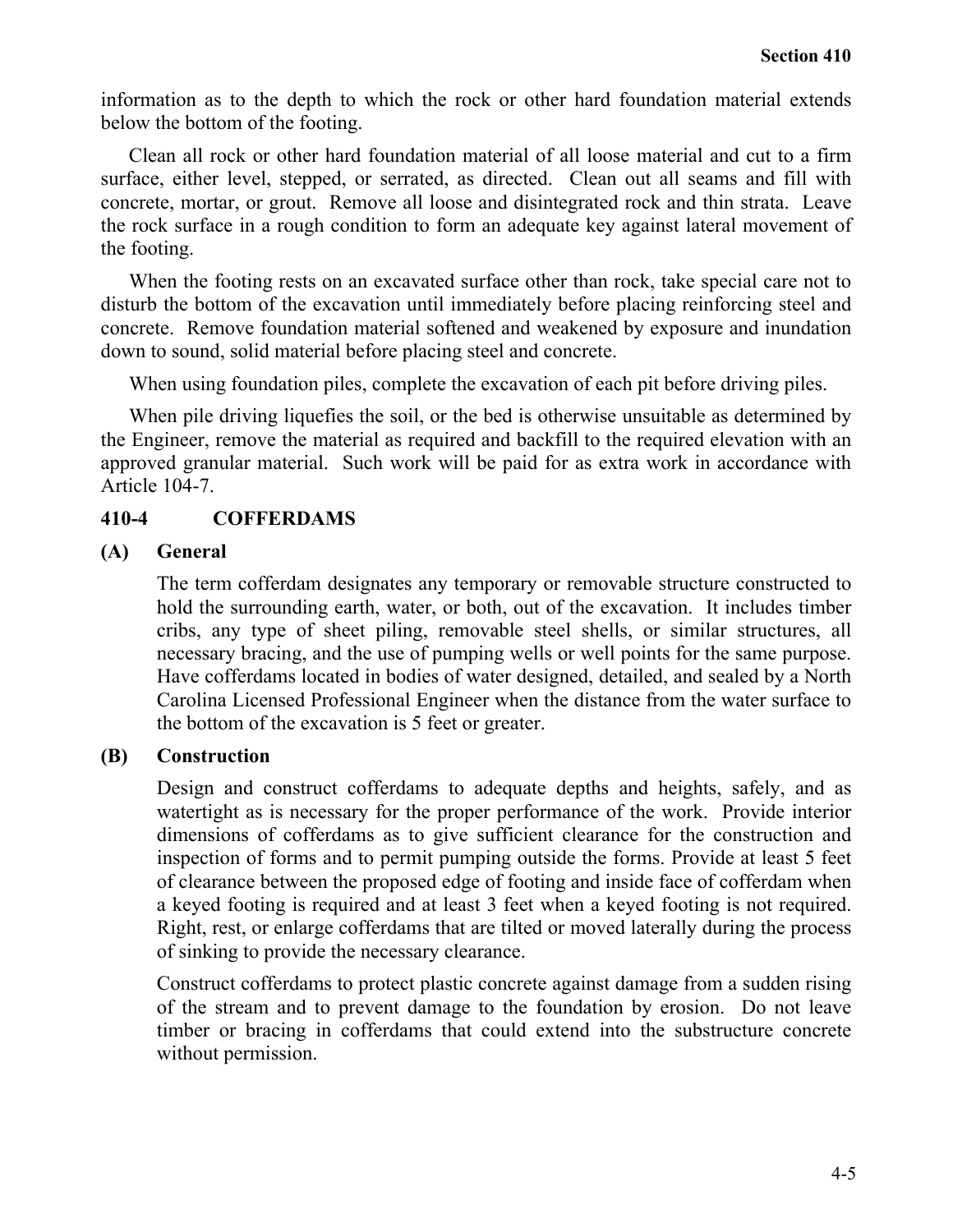information as to the depth to which the rock or other hard foundation material extends below the bottom of the footing.

Clean all rock or other hard foundation material of all loose material and cut to a firm surface, either level, stepped, or serrated, as directed. Clean out all seams and fill with concrete, mortar, or grout. Remove all loose and disintegrated rock and thin strata. Leave the rock surface in a rough condition to form an adequate key against lateral movement of the footing.

When the footing rests on an excavated surface other than rock, take special care not to disturb the bottom of the excavation until immediately before placing reinforcing steel and concrete. Remove foundation material softened and weakened by exposure and inundation down to sound, solid material before placing steel and concrete.

When using foundation piles, complete the excavation of each pit before driving piles.

When pile driving liquefies the soil, or the bed is otherwise unsuitable as determined by the Engineer, remove the material as required and backfill to the required elevation with an approved granular material. Such work will be paid for as extra work in accordance with Article 104-7.

## 410-4 COFFERDAMS

### (A) General

The term cofferdam designates any temporary or removable structure constructed to hold the surrounding earth, water, or both, out of the excavation. It includes timber cribs, any type of sheet piling, removable steel shells, or similar structures, all necessary bracing, and the use of pumping wells or well points for the same purpose. Have cofferdams located in bodies of water designed, detailed, and sealed by a North Carolina Licensed Professional Engineer when the distance from the water surface to the bottom of the excavation is 5 feet or greater.

### (B) Construction

Design and construct cofferdams to adequate depths and heights, safely, and as watertight as is necessary for the proper performance of the work. Provide interior dimensions of cofferdams as to give sufficient clearance for the construction and inspection of forms and to permit pumping outside the forms. Provide at least 5 feet of clearance between the proposed edge of footing and inside face of cofferdam when a keyed footing is required and at least 3 feet when a keyed footing is not required. Right, rest, or enlarge cofferdams that are tilted or moved laterally during the process of sinking to provide the necessary clearance.

Construct cofferdams to protect plastic concrete against damage from a sudden rising of the stream and to prevent damage to the foundation by erosion. Do not leave timber or bracing in cofferdams that could extend into the substructure concrete without permission.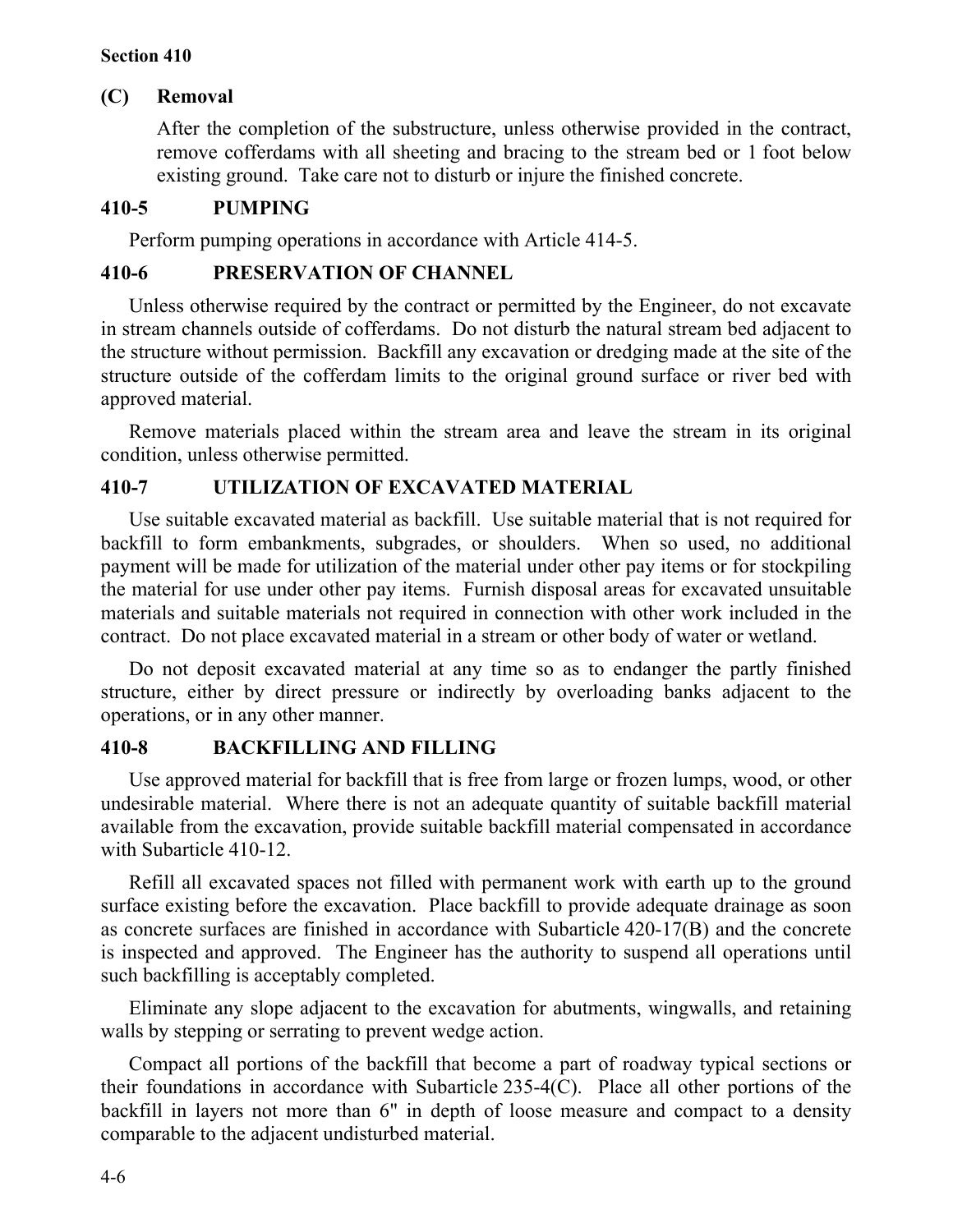### (C) Removal

After the completion of the substructure, unless otherwise provided in the contract, remove cofferdams with all sheeting and bracing to the stream bed or 1 foot below existing ground. Take care not to disturb or injure the finished concrete.

## 410-5 PUMPING

Perform pumping operations in accordance with Article 414-5.

## 410-6 PRESERVATION OF CHANNEL

Unless otherwise required by the contract or permitted by the Engineer, do not excavate in stream channels outside of cofferdams. Do not disturb the natural stream bed adjacent to the structure without permission. Backfill any excavation or dredging made at the site of the structure outside of the cofferdam limits to the original ground surface or river bed with approved material.

Remove materials placed within the stream area and leave the stream in its original condition, unless otherwise permitted.

## 410-7 UTILIZATION OF EXCAVATED MATERIAL

Use suitable excavated material as backfill. Use suitable material that is not required for backfill to form embankments, subgrades, or shoulders. When so used, no additional payment will be made for utilization of the material under other pay items or for stockpiling the material for use under other pay items. Furnish disposal areas for excavated unsuitable materials and suitable materials not required in connection with other work included in the contract. Do not place excavated material in a stream or other body of water or wetland.

Do not deposit excavated material at any time so as to endanger the partly finished structure, either by direct pressure or indirectly by overloading banks adjacent to the operations, or in any other manner.

## 410-8 BACKFILLING AND FILLING

Use approved material for backfill that is free from large or frozen lumps, wood, or other undesirable material. Where there is not an adequate quantity of suitable backfill material available from the excavation, provide suitable backfill material compensated in accordance with Subarticle 410-12.

Refill all excavated spaces not filled with permanent work with earth up to the ground surface existing before the excavation. Place backfill to provide adequate drainage as soon as concrete surfaces are finished in accordance with Subarticle 420-17(B) and the concrete is inspected and approved. The Engineer has the authority to suspend all operations until such backfilling is acceptably completed.

Eliminate any slope adjacent to the excavation for abutments, wingwalls, and retaining walls by stepping or serrating to prevent wedge action.

Compact all portions of the backfill that become a part of roadway typical sections or their foundations in accordance with Subarticle 235-4(C). Place all other portions of the backfill in layers not more than 6" in depth of loose measure and compact to a density comparable to the adjacent undisturbed material.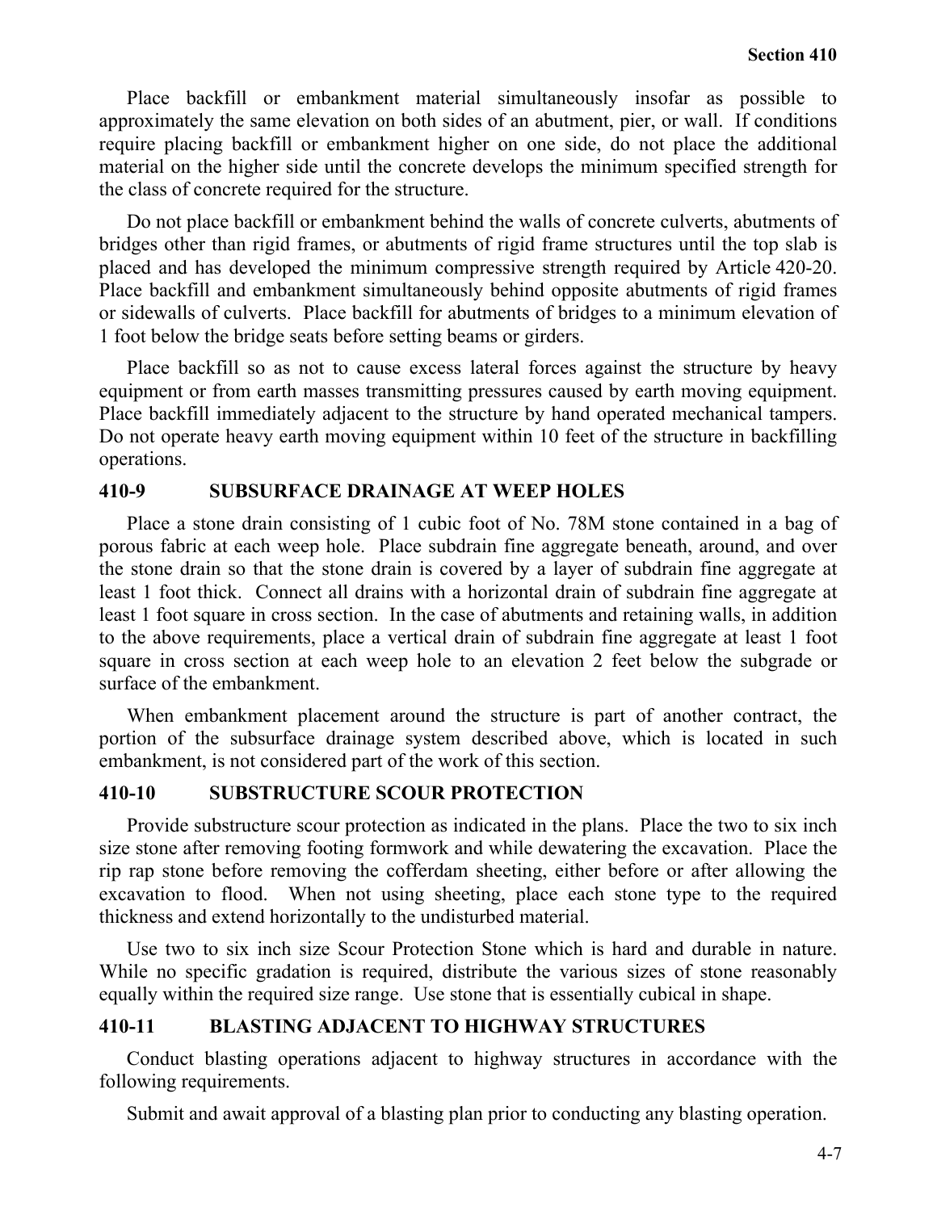Place backfill or embankment material simultaneously insofar as possible to approximately the same elevation on both sides of an abutment, pier, or wall. If conditions require placing backfill or embankment higher on one side, do not place the additional material on the higher side until the concrete develops the minimum specified strength for the class of concrete required for the structure.

Do not place backfill or embankment behind the walls of concrete culverts, abutments of bridges other than rigid frames, or abutments of rigid frame structures until the top slab is placed and has developed the minimum compressive strength required by Article 420-20. Place backfill and embankment simultaneously behind opposite abutments of rigid frames or sidewalls of culverts. Place backfill for abutments of bridges to a minimum elevation of 1 foot below the bridge seats before setting beams or girders.

Place backfill so as not to cause excess lateral forces against the structure by heavy equipment or from earth masses transmitting pressures caused by earth moving equipment. Place backfill immediately adjacent to the structure by hand operated mechanical tampers. Do not operate heavy earth moving equipment within 10 feet of the structure in backfilling operations.

## 410-9 SUBSURFACE DRAINAGE AT WEEP HOLES

Place a stone drain consisting of 1 cubic foot of No. 78M stone contained in a bag of porous fabric at each weep hole. Place subdrain fine aggregate beneath, around, and over the stone drain so that the stone drain is covered by a layer of subdrain fine aggregate at least 1 foot thick. Connect all drains with a horizontal drain of subdrain fine aggregate at least 1 foot square in cross section. In the case of abutments and retaining walls, in addition to the above requirements, place a vertical drain of subdrain fine aggregate at least 1 foot square in cross section at each weep hole to an elevation 2 feet below the subgrade or surface of the embankment.

When embankment placement around the structure is part of another contract, the portion of the subsurface drainage system described above, which is located in such embankment, is not considered part of the work of this section.

## 410-10 SUBSTRUCTURE SCOUR PROTECTION

Provide substructure scour protection as indicated in the plans. Place the two to six inch size stone after removing footing formwork and while dewatering the excavation. Place the rip rap stone before removing the cofferdam sheeting, either before or after allowing the excavation to flood. When not using sheeting, place each stone type to the required thickness and extend horizontally to the undisturbed material.

Use two to six inch size Scour Protection Stone which is hard and durable in nature. While no specific gradation is required, distribute the various sizes of stone reasonably equally within the required size range. Use stone that is essentially cubical in shape.

## 410-11 BLASTING ADJACENT TO HIGHWAY STRUCTURES

Conduct blasting operations adjacent to highway structures in accordance with the following requirements.

Submit and await approval of a blasting plan prior to conducting any blasting operation.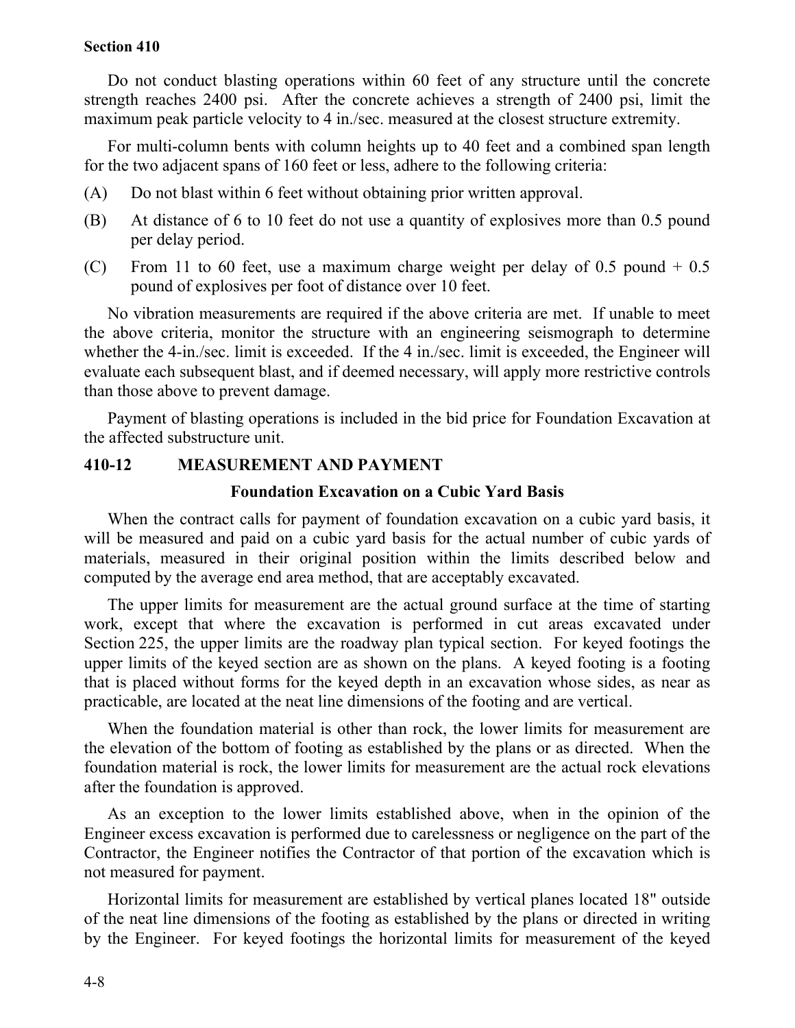Do not conduct blasting operations within 60 feet of any structure until the concrete strength reaches 2400 psi. After the concrete achieves a strength of 2400 psi, limit the maximum peak particle velocity to 4 in./sec. measured at the closest structure extremity.

For multi-column bents with column heights up to 40 feet and a combined span length for the two adjacent spans of 160 feet or less, adhere to the following criteria:

(A) Do not blast within 6 feet without obtaining prior written approval.

(B) At distance of 6 to 10 feet do not use a quantity of explosives more than 0.5 pound per delay period.

(C) From 11 to 60 feet, use a maximum charge weight per delay of 0.5 pound + 0.5 pound of explosives per foot of distance over 10 feet.

No vibration measurements are required if the above criteria are met. If unable to meet the above criteria, monitor the structure with an engineering seismograph to determine whether the 4-in./sec. limit is exceeded. If the 4 in./sec. limit is exceeded, the Engineer will evaluate each subsequent blast, and if deemed necessary, will apply more restrictive controls than those above to prevent damage.

Payment of blasting operations is included in the bid price for Foundation Excavation at the affected substructure unit.

## 410-12 MEASUREMENT AND PAYMENT

### Foundation Excavation on a Cubic Yard Basis

When the contract calls for payment of foundation excavation on a cubic yard basis, it will be measured and paid on a cubic yard basis for the actual number of cubic yards of materials, measured in their original position within the limits described below and computed by the average end area method, that are acceptably excavated.

The upper limits for measurement are the actual ground surface at the time of starting work, except that where the excavation is performed in cut areas excavated under Section 225, the upper limits are the roadway plan typical section. For keyed footings the upper limits of the keyed section are as shown on the plans. A keyed footing is a footing that is placed without forms for the keyed depth in an excavation whose sides, as near as practicable, are located at the neat line dimensions of the footing and are vertical.

When the foundation material is other than rock, the lower limits for measurement are the elevation of the bottom of footing as established by the plans or as directed. When the foundation material is rock, the lower limits for measurement are the actual rock elevations after the foundation is approved.

As an exception to the lower limits established above, when in the opinion of the Engineer excess excavation is performed due to carelessness or negligence on the part of the Contractor, the Engineer notifies the Contractor of that portion of the excavation which is not measured for payment.

Horizontal limits for measurement are established by vertical planes located 18" outside of the neat line dimensions of the footing as established by the plans or directed in writing by the Engineer. For keyed footings the horizontal limits for measurement of the keyed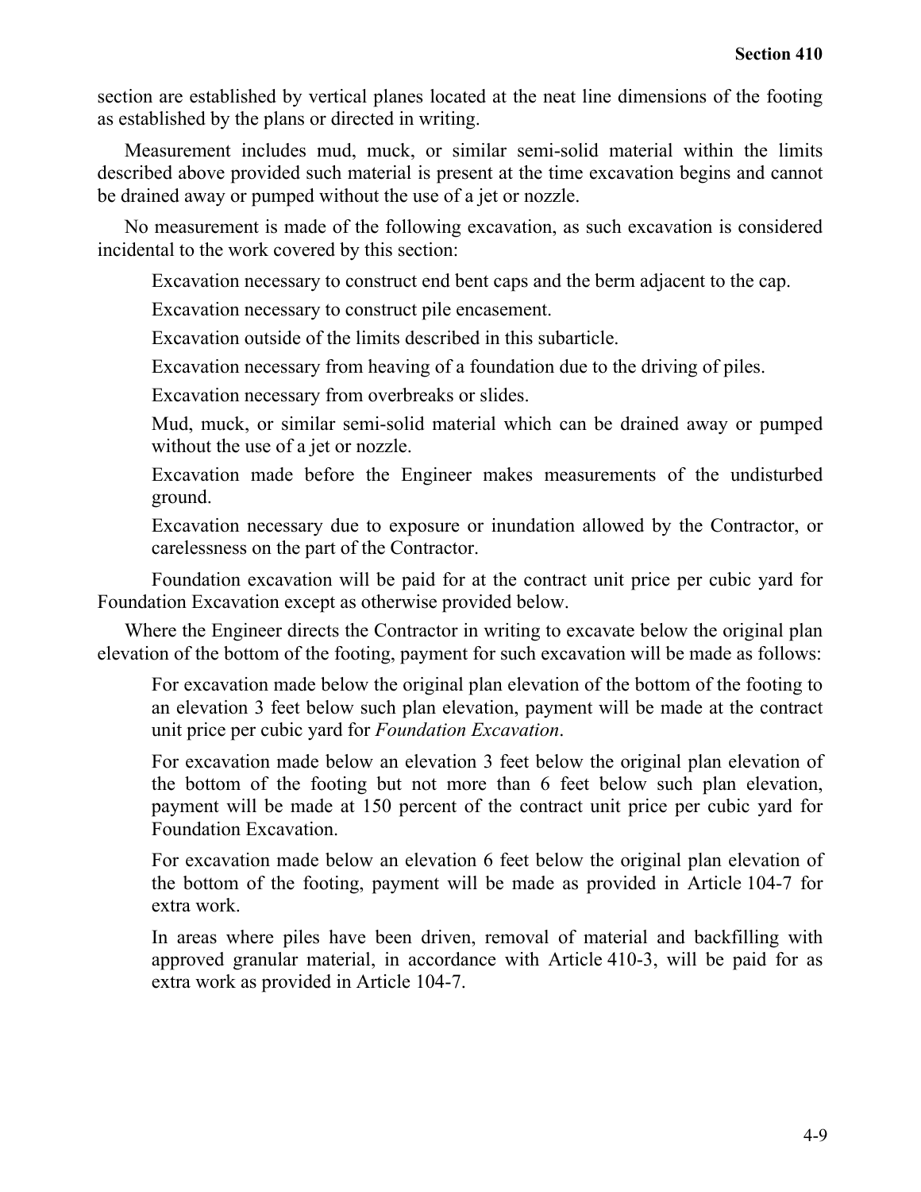section are established by vertical planes located at the neat line dimensions of the footing as established by the plans or directed in writing.

Measurement includes mud, muck, or similar semi-solid material within the limits described above provided such material is present at the time excavation begins and cannot be drained away or pumped without the use of a jet or nozzle.

No measurement is made of the following excavation, as such excavation is considered incidental to the work covered by this section:

Excavation necessary to construct end bent caps and the berm adjacent to the cap.

Excavation necessary to construct pile encasement.

Excavation outside of the limits described in this subarticle.

Excavation necessary from heaving of a foundation due to the driving of piles.

Excavation necessary from overbreaks or slides.

Mud, muck, or similar semi-solid material which can be drained away or pumped without the use of a jet or nozzle.

Excavation made before the Engineer makes measurements of the undisturbed ground.

Excavation necessary due to exposure or inundation allowed by the Contractor, or carelessness on the part of the Contractor.

Foundation excavation will be paid for at the contract unit price per cubic yard for Foundation Excavation except as otherwise provided below.

Where the Engineer directs the Contractor in writing to excavate below the original plan elevation of the bottom of the footing, payment for such excavation will be made as follows:

For excavation made below the original plan elevation of the bottom of the footing to an elevation 3 feet below such plan elevation, payment will be made at the contract unit price per cubic yard for *Foundation Excavation*.

For excavation made below an elevation 3 feet below the original plan elevation of the bottom of the footing but not more than 6 feet below such plan elevation, payment will be made at 150 percent of the contract unit price per cubic yard for Foundation Excavation.

For excavation made below an elevation 6 feet below the original plan elevation of the bottom of the footing, payment will be made as provided in Article 104-7 for extra work.

In areas where piles have been driven, removal of material and backfilling with approved granular material, in accordance with Article 410-3, will be paid for as extra work as provided in Article 104-7.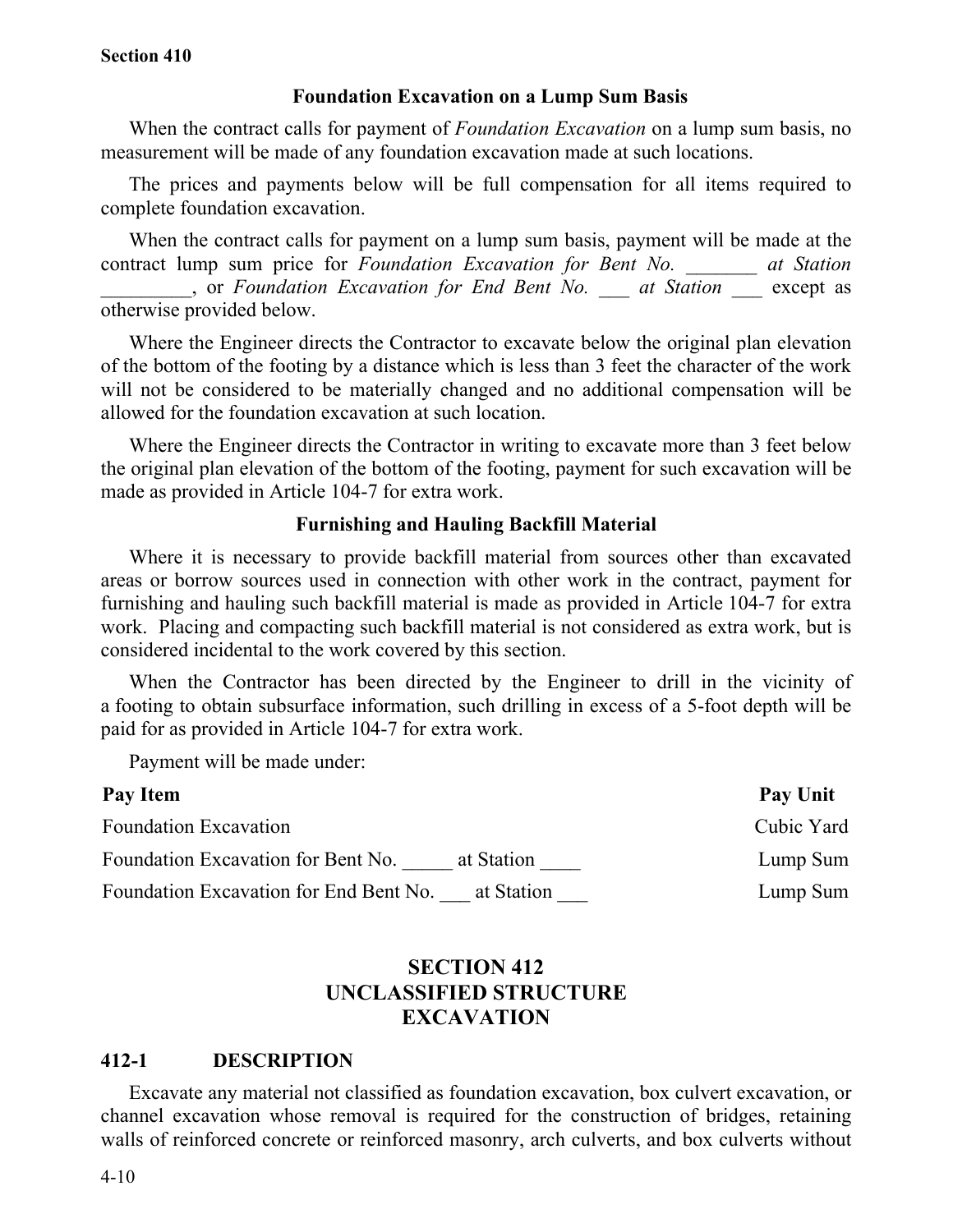**Foundation Excavation on a Lump Sum Basis**

When the contract calls for payment of *Foundation Excavation* on a lump sum basis, no measurement will be made of any foundation excavation made at such locations.

The prices and payments below will be full compensation for all items required to complete foundation excavation.

When the contract calls for payment on a lump sum basis, payment will be made at the contract lump sum price for *Foundation Excavation for Bent No.* _______ *at Station* _________, or *Foundation Excavation for End Bent No.* ___ *at Station* ___ except as otherwise provided below.

Where the Engineer directs the Contractor to excavate below the original plan elevation of the bottom of the footing by a distance which is less than 3 feet the character of the work will not be considered to be materially changed and no additional compensation will be allowed for the foundation excavation at such location.

Where the Engineer directs the Contractor in writing to excavate more than 3 feet below the original plan elevation of the bottom of the footing, payment for such excavation will be made as provided in Article 104-7 for extra work.

**Furnishing and Hauling Backfill Material**

Where it is necessary to provide backfill material from sources other than excavated areas or borrow sources used in connection with other work in the contract, payment for furnishing and hauling such backfill material is made as provided in Article 104-7 for extra work. Placing and compacting such backfill material is not considered as extra work, but is considered incidental to the work covered by this section.

When the Contractor has been directed by the Engineer to drill in the vicinity of a footing to obtain subsurface information, such drilling in excess of a 5-foot depth will be paid for as provided in Article 104-7 for extra work.

Payment will be made under:

| Pay Item | Pay Unit |
|---|---|
| Foundation Excavation | Cubic Yard |
| Foundation Excavation for Bent No. _____ at Station ____ | Lump Sum |
| Foundation Excavation for End Bent No. ___ at Station ___ | Lump Sum |

# SECTION 412 UNCLASSIFIED STRUCTURE EXCAVATION

## 412-1 DESCRIPTION

Excavate any material not classified as foundation excavation, box culvert excavation, or channel excavation whose removal is required for the construction of bridges, retaining walls of reinforced concrete or reinforced masonry, arch culverts, and box culverts without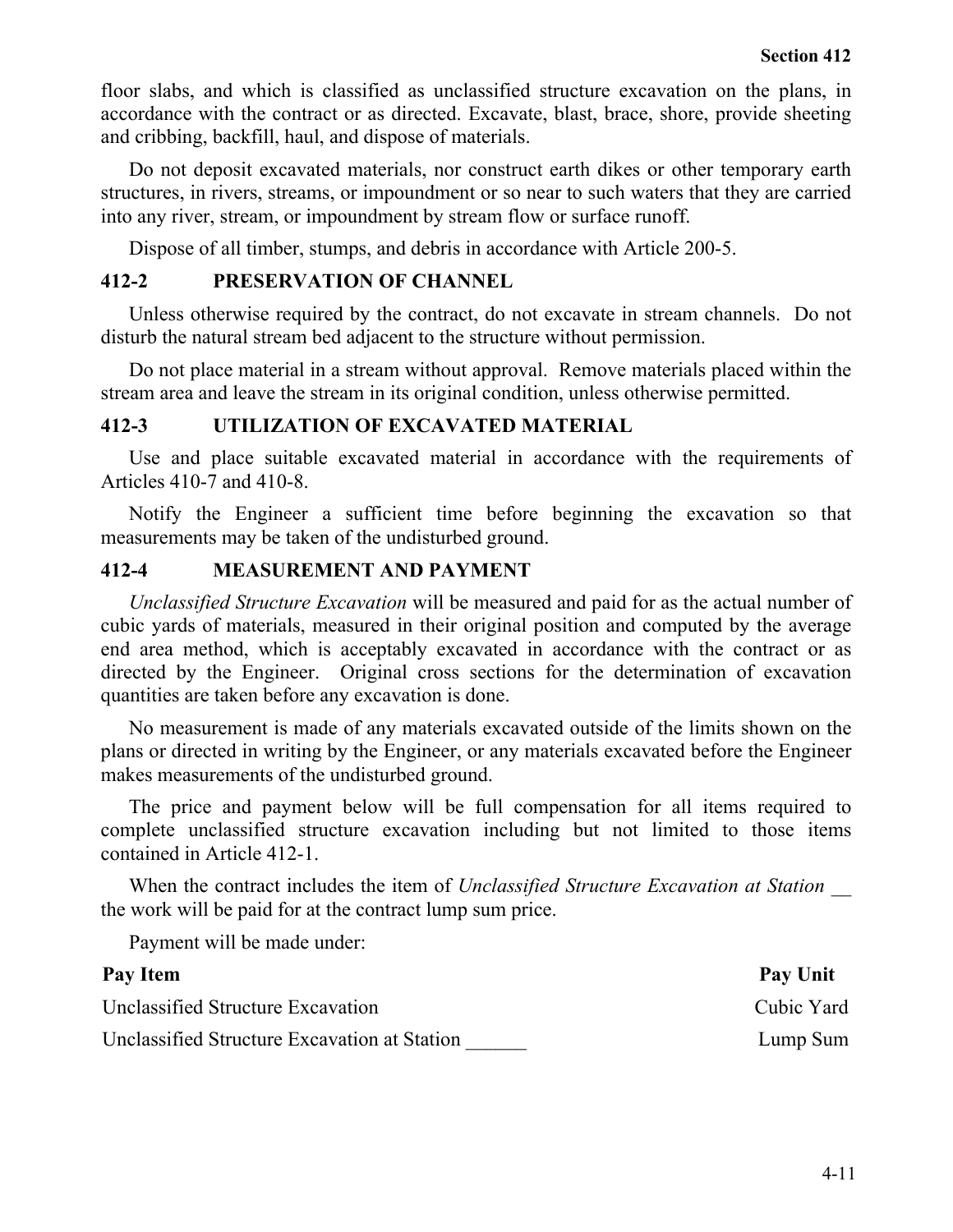floor slabs, and which is classified as unclassified structure excavation on the plans, in accordance with the contract or as directed. Excavate, blast, brace, shore, provide sheeting and cribbing, backfill, haul, and dispose of materials.

Do not deposit excavated materials, nor construct earth dikes or other temporary earth structures, in rivers, streams, or impoundment or so near to such waters that they are carried into any river, stream, or impoundment by stream flow or surface runoff.

Dispose of all timber, stumps, and debris in accordance with Article 200-5.

## 412-2 PRESERVATION OF CHANNEL

Unless otherwise required by the contract, do not excavate in stream channels. Do not disturb the natural stream bed adjacent to the structure without permission.

Do not place material in a stream without approval. Remove materials placed within the stream area and leave the stream in its original condition, unless otherwise permitted.

## 412-3 UTILIZATION OF EXCAVATED MATERIAL

Use and place suitable excavated material in accordance with the requirements of Articles 410-7 and 410-8.

Notify the Engineer a sufficient time before beginning the excavation so that measurements may be taken of the undisturbed ground.

## 412-4 MEASUREMENT AND PAYMENT

*Unclassified Structure Excavation* will be measured and paid for as the actual number of cubic yards of materials, measured in their original position and computed by the average end area method, which is acceptably excavated in accordance with the contract or as directed by the Engineer. Original cross sections for the determination of excavation quantities are taken before any excavation is done.

No measurement is made of any materials excavated outside of the limits shown on the plans or directed in writing by the Engineer, or any materials excavated before the Engineer makes measurements of the undisturbed ground.

The price and payment below will be full compensation for all items required to complete unclassified structure excavation including but not limited to those items contained in Article 412-1.

When the contract includes the item of *Unclassified Structure Excavation at Station \_\_* the work will be paid for at the contract lump sum price.

Payment will be made under:

| Pay Item | Pay Unit |
|---|---|
| Unclassified Structure Excavation | Cubic Yard |
| Unclassified Structure Excavation at Station ______ | Lump Sum |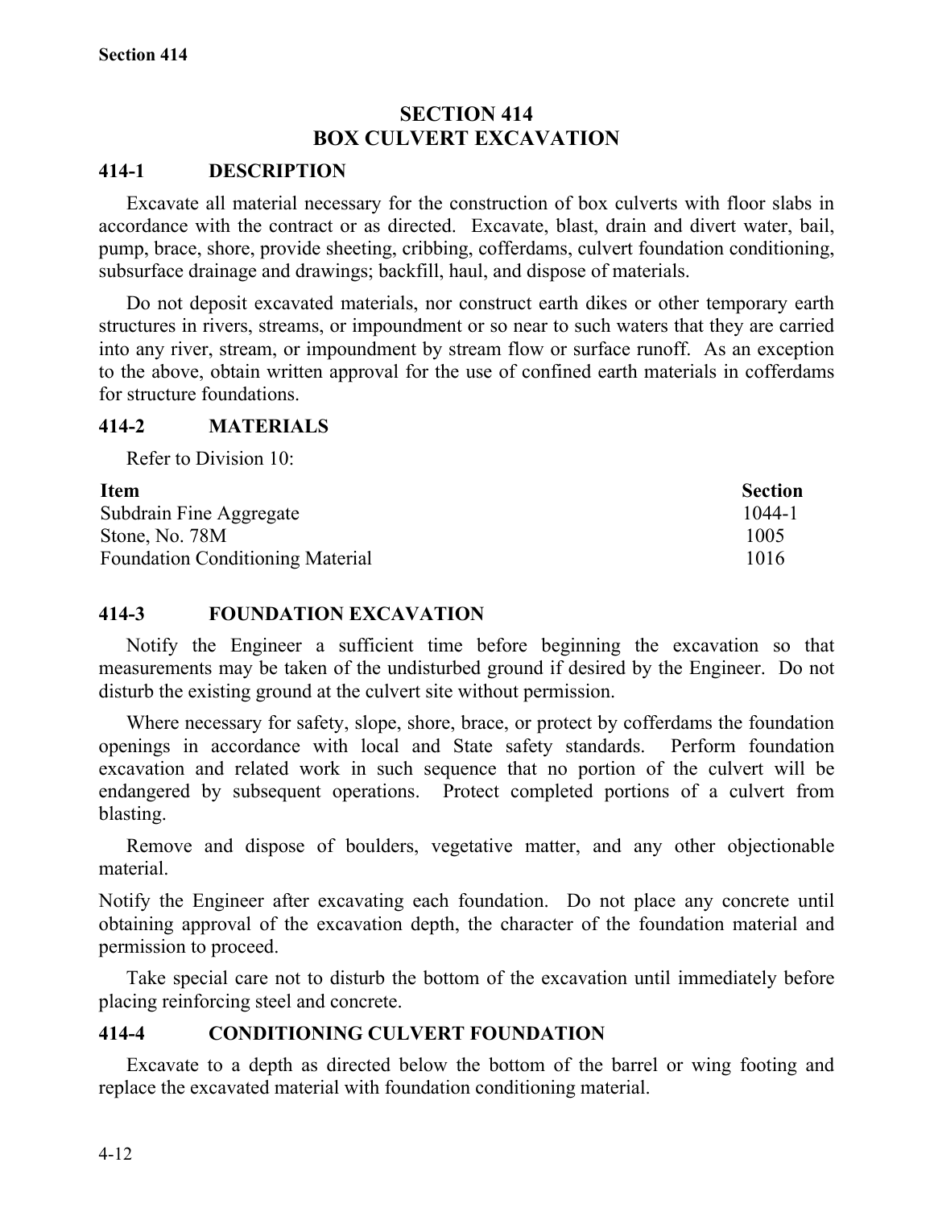# SECTION 414
# BOX CULVERT EXCAVATION

## 414-1 DESCRIPTION

Excavate all material necessary for the construction of box culverts with floor slabs in accordance with the contract or as directed. Excavate, blast, drain and divert water, bail, pump, brace, shore, provide sheeting, cribbing, cofferdams, culvert foundation conditioning, subsurface drainage and drawings; backfill, haul, and dispose of materials.

Do not deposit excavated materials, nor construct earth dikes or other temporary earth structures in rivers, streams, or impoundment or so near to such waters that they are carried into any river, stream, or impoundment by stream flow or surface runoff. As an exception to the above, obtain written approval for the use of confined earth materials in cofferdams for structure foundations.

## 414-2 MATERIALS

Refer to Division 10:

| Item | Section |
|---|---|
| Subdrain Fine Aggregate | 1044-1 |
| Stone, No. 78M | 1005 |
| Foundation Conditioning Material | 1016 |

## 414-3 FOUNDATION EXCAVATION

Notify the Engineer a sufficient time before beginning the excavation so that measurements may be taken of the undisturbed ground if desired by the Engineer. Do not disturb the existing ground at the culvert site without permission.

Where necessary for safety, slope, shore, brace, or protect by cofferdams the foundation openings in accordance with local and State safety standards. Perform foundation excavation and related work in such sequence that no portion of the culvert will be endangered by subsequent operations. Protect completed portions of a culvert from blasting.

Remove and dispose of boulders, vegetative matter, and any other objectionable material.

Notify the Engineer after excavating each foundation. Do not place any concrete until obtaining approval of the excavation depth, the character of the foundation material and permission to proceed.

Take special care not to disturb the bottom of the excavation until immediately before placing reinforcing steel and concrete.

## 414-4 CONDITIONING CULVERT FOUNDATION

Excavate to a depth as directed below the bottom of the barrel or wing footing and replace the excavated material with foundation conditioning material.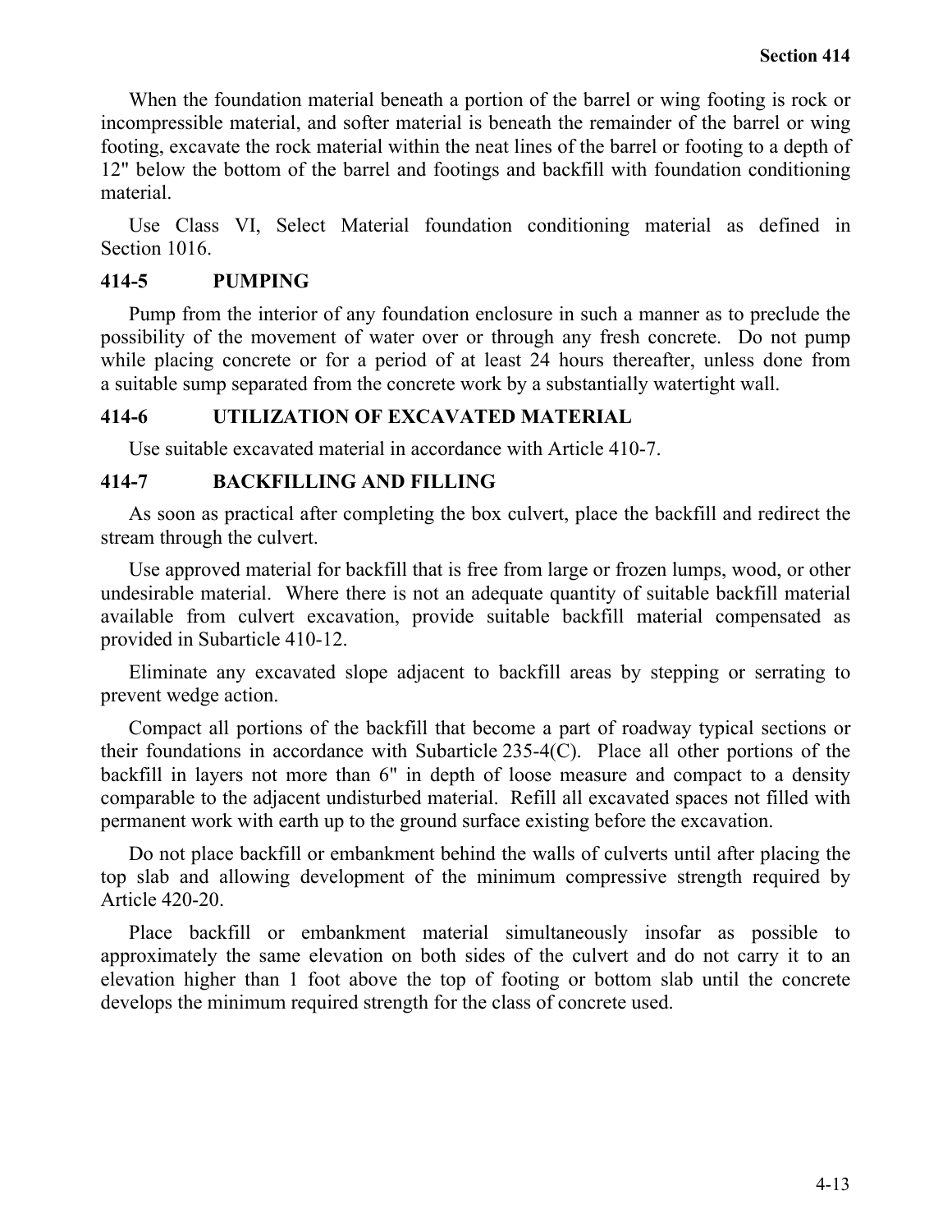When the foundation material beneath a portion of the barrel or wing footing is rock or incompressible material, and softer material is beneath the remainder of the barrel or wing footing, excavate the rock material within the neat lines of the barrel or footing to a depth of 12" below the bottom of the barrel and footings and backfill with foundation conditioning material.

Use Class VI, Select Material foundation conditioning material as defined in Section 1016.

### 414-5 PUMPING

Pump from the interior of any foundation enclosure in such a manner as to preclude the possibility of the movement of water over or through any fresh concrete. Do not pump while placing concrete or for a period of at least 24 hours thereafter, unless done from a suitable sump separated from the concrete work by a substantially watertight wall.

### 414-6 UTILIZATION OF EXCAVATED MATERIAL

Use suitable excavated material in accordance with Article 410-7.

### 414-7 BACKFILLING AND FILLING

As soon as practical after completing the box culvert, place the backfill and redirect the stream through the culvert.

Use approved material for backfill that is free from large or frozen lumps, wood, or other undesirable material. Where there is not an adequate quantity of suitable backfill material available from culvert excavation, provide suitable backfill material compensated as provided in Subarticle 410-12.

Eliminate any excavated slope adjacent to backfill areas by stepping or serrating to prevent wedge action.

Compact all portions of the backfill that become a part of roadway typical sections or their foundations in accordance with Subarticle 235-4(C). Place all other portions of the backfill in layers not more than 6" in depth of loose measure and compact to a density comparable to the adjacent undisturbed material. Refill all excavated spaces not filled with permanent work with earth up to the ground surface existing before the excavation.

Do not place backfill or embankment behind the walls of culverts until after placing the top slab and allowing development of the minimum compressive strength required by Article 420-20.

Place backfill or embankment material simultaneously insofar as possible to approximately the same elevation on both sides of the culvert and do not carry it to an elevation higher than 1 foot above the top of footing or bottom slab until the concrete develops the minimum required strength for the class of concrete used.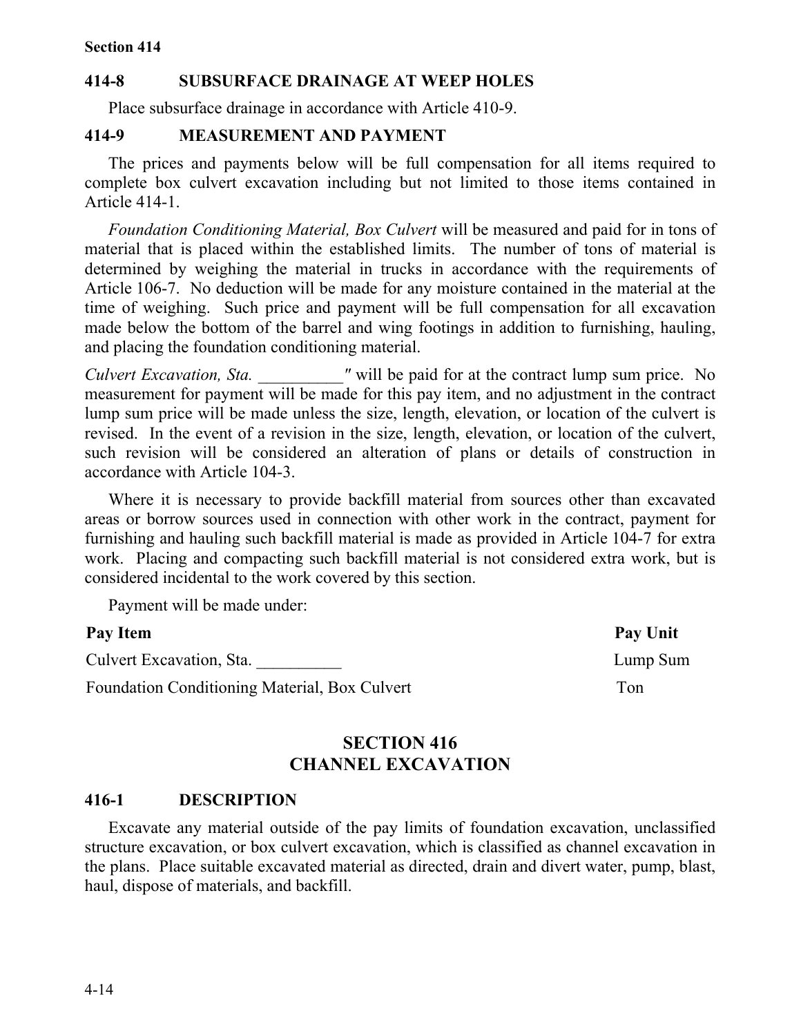## 414-8 SUBSURFACE DRAINAGE AT WEEP HOLES

Place subsurface drainage in accordance with Article 410-9.

## 414-9 MEASUREMENT AND PAYMENT

The prices and payments below will be full compensation for all items required to complete box culvert excavation including but not limited to those items contained in Article 414-1.

*Foundation Conditioning Material, Box Culvert* will be measured and paid for in tons of material that is placed within the established limits. The number of tons of material is determined by weighing the material in trucks in accordance with the requirements of Article 106-7. No deduction will be made for any moisture contained in the material at the time of weighing. Such price and payment will be full compensation for all excavation made below the bottom of the barrel and wing footings in addition to furnishing, hauling, and placing the foundation conditioning material.

*Culvert Excavation, Sta. __________* will be paid for at the contract lump sum price. No measurement for payment will be made for this pay item, and no adjustment in the contract lump sum price will be made unless the size, length, elevation, or location of the culvert is revised. In the event of a revision in the size, length, elevation, or location of the culvert, such revision will be considered an alteration of plans or details of construction in accordance with Article 104-3.

Where it is necessary to provide backfill material from sources other than excavated areas or borrow sources used in connection with other work in the contract, payment for furnishing and hauling such backfill material is made as provided in Article 104-7 for extra work. Placing and compacting such backfill material is not considered extra work, but is considered incidental to the work covered by this section.

Payment will be made under:

| Pay Item | Pay Unit |
|---|---|
| Culvert Excavation, Sta. __________ | Lump Sum |
| Foundation Conditioning Material, Box Culvert | Ton |

# SECTION 416
# CHANNEL EXCAVATION

## 416-1 DESCRIPTION

Excavate any material outside of the pay limits of foundation excavation, unclassified structure excavation, or box culvert excavation, which is classified as channel excavation in the plans. Place suitable excavated material as directed, drain and divert water, pump, blast, haul, dispose of materials, and backfill.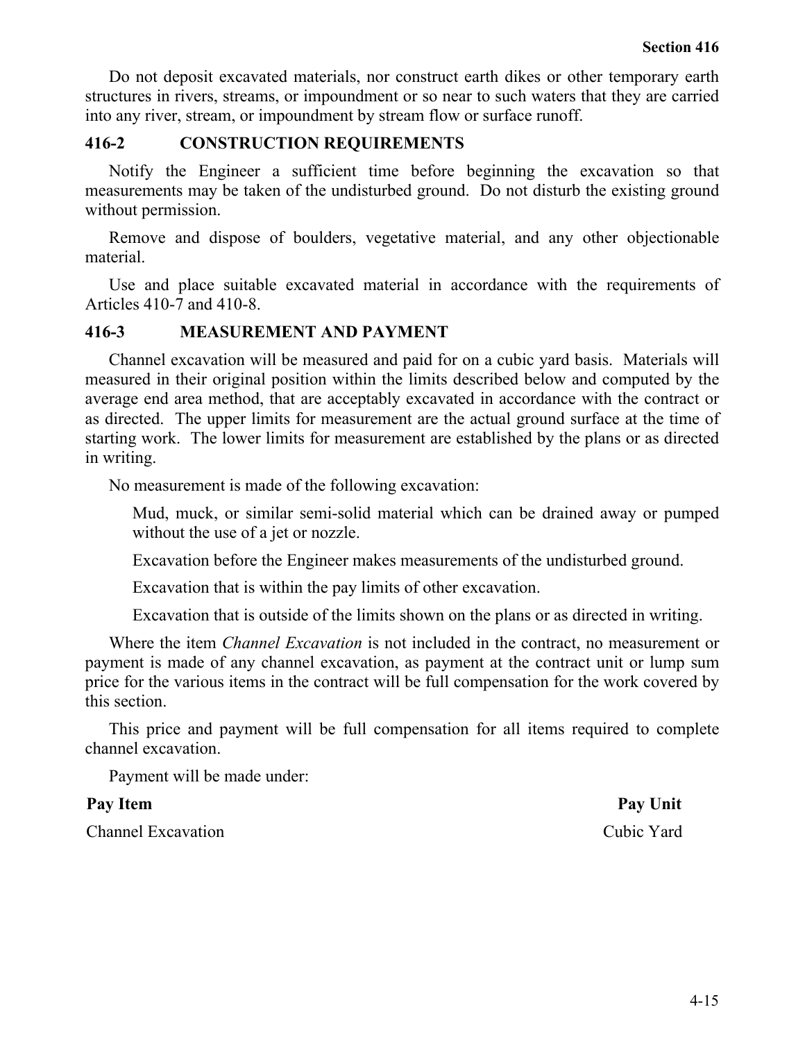Do not deposit excavated materials, nor construct earth dikes or other temporary earth structures in rivers, streams, or impoundment or so near to such waters that they are carried into any river, stream, or impoundment by stream flow or surface runoff.

### 416-2 CONSTRUCTION REQUIREMENTS

Notify the Engineer a sufficient time before beginning the excavation so that measurements may be taken of the undisturbed ground. Do not disturb the existing ground without permission.

Remove and dispose of boulders, vegetative material, and any other objectionable material.

Use and place suitable excavated material in accordance with the requirements of Articles 410-7 and 410-8.

### 416-3 MEASUREMENT AND PAYMENT

Channel excavation will be measured and paid for on a cubic yard basis. Materials will measured in their original position within the limits described below and computed by the average end area method, that are acceptably excavated in accordance with the contract or as directed. The upper limits for measurement are the actual ground surface at the time of starting work. The lower limits for measurement are established by the plans or as directed in writing.

No measurement is made of the following excavation:

> Mud, muck, or similar semi-solid material which can be drained away or pumped without the use of a jet or nozzle.
>
> Excavation before the Engineer makes measurements of the undisturbed ground.
>
> Excavation that is within the pay limits of other excavation.
>
> Excavation that is outside of the limits shown on the plans or as directed in writing.

Where the item *Channel Excavation* is not included in the contract, no measurement or payment is made of any channel excavation, as payment at the contract unit or lump sum price for the various items in the contract will be full compensation for the work covered by this section.

This price and payment will be full compensation for all items required to complete channel excavation.

Payment will be made under:

| **Pay Item** | **Pay Unit** |
|---|---|
| Channel Excavation | Cubic Yard |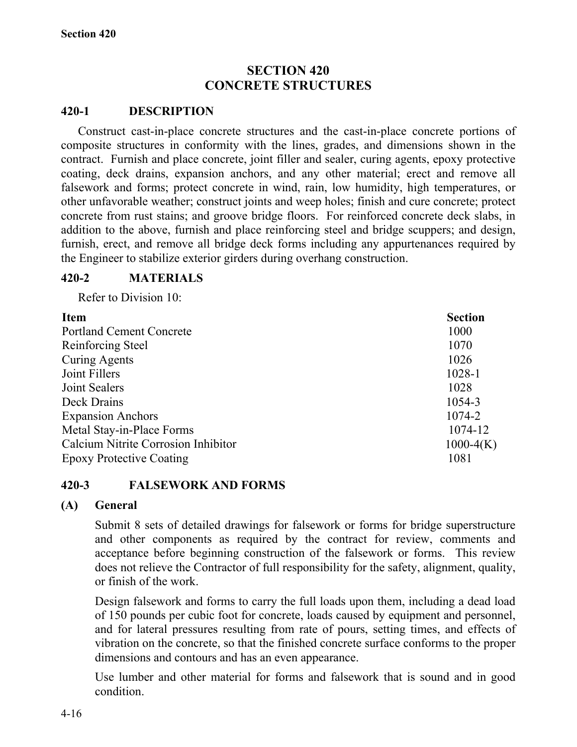# SECTION 420
# CONCRETE STRUCTURES

## 420-1 DESCRIPTION

Construct cast-in-place concrete structures and the cast-in-place concrete portions of composite structures in conformity with the lines, grades, and dimensions shown in the contract. Furnish and place concrete, joint filler and sealer, curing agents, epoxy protective coating, deck drains, expansion anchors, and any other material; erect and remove all falsework and forms; protect concrete in wind, rain, low humidity, high temperatures, or other unfavorable weather; construct joints and weep holes; finish and cure concrete; protect concrete from rust stains; and groove bridge floors. For reinforced concrete deck slabs, in addition to the above, furnish and place reinforcing steel and bridge scuppers; and design, furnish, erect, and remove all bridge deck forms including any appurtenances required by the Engineer to stabilize exterior girders during overhang construction.

## 420-2 MATERIALS

Refer to Division 10:

| Item | Section |
|---|---|
| Portland Cement Concrete | 1000 |
| Reinforcing Steel | 1070 |
| Curing Agents | 1026 |
| Joint Fillers | 1028-1 |
| Joint Sealers | 1028 |
| Deck Drains | 1054-3 |
| Expansion Anchors | 1074-2 |
| Metal Stay-in-Place Forms | 1074-12 |
| Calcium Nitrite Corrosion Inhibitor | 1000-4(K) |
| Epoxy Protective Coating | 1081 |

## 420-3 FALSEWORK AND FORMS

### (A) General

Submit 8 sets of detailed drawings for falsework or forms for bridge superstructure and other components as required by the contract for review, comments and acceptance before beginning construction of the falsework or forms. This review does not relieve the Contractor of full responsibility for the safety, alignment, quality, or finish of the work.

Design falsework and forms to carry the full loads upon them, including a dead load of 150 pounds per cubic foot for concrete, loads caused by equipment and personnel, and for lateral pressures resulting from rate of pours, setting times, and effects of vibration on the concrete, so that the finished concrete surface conforms to the proper dimensions and contours and has an even appearance.

Use lumber and other material for forms and falsework that is sound and in good condition.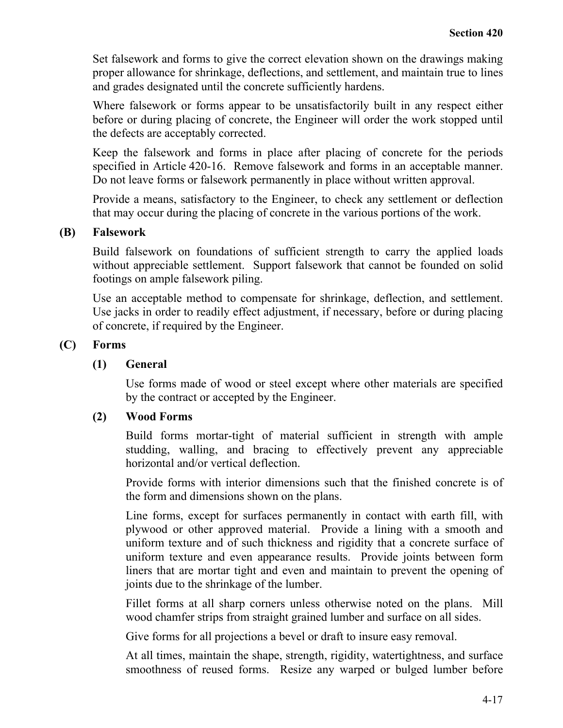Set falsework and forms to give the correct elevation shown on the drawings making proper allowance for shrinkage, deflections, and settlement, and maintain true to lines and grades designated until the concrete sufficiently hardens.

Where falsework or forms appear to be unsatisfactorily built in any respect either before or during placing of concrete, the Engineer will order the work stopped until the defects are acceptably corrected.

Keep the falsework and forms in place after placing of concrete for the periods specified in Article 420-16. Remove falsework and forms in an acceptable manner. Do not leave forms or falsework permanently in place without written approval.

Provide a means, satisfactory to the Engineer, to check any settlement or deflection that may occur during the placing of concrete in the various portions of the work.

**(B) Falsework**

Build falsework on foundations of sufficient strength to carry the applied loads without appreciable settlement. Support falsework that cannot be founded on solid footings on ample falsework piling.

Use an acceptable method to compensate for shrinkage, deflection, and settlement. Use jacks in order to readily effect adjustment, if necessary, before or during placing of concrete, if required by the Engineer.

**(C) Forms**

**(1) General**

Use forms made of wood or steel except where other materials are specified by the contract or accepted by the Engineer.

**(2) Wood Forms**

Build forms mortar-tight of material sufficient in strength with ample studding, walling, and bracing to effectively prevent any appreciable horizontal and/or vertical deflection.

Provide forms with interior dimensions such that the finished concrete is of the form and dimensions shown on the plans.

Line forms, except for surfaces permanently in contact with earth fill, with plywood or other approved material. Provide a lining with a smooth and uniform texture and of such thickness and rigidity that a concrete surface of uniform texture and even appearance results. Provide joints between form liners that are mortar tight and even and maintain to prevent the opening of joints due to the shrinkage of the lumber.

Fillet forms at all sharp corners unless otherwise noted on the plans. Mill wood chamfer strips from straight grained lumber and surface on all sides.

Give forms for all projections a bevel or draft to insure easy removal.

At all times, maintain the shape, strength, rigidity, watertightness, and surface smoothness of reused forms. Resize any warped or bulged lumber before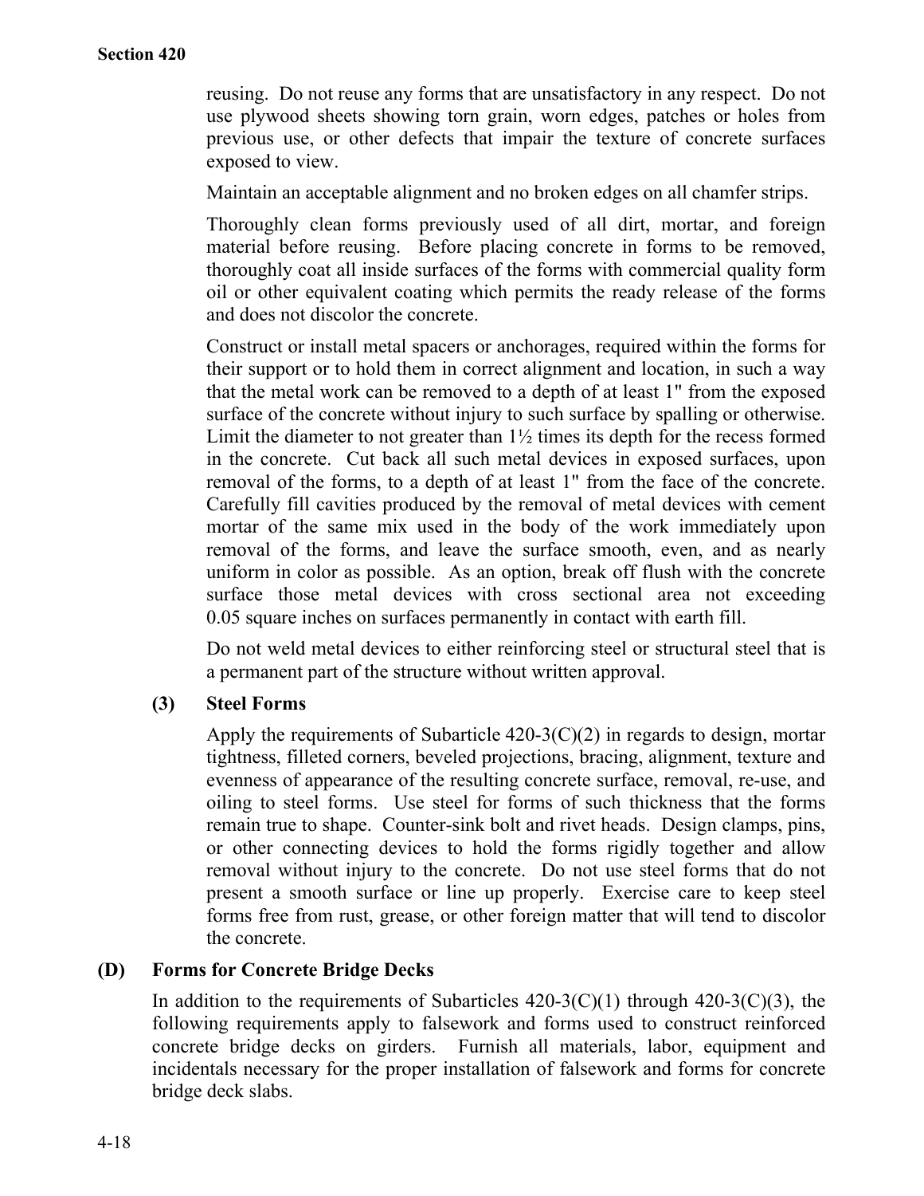reusing. Do not reuse any forms that are unsatisfactory in any respect. Do not use plywood sheets showing torn grain, worn edges, patches or holes from previous use, or other defects that impair the texture of concrete surfaces exposed to view.

Maintain an acceptable alignment and no broken edges on all chamfer strips.

Thoroughly clean forms previously used of all dirt, mortar, and foreign material before reusing. Before placing concrete in forms to be removed, thoroughly coat all inside surfaces of the forms with commercial quality form oil or other equivalent coating which permits the ready release of the forms and does not discolor the concrete.

Construct or install metal spacers or anchorages, required within the forms for their support or to hold them in correct alignment and location, in such a way that the metal work can be removed to a depth of at least 1" from the exposed surface of the concrete without injury to such surface by spalling or otherwise. Limit the diameter to not greater than 1½ times its depth for the recess formed in the concrete. Cut back all such metal devices in exposed surfaces, upon removal of the forms, to a depth of at least 1" from the face of the concrete. Carefully fill cavities produced by the removal of metal devices with cement mortar of the same mix used in the body of the work immediately upon removal of the forms, and leave the surface smooth, even, and as nearly uniform in color as possible. As an option, break off flush with the concrete surface those metal devices with cross sectional area not exceeding 0.05 square inches on surfaces permanently in contact with earth fill.

Do not weld metal devices to either reinforcing steel or structural steel that is a permanent part of the structure without written approval.

**(3) Steel Forms**

Apply the requirements of Subarticle 420-3(C)(2) in regards to design, mortar tightness, filleted corners, beveled projections, bracing, alignment, texture and evenness of appearance of the resulting concrete surface, removal, re-use, and oiling to steel forms. Use steel for forms of such thickness that the forms remain true to shape. Counter-sink bolt and rivet heads. Design clamps, pins, or other connecting devices to hold the forms rigidly together and allow removal without injury to the concrete. Do not use steel forms that do not present a smooth surface or line up properly. Exercise care to keep steel forms free from rust, grease, or other foreign matter that will tend to discolor the concrete.

**(D) Forms for Concrete Bridge Decks**

In addition to the requirements of Subarticles 420-3(C)(1) through 420-3(C)(3), the following requirements apply to falsework and forms used to construct reinforced concrete bridge decks on girders. Furnish all materials, labor, equipment and incidentals necessary for the proper installation of falsework and forms for concrete bridge deck slabs.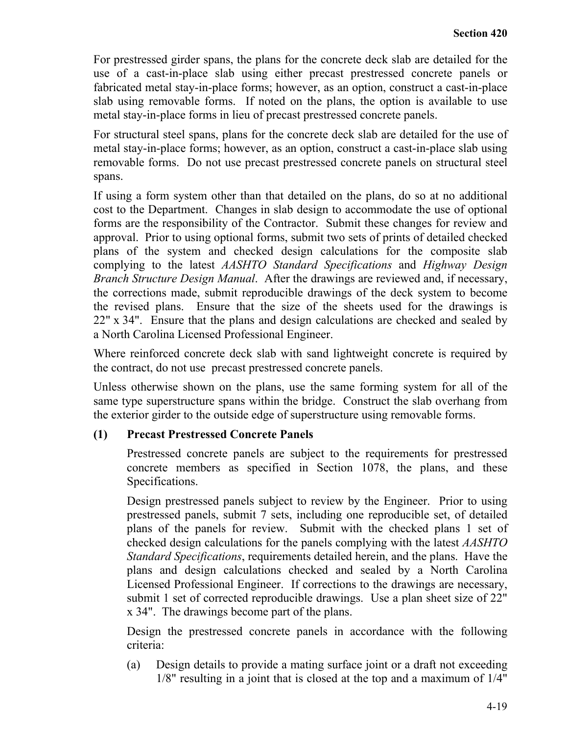For prestressed girder spans, the plans for the concrete deck slab are detailed for the use of a cast-in-place slab using either precast prestressed concrete panels or fabricated metal stay-in-place forms; however, as an option, construct a cast-in-place slab using removable forms. If noted on the plans, the option is available to use metal stay-in-place forms in lieu of precast prestressed concrete panels.

For structural steel spans, plans for the concrete deck slab are detailed for the use of metal stay-in-place forms; however, as an option, construct a cast-in-place slab using removable forms. Do not use precast prestressed concrete panels on structural steel spans.

If using a form system other than that detailed on the plans, do so at no additional cost to the Department. Changes in slab design to accommodate the use of optional forms are the responsibility of the Contractor. Submit these changes for review and approval. Prior to using optional forms, submit two sets of prints of detailed checked plans of the system and checked design calculations for the composite slab complying to the latest *AASHTO Standard Specifications* and *Highway Design Branch Structure Design Manual*. After the drawings are reviewed and, if necessary, the corrections made, submit reproducible drawings of the deck system to become the revised plans. Ensure that the size of the sheets used for the drawings is 22" x 34". Ensure that the plans and design calculations are checked and sealed by a North Carolina Licensed Professional Engineer.

Where reinforced concrete deck slab with sand lightweight concrete is required by the contract, do not use precast prestressed concrete panels.

Unless otherwise shown on the plans, use the same forming system for all of the same type superstructure spans within the bridge. Construct the slab overhang from the exterior girder to the outside edge of superstructure using removable forms.

**(1) Precast Prestressed Concrete Panels**

Prestressed concrete panels are subject to the requirements for prestressed concrete members as specified in Section 1078, the plans, and these Specifications.

Design prestressed panels subject to review by the Engineer. Prior to using prestressed panels, submit 7 sets, including one reproducible set, of detailed plans of the panels for review. Submit with the checked plans 1 set of checked design calculations for the panels complying with the latest *AASHTO Standard Specifications*, requirements detailed herein, and the plans. Have the plans and design calculations checked and sealed by a North Carolina Licensed Professional Engineer. If corrections to the drawings are necessary, submit 1 set of corrected reproducible drawings. Use a plan sheet size of 22" x 34". The drawings become part of the plans.

Design the prestressed concrete panels in accordance with the following criteria:

(a) Design details to provide a mating surface joint or a draft not exceeding 1/8" resulting in a joint that is closed at the top and a maximum of 1/4"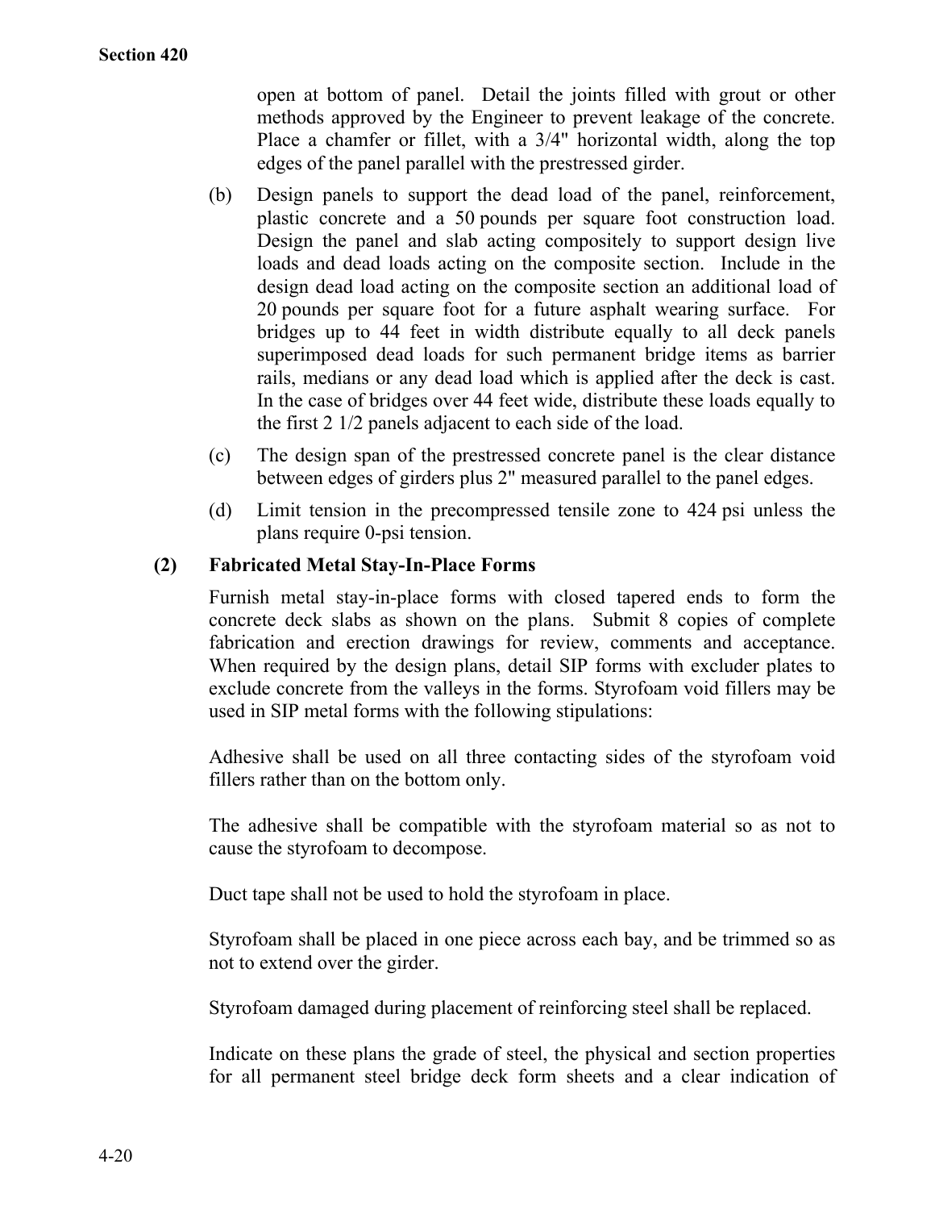open at bottom of panel. Detail the joints filled with grout or other methods approved by the Engineer to prevent leakage of the concrete. Place a chamfer or fillet, with a 3/4" horizontal width, along the top edges of the panel parallel with the prestressed girder.

(b) Design panels to support the dead load of the panel, reinforcement, plastic concrete and a 50 pounds per square foot construction load. Design the panel and slab acting compositely to support design live loads and dead loads acting on the composite section. Include in the design dead load acting on the composite section an additional load of 20 pounds per square foot for a future asphalt wearing surface. For bridges up to 44 feet in width distribute equally to all deck panels superimposed dead loads for such permanent bridge items as barrier rails, medians or any dead load which is applied after the deck is cast. In the case of bridges over 44 feet wide, distribute these loads equally to the first 2 1/2 panels adjacent to each side of the load.

(c) The design span of the prestressed concrete panel is the clear distance between edges of girders plus 2" measured parallel to the panel edges.

(d) Limit tension in the precompressed tensile zone to 424 psi unless the plans require 0-psi tension.

**(2) Fabricated Metal Stay-In-Place Forms**

Furnish metal stay-in-place forms with closed tapered ends to form the concrete deck slabs as shown on the plans. Submit 8 copies of complete fabrication and erection drawings for review, comments and acceptance. When required by the design plans, detail SIP forms with excluder plates to exclude concrete from the valleys in the forms. Styrofoam void fillers may be used in SIP metal forms with the following stipulations:

Adhesive shall be used on all three contacting sides of the styrofoam void fillers rather than on the bottom only.

The adhesive shall be compatible with the styrofoam material so as not to cause the styrofoam to decompose.

Duct tape shall not be used to hold the styrofoam in place.

Styrofoam shall be placed in one piece across each bay, and be trimmed so as not to extend over the girder.

Styrofoam damaged during placement of reinforcing steel shall be replaced.

Indicate on these plans the grade of steel, the physical and section properties for all permanent steel bridge deck form sheets and a clear indication of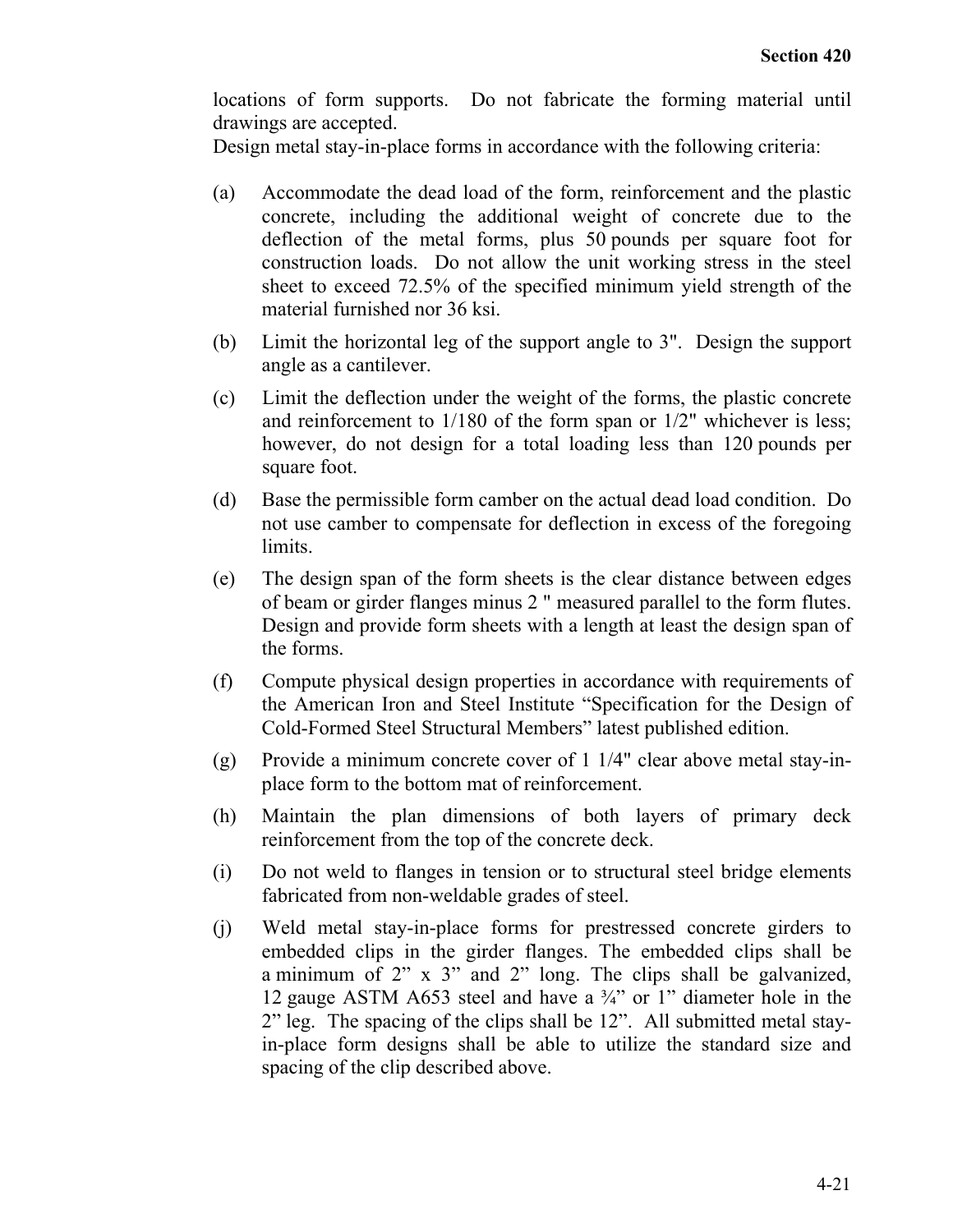locations of form supports. Do not fabricate the forming material until drawings are accepted.

Design metal stay-in-place forms in accordance with the following criteria:

(a) Accommodate the dead load of the form, reinforcement and the plastic concrete, including the additional weight of concrete due to the deflection of the metal forms, plus 50 pounds per square foot for construction loads. Do not allow the unit working stress in the steel sheet to exceed 72.5% of the specified minimum yield strength of the material furnished nor 36 ksi.

(b) Limit the horizontal leg of the support angle to 3". Design the support angle as a cantilever.

(c) Limit the deflection under the weight of the forms, the plastic concrete and reinforcement to 1/180 of the form span or 1/2" whichever is less; however, do not design for a total loading less than 120 pounds per square foot.

(d) Base the permissible form camber on the actual dead load condition. Do not use camber to compensate for deflection in excess of the foregoing limits.

(e) The design span of the form sheets is the clear distance between edges of beam or girder flanges minus 2 " measured parallel to the form flutes. Design and provide form sheets with a length at least the design span of the forms.

(f) Compute physical design properties in accordance with requirements of the American Iron and Steel Institute "Specification for the Design of Cold-Formed Steel Structural Members" latest published edition.

(g) Provide a minimum concrete cover of 1 1/4" clear above metal stay-in-place form to the bottom mat of reinforcement.

(h) Maintain the plan dimensions of both layers of primary deck reinforcement from the top of the concrete deck.

(i) Do not weld to flanges in tension or to structural steel bridge elements fabricated from non-weldable grades of steel.

(j) Weld metal stay-in-place forms for prestressed concrete girders to embedded clips in the girder flanges. The embedded clips shall be a minimum of 2" x 3" and 2" long. The clips shall be galvanized, 12 gauge ASTM A653 steel and have a ¾" or 1" diameter hole in the 2" leg. The spacing of the clips shall be 12". All submitted metal stay-in-place form designs shall be able to utilize the standard size and spacing of the clip described above.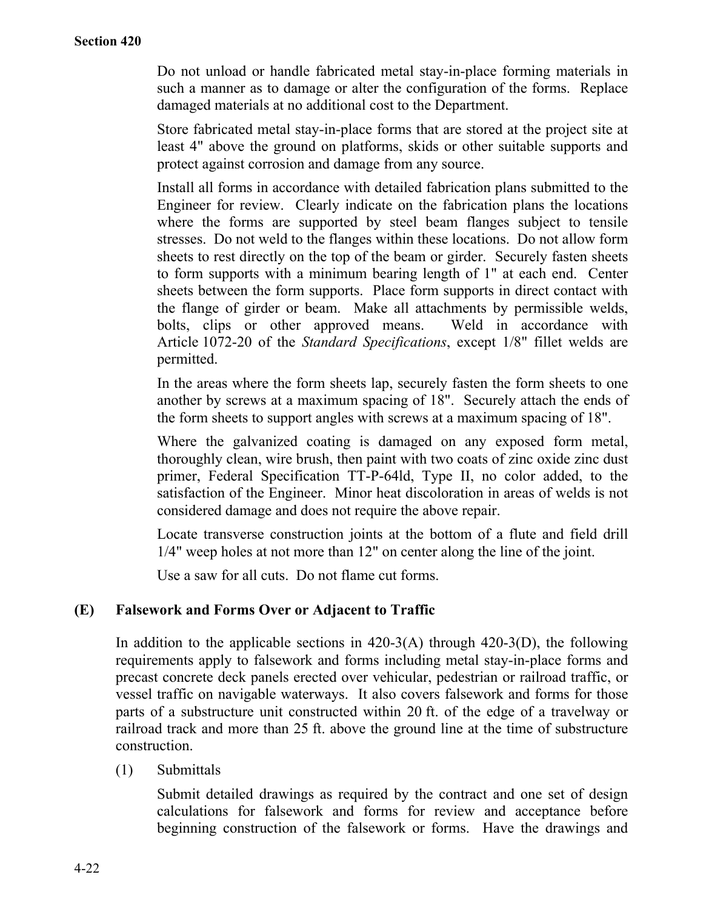Do not unload or handle fabricated metal stay-in-place forming materials in such a manner as to damage or alter the configuration of the forms. Replace damaged materials at no additional cost to the Department.

Store fabricated metal stay-in-place forms that are stored at the project site at least 4" above the ground on platforms, skids or other suitable supports and protect against corrosion and damage from any source.

Install all forms in accordance with detailed fabrication plans submitted to the Engineer for review. Clearly indicate on the fabrication plans the locations where the forms are supported by steel beam flanges subject to tensile stresses. Do not weld to the flanges within these locations. Do not allow form sheets to rest directly on the top of the beam or girder. Securely fasten sheets to form supports with a minimum bearing length of 1" at each end. Center sheets between the form supports. Place form supports in direct contact with the flange of girder or beam. Make all attachments by permissible welds, bolts, clips or other approved means. Weld in accordance with Article 1072-20 of the *Standard Specifications*, except 1/8" fillet welds are permitted.

In the areas where the form sheets lap, securely fasten the form sheets to one another by screws at a maximum spacing of 18". Securely attach the ends of the form sheets to support angles with screws at a maximum spacing of 18".

Where the galvanized coating is damaged on any exposed form metal, thoroughly clean, wire brush, then paint with two coats of zinc oxide zinc dust primer, Federal Specification TT-P-64ld, Type II, no color added, to the satisfaction of the Engineer. Minor heat discoloration in areas of welds is not considered damage and does not require the above repair.

Locate transverse construction joints at the bottom of a flute and field drill 1/4" weep holes at not more than 12" on center along the line of the joint.

Use a saw for all cuts. Do not flame cut forms.

### (E) Falsework and Forms Over or Adjacent to Traffic

In addition to the applicable sections in 420-3(A) through 420-3(D), the following requirements apply to falsework and forms including metal stay-in-place forms and precast concrete deck panels erected over vehicular, pedestrian or railroad traffic, or vessel traffic on navigable waterways. It also covers falsework and forms for those parts of a substructure unit constructed within 20 ft. of the edge of a travelway or railroad track and more than 25 ft. above the ground line at the time of substructure construction.

(1) Submittals

Submit detailed drawings as required by the contract and one set of design calculations for falsework and forms for review and acceptance before beginning construction of the falsework or forms. Have the drawings and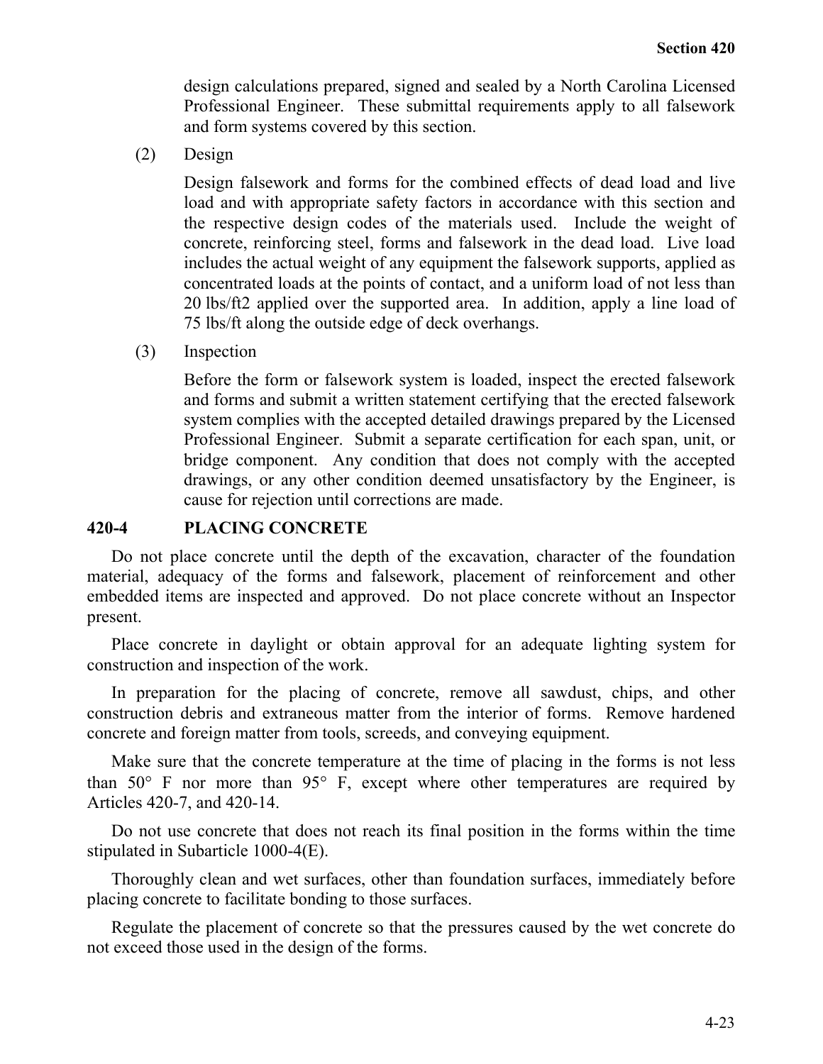design calculations prepared, signed and sealed by a North Carolina Licensed Professional Engineer. These submittal requirements apply to all falsework and form systems covered by this section.

(2) Design

Design falsework and forms for the combined effects of dead load and live load and with appropriate safety factors in accordance with this section and the respective design codes of the materials used. Include the weight of concrete, reinforcing steel, forms and falsework in the dead load. Live load includes the actual weight of any equipment the falsework supports, applied as concentrated loads at the points of contact, and a uniform load of not less than 20 lbs/ft2 applied over the supported area. In addition, apply a line load of 75 lbs/ft along the outside edge of deck overhangs.

(3) Inspection

Before the form or falsework system is loaded, inspect the erected falsework and forms and submit a written statement certifying that the erected falsework system complies with the accepted detailed drawings prepared by the Licensed Professional Engineer. Submit a separate certification for each span, unit, or bridge component. Any condition that does not comply with the accepted drawings, or any other condition deemed unsatisfactory by the Engineer, is cause for rejection until corrections are made.

## 420-4 PLACING CONCRETE

Do not place concrete until the depth of the excavation, character of the foundation material, adequacy of the forms and falsework, placement of reinforcement and other embedded items are inspected and approved. Do not place concrete without an Inspector present.

Place concrete in daylight or obtain approval for an adequate lighting system for construction and inspection of the work.

In preparation for the placing of concrete, remove all sawdust, chips, and other construction debris and extraneous matter from the interior of forms. Remove hardened concrete and foreign matter from tools, screeds, and conveying equipment.

Make sure that the concrete temperature at the time of placing in the forms is not less than 50° F nor more than 95° F, except where other temperatures are required by Articles 420-7, and 420-14.

Do not use concrete that does not reach its final position in the forms within the time stipulated in Subarticle 1000-4(E).

Thoroughly clean and wet surfaces, other than foundation surfaces, immediately before placing concrete to facilitate bonding to those surfaces.

Regulate the placement of concrete so that the pressures caused by the wet concrete do not exceed those used in the design of the forms.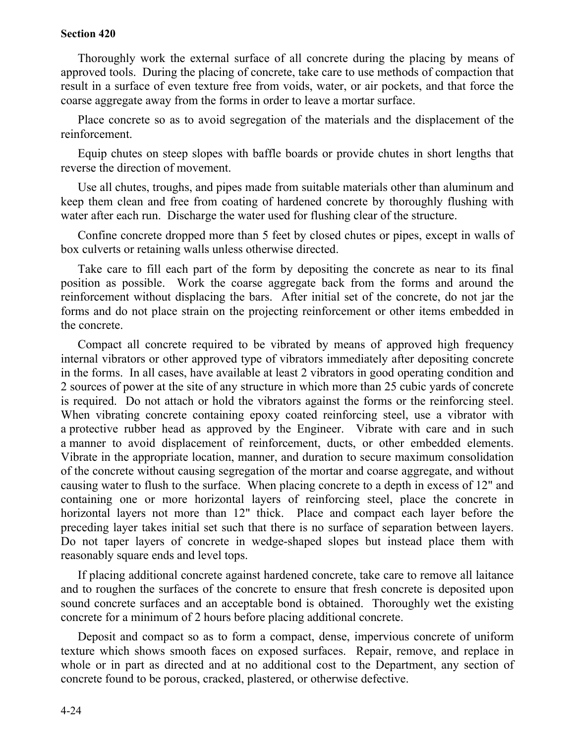Thoroughly work the external surface of all concrete during the placing by means of approved tools. During the placing of concrete, take care to use methods of compaction that result in a surface of even texture free from voids, water, or air pockets, and that force the coarse aggregate away from the forms in order to leave a mortar surface.

Place concrete so as to avoid segregation of the materials and the displacement of the reinforcement.

Equip chutes on steep slopes with baffle boards or provide chutes in short lengths that reverse the direction of movement.

Use all chutes, troughs, and pipes made from suitable materials other than aluminum and keep them clean and free from coating of hardened concrete by thoroughly flushing with water after each run. Discharge the water used for flushing clear of the structure.

Confine concrete dropped more than 5 feet by closed chutes or pipes, except in walls of box culverts or retaining walls unless otherwise directed.

Take care to fill each part of the form by depositing the concrete as near to its final position as possible. Work the coarse aggregate back from the forms and around the reinforcement without displacing the bars. After initial set of the concrete, do not jar the forms and do not place strain on the projecting reinforcement or other items embedded in the concrete.

Compact all concrete required to be vibrated by means of approved high frequency internal vibrators or other approved type of vibrators immediately after depositing concrete in the forms. In all cases, have available at least 2 vibrators in good operating condition and 2 sources of power at the site of any structure in which more than 25 cubic yards of concrete is required. Do not attach or hold the vibrators against the forms or the reinforcing steel. When vibrating concrete containing epoxy coated reinforcing steel, use a vibrator with a protective rubber head as approved by the Engineer. Vibrate with care and in such a manner to avoid displacement of reinforcement, ducts, or other embedded elements. Vibrate in the appropriate location, manner, and duration to secure maximum consolidation of the concrete without causing segregation of the mortar and coarse aggregate, and without causing water to flush to the surface. When placing concrete to a depth in excess of 12" and containing one or more horizontal layers of reinforcing steel, place the concrete in horizontal layers not more than 12" thick. Place and compact each layer before the preceding layer takes initial set such that there is no surface of separation between layers. Do not taper layers of concrete in wedge-shaped slopes but instead place them with reasonably square ends and level tops.

If placing additional concrete against hardened concrete, take care to remove all laitance and to roughen the surfaces of the concrete to ensure that fresh concrete is deposited upon sound concrete surfaces and an acceptable bond is obtained. Thoroughly wet the existing concrete for a minimum of 2 hours before placing additional concrete.

Deposit and compact so as to form a compact, dense, impervious concrete of uniform texture which shows smooth faces on exposed surfaces. Repair, remove, and replace in whole or in part as directed and at no additional cost to the Department, any section of concrete found to be porous, cracked, plastered, or otherwise defective.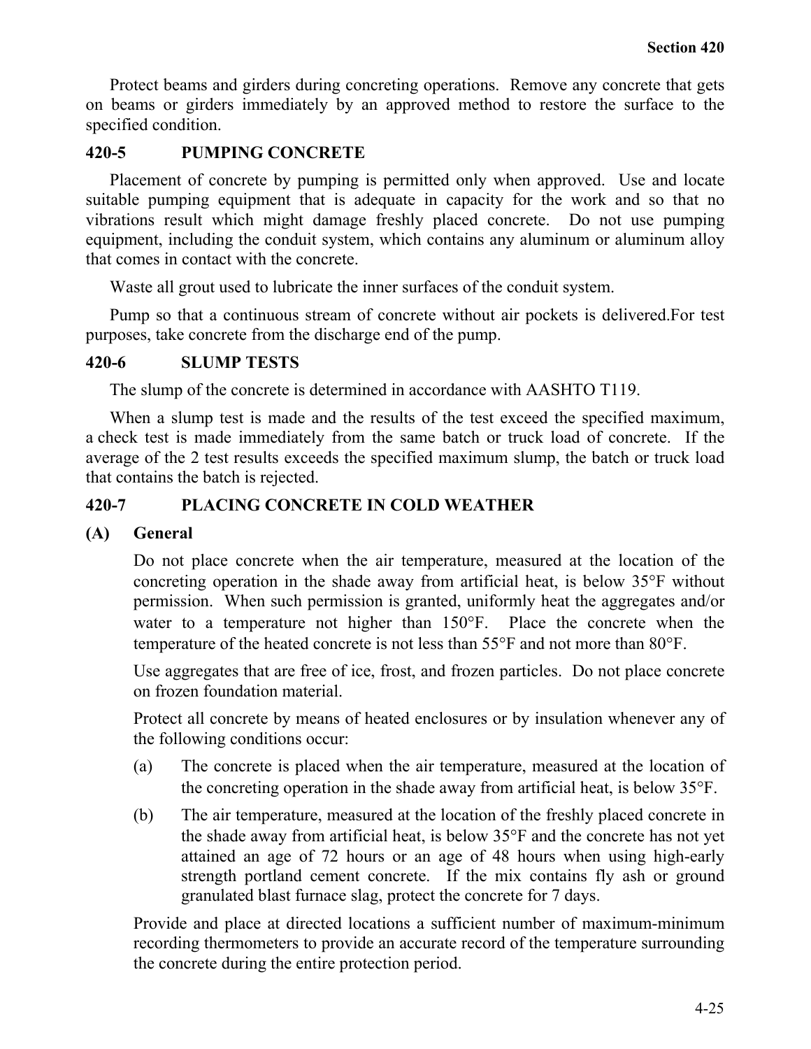Protect beams and girders during concreting operations. Remove any concrete that gets on beams or girders immediately by an approved method to restore the surface to the specified condition.

## 420-5 PUMPING CONCRETE

Placement of concrete by pumping is permitted only when approved. Use and locate suitable pumping equipment that is adequate in capacity for the work and so that no vibrations result which might damage freshly placed concrete. Do not use pumping equipment, including the conduit system, which contains any aluminum or aluminum alloy that comes in contact with the concrete.

Waste all grout used to lubricate the inner surfaces of the conduit system.

Pump so that a continuous stream of concrete without air pockets is delivered.For test purposes, take concrete from the discharge end of the pump.

## 420-6 SLUMP TESTS

The slump of the concrete is determined in accordance with AASHTO T119.

When a slump test is made and the results of the test exceed the specified maximum, a check test is made immediately from the same batch or truck load of concrete. If the average of the 2 test results exceeds the specified maximum slump, the batch or truck load that contains the batch is rejected.

## 420-7 PLACING CONCRETE IN COLD WEATHER

### (A) General

Do not place concrete when the air temperature, measured at the location of the concreting operation in the shade away from artificial heat, is below 35°F without permission. When such permission is granted, uniformly heat the aggregates and/or water to a temperature not higher than 150°F. Place the concrete when the temperature of the heated concrete is not less than 55°F and not more than 80°F.

Use aggregates that are free of ice, frost, and frozen particles. Do not place concrete on frozen foundation material.

Protect all concrete by means of heated enclosures or by insulation whenever any of the following conditions occur:

(a) The concrete is placed when the air temperature, measured at the location of the concreting operation in the shade away from artificial heat, is below 35°F.

(b) The air temperature, measured at the location of the freshly placed concrete in the shade away from artificial heat, is below 35°F and the concrete has not yet attained an age of 72 hours or an age of 48 hours when using high-early strength portland cement concrete. If the mix contains fly ash or ground granulated blast furnace slag, protect the concrete for 7 days.

Provide and place at directed locations a sufficient number of maximum-minimum recording thermometers to provide an accurate record of the temperature surrounding the concrete during the entire protection period.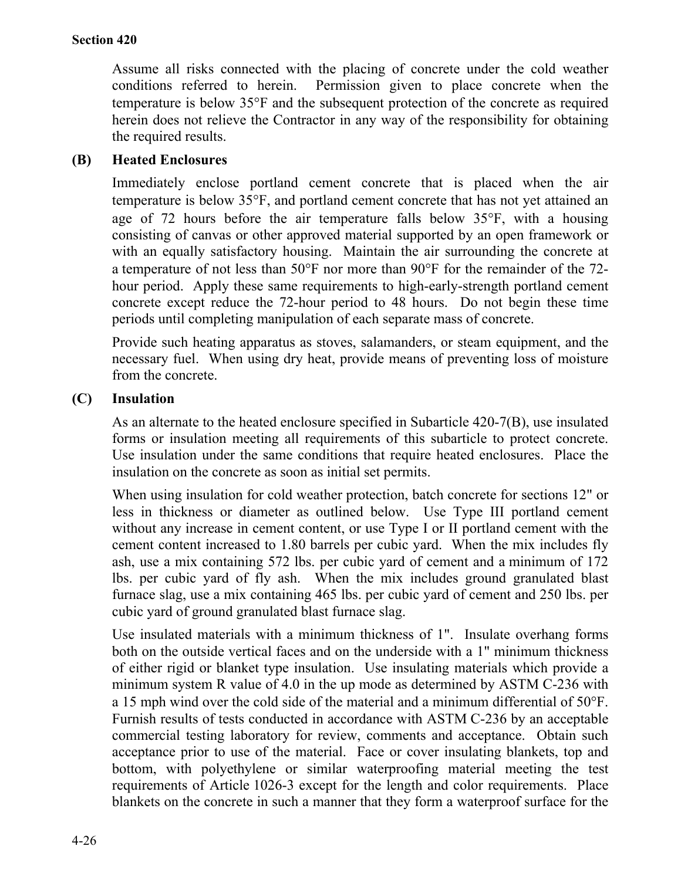Assume all risks connected with the placing of concrete under the cold weather conditions referred to herein. Permission given to place concrete when the temperature is below 35°F and the subsequent protection of the concrete as required herein does not relieve the Contractor in any way of the responsibility for obtaining the required results.

### (B) Heated Enclosures

Immediately enclose portland cement concrete that is placed when the air temperature is below 35°F, and portland cement concrete that has not yet attained an age of 72 hours before the air temperature falls below 35°F, with a housing consisting of canvas or other approved material supported by an open framework or with an equally satisfactory housing. Maintain the air surrounding the concrete at a temperature of not less than 50°F nor more than 90°F for the remainder of the 72-hour period. Apply these same requirements to high-early-strength portland cement concrete except reduce the 72-hour period to 48 hours. Do not begin these time periods until completing manipulation of each separate mass of concrete.

Provide such heating apparatus as stoves, salamanders, or steam equipment, and the necessary fuel. When using dry heat, provide means of preventing loss of moisture from the concrete.

### (C) Insulation

As an alternate to the heated enclosure specified in Subarticle 420-7(B), use insulated forms or insulation meeting all requirements of this subarticle to protect concrete. Use insulation under the same conditions that require heated enclosures. Place the insulation on the concrete as soon as initial set permits.

When using insulation for cold weather protection, batch concrete for sections 12" or less in thickness or diameter as outlined below. Use Type III portland cement without any increase in cement content, or use Type I or II portland cement with the cement content increased to 1.80 barrels per cubic yard. When the mix includes fly ash, use a mix containing 572 lbs. per cubic yard of cement and a minimum of 172 lbs. per cubic yard of fly ash. When the mix includes ground granulated blast furnace slag, use a mix containing 465 lbs. per cubic yard of cement and 250 lbs. per cubic yard of ground granulated blast furnace slag.

Use insulated materials with a minimum thickness of 1". Insulate overhang forms both on the outside vertical faces and on the underside with a 1" minimum thickness of either rigid or blanket type insulation. Use insulating materials which provide a minimum system R value of 4.0 in the up mode as determined by ASTM C-236 with a 15 mph wind over the cold side of the material and a minimum differential of 50°F. Furnish results of tests conducted in accordance with ASTM C-236 by an acceptable commercial testing laboratory for review, comments and acceptance. Obtain such acceptance prior to use of the material. Face or cover insulating blankets, top and bottom, with polyethylene or similar waterproofing material meeting the test requirements of Article 1026-3 except for the length and color requirements. Place blankets on the concrete in such a manner that they form a waterproof surface for the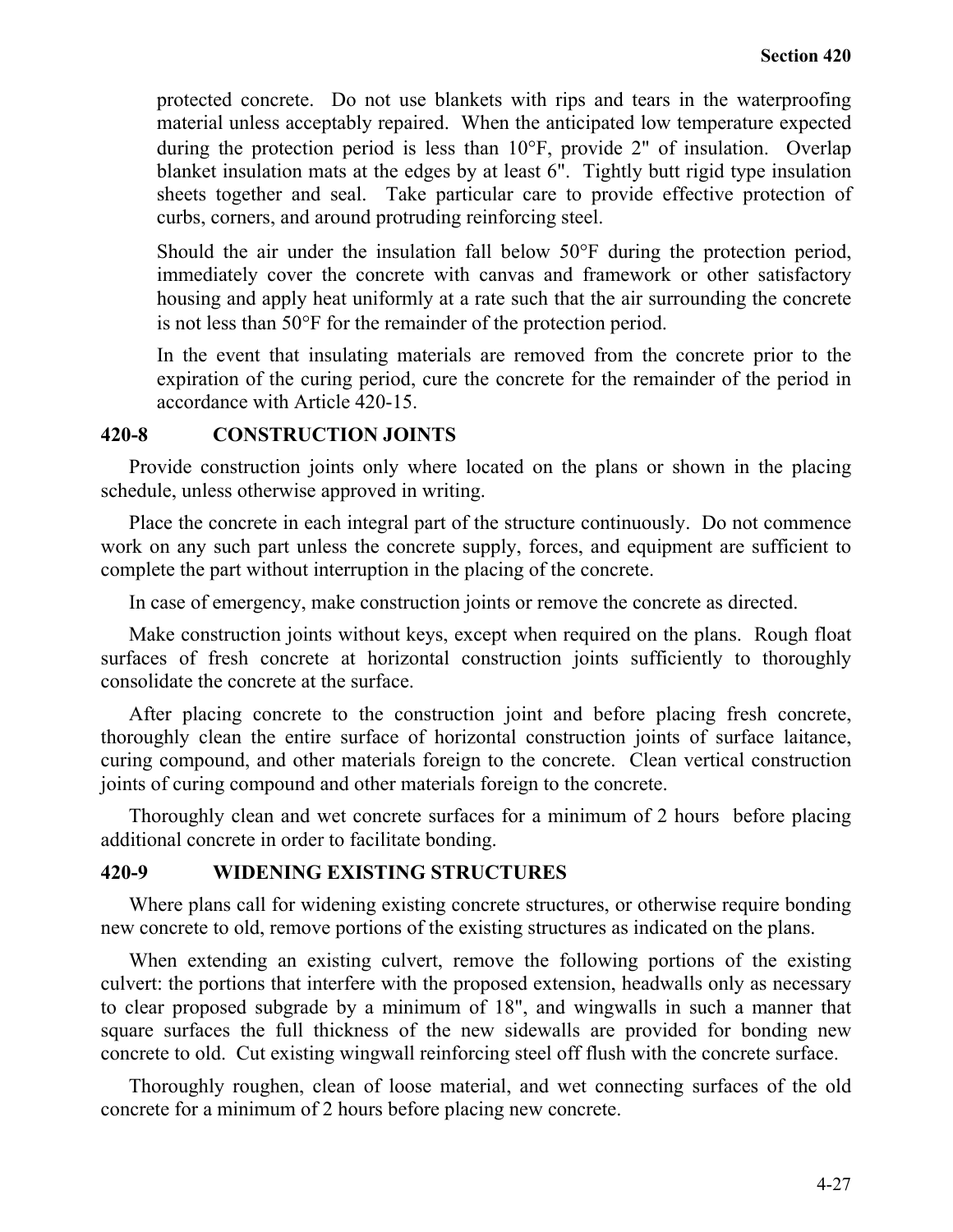protected concrete. Do not use blankets with rips and tears in the waterproofing material unless acceptably repaired. When the anticipated low temperature expected during the protection period is less than 10°F, provide 2" of insulation. Overlap blanket insulation mats at the edges by at least 6". Tightly butt rigid type insulation sheets together and seal. Take particular care to provide effective protection of curbs, corners, and around protruding reinforcing steel.

Should the air under the insulation fall below 50°F during the protection period, immediately cover the concrete with canvas and framework or other satisfactory housing and apply heat uniformly at a rate such that the air surrounding the concrete is not less than 50°F for the remainder of the protection period.

In the event that insulating materials are removed from the concrete prior to the expiration of the curing period, cure the concrete for the remainder of the period in accordance with Article 420-15.

## 420-8 CONSTRUCTION JOINTS

Provide construction joints only where located on the plans or shown in the placing schedule, unless otherwise approved in writing.

Place the concrete in each integral part of the structure continuously. Do not commence work on any such part unless the concrete supply, forces, and equipment are sufficient to complete the part without interruption in the placing of the concrete.

In case of emergency, make construction joints or remove the concrete as directed.

Make construction joints without keys, except when required on the plans. Rough float surfaces of fresh concrete at horizontal construction joints sufficiently to thoroughly consolidate the concrete at the surface.

After placing concrete to the construction joint and before placing fresh concrete, thoroughly clean the entire surface of horizontal construction joints of surface laitance, curing compound, and other materials foreign to the concrete. Clean vertical construction joints of curing compound and other materials foreign to the concrete.

Thoroughly clean and wet concrete surfaces for a minimum of 2 hours before placing additional concrete in order to facilitate bonding.

## 420-9 WIDENING EXISTING STRUCTURES

Where plans call for widening existing concrete structures, or otherwise require bonding new concrete to old, remove portions of the existing structures as indicated on the plans.

When extending an existing culvert, remove the following portions of the existing culvert: the portions that interfere with the proposed extension, headwalls only as necessary to clear proposed subgrade by a minimum of 18", and wingwalls in such a manner that square surfaces the full thickness of the new sidewalls are provided for bonding new concrete to old. Cut existing wingwall reinforcing steel off flush with the concrete surface.

Thoroughly roughen, clean of loose material, and wet connecting surfaces of the old concrete for a minimum of 2 hours before placing new concrete.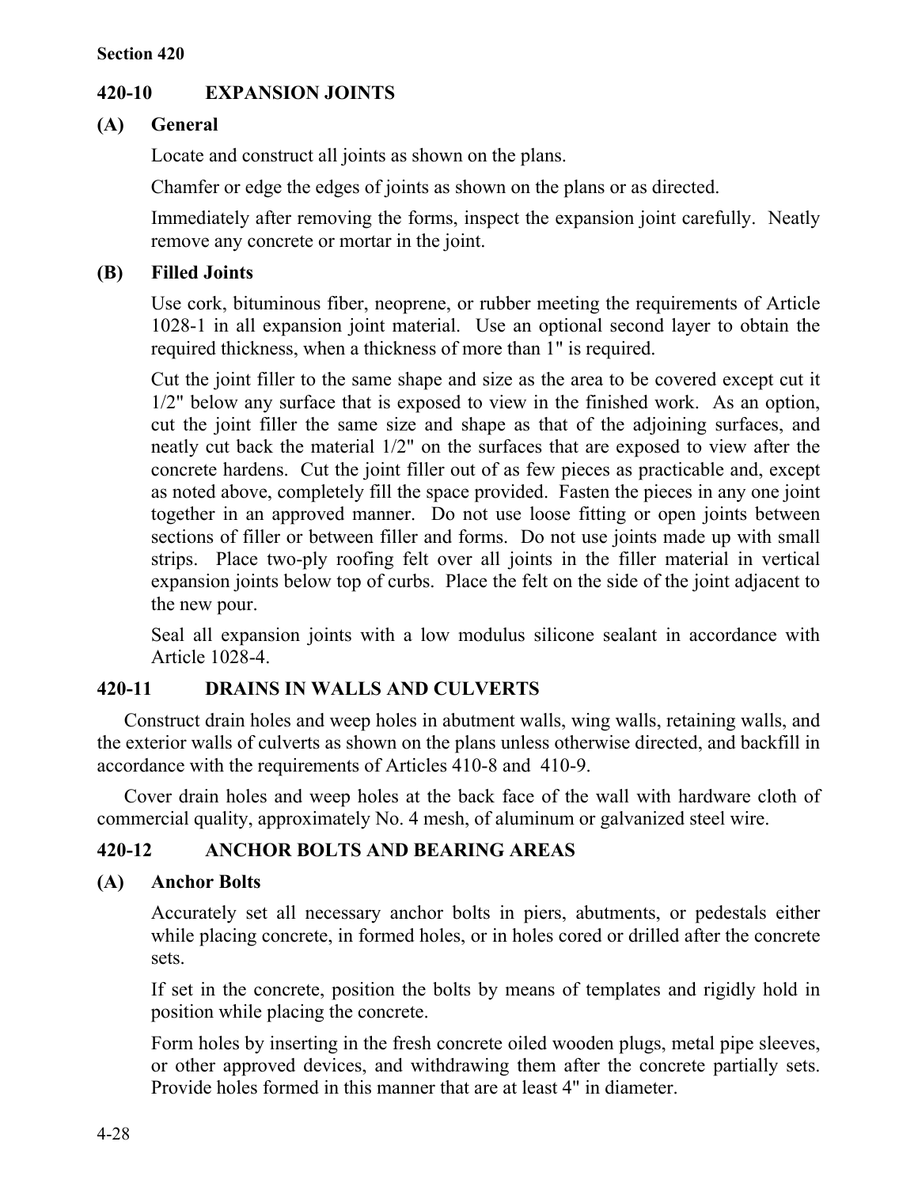## 420-10 EXPANSION JOINTS

### (A) General

Locate and construct all joints as shown on the plans.

Chamfer or edge the edges of joints as shown on the plans or as directed.

Immediately after removing the forms, inspect the expansion joint carefully. Neatly remove any concrete or mortar in the joint.

### (B) Filled Joints

Use cork, bituminous fiber, neoprene, or rubber meeting the requirements of Article 1028-1 in all expansion joint material. Use an optional second layer to obtain the required thickness, when a thickness of more than 1" is required.

Cut the joint filler to the same shape and size as the area to be covered except cut it 1/2" below any surface that is exposed to view in the finished work. As an option, cut the joint filler the same size and shape as that of the adjoining surfaces, and neatly cut back the material 1/2" on the surfaces that are exposed to view after the concrete hardens. Cut the joint filler out of as few pieces as practicable and, except as noted above, completely fill the space provided. Fasten the pieces in any one joint together in an approved manner. Do not use loose fitting or open joints between sections of filler or between filler and forms. Do not use joints made up with small strips. Place two-ply roofing felt over all joints in the filler material in vertical expansion joints below top of curbs. Place the felt on the side of the joint adjacent to the new pour.

Seal all expansion joints with a low modulus silicone sealant in accordance with Article 1028-4.

## 420-11 DRAINS IN WALLS AND CULVERTS

Construct drain holes and weep holes in abutment walls, wing walls, retaining walls, and the exterior walls of culverts as shown on the plans unless otherwise directed, and backfill in accordance with the requirements of Articles 410-8 and 410-9.

Cover drain holes and weep holes at the back face of the wall with hardware cloth of commercial quality, approximately No. 4 mesh, of aluminum or galvanized steel wire.

## 420-12 ANCHOR BOLTS AND BEARING AREAS

### (A) Anchor Bolts

Accurately set all necessary anchor bolts in piers, abutments, or pedestals either while placing concrete, in formed holes, or in holes cored or drilled after the concrete sets.

If set in the concrete, position the bolts by means of templates and rigidly hold in position while placing the concrete.

Form holes by inserting in the fresh concrete oiled wooden plugs, metal pipe sleeves, or other approved devices, and withdrawing them after the concrete partially sets. Provide holes formed in this manner that are at least 4" in diameter.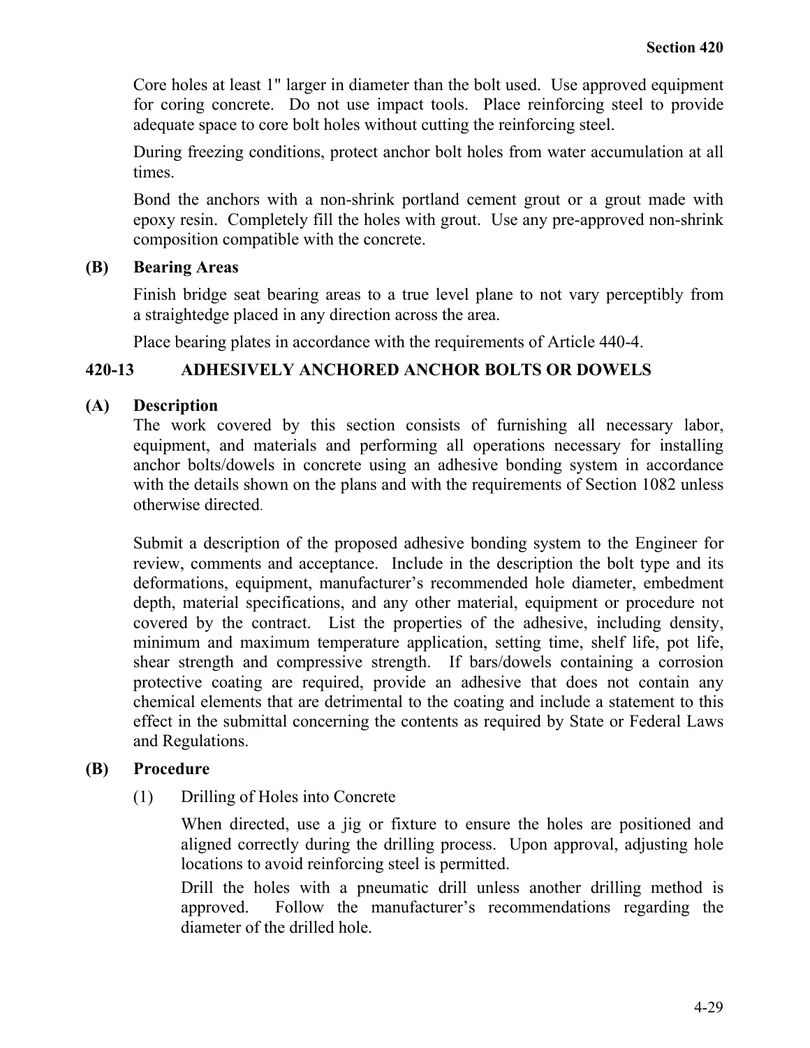Core holes at least 1" larger in diameter than the bolt used. Use approved equipment for coring concrete. Do not use impact tools. Place reinforcing steel to provide adequate space to core bolt holes without cutting the reinforcing steel.

During freezing conditions, protect anchor bolt holes from water accumulation at all times.

Bond the anchors with a non-shrink portland cement grout or a grout made with epoxy resin. Completely fill the holes with grout. Use any pre-approved non-shrink composition compatible with the concrete.

**(B) Bearing Areas**

Finish bridge seat bearing areas to a true level plane to not vary perceptibly from a straightedge placed in any direction across the area.

Place bearing plates in accordance with the requirements of Article 440-4.

## 420-13 ADHESIVELY ANCHORED ANCHOR BOLTS OR DOWELS

**(A) Description**

The work covered by this section consists of furnishing all necessary labor, equipment, and materials and performing all operations necessary for installing anchor bolts/dowels in concrete using an adhesive bonding system in accordance with the details shown on the plans and with the requirements of Section 1082 unless otherwise directed.

Submit a description of the proposed adhesive bonding system to the Engineer for review, comments and acceptance. Include in the description the bolt type and its deformations, equipment, manufacturer's recommended hole diameter, embedment depth, material specifications, and any other material, equipment or procedure not covered by the contract. List the properties of the adhesive, including density, minimum and maximum temperature application, setting time, shelf life, pot life, shear strength and compressive strength. If bars/dowels containing a corrosion protective coating are required, provide an adhesive that does not contain any chemical elements that are detrimental to the coating and include a statement to this effect in the submittal concerning the contents as required by State or Federal Laws and Regulations.

**(B) Procedure**

(1) Drilling of Holes into Concrete

When directed, use a jig or fixture to ensure the holes are positioned and aligned correctly during the drilling process. Upon approval, adjusting hole locations to avoid reinforcing steel is permitted.

Drill the holes with a pneumatic drill unless another drilling method is approved. Follow the manufacturer's recommendations regarding the diameter of the drilled hole.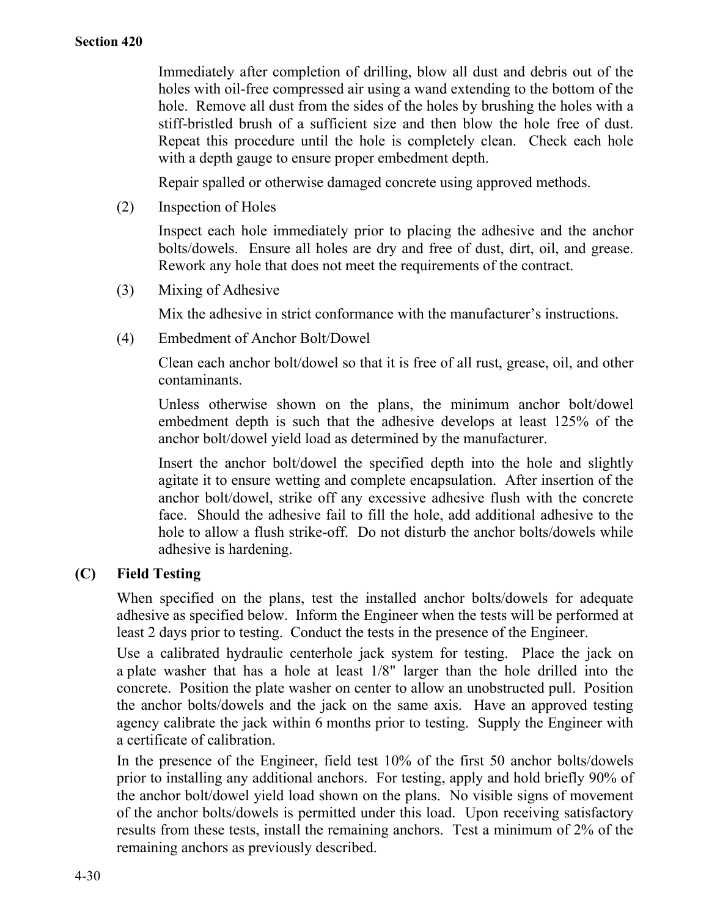Immediately after completion of drilling, blow all dust and debris out of the holes with oil-free compressed air using a wand extending to the bottom of the hole. Remove all dust from the sides of the holes by brushing the holes with a stiff-bristled brush of a sufficient size and then blow the hole free of dust. Repeat this procedure until the hole is completely clean. Check each hole with a depth gauge to ensure proper embedment depth.

Repair spalled or otherwise damaged concrete using approved methods.

(2) Inspection of Holes

Inspect each hole immediately prior to placing the adhesive and the anchor bolts/dowels. Ensure all holes are dry and free of dust, dirt, oil, and grease. Rework any hole that does not meet the requirements of the contract.

(3) Mixing of Adhesive

Mix the adhesive in strict conformance with the manufacturer's instructions.

(4) Embedment of Anchor Bolt/Dowel

Clean each anchor bolt/dowel so that it is free of all rust, grease, oil, and other contaminants.

Unless otherwise shown on the plans, the minimum anchor bolt/dowel embedment depth is such that the adhesive develops at least 125% of the anchor bolt/dowel yield load as determined by the manufacturer.

Insert the anchor bolt/dowel the specified depth into the hole and slightly agitate it to ensure wetting and complete encapsulation. After insertion of the anchor bolt/dowel, strike off any excessive adhesive flush with the concrete face. Should the adhesive fail to fill the hole, add additional adhesive to the hole to allow a flush strike-off. Do not disturb the anchor bolts/dowels while adhesive is hardening.

### (C) Field Testing

When specified on the plans, test the installed anchor bolts/dowels for adequate adhesive as specified below. Inform the Engineer when the tests will be performed at least 2 days prior to testing. Conduct the tests in the presence of the Engineer.

Use a calibrated hydraulic centerhole jack system for testing. Place the jack on a plate washer that has a hole at least 1/8" larger than the hole drilled into the concrete. Position the plate washer on center to allow an unobstructed pull. Position the anchor bolts/dowels and the jack on the same axis. Have an approved testing agency calibrate the jack within 6 months prior to testing. Supply the Engineer with a certificate of calibration.

In the presence of the Engineer, field test 10% of the first 50 anchor bolts/dowels prior to installing any additional anchors. For testing, apply and hold briefly 90% of the anchor bolt/dowel yield load shown on the plans. No visible signs of movement of the anchor bolts/dowels is permitted under this load. Upon receiving satisfactory results from these tests, install the remaining anchors. Test a minimum of 2% of the remaining anchors as previously described.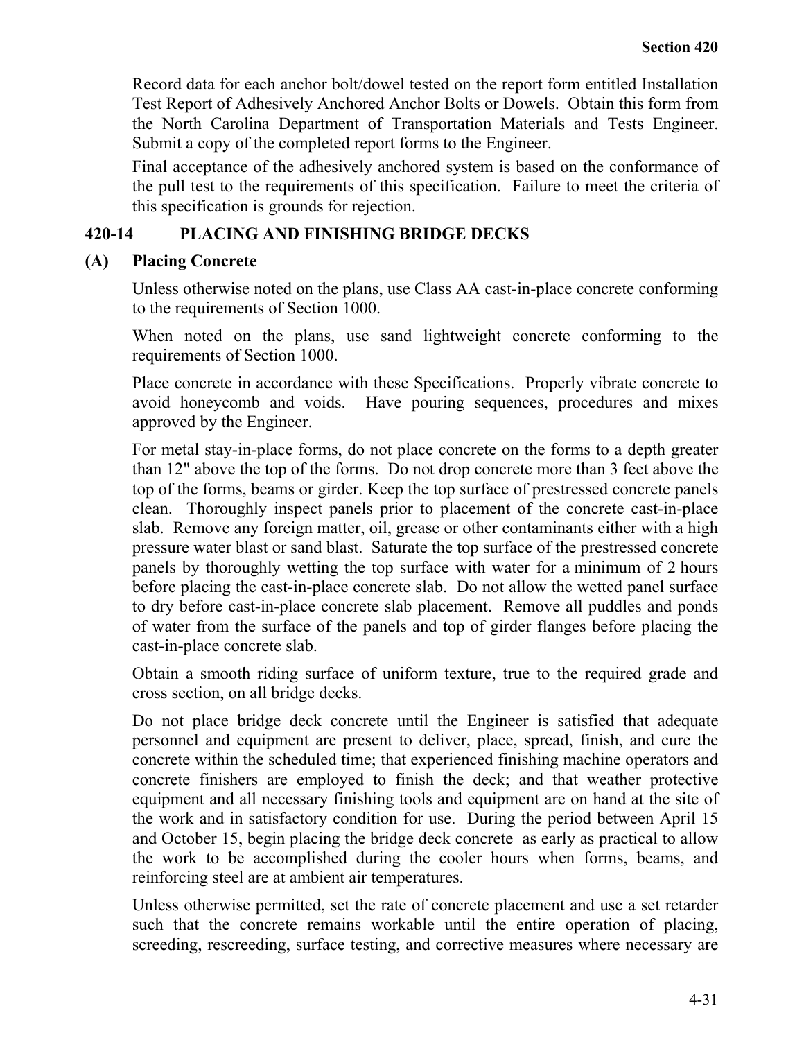Record data for each anchor bolt/dowel tested on the report form entitled Installation Test Report of Adhesively Anchored Anchor Bolts or Dowels. Obtain this form from the North Carolina Department of Transportation Materials and Tests Engineer. Submit a copy of the completed report forms to the Engineer.

Final acceptance of the adhesively anchored system is based on the conformance of the pull test to the requirements of this specification. Failure to meet the criteria of this specification is grounds for rejection.

## 420-14 PLACING AND FINISHING BRIDGE DECKS

### (A) Placing Concrete

Unless otherwise noted on the plans, use Class AA cast-in-place concrete conforming to the requirements of Section 1000.

When noted on the plans, use sand lightweight concrete conforming to the requirements of Section 1000.

Place concrete in accordance with these Specifications. Properly vibrate concrete to avoid honeycomb and voids. Have pouring sequences, procedures and mixes approved by the Engineer.

For metal stay-in-place forms, do not place concrete on the forms to a depth greater than 12" above the top of the forms. Do not drop concrete more than 3 feet above the top of the forms, beams or girder. Keep the top surface of prestressed concrete panels clean. Thoroughly inspect panels prior to placement of the concrete cast-in-place slab. Remove any foreign matter, oil, grease or other contaminants either with a high pressure water blast or sand blast. Saturate the top surface of the prestressed concrete panels by thoroughly wetting the top surface with water for a minimum of 2 hours before placing the cast-in-place concrete slab. Do not allow the wetted panel surface to dry before cast-in-place concrete slab placement. Remove all puddles and ponds of water from the surface of the panels and top of girder flanges before placing the cast-in-place concrete slab.

Obtain a smooth riding surface of uniform texture, true to the required grade and cross section, on all bridge decks.

Do not place bridge deck concrete until the Engineer is satisfied that adequate personnel and equipment are present to deliver, place, spread, finish, and cure the concrete within the scheduled time; that experienced finishing machine operators and concrete finishers are employed to finish the deck; and that weather protective equipment and all necessary finishing tools and equipment are on hand at the site of the work and in satisfactory condition for use. During the period between April 15 and October 15, begin placing the bridge deck concrete as early as practical to allow the work to be accomplished during the cooler hours when forms, beams, and reinforcing steel are at ambient air temperatures.

Unless otherwise permitted, set the rate of concrete placement and use a set retarder such that the concrete remains workable until the entire operation of placing, screeding, rescreeding, surface testing, and corrective measures where necessary are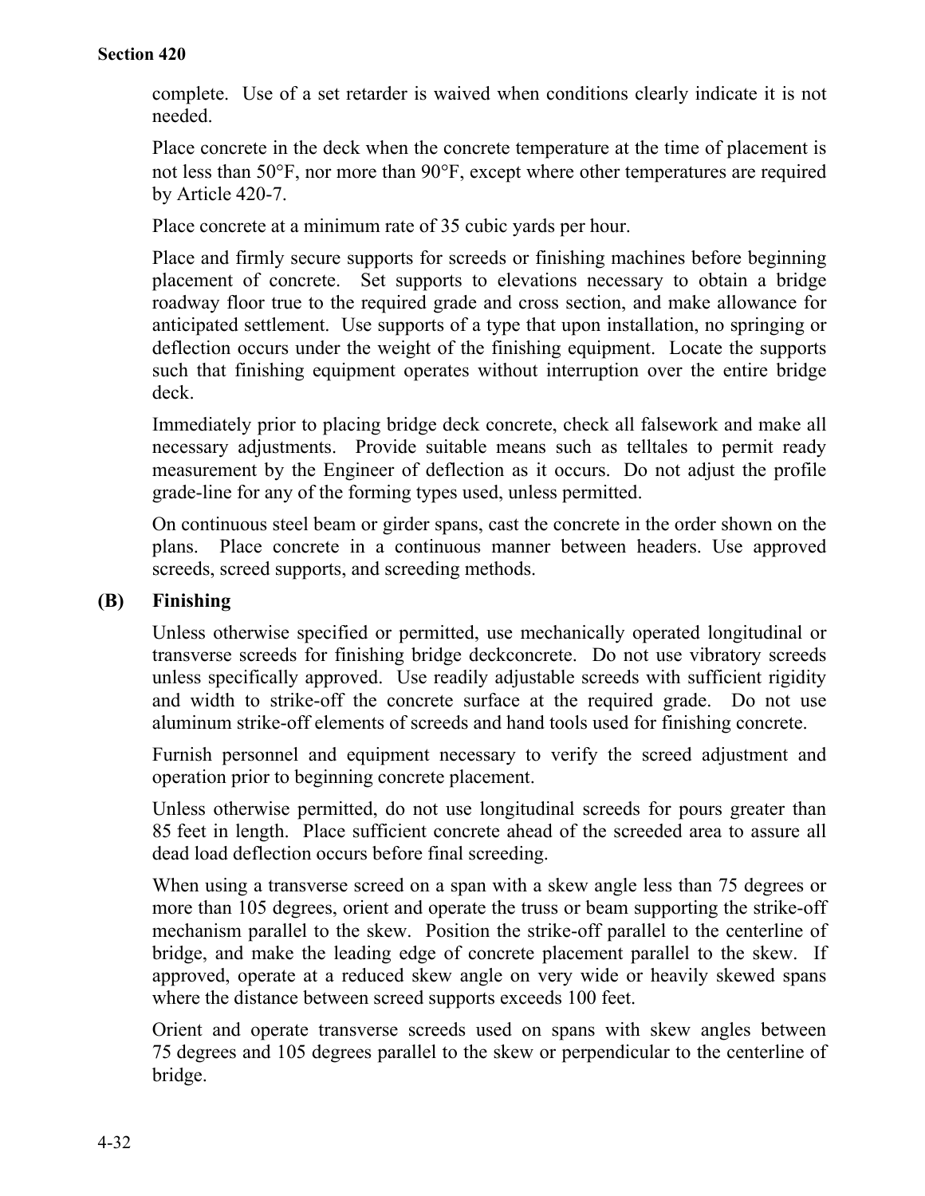complete. Use of a set retarder is waived when conditions clearly indicate it is not needed.

Place concrete in the deck when the concrete temperature at the time of placement is not less than 50°F, nor more than 90°F, except where other temperatures are required by Article 420-7.

Place concrete at a minimum rate of 35 cubic yards per hour.

Place and firmly secure supports for screeds or finishing machines before beginning placement of concrete. Set supports to elevations necessary to obtain a bridge roadway floor true to the required grade and cross section, and make allowance for anticipated settlement. Use supports of a type that upon installation, no springing or deflection occurs under the weight of the finishing equipment. Locate the supports such that finishing equipment operates without interruption over the entire bridge deck.

Immediately prior to placing bridge deck concrete, check all falsework and make all necessary adjustments. Provide suitable means such as telltales to permit ready measurement by the Engineer of deflection as it occurs. Do not adjust the profile grade-line for any of the forming types used, unless permitted.

On continuous steel beam or girder spans, cast the concrete in the order shown on the plans. Place concrete in a continuous manner between headers. Use approved screeds, screed supports, and screeding methods.

**(B) Finishing**

Unless otherwise specified or permitted, use mechanically operated longitudinal or transverse screeds for finishing bridge deckconcrete. Do not use vibratory screeds unless specifically approved. Use readily adjustable screeds with sufficient rigidity and width to strike-off the concrete surface at the required grade. Do not use aluminum strike-off elements of screeds and hand tools used for finishing concrete.

Furnish personnel and equipment necessary to verify the screed adjustment and operation prior to beginning concrete placement.

Unless otherwise permitted, do not use longitudinal screeds for pours greater than 85 feet in length. Place sufficient concrete ahead of the screeded area to assure all dead load deflection occurs before final screeding.

When using a transverse screed on a span with a skew angle less than 75 degrees or more than 105 degrees, orient and operate the truss or beam supporting the strike-off mechanism parallel to the skew. Position the strike-off parallel to the centerline of bridge, and make the leading edge of concrete placement parallel to the skew. If approved, operate at a reduced skew angle on very wide or heavily skewed spans where the distance between screed supports exceeds 100 feet.

Orient and operate transverse screeds used on spans with skew angles between 75 degrees and 105 degrees parallel to the skew or perpendicular to the centerline of bridge.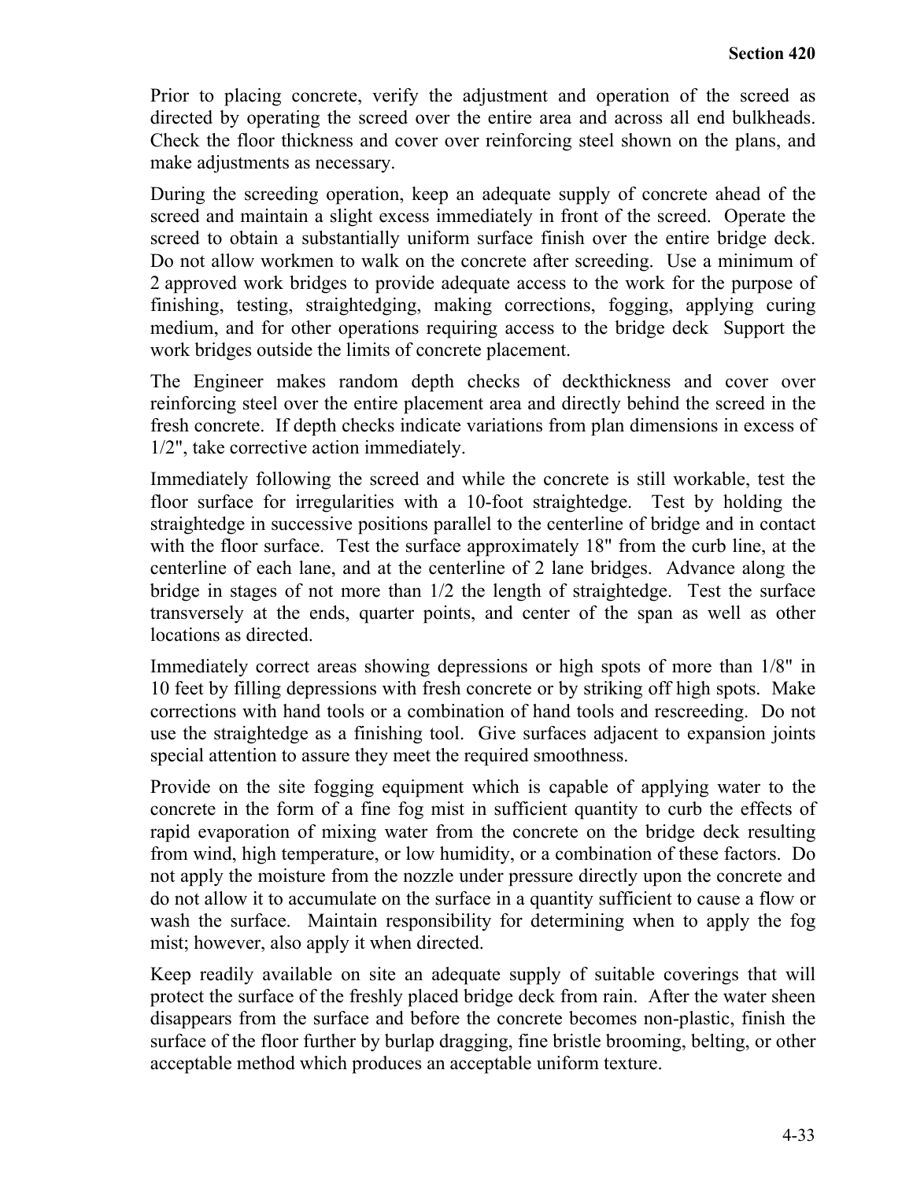Prior to placing concrete, verify the adjustment and operation of the screed as directed by operating the screed over the entire area and across all end bulkheads. Check the floor thickness and cover over reinforcing steel shown on the plans, and make adjustments as necessary.

During the screeding operation, keep an adequate supply of concrete ahead of the screed and maintain a slight excess immediately in front of the screed. Operate the screed to obtain a substantially uniform surface finish over the entire bridge deck. Do not allow workmen to walk on the concrete after screeding. Use a minimum of 2 approved work bridges to provide adequate access to the work for the purpose of finishing, testing, straightedging, making corrections, fogging, applying curing medium, and for other operations requiring access to the bridge deck Support the work bridges outside the limits of concrete placement.

The Engineer makes random depth checks of deckthickness and cover over reinforcing steel over the entire placement area and directly behind the screed in the fresh concrete. If depth checks indicate variations from plan dimensions in excess of 1/2", take corrective action immediately.

Immediately following the screed and while the concrete is still workable, test the floor surface for irregularities with a 10-foot straightedge. Test by holding the straightedge in successive positions parallel to the centerline of bridge and in contact with the floor surface. Test the surface approximately 18" from the curb line, at the centerline of each lane, and at the centerline of 2 lane bridges. Advance along the bridge in stages of not more than 1/2 the length of straightedge. Test the surface transversely at the ends, quarter points, and center of the span as well as other locations as directed.

Immediately correct areas showing depressions or high spots of more than 1/8" in 10 feet by filling depressions with fresh concrete or by striking off high spots. Make corrections with hand tools or a combination of hand tools and rescreeding. Do not use the straightedge as a finishing tool. Give surfaces adjacent to expansion joints special attention to assure they meet the required smoothness.

Provide on the site fogging equipment which is capable of applying water to the concrete in the form of a fine fog mist in sufficient quantity to curb the effects of rapid evaporation of mixing water from the concrete on the bridge deck resulting from wind, high temperature, or low humidity, or a combination of these factors. Do not apply the moisture from the nozzle under pressure directly upon the concrete and do not allow it to accumulate on the surface in a quantity sufficient to cause a flow or wash the surface. Maintain responsibility for determining when to apply the fog mist; however, also apply it when directed.

Keep readily available on site an adequate supply of suitable coverings that will protect the surface of the freshly placed bridge deck from rain. After the water sheen disappears from the surface and before the concrete becomes non-plastic, finish the surface of the floor further by burlap dragging, fine bristle brooming, belting, or other acceptable method which produces an acceptable uniform texture.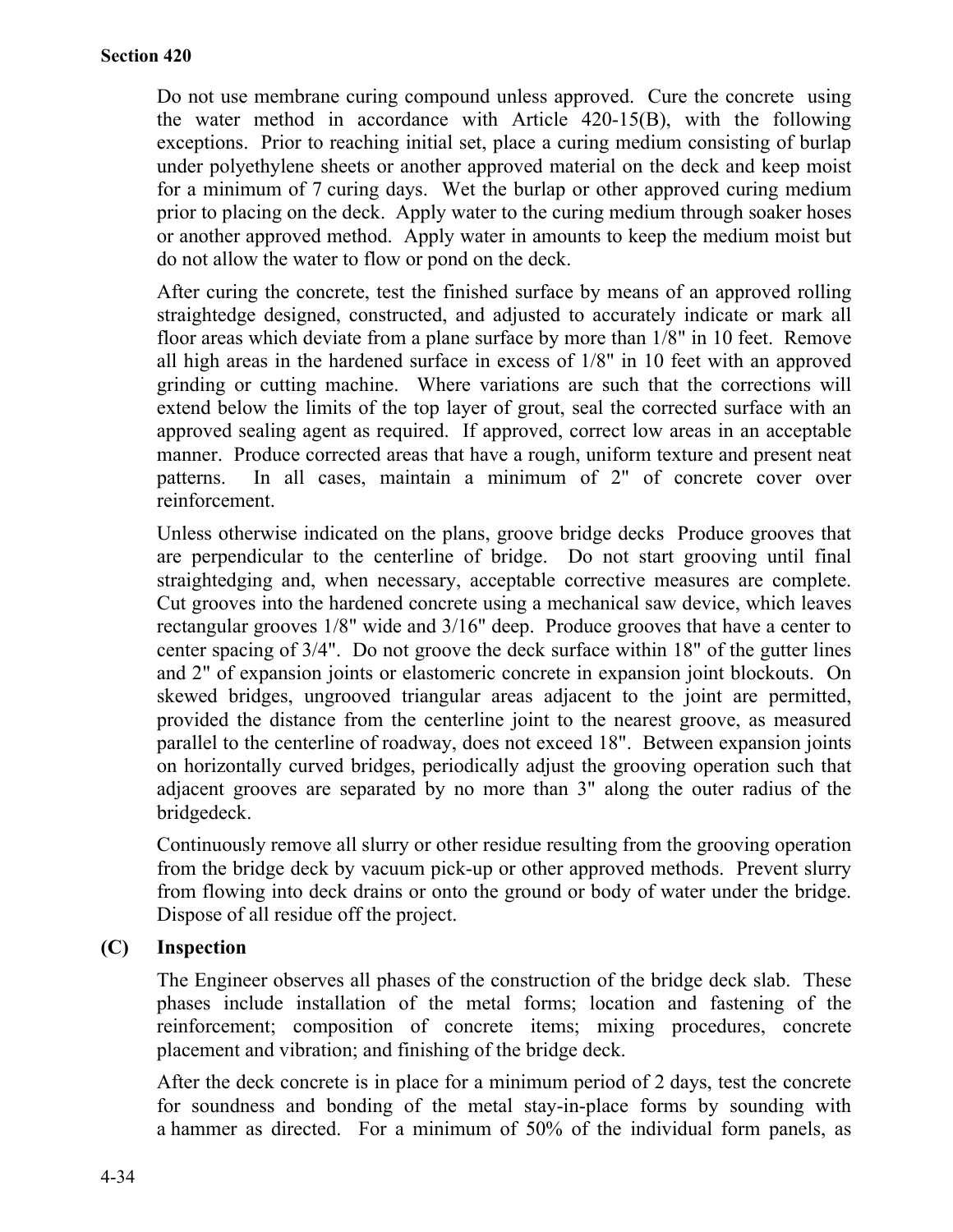Do not use membrane curing compound unless approved. Cure the concrete using the water method in accordance with Article 420-15(B), with the following exceptions. Prior to reaching initial set, place a curing medium consisting of burlap under polyethylene sheets or another approved material on the deck and keep moist for a minimum of 7 curing days. Wet the burlap or other approved curing medium prior to placing on the deck. Apply water to the curing medium through soaker hoses or another approved method. Apply water in amounts to keep the medium moist but do not allow the water to flow or pond on the deck.

After curing the concrete, test the finished surface by means of an approved rolling straightedge designed, constructed, and adjusted to accurately indicate or mark all floor areas which deviate from a plane surface by more than 1/8" in 10 feet. Remove all high areas in the hardened surface in excess of 1/8" in 10 feet with an approved grinding or cutting machine. Where variations are such that the corrections will extend below the limits of the top layer of grout, seal the corrected surface with an approved sealing agent as required. If approved, correct low areas in an acceptable manner. Produce corrected areas that have a rough, uniform texture and present neat patterns. In all cases, maintain a minimum of 2" of concrete cover over reinforcement.

Unless otherwise indicated on the plans, groove bridge decks Produce grooves that are perpendicular to the centerline of bridge. Do not start grooving until final straightedging and, when necessary, acceptable corrective measures are complete. Cut grooves into the hardened concrete using a mechanical saw device, which leaves rectangular grooves 1/8" wide and 3/16" deep. Produce grooves that have a center to center spacing of 3/4". Do not groove the deck surface within 18" of the gutter lines and 2" of expansion joints or elastomeric concrete in expansion joint blockouts. On skewed bridges, ungrooved triangular areas adjacent to the joint are permitted, provided the distance from the centerline joint to the nearest groove, as measured parallel to the centerline of roadway, does not exceed 18". Between expansion joints on horizontally curved bridges, periodically adjust the grooving operation such that adjacent grooves are separated by no more than 3" along the outer radius of the bridgedeck.

Continuously remove all slurry or other residue resulting from the grooving operation from the bridge deck by vacuum pick-up or other approved methods. Prevent slurry from flowing into deck drains or onto the ground or body of water under the bridge. Dispose of all residue off the project.

**(C) Inspection**

The Engineer observes all phases of the construction of the bridge deck slab. These phases include installation of the metal forms; location and fastening of the reinforcement; composition of concrete items; mixing procedures, concrete placement and vibration; and finishing of the bridge deck.

After the deck concrete is in place for a minimum period of 2 days, test the concrete for soundness and bonding of the metal stay-in-place forms by sounding with a hammer as directed. For a minimum of 50% of the individual form panels, as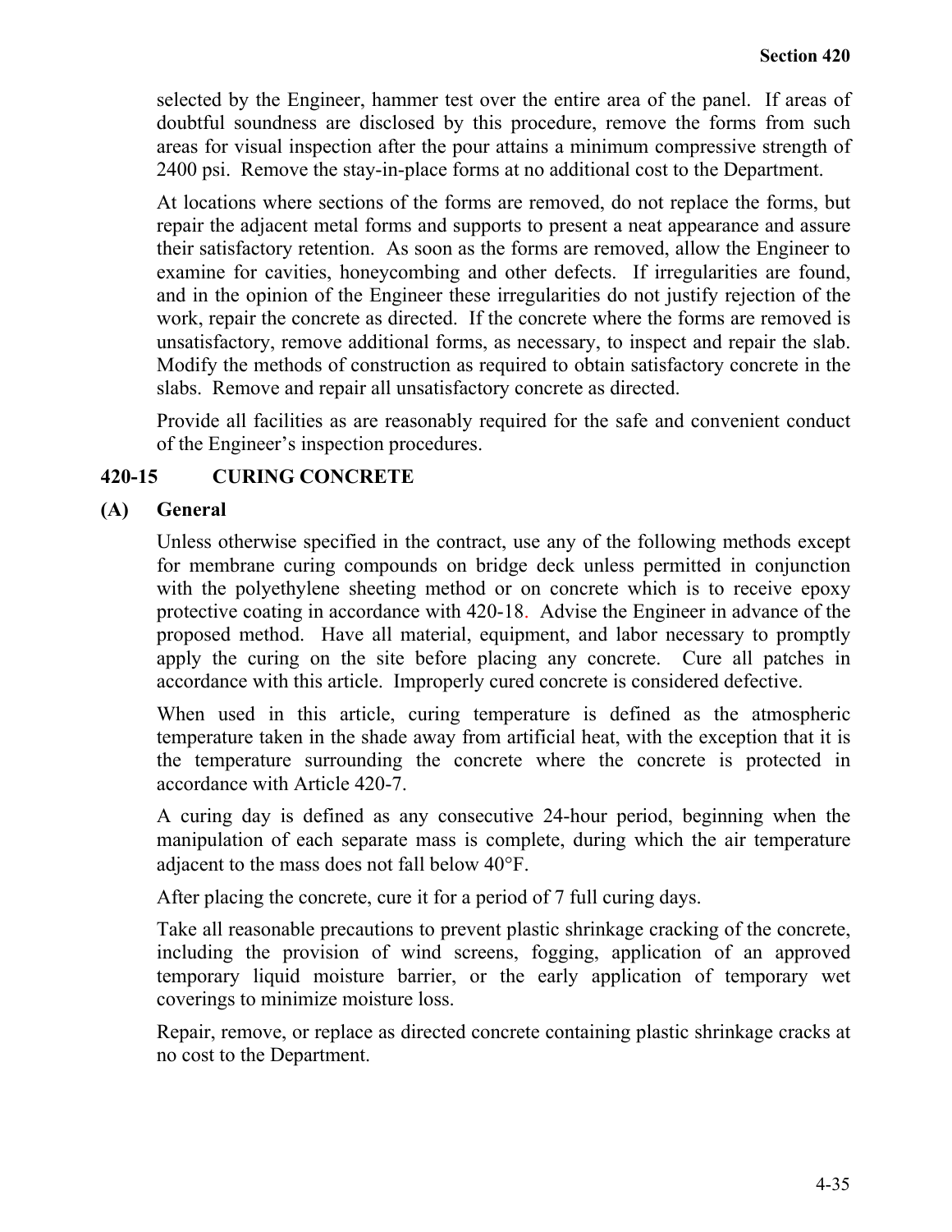selected by the Engineer, hammer test over the entire area of the panel. If areas of doubtful soundness are disclosed by this procedure, remove the forms from such areas for visual inspection after the pour attains a minimum compressive strength of 2400 psi. Remove the stay-in-place forms at no additional cost to the Department.

At locations where sections of the forms are removed, do not replace the forms, but repair the adjacent metal forms and supports to present a neat appearance and assure their satisfactory retention. As soon as the forms are removed, allow the Engineer to examine for cavities, honeycombing and other defects. If irregularities are found, and in the opinion of the Engineer these irregularities do not justify rejection of the work, repair the concrete as directed. If the concrete where the forms are removed is unsatisfactory, remove additional forms, as necessary, to inspect and repair the slab. Modify the methods of construction as required to obtain satisfactory concrete in the slabs. Remove and repair all unsatisfactory concrete as directed.

Provide all facilities as are reasonably required for the safe and convenient conduct of the Engineer's inspection procedures.

## 420-15 CURING CONCRETE

### (A) General

Unless otherwise specified in the contract, use any of the following methods except for membrane curing compounds on bridge deck unless permitted in conjunction with the polyethylene sheeting method or on concrete which is to receive epoxy protective coating in accordance with 420-18. Advise the Engineer in advance of the proposed method. Have all material, equipment, and labor necessary to promptly apply the curing on the site before placing any concrete. Cure all patches in accordance with this article. Improperly cured concrete is considered defective.

When used in this article, curing temperature is defined as the atmospheric temperature taken in the shade away from artificial heat, with the exception that it is the temperature surrounding the concrete where the concrete is protected in accordance with Article 420-7.

A curing day is defined as any consecutive 24-hour period, beginning when the manipulation of each separate mass is complete, during which the air temperature adjacent to the mass does not fall below 40°F.

After placing the concrete, cure it for a period of 7 full curing days.

Take all reasonable precautions to prevent plastic shrinkage cracking of the concrete, including the provision of wind screens, fogging, application of an approved temporary liquid moisture barrier, or the early application of temporary wet coverings to minimize moisture loss.

Repair, remove, or replace as directed concrete containing plastic shrinkage cracks at no cost to the Department.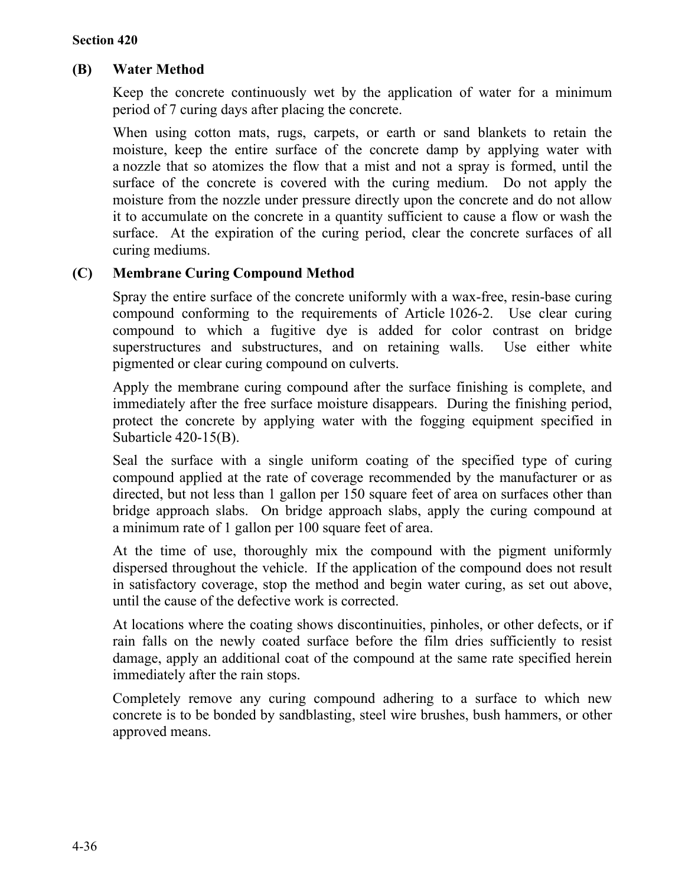### (B) Water Method

Keep the concrete continuously wet by the application of water for a minimum period of 7 curing days after placing the concrete.

When using cotton mats, rugs, carpets, or earth or sand blankets to retain the moisture, keep the entire surface of the concrete damp by applying water with a nozzle that so atomizes the flow that a mist and not a spray is formed, until the surface of the concrete is covered with the curing medium. Do not apply the moisture from the nozzle under pressure directly upon the concrete and do not allow it to accumulate on the concrete in a quantity sufficient to cause a flow or wash the surface. At the expiration of the curing period, clear the concrete surfaces of all curing mediums.

### (C) Membrane Curing Compound Method

Spray the entire surface of the concrete uniformly with a wax-free, resin-base curing compound conforming to the requirements of Article 1026-2. Use clear curing compound to which a fugitive dye is added for color contrast on bridge superstructures and substructures, and on retaining walls. Use either white pigmented or clear curing compound on culverts.

Apply the membrane curing compound after the surface finishing is complete, and immediately after the free surface moisture disappears. During the finishing period, protect the concrete by applying water with the fogging equipment specified in Subarticle 420-15(B).

Seal the surface with a single uniform coating of the specified type of curing compound applied at the rate of coverage recommended by the manufacturer or as directed, but not less than 1 gallon per 150 square feet of area on surfaces other than bridge approach slabs. On bridge approach slabs, apply the curing compound at a minimum rate of 1 gallon per 100 square feet of area.

At the time of use, thoroughly mix the compound with the pigment uniformly dispersed throughout the vehicle. If the application of the compound does not result in satisfactory coverage, stop the method and begin water curing, as set out above, until the cause of the defective work is corrected.

At locations where the coating shows discontinuities, pinholes, or other defects, or if rain falls on the newly coated surface before the film dries sufficiently to resist damage, apply an additional coat of the compound at the same rate specified herein immediately after the rain stops.

Completely remove any curing compound adhering to a surface to which new concrete is to be bonded by sandblasting, steel wire brushes, bush hammers, or other approved means.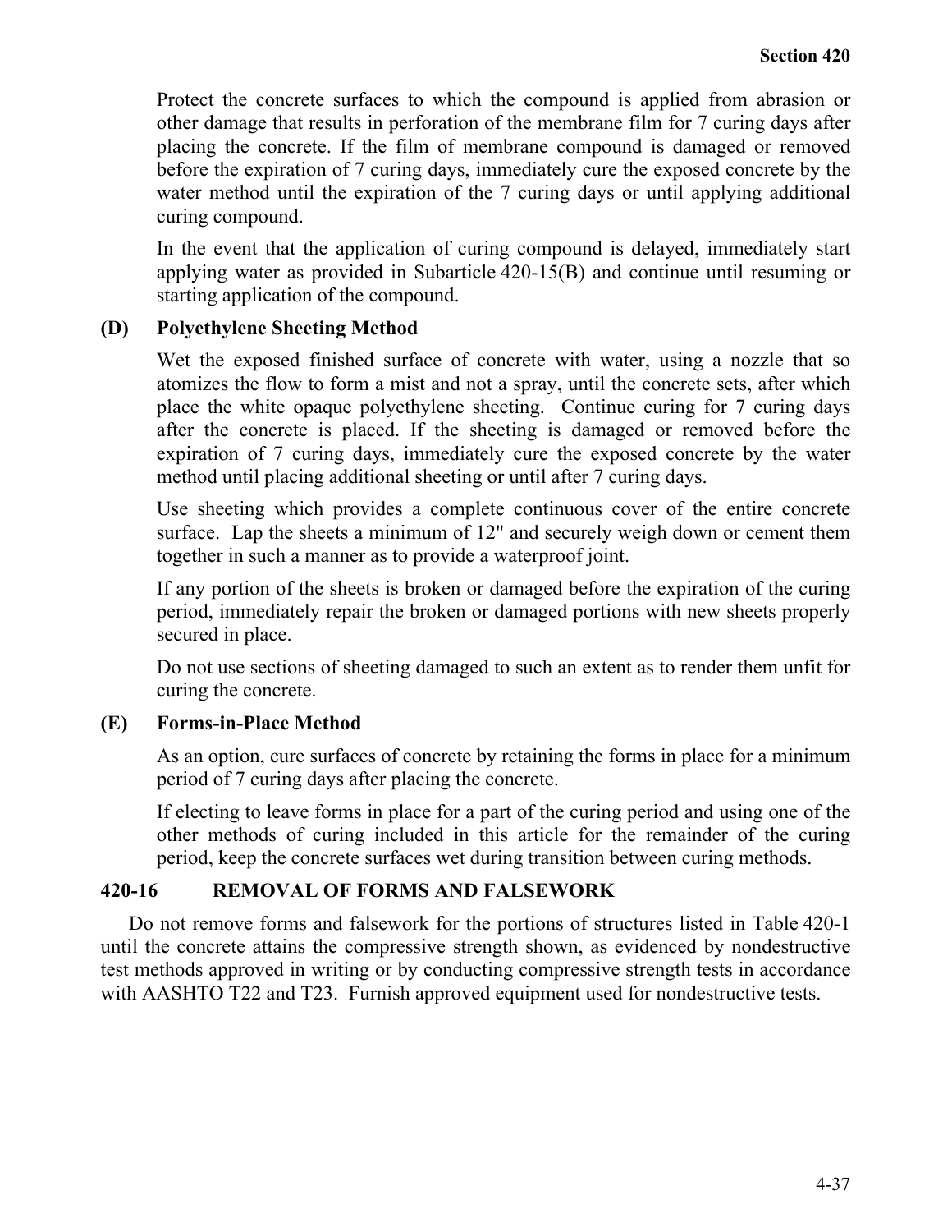Protect the concrete surfaces to which the compound is applied from abrasion or other damage that results in perforation of the membrane film for 7 curing days after placing the concrete. If the film of membrane compound is damaged or removed before the expiration of 7 curing days, immediately cure the exposed concrete by the water method until the expiration of the 7 curing days or until applying additional curing compound.

In the event that the application of curing compound is delayed, immediately start applying water as provided in Subarticle 420-15(B) and continue until resuming or starting application of the compound.

**(D) Polyethylene Sheeting Method**

Wet the exposed finished surface of concrete with water, using a nozzle that so atomizes the flow to form a mist and not a spray, until the concrete sets, after which place the white opaque polyethylene sheeting. Continue curing for 7 curing days after the concrete is placed. If the sheeting is damaged or removed before the expiration of 7 curing days, immediately cure the exposed concrete by the water method until placing additional sheeting or until after 7 curing days.

Use sheeting which provides a complete continuous cover of the entire concrete surface. Lap the sheets a minimum of 12" and securely weigh down or cement them together in such a manner as to provide a waterproof joint.

If any portion of the sheets is broken or damaged before the expiration of the curing period, immediately repair the broken or damaged portions with new sheets properly secured in place.

Do not use sections of sheeting damaged to such an extent as to render them unfit for curing the concrete.

**(E) Forms-in-Place Method**

As an option, cure surfaces of concrete by retaining the forms in place for a minimum period of 7 curing days after placing the concrete.

If electing to leave forms in place for a part of the curing period and using one of the other methods of curing included in this article for the remainder of the curing period, keep the concrete surfaces wet during transition between curing methods.

## 420-16 REMOVAL OF FORMS AND FALSEWORK

Do not remove forms and falsework for the portions of structures listed in Table 420-1 until the concrete attains the compressive strength shown, as evidenced by nondestructive test methods approved in writing or by conducting compressive strength tests in accordance with AASHTO T22 and T23. Furnish approved equipment used for nondestructive tests.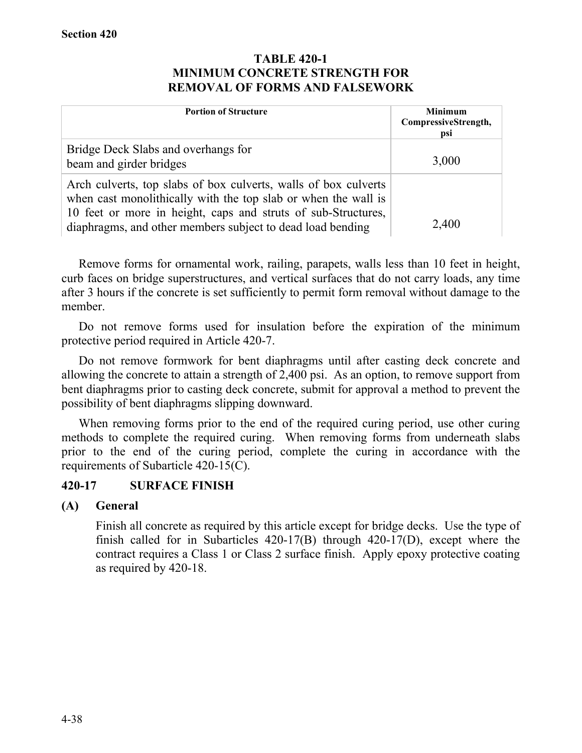**TABLE 420-1**
**MINIMUM CONCRETE STRENGTH FOR REMOVAL OF FORMS AND FALSEWORK**

| Portion of Structure | Minimum CompressiveStrength, psi |
| --- | --- |
| Bridge Deck Slabs and overhangs for beam and girder bridges | 3,000 |
| Arch culverts, top slabs of box culverts, walls of box culverts when cast monolithically with the top slab or when the wall is 10 feet or more in height, caps and struts of sub-Structures, diaphragms, and other members subject to dead load bending | 2,400 |

Remove forms for ornamental work, railing, parapets, walls less than 10 feet in height, curb faces on bridge superstructures, and vertical surfaces that do not carry loads, any time after 3 hours if the concrete is set sufficiently to permit form removal without damage to the member.

Do not remove forms used for insulation before the expiration of the minimum protective period required in Article 420-7.

Do not remove formwork for bent diaphragms until after casting deck concrete and allowing the concrete to attain a strength of 2,400 psi. As an option, to remove support from bent diaphragms prior to casting deck concrete, submit for approval a method to prevent the possibility of bent diaphragms slipping downward.

When removing forms prior to the end of the required curing period, use other curing methods to complete the required curing. When removing forms from underneath slabs prior to the end of the curing period, complete the curing in accordance with the requirements of Subarticle 420-15(C).

## 420-17 SURFACE FINISH

### (A) General

Finish all concrete as required by this article except for bridge decks. Use the type of finish called for in Subarticles 420-17(B) through 420-17(D), except where the contract requires a Class 1 or Class 2 surface finish. Apply epoxy protective coating as required by 420-18.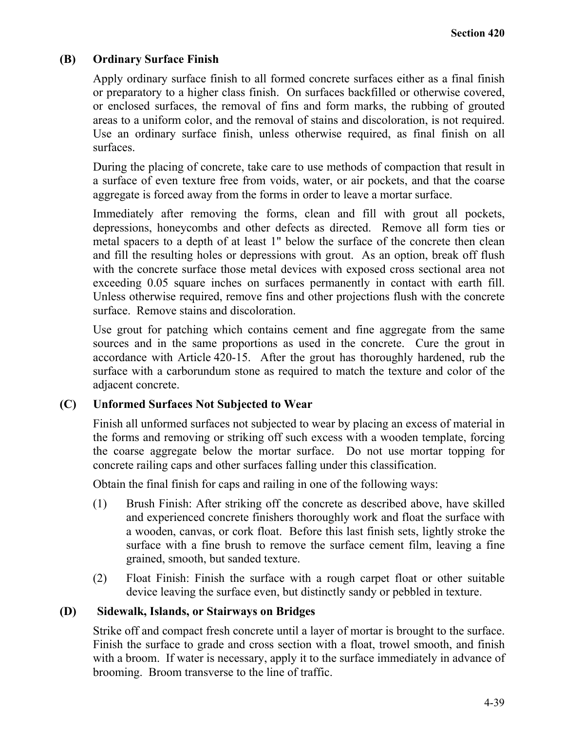### (B) Ordinary Surface Finish

Apply ordinary surface finish to all formed concrete surfaces either as a final finish or preparatory to a higher class finish. On surfaces backfilled or otherwise covered, or enclosed surfaces, the removal of fins and form marks, the rubbing of grouted areas to a uniform color, and the removal of stains and discoloration, is not required. Use an ordinary surface finish, unless otherwise required, as final finish on all surfaces.

During the placing of concrete, take care to use methods of compaction that result in a surface of even texture free from voids, water, or air pockets, and that the coarse aggregate is forced away from the forms in order to leave a mortar surface.

Immediately after removing the forms, clean and fill with grout all pockets, depressions, honeycombs and other defects as directed. Remove all form ties or metal spacers to a depth of at least 1" below the surface of the concrete then clean and fill the resulting holes or depressions with grout. As an option, break off flush with the concrete surface those metal devices with exposed cross sectional area not exceeding 0.05 square inches on surfaces permanently in contact with earth fill. Unless otherwise required, remove fins and other projections flush with the concrete surface. Remove stains and discoloration.

Use grout for patching which contains cement and fine aggregate from the same sources and in the same proportions as used in the concrete. Cure the grout in accordance with Article 420-15. After the grout has thoroughly hardened, rub the surface with a carborundum stone as required to match the texture and color of the adjacent concrete.

### (C) Unformed Surfaces Not Subjected to Wear

Finish all unformed surfaces not subjected to wear by placing an excess of material in the forms and removing or striking off such excess with a wooden template, forcing the coarse aggregate below the mortar surface. Do not use mortar topping for concrete railing caps and other surfaces falling under this classification.

Obtain the final finish for caps and railing in one of the following ways:

(1) Brush Finish: After striking off the concrete as described above, have skilled and experienced concrete finishers thoroughly work and float the surface with a wooden, canvas, or cork float. Before this last finish sets, lightly stroke the surface with a fine brush to remove the surface cement film, leaving a fine grained, smooth, but sanded texture.

(2) Float Finish: Finish the surface with a rough carpet float or other suitable device leaving the surface even, but distinctly sandy or pebbled in texture.

### (D) Sidewalk, Islands, or Stairways on Bridges

Strike off and compact fresh concrete until a layer of mortar is brought to the surface. Finish the surface to grade and cross section with a float, trowel smooth, and finish with a broom. If water is necessary, apply it to the surface immediately in advance of brooming. Broom transverse to the line of traffic.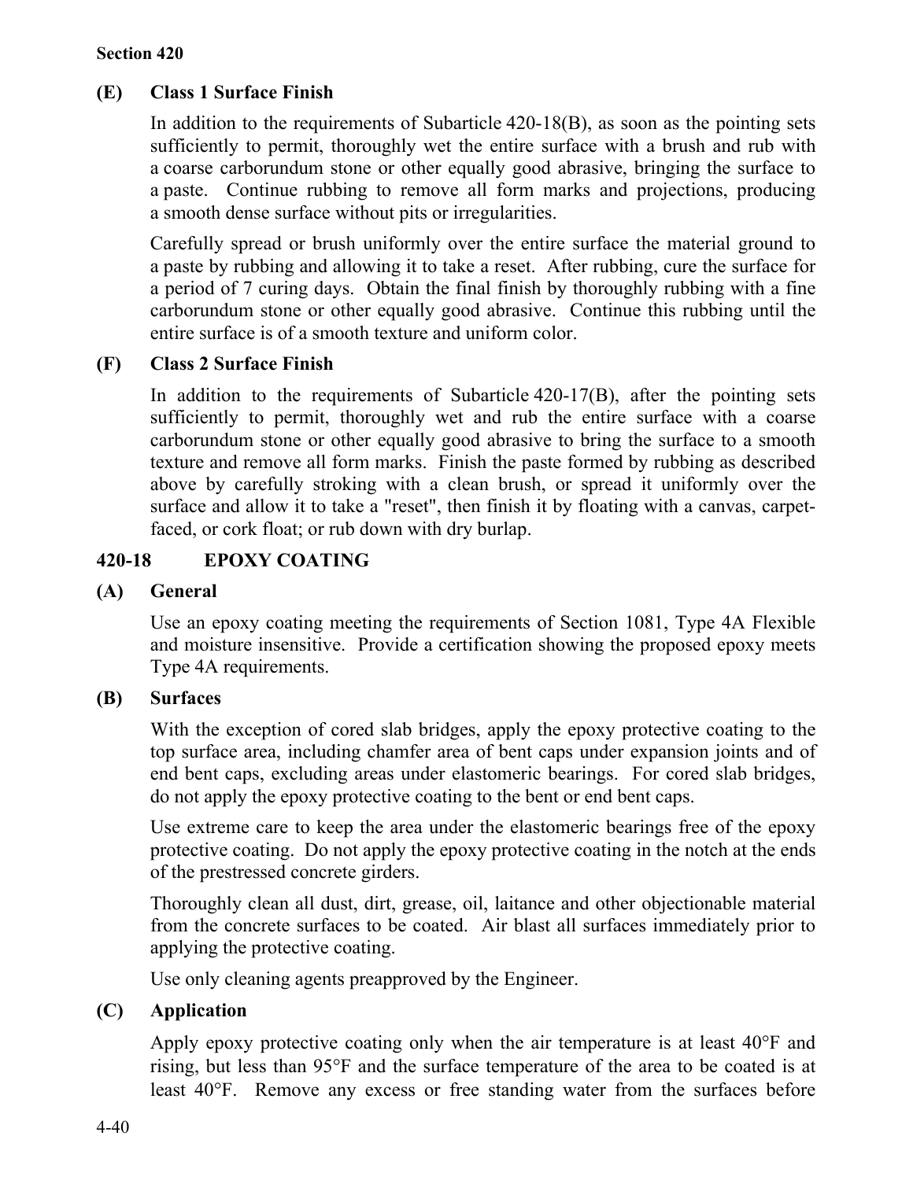**(E) Class 1 Surface Finish**

In addition to the requirements of Subarticle 420-18(B), as soon as the pointing sets sufficiently to permit, thoroughly wet the entire surface with a brush and rub with a coarse carborundum stone or other equally good abrasive, bringing the surface to a paste. Continue rubbing to remove all form marks and projections, producing a smooth dense surface without pits or irregularities.

Carefully spread or brush uniformly over the entire surface the material ground to a paste by rubbing and allowing it to take a reset. After rubbing, cure the surface for a period of 7 curing days. Obtain the final finish by thoroughly rubbing with a fine carborundum stone or other equally good abrasive. Continue this rubbing until the entire surface is of a smooth texture and uniform color.

**(F) Class 2 Surface Finish**

In addition to the requirements of Subarticle 420-17(B), after the pointing sets sufficiently to permit, thoroughly wet and rub the entire surface with a coarse carborundum stone or other equally good abrasive to bring the surface to a smooth texture and remove all form marks. Finish the paste formed by rubbing as described above by carefully stroking with a clean brush, or spread it uniformly over the surface and allow it to take a "reset", then finish it by floating with a canvas, carpet-faced, or cork float; or rub down with dry burlap.

## 420-18 EPOXY COATING

**(A) General**

Use an epoxy coating meeting the requirements of Section 1081, Type 4A Flexible and moisture insensitive. Provide a certification showing the proposed epoxy meets Type 4A requirements.

**(B) Surfaces**

With the exception of cored slab bridges, apply the epoxy protective coating to the top surface area, including chamfer area of bent caps under expansion joints and of end bent caps, excluding areas under elastomeric bearings. For cored slab bridges, do not apply the epoxy protective coating to the bent or end bent caps.

Use extreme care to keep the area under the elastomeric bearings free of the epoxy protective coating. Do not apply the epoxy protective coating in the notch at the ends of the prestressed concrete girders.

Thoroughly clean all dust, dirt, grease, oil, laitance and other objectionable material from the concrete surfaces to be coated. Air blast all surfaces immediately prior to applying the protective coating.

Use only cleaning agents preapproved by the Engineer.

**(C) Application**

Apply epoxy protective coating only when the air temperature is at least 40°F and rising, but less than 95°F and the surface temperature of the area to be coated is at least 40°F. Remove any excess or free standing water from the surfaces before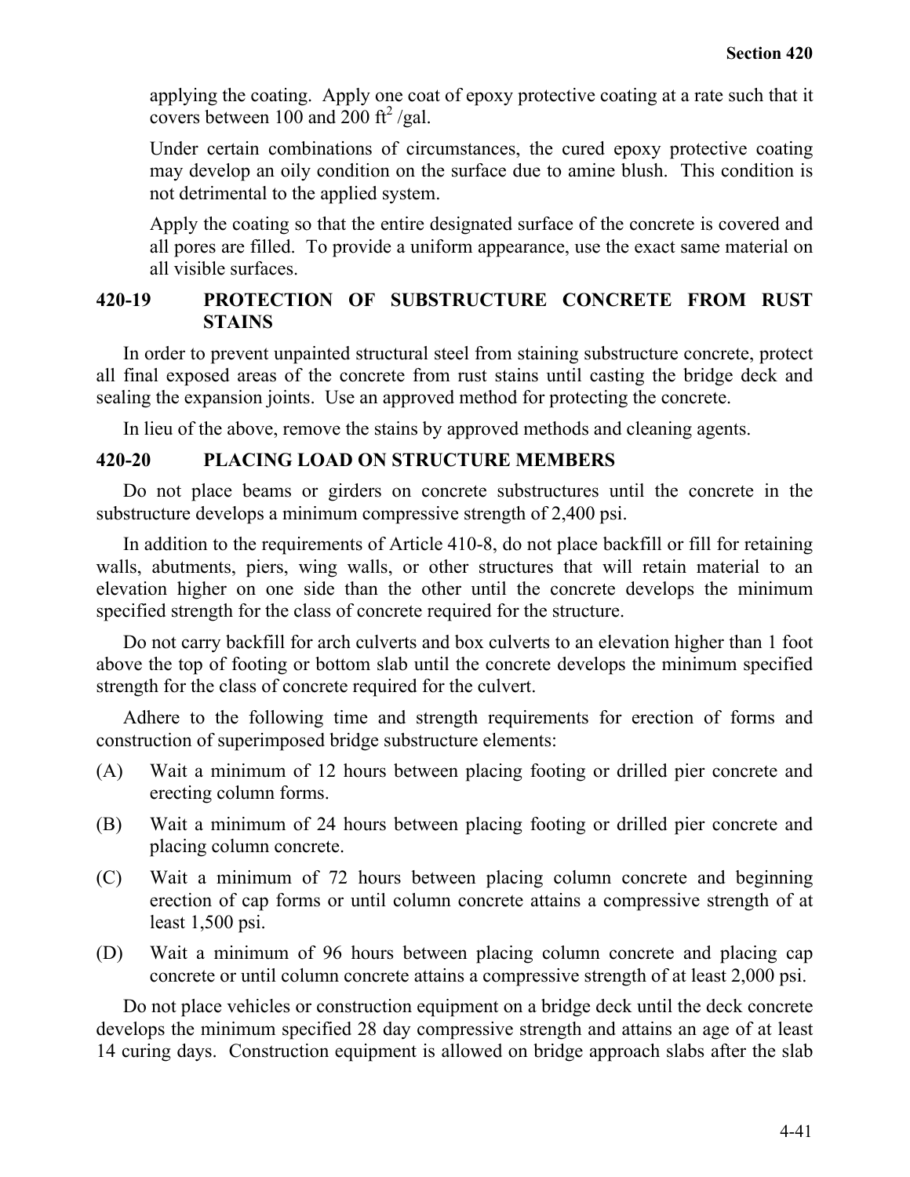applying the coating. Apply one coat of epoxy protective coating at a rate such that it covers between 100 and 200 $ft^2$ /gal.

Under certain combinations of circumstances, the cured epoxy protective coating may develop an oily condition on the surface due to amine blush. This condition is not detrimental to the applied system.

Apply the coating so that the entire designated surface of the concrete is covered and all pores are filled. To provide a uniform appearance, use the exact same material on all visible surfaces.

### 420-19 PROTECTION OF SUBSTRUCTURE CONCRETE FROM RUST STAINS

In order to prevent unpainted structural steel from staining substructure concrete, protect all final exposed areas of the concrete from rust stains until casting the bridge deck and sealing the expansion joints. Use an approved method for protecting the concrete.

In lieu of the above, remove the stains by approved methods and cleaning agents.

### 420-20 PLACING LOAD ON STRUCTURE MEMBERS

Do not place beams or girders on concrete substructures until the concrete in the substructure develops a minimum compressive strength of 2,400 psi.

In addition to the requirements of Article 410-8, do not place backfill or fill for retaining walls, abutments, piers, wing walls, or other structures that will retain material to an elevation higher on one side than the other until the concrete develops the minimum specified strength for the class of concrete required for the structure.

Do not carry backfill for arch culverts and box culverts to an elevation higher than 1 foot above the top of footing or bottom slab until the concrete develops the minimum specified strength for the class of concrete required for the culvert.

Adhere to the following time and strength requirements for erection of forms and construction of superimposed bridge substructure elements:

(A) Wait a minimum of 12 hours between placing footing or drilled pier concrete and erecting column forms.

(B) Wait a minimum of 24 hours between placing footing or drilled pier concrete and placing column concrete.

(C) Wait a minimum of 72 hours between placing column concrete and beginning erection of cap forms or until column concrete attains a compressive strength of at least 1,500 psi.

(D) Wait a minimum of 96 hours between placing column concrete and placing cap concrete or until column concrete attains a compressive strength of at least 2,000 psi.

Do not place vehicles or construction equipment on a bridge deck until the deck concrete develops the minimum specified 28 day compressive strength and attains an age of at least 14 curing days. Construction equipment is allowed on bridge approach slabs after the slab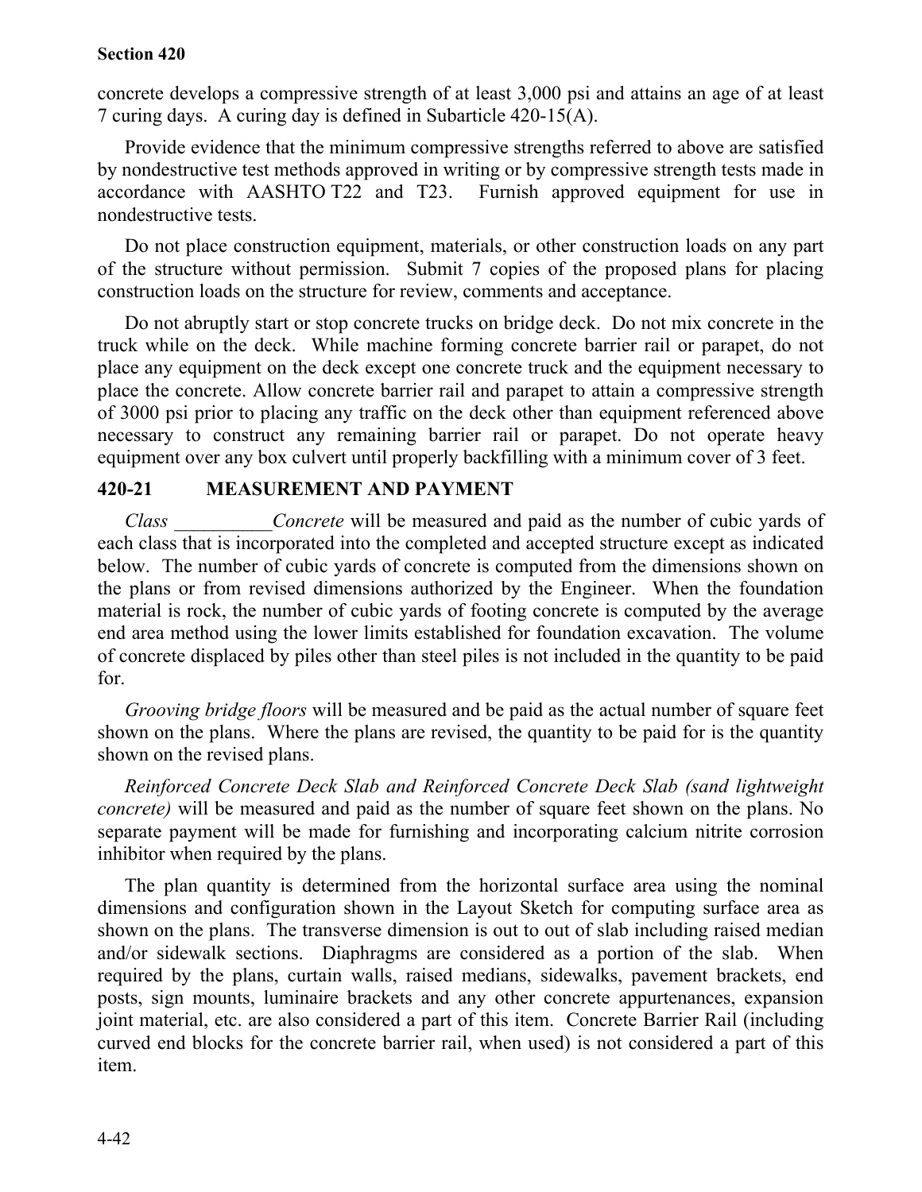concrete develops a compressive strength of at least 3,000 psi and attains an age of at least 7 curing days. A curing day is defined in Subarticle 420-15(A).

Provide evidence that the minimum compressive strengths referred to above are satisfied by nondestructive test methods approved in writing or by compressive strength tests made in accordance with AASHTO T22 and T23. Furnish approved equipment for use in nondestructive tests.

Do not place construction equipment, materials, or other construction loads on any part of the structure without permission. Submit 7 copies of the proposed plans for placing construction loads on the structure for review, comments and acceptance.

Do not abruptly start or stop concrete trucks on bridge deck. Do not mix concrete in the truck while on the deck. While machine forming concrete barrier rail or parapet, do not place any equipment on the deck except one concrete truck and the equipment necessary to place the concrete. Allow concrete barrier rail and parapet to attain a compressive strength of 3000 psi prior to placing any traffic on the deck other than equipment referenced above necessary to construct any remaining barrier rail or parapet. Do not operate heavy equipment over any box culvert until properly backfilling with a minimum cover of 3 feet.

## 420-21 MEASUREMENT AND PAYMENT

*Class* __________*Concrete* will be measured and paid as the number of cubic yards of each class that is incorporated into the completed and accepted structure except as indicated below. The number of cubic yards of concrete is computed from the dimensions shown on the plans or from revised dimensions authorized by the Engineer. When the foundation material is rock, the number of cubic yards of footing concrete is computed by the average end area method using the lower limits established for foundation excavation. The volume of concrete displaced by piles other than steel piles is not included in the quantity to be paid for.

*Grooving bridge floors* will be measured and be paid as the actual number of square feet shown on the plans. Where the plans are revised, the quantity to be paid for is the quantity shown on the revised plans.

*Reinforced Concrete Deck Slab and Reinforced Concrete Deck Slab (sand lightweight concrete)* will be measured and paid as the number of square feet shown on the plans. No separate payment will be made for furnishing and incorporating calcium nitrite corrosion inhibitor when required by the plans.

The plan quantity is determined from the horizontal surface area using the nominal dimensions and configuration shown in the Layout Sketch for computing surface area as shown on the plans. The transverse dimension is out to out of slab including raised median and/or sidewalk sections. Diaphragms are considered as a portion of the slab. When required by the plans, curtain walls, raised medians, sidewalks, pavement brackets, end posts, sign mounts, luminaire brackets and any other concrete appurtenances, expansion joint material, etc. are also considered a part of this item. Concrete Barrier Rail (including curved end blocks for the concrete barrier rail, when used) is not considered a part of this item.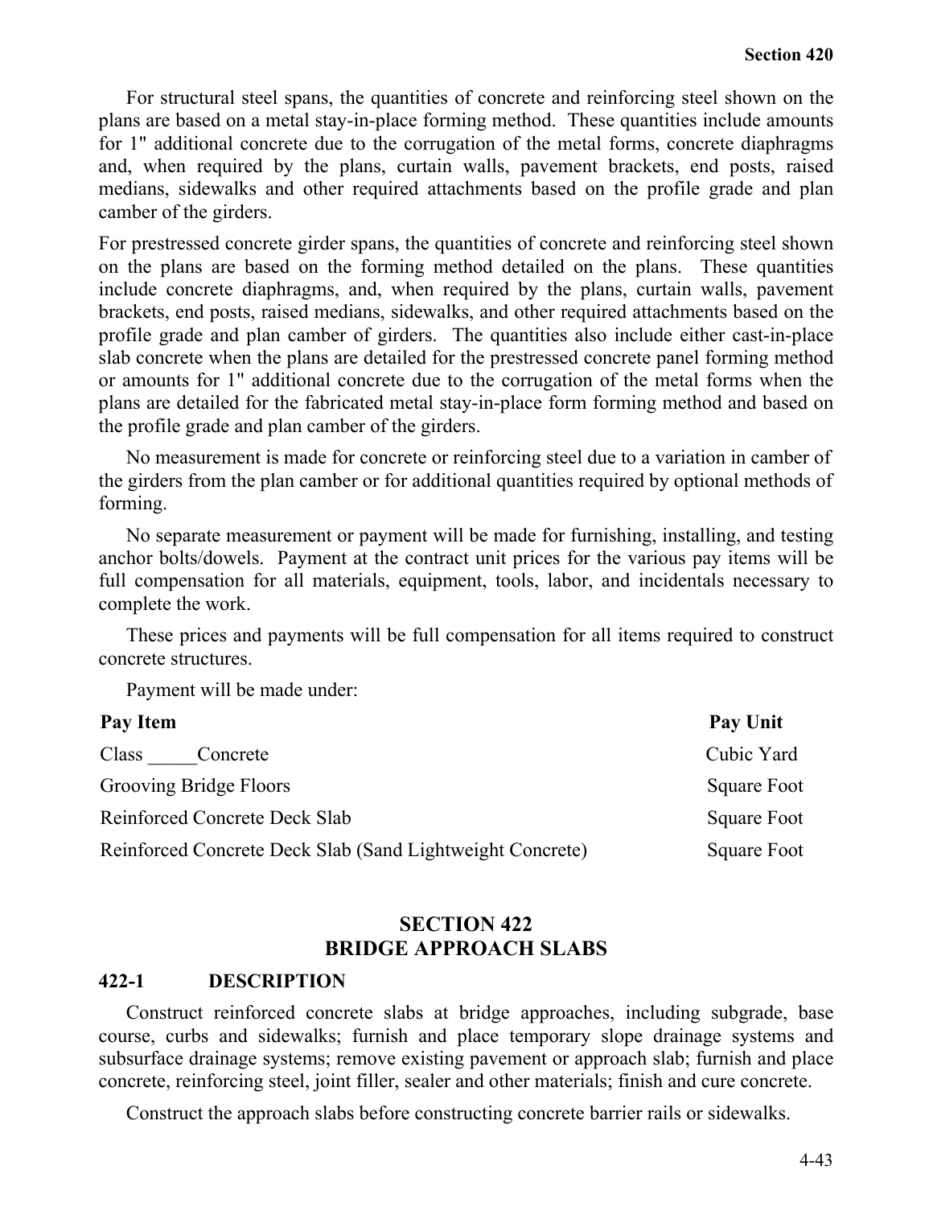For structural steel spans, the quantities of concrete and reinforcing steel shown on the plans are based on a metal stay-in-place forming method. These quantities include amounts for 1" additional concrete due to the corrugation of the metal forms, concrete diaphragms and, when required by the plans, curtain walls, pavement brackets, end posts, raised medians, sidewalks and other required attachments based on the profile grade and plan camber of the girders.

For prestressed concrete girder spans, the quantities of concrete and reinforcing steel shown on the plans are based on the forming method detailed on the plans. These quantities include concrete diaphragms, and, when required by the plans, curtain walls, pavement brackets, end posts, raised medians, sidewalks, and other required attachments based on the profile grade and plan camber of girders. The quantities also include either cast-in-place slab concrete when the plans are detailed for the prestressed concrete panel forming method or amounts for 1" additional concrete due to the corrugation of the metal forms when the plans are detailed for the fabricated metal stay-in-place form forming method and based on the profile grade and plan camber of the girders.

No measurement is made for concrete or reinforcing steel due to a variation in camber of the girders from the plan camber or for additional quantities required by optional methods of forming.

No separate measurement or payment will be made for furnishing, installing, and testing anchor bolts/dowels. Payment at the contract unit prices for the various pay items will be full compensation for all materials, equipment, tools, labor, and incidentals necessary to complete the work.

These prices and payments will be full compensation for all items required to construct concrete structures.

Payment will be made under:

| Pay Item | Pay Unit |
|---|---|
| Class _____Concrete | Cubic Yard |
| Grooving Bridge Floors | Square Foot |
| Reinforced Concrete Deck Slab | Square Foot |
| Reinforced Concrete Deck Slab (Sand Lightweight Concrete) | Square Foot |

## SECTION 422
## BRIDGE APPROACH SLABS

### 422-1 DESCRIPTION

Construct reinforced concrete slabs at bridge approaches, including subgrade, base course, curbs and sidewalks; furnish and place temporary slope drainage systems and subsurface drainage systems; remove existing pavement or approach slab; furnish and place concrete, reinforcing steel, joint filler, sealer and other materials; finish and cure concrete.

Construct the approach slabs before constructing concrete barrier rails or sidewalks.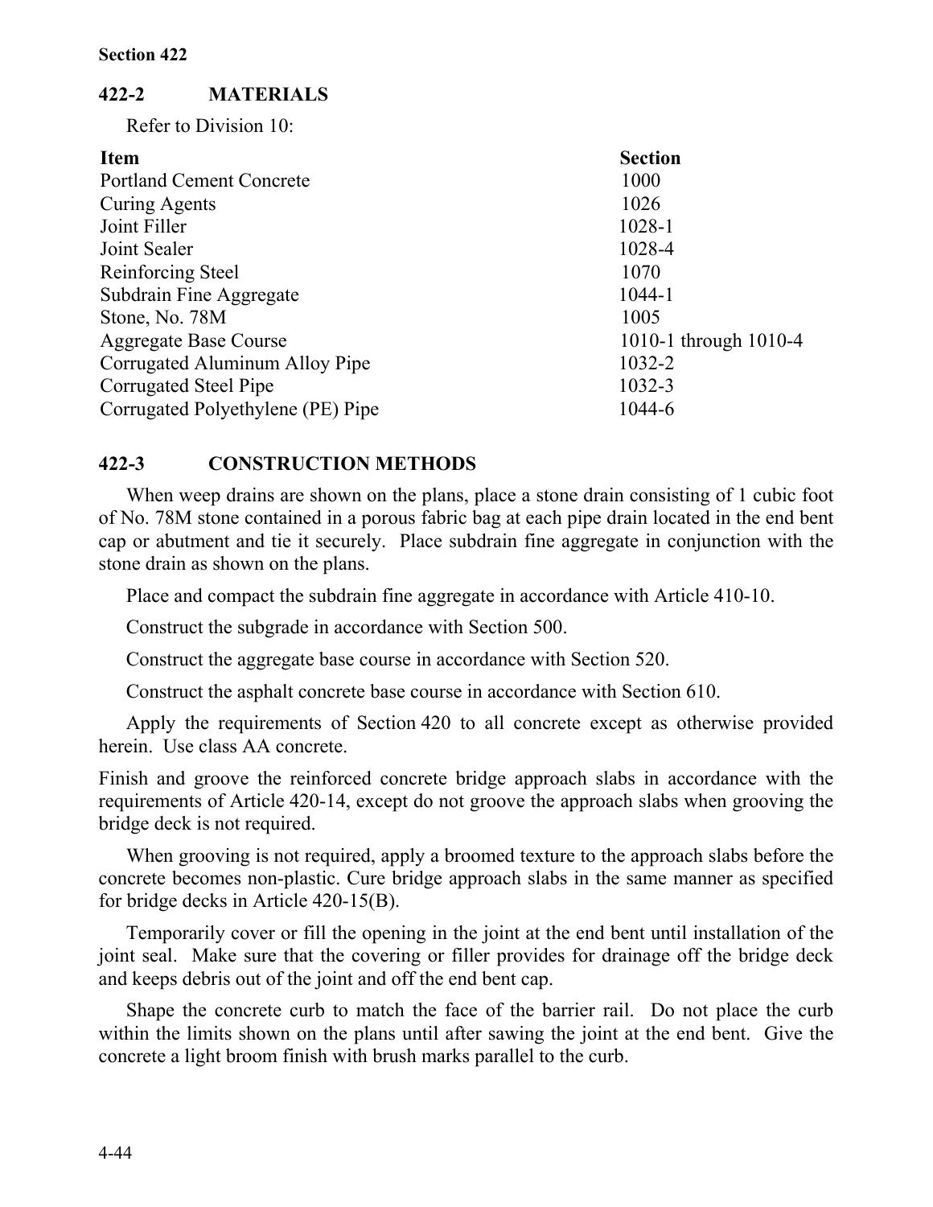## 422-2 MATERIALS

Refer to Division 10:

| Item | Section |
|---|---|
| Portland Cement Concrete | 1000 |
| Curing Agents | 1026 |
| Joint Filler | 1028-1 |
| Joint Sealer | 1028-4 |
| Reinforcing Steel | 1070 |
| Subdrain Fine Aggregate | 1044-1 |
| Stone, No. 78M | 1005 |
| Aggregate Base Course | 1010-1 through 1010-4 |
| Corrugated Aluminum Alloy Pipe | 1032-2 |
| Corrugated Steel Pipe | 1032-3 |
| Corrugated Polyethylene (PE) Pipe | 1044-6 |

## 422-3 CONSTRUCTION METHODS

When weep drains are shown on the plans, place a stone drain consisting of 1 cubic foot of No. 78M stone contained in a porous fabric bag at each pipe drain located in the end bent cap or abutment and tie it securely. Place subdrain fine aggregate in conjunction with the stone drain as shown on the plans.

Place and compact the subdrain fine aggregate in accordance with Article 410-10.

Construct the subgrade in accordance with Section 500.

Construct the aggregate base course in accordance with Section 520.

Construct the asphalt concrete base course in accordance with Section 610.

Apply the requirements of Section 420 to all concrete except as otherwise provided herein. Use class AA concrete.

Finish and groove the reinforced concrete bridge approach slabs in accordance with the requirements of Article 420-14, except do not groove the approach slabs when grooving the bridge deck is not required.

When grooving is not required, apply a broomed texture to the approach slabs before the concrete becomes non-plastic. Cure bridge approach slabs in the same manner as specified for bridge decks in Article 420-15(B).

Temporarily cover or fill the opening in the joint at the end bent until installation of the joint seal. Make sure that the covering or filler provides for drainage off the bridge deck and keeps debris out of the joint and off the end bent cap.

Shape the concrete curb to match the face of the barrier rail. Do not place the curb within the limits shown on the plans until after sawing the joint at the end bent. Give the concrete a light broom finish with brush marks parallel to the curb.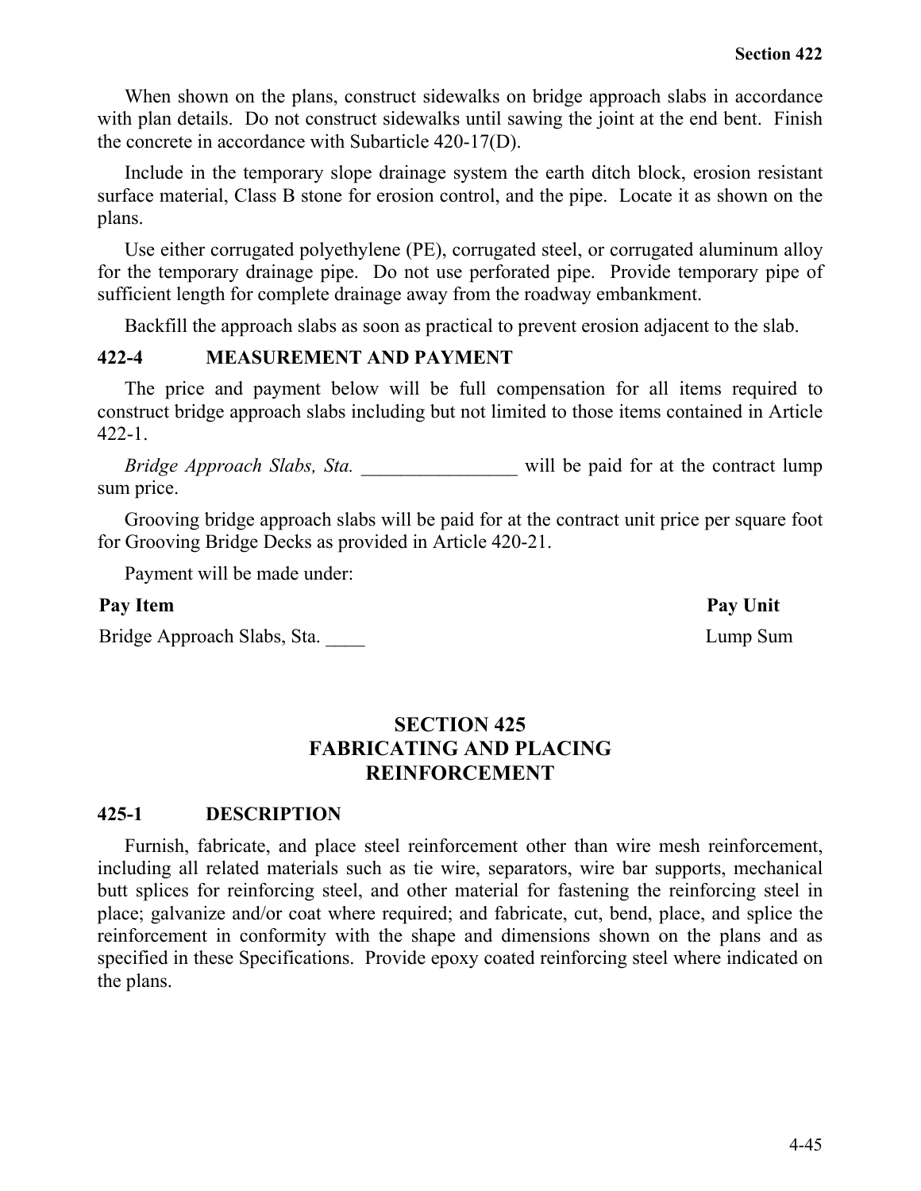When shown on the plans, construct sidewalks on bridge approach slabs in accordance with plan details. Do not construct sidewalks until sawing the joint at the end bent. Finish the concrete in accordance with Subarticle 420-17(D).

Include in the temporary slope drainage system the earth ditch block, erosion resistant surface material, Class B stone for erosion control, and the pipe. Locate it as shown on the plans.

Use either corrugated polyethylene (PE), corrugated steel, or corrugated aluminum alloy for the temporary drainage pipe. Do not use perforated pipe. Provide temporary pipe of sufficient length for complete drainage away from the roadway embankment.

Backfill the approach slabs as soon as practical to prevent erosion adjacent to the slab.

### 422-4 MEASUREMENT AND PAYMENT

The price and payment below will be full compensation for all items required to construct bridge approach slabs including but not limited to those items contained in Article 422-1.

*Bridge Approach Slabs, Sta.* ________________ will be paid for at the contract lump sum price.

Grooving bridge approach slabs will be paid for at the contract unit price per square foot for Grooving Bridge Decks as provided in Article 420-21.

Payment will be made under:

| Pay Item | Pay Unit |
|---|---|
| Bridge Approach Slabs, Sta. ____ | Lump Sum |

## SECTION 425 FABRICATING AND PLACING REINFORCEMENT

### 425-1 DESCRIPTION

Furnish, fabricate, and place steel reinforcement other than wire mesh reinforcement, including all related materials such as tie wire, separators, wire bar supports, mechanical butt splices for reinforcing steel, and other material for fastening the reinforcing steel in place; galvanize and/or coat where required; and fabricate, cut, bend, place, and splice the reinforcement in conformity with the shape and dimensions shown on the plans and as specified in these Specifications. Provide epoxy coated reinforcing steel where indicated on the plans.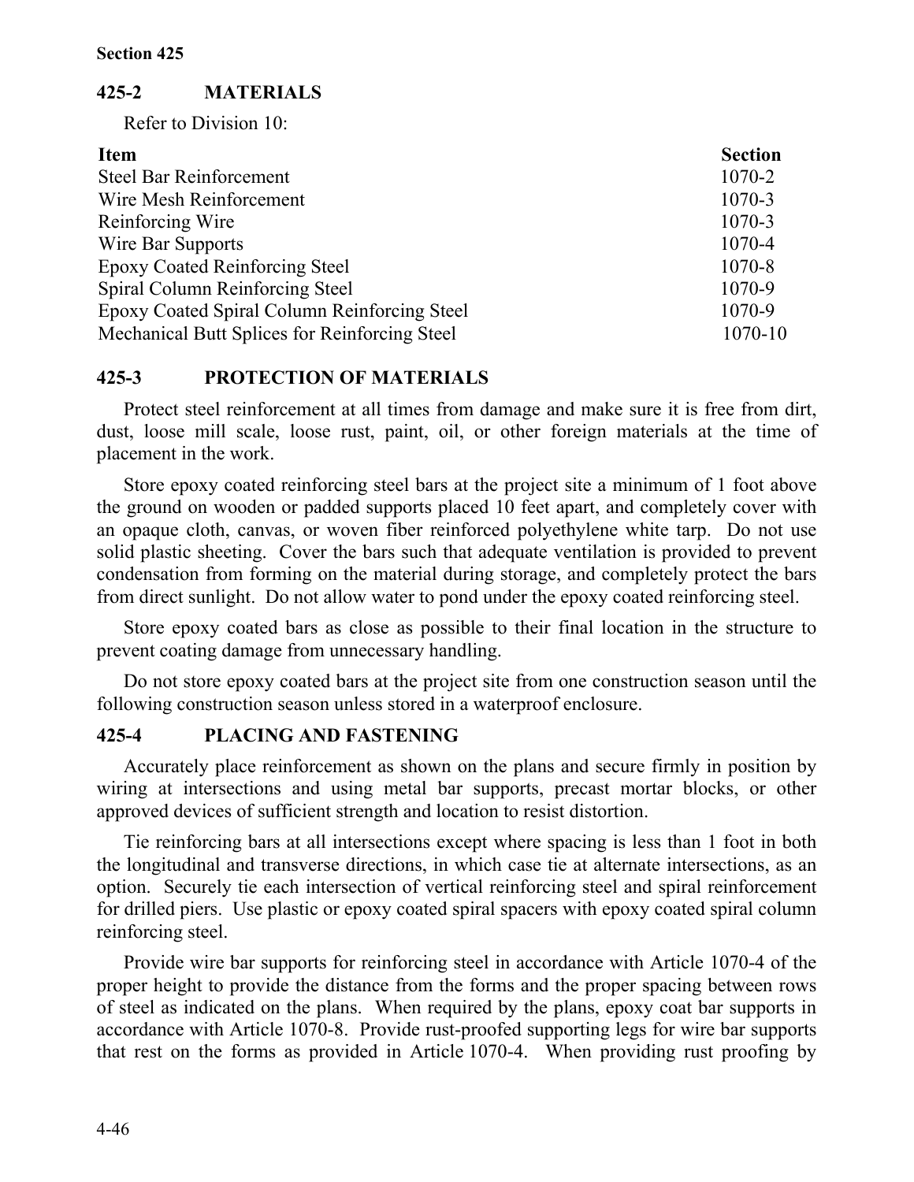## 425-2 MATERIALS

Refer to Division 10:

| Item | Section |
| --- | --- |
| Steel Bar Reinforcement | 1070-2 |
| Wire Mesh Reinforcement | 1070-3 |
| Reinforcing Wire | 1070-3 |
| Wire Bar Supports | 1070-4 |
| Epoxy Coated Reinforcing Steel | 1070-8 |
| Spiral Column Reinforcing Steel | 1070-9 |
| Epoxy Coated Spiral Column Reinforcing Steel | 1070-9 |
| Mechanical Butt Splices for Reinforcing Steel | 1070-10 |

## 425-3 PROTECTION OF MATERIALS

Protect steel reinforcement at all times from damage and make sure it is free from dirt, dust, loose mill scale, loose rust, paint, oil, or other foreign materials at the time of placement in the work.

Store epoxy coated reinforcing steel bars at the project site a minimum of 1 foot above the ground on wooden or padded supports placed 10 feet apart, and completely cover with an opaque cloth, canvas, or woven fiber reinforced polyethylene white tarp. Do not use solid plastic sheeting. Cover the bars such that adequate ventilation is provided to prevent condensation from forming on the material during storage, and completely protect the bars from direct sunlight. Do not allow water to pond under the epoxy coated reinforcing steel.

Store epoxy coated bars as close as possible to their final location in the structure to prevent coating damage from unnecessary handling.

Do not store epoxy coated bars at the project site from one construction season until the following construction season unless stored in a waterproof enclosure.

## 425-4 PLACING AND FASTENING

Accurately place reinforcement as shown on the plans and secure firmly in position by wiring at intersections and using metal bar supports, precast mortar blocks, or other approved devices of sufficient strength and location to resist distortion.

Tie reinforcing bars at all intersections except where spacing is less than 1 foot in both the longitudinal and transverse directions, in which case tie at alternate intersections, as an option. Securely tie each intersection of vertical reinforcing steel and spiral reinforcement for drilled piers. Use plastic or epoxy coated spiral spacers with epoxy coated spiral column reinforcing steel.

Provide wire bar supports for reinforcing steel in accordance with Article 1070-4 of the proper height to provide the distance from the forms and the proper spacing between rows of steel as indicated on the plans. When required by the plans, epoxy coat bar supports in accordance with Article 1070-8. Provide rust-proofed supporting legs for wire bar supports that rest on the forms as provided in Article 1070-4. When providing rust proofing by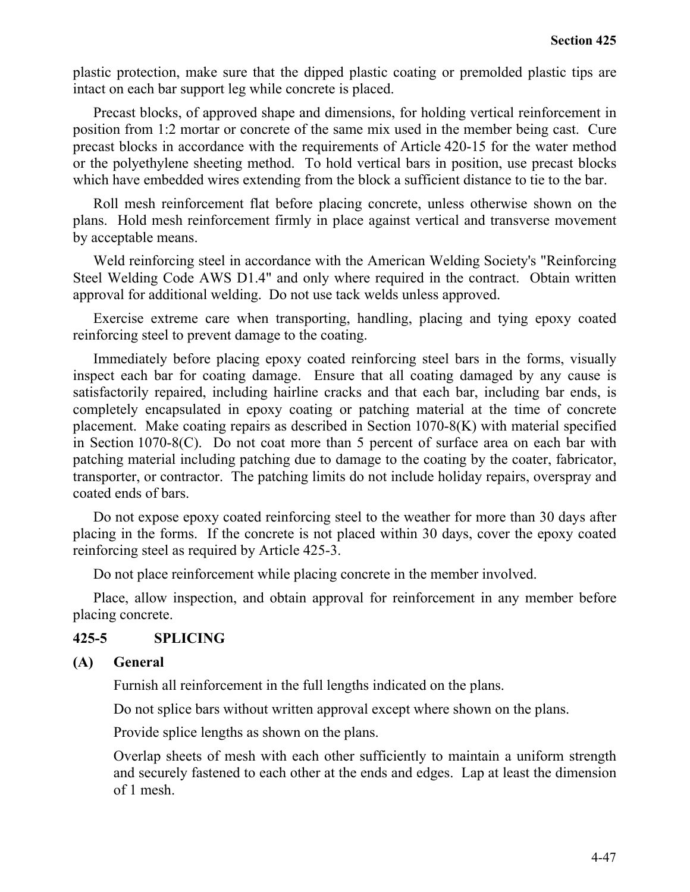plastic protection, make sure that the dipped plastic coating or premolded plastic tips are intact on each bar support leg while concrete is placed.

Precast blocks, of approved shape and dimensions, for holding vertical reinforcement in position from 1:2 mortar or concrete of the same mix used in the member being cast. Cure precast blocks in accordance with the requirements of Article 420-15 for the water method or the polyethylene sheeting method. To hold vertical bars in position, use precast blocks which have embedded wires extending from the block a sufficient distance to tie to the bar.

Roll mesh reinforcement flat before placing concrete, unless otherwise shown on the plans. Hold mesh reinforcement firmly in place against vertical and transverse movement by acceptable means.

Weld reinforcing steel in accordance with the American Welding Society's "Reinforcing Steel Welding Code AWS D1.4" and only where required in the contract. Obtain written approval for additional welding. Do not use tack welds unless approved.

Exercise extreme care when transporting, handling, placing and tying epoxy coated reinforcing steel to prevent damage to the coating.

Immediately before placing epoxy coated reinforcing steel bars in the forms, visually inspect each bar for coating damage. Ensure that all coating damaged by any cause is satisfactorily repaired, including hairline cracks and that each bar, including bar ends, is completely encapsulated in epoxy coating or patching material at the time of concrete placement. Make coating repairs as described in Section 1070-8(K) with material specified in Section 1070-8(C). Do not coat more than 5 percent of surface area on each bar with patching material including patching due to damage to the coating by the coater, fabricator, transporter, or contractor. The patching limits do not include holiday repairs, overspray and coated ends of bars.

Do not expose epoxy coated reinforcing steel to the weather for more than 30 days after placing in the forms. If the concrete is not placed within 30 days, cover the epoxy coated reinforcing steel as required by Article 425-3.

Do not place reinforcement while placing concrete in the member involved.

Place, allow inspection, and obtain approval for reinforcement in any member before placing concrete.

## 425-5 SPLICING

### (A) General

Furnish all reinforcement in the full lengths indicated on the plans.

Do not splice bars without written approval except where shown on the plans.

Provide splice lengths as shown on the plans.

Overlap sheets of mesh with each other sufficiently to maintain a uniform strength and securely fastened to each other at the ends and edges. Lap at least the dimension of 1 mesh.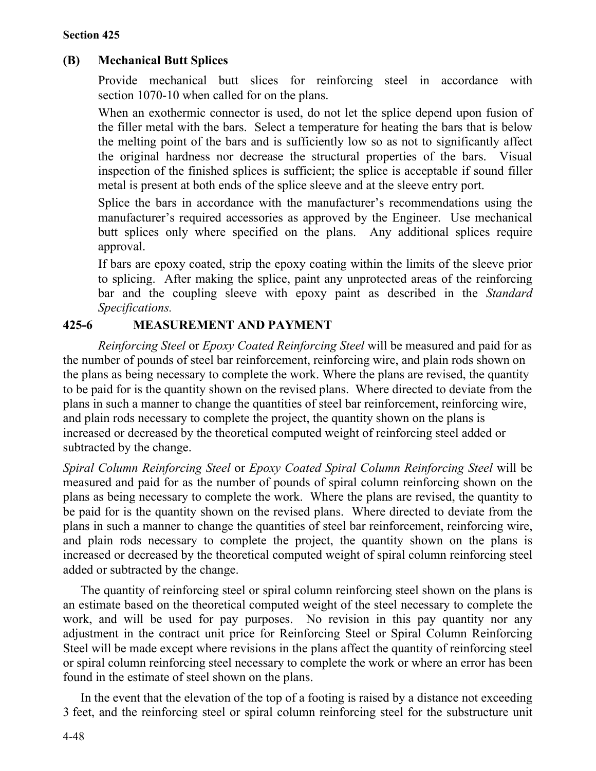## Section 425

### (B) Mechanical Butt Splices

Provide mechanical butt slices for reinforcing steel in accordance with section 1070-10 when called for on the plans.

When an exothermic connector is used, do not let the splice depend upon fusion of the filler metal with the bars. Select a temperature for heating the bars that is below the melting point of the bars and is sufficiently low so as not to significantly affect the original hardness nor decrease the structural properties of the bars. Visual inspection of the finished splices is sufficient; the splice is acceptable if sound filler metal is present at both ends of the splice sleeve and at the sleeve entry port.

Splice the bars in accordance with the manufacturer's recommendations using the manufacturer's required accessories as approved by the Engineer. Use mechanical butt splices only where specified on the plans. Any additional splices require approval.

If bars are epoxy coated, strip the epoxy coating within the limits of the sleeve prior to splicing. After making the splice, paint any unprotected areas of the reinforcing bar and the coupling sleeve with epoxy paint as described in the *Standard Specifications.*

## 425-6 MEASUREMENT AND PAYMENT

*Reinforcing Steel* or *Epoxy Coated Reinforcing Steel* will be measured and paid for as the number of pounds of steel bar reinforcement, reinforcing wire, and plain rods shown on the plans as being necessary to complete the work. Where the plans are revised, the quantity to be paid for is the quantity shown on the revised plans. Where directed to deviate from the plans in such a manner to change the quantities of steel bar reinforcement, reinforcing wire, and plain rods necessary to complete the project, the quantity shown on the plans is increased or decreased by the theoretical computed weight of reinforcing steel added or subtracted by the change.

*Spiral Column Reinforcing Steel* or *Epoxy Coated Spiral Column Reinforcing Steel* will be measured and paid for as the number of pounds of spiral column reinforcing shown on the plans as being necessary to complete the work. Where the plans are revised, the quantity to be paid for is the quantity shown on the revised plans. Where directed to deviate from the plans in such a manner to change the quantities of steel bar reinforcement, reinforcing wire, and plain rods necessary to complete the project, the quantity shown on the plans is increased or decreased by the theoretical computed weight of spiral column reinforcing steel added or subtracted by the change.

The quantity of reinforcing steel or spiral column reinforcing steel shown on the plans is an estimate based on the theoretical computed weight of the steel necessary to complete the work, and will be used for pay purposes. No revision in this pay quantity nor any adjustment in the contract unit price for Reinforcing Steel or Spiral Column Reinforcing Steel will be made except where revisions in the plans affect the quantity of reinforcing steel or spiral column reinforcing steel necessary to complete the work or where an error has been found in the estimate of steel shown on the plans.

In the event that the elevation of the top of a footing is raised by a distance not exceeding 3 feet, and the reinforcing steel or spiral column reinforcing steel for the substructure unit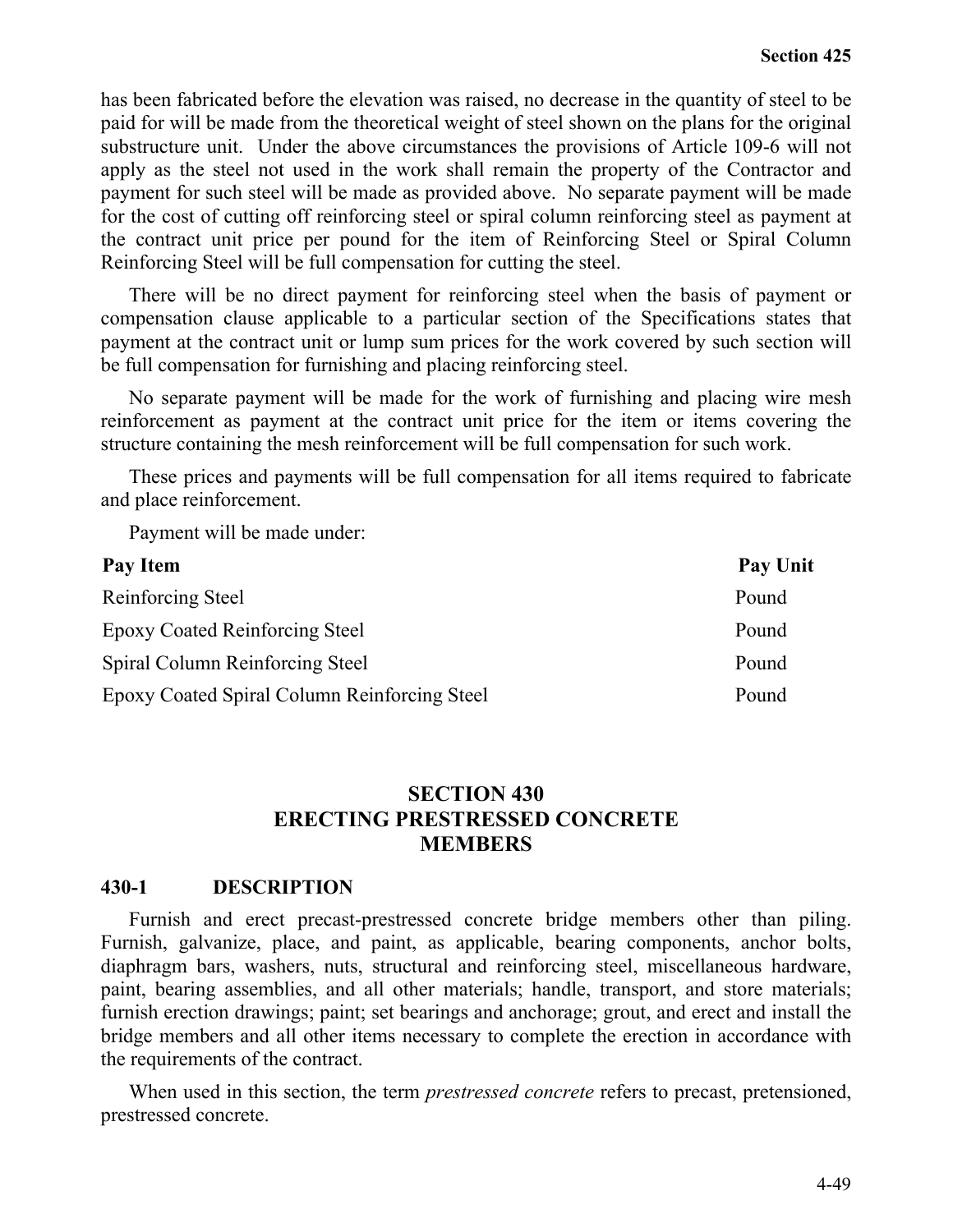has been fabricated before the elevation was raised, no decrease in the quantity of steel to be paid for will be made from the theoretical weight of steel shown on the plans for the original substructure unit. Under the above circumstances the provisions of Article 109-6 will not apply as the steel not used in the work shall remain the property of the Contractor and payment for such steel will be made as provided above. No separate payment will be made for the cost of cutting off reinforcing steel or spiral column reinforcing steel as payment at the contract unit price per pound for the item of Reinforcing Steel or Spiral Column Reinforcing Steel will be full compensation for cutting the steel.

There will be no direct payment for reinforcing steel when the basis of payment or compensation clause applicable to a particular section of the Specifications states that payment at the contract unit or lump sum prices for the work covered by such section will be full compensation for furnishing and placing reinforcing steel.

No separate payment will be made for the work of furnishing and placing wire mesh reinforcement as payment at the contract unit price for the item or items covering the structure containing the mesh reinforcement will be full compensation for such work.

These prices and payments will be full compensation for all items required to fabricate and place reinforcement.

Payment will be made under:

| Pay Item | Pay Unit |
|---|---|
| Reinforcing Steel | Pound |
| Epoxy Coated Reinforcing Steel | Pound |
| Spiral Column Reinforcing Steel | Pound |
| Epoxy Coated Spiral Column Reinforcing Steel | Pound |

# SECTION 430
# ERECTING PRESTRESSED CONCRETE MEMBERS

## 430-1 DESCRIPTION

Furnish and erect precast-prestressed concrete bridge members other than piling. Furnish, galvanize, place, and paint, as applicable, bearing components, anchor bolts, diaphragm bars, washers, nuts, structural and reinforcing steel, miscellaneous hardware, paint, bearing assemblies, and all other materials; handle, transport, and store materials; furnish erection drawings; paint; set bearings and anchorage; grout, and erect and install the bridge members and all other items necessary to complete the erection in accordance with the requirements of the contract.

When used in this section, the term *prestressed concrete* refers to precast, pretensioned, prestressed concrete.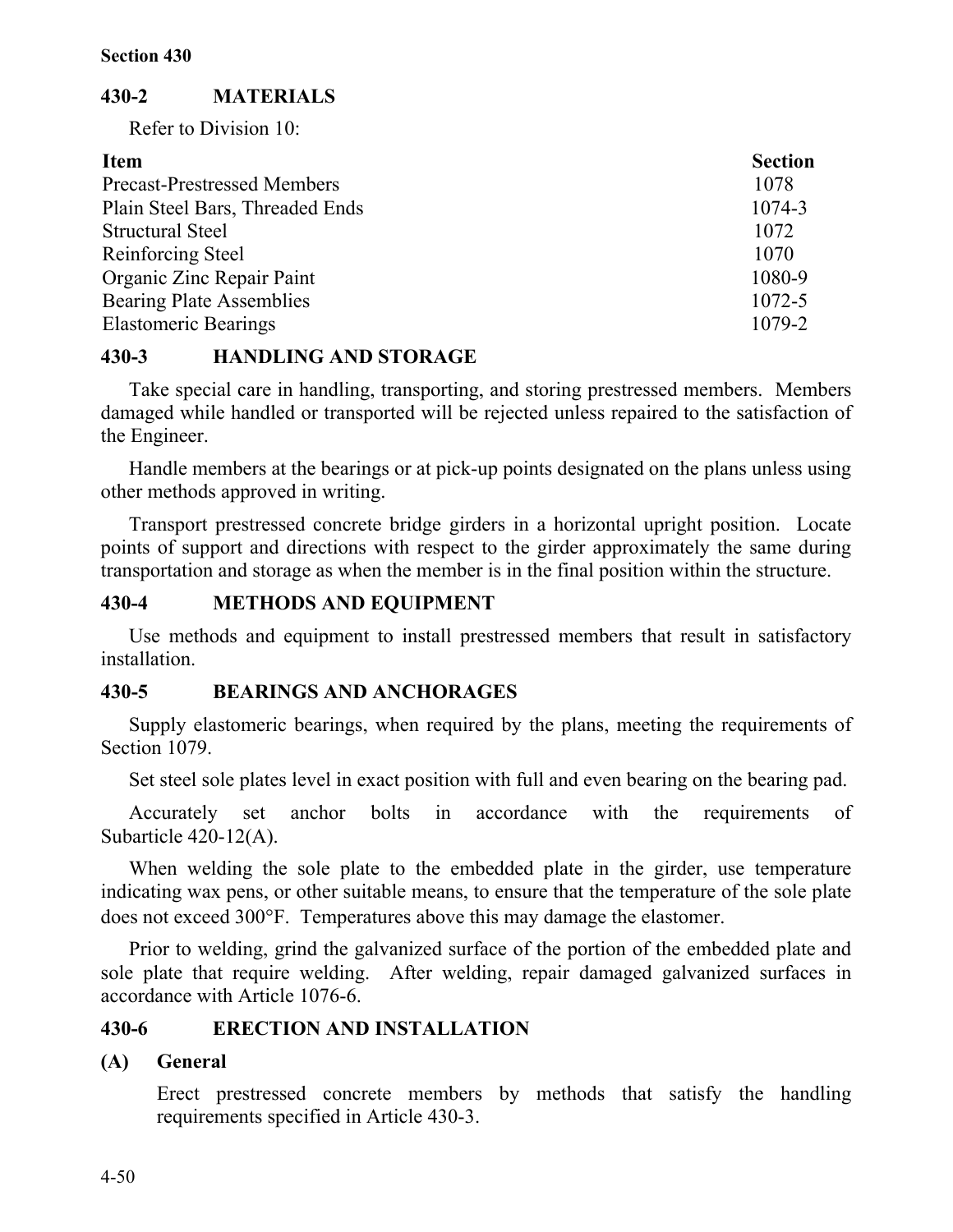## 430-2 MATERIALS

Refer to Division 10:

| Item | Section |
|---|---|
| Precast-Prestressed Members | 1078 |
| Plain Steel Bars, Threaded Ends | 1074-3 |
| Structural Steel | 1072 |
| Reinforcing Steel | 1070 |
| Organic Zinc Repair Paint | 1080-9 |
| Bearing Plate Assemblies | 1072-5 |
| Elastomeric Bearings | 1079-2 |

## 430-3 HANDLING AND STORAGE

Take special care in handling, transporting, and storing prestressed members. Members damaged while handled or transported will be rejected unless repaired to the satisfaction of the Engineer.

Handle members at the bearings or at pick-up points designated on the plans unless using other methods approved in writing.

Transport prestressed concrete bridge girders in a horizontal upright position. Locate points of support and directions with respect to the girder approximately the same during transportation and storage as when the member is in the final position within the structure.

## 430-4 METHODS AND EQUIPMENT

Use methods and equipment to install prestressed members that result in satisfactory installation.

## 430-5 BEARINGS AND ANCHORAGES

Supply elastomeric bearings, when required by the plans, meeting the requirements of Section 1079.

Set steel sole plates level in exact position with full and even bearing on the bearing pad.

Accurately set anchor bolts in accordance with the requirements of Subarticle 420-12(A).

When welding the sole plate to the embedded plate in the girder, use temperature indicating wax pens, or other suitable means, to ensure that the temperature of the sole plate does not exceed 300°F. Temperatures above this may damage the elastomer.

Prior to welding, grind the galvanized surface of the portion of the embedded plate and sole plate that require welding. After welding, repair damaged galvanized surfaces in accordance with Article 1076-6.

## 430-6 ERECTION AND INSTALLATION

### (A) General

Erect prestressed concrete members by methods that satisfy the handling requirements specified in Article 430-3.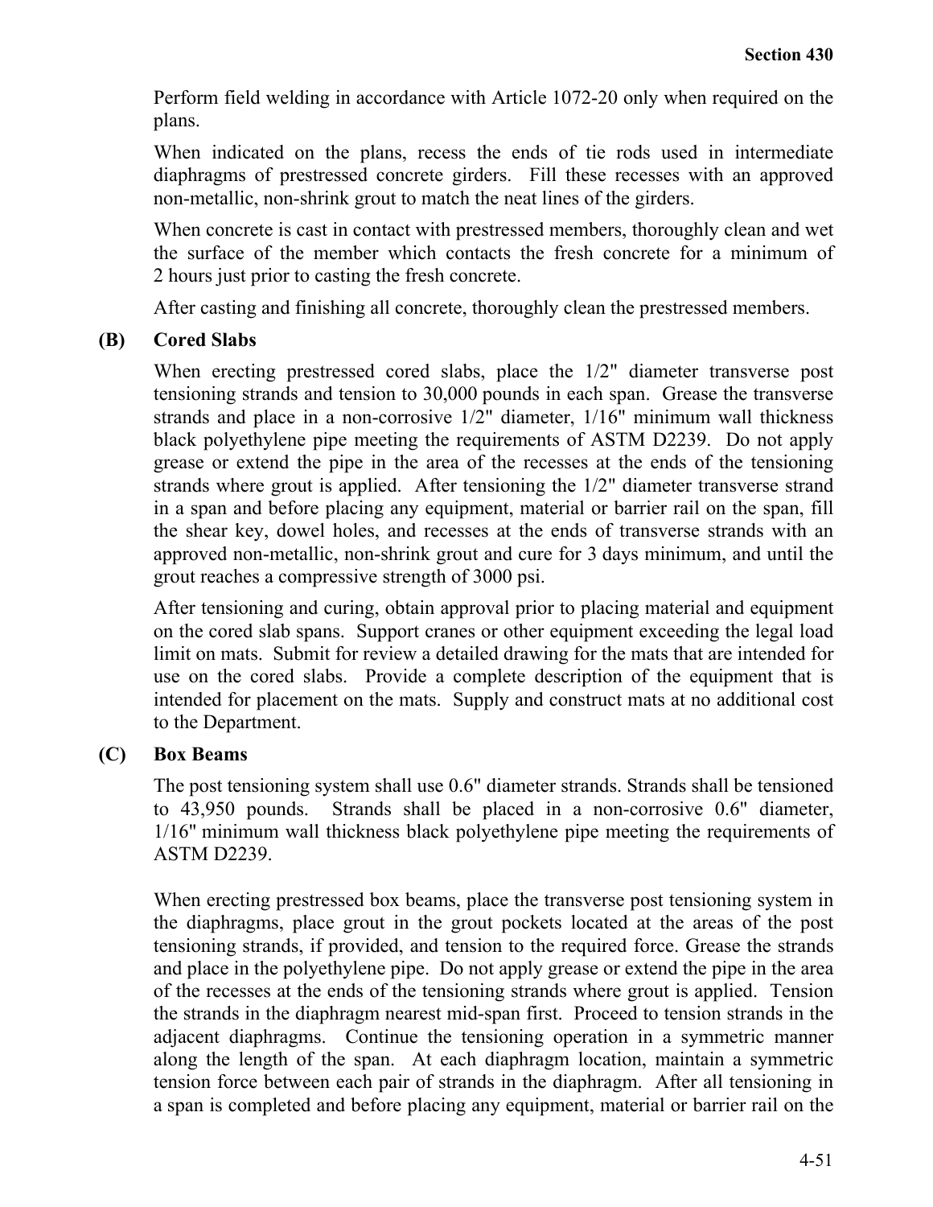Perform field welding in accordance with Article 1072-20 only when required on the plans.

When indicated on the plans, recess the ends of tie rods used in intermediate diaphragms of prestressed concrete girders. Fill these recesses with an approved non-metallic, non-shrink grout to match the neat lines of the girders.

When concrete is cast in contact with prestressed members, thoroughly clean and wet the surface of the member which contacts the fresh concrete for a minimum of 2 hours just prior to casting the fresh concrete.

After casting and finishing all concrete, thoroughly clean the prestressed members.

**(B) Cored Slabs**

When erecting prestressed cored slabs, place the 1/2" diameter transverse post tensioning strands and tension to 30,000 pounds in each span. Grease the transverse strands and place in a non-corrosive 1/2" diameter, 1/16" minimum wall thickness black polyethylene pipe meeting the requirements of ASTM D2239. Do not apply grease or extend the pipe in the area of the recesses at the ends of the tensioning strands where grout is applied. After tensioning the 1/2" diameter transverse strand in a span and before placing any equipment, material or barrier rail on the span, fill the shear key, dowel holes, and recesses at the ends of transverse strands with an approved non-metallic, non-shrink grout and cure for 3 days minimum, and until the grout reaches a compressive strength of 3000 psi.

After tensioning and curing, obtain approval prior to placing material and equipment on the cored slab spans. Support cranes or other equipment exceeding the legal load limit on mats. Submit for review a detailed drawing for the mats that are intended for use on the cored slabs. Provide a complete description of the equipment that is intended for placement on the mats. Supply and construct mats at no additional cost to the Department.

**(C) Box Beams**

The post tensioning system shall use 0.6" diameter strands. Strands shall be tensioned to 43,950 pounds. Strands shall be placed in a non-corrosive 0.6" diameter, 1/16" minimum wall thickness black polyethylene pipe meeting the requirements of ASTM D2239.

When erecting prestressed box beams, place the transverse post tensioning system in the diaphragms, place grout in the grout pockets located at the areas of the post tensioning strands, if provided, and tension to the required force. Grease the strands and place in the polyethylene pipe. Do not apply grease or extend the pipe in the area of the recesses at the ends of the tensioning strands where grout is applied. Tension the strands in the diaphragm nearest mid-span first. Proceed to tension strands in the adjacent diaphragms. Continue the tensioning operation in a symmetric manner along the length of the span. At each diaphragm location, maintain a symmetric tension force between each pair of strands in the diaphragm. After all tensioning in a span is completed and before placing any equipment, material or barrier rail on the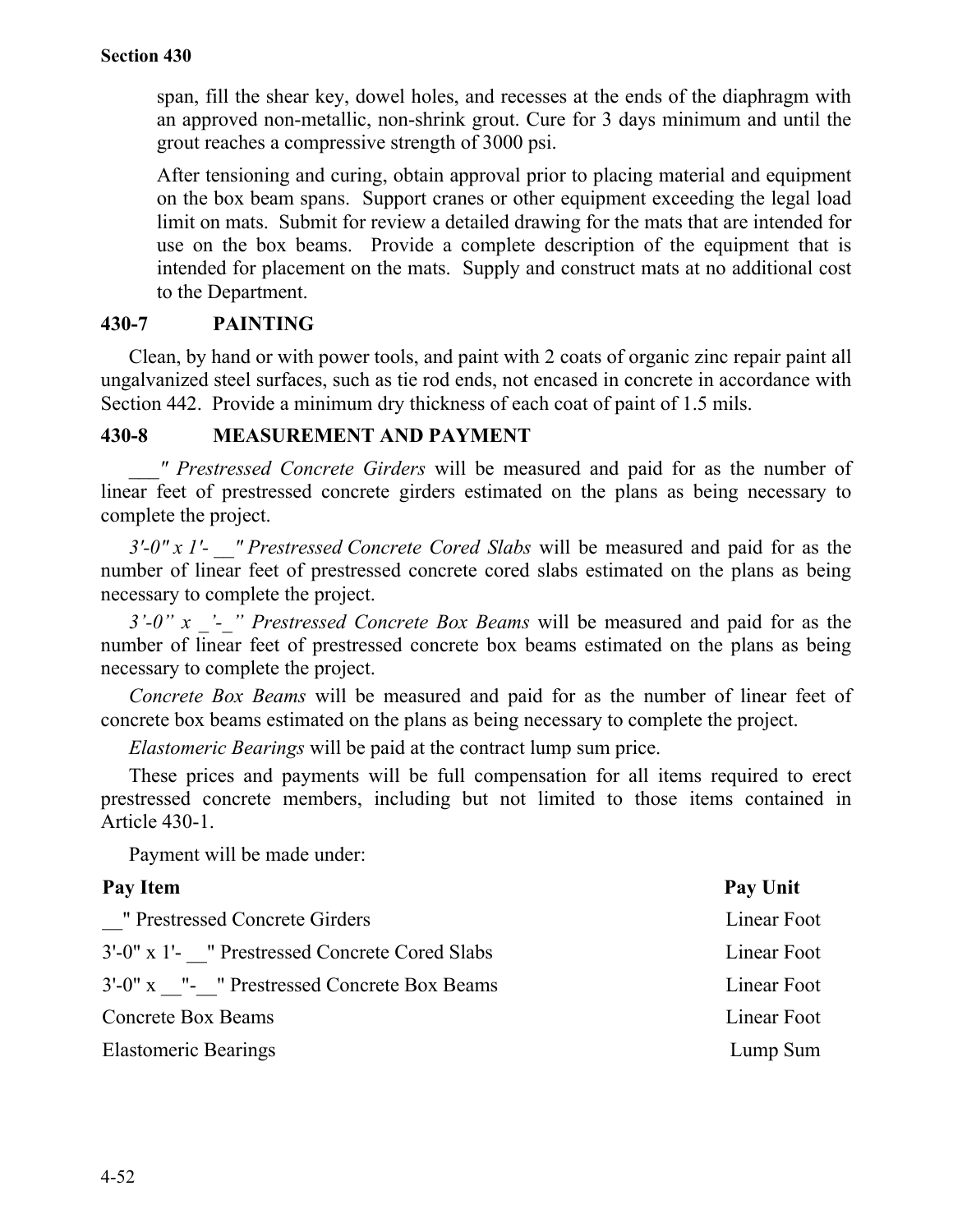span, fill the shear key, dowel holes, and recesses at the ends of the diaphragm with an approved non-metallic, non-shrink grout. Cure for 3 days minimum and until the grout reaches a compressive strength of 3000 psi.

After tensioning and curing, obtain approval prior to placing material and equipment on the box beam spans. Support cranes or other equipment exceeding the legal load limit on mats. Submit for review a detailed drawing for the mats that are intended for use on the box beams. Provide a complete description of the equipment that is intended for placement on the mats. Supply and construct mats at no additional cost to the Department.

### 430-7 PAINTING

Clean, by hand or with power tools, and paint with 2 coats of organic zinc repair paint all ungalvanized steel surfaces, such as tie rod ends, not encased in concrete in accordance with Section 442. Provide a minimum dry thickness of each coat of paint of 1.5 mils.

### 430-8 MEASUREMENT AND PAYMENT

*___" Prestressed Concrete Girders* will be measured and paid for as the number of linear feet of prestressed concrete girders estimated on the plans as being necessary to complete the project.

*3'-0" x 1'- __" Prestressed Concrete Cored Slabs* will be measured and paid for as the number of linear feet of prestressed concrete cored slabs estimated on the plans as being necessary to complete the project.

*3'-0" x _'-_" Prestressed Concrete Box Beams* will be measured and paid for as the number of linear feet of prestressed concrete box beams estimated on the plans as being necessary to complete the project.

*Concrete Box Beams* will be measured and paid for as the number of linear feet of concrete box beams estimated on the plans as being necessary to complete the project.

*Elastomeric Bearings* will be paid at the contract lump sum price.

These prices and payments will be full compensation for all items required to erect prestressed concrete members, including but not limited to those items contained in Article 430-1.

Payment will be made under:

| Pay Item | Pay Unit |
|---|---|
| __" Prestressed Concrete Girders | Linear Foot |
| 3'-0" x 1'- __" Prestressed Concrete Cored Slabs | Linear Foot |
| 3'-0" x __"-__" Prestressed Concrete Box Beams | Linear Foot |
| Concrete Box Beams | Linear Foot |
| Elastomeric Bearings | Lump Sum |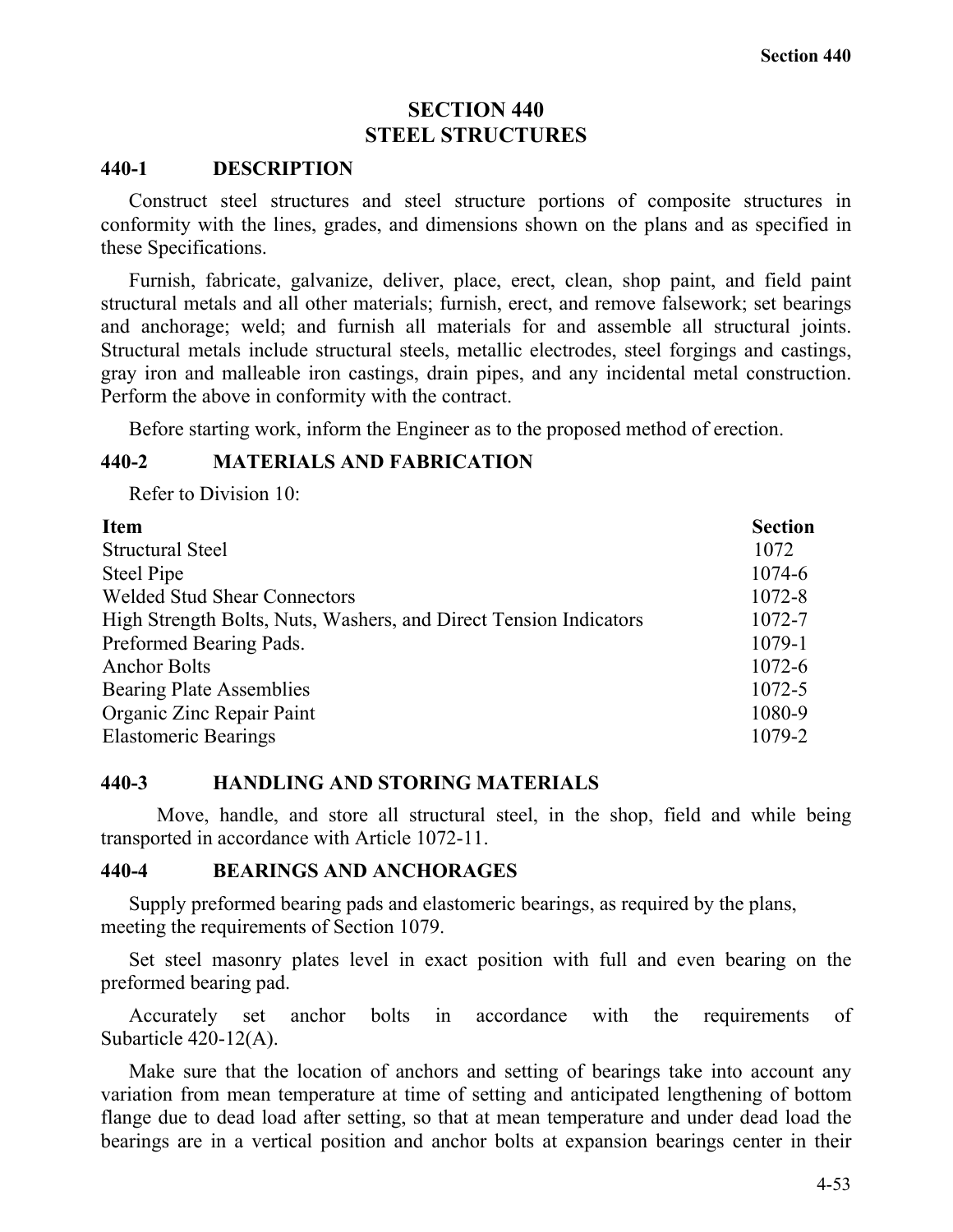# SECTION 440
# STEEL STRUCTURES

## 440-1 DESCRIPTION

Construct steel structures and steel structure portions of composite structures in conformity with the lines, grades, and dimensions shown on the plans and as specified in these Specifications.

Furnish, fabricate, galvanize, deliver, place, erect, clean, shop paint, and field paint structural metals and all other materials; furnish, erect, and remove falsework; set bearings and anchorage; weld; and furnish all materials for and assemble all structural joints. Structural metals include structural steels, metallic electrodes, steel forgings and castings, gray iron and malleable iron castings, drain pipes, and any incidental metal construction. Perform the above in conformity with the contract.

Before starting work, inform the Engineer as to the proposed method of erection.

## 440-2 MATERIALS AND FABRICATION

Refer to Division 10:

| Item | Section |
|---|---|
| Structural Steel | 1072 |
| Steel Pipe | 1074-6 |
| Welded Stud Shear Connectors | 1072-8 |
| High Strength Bolts, Nuts, Washers, and Direct Tension Indicators | 1072-7 |
| Preformed Bearing Pads. | 1079-1 |
| Anchor Bolts | 1072-6 |
| Bearing Plate Assemblies | 1072-5 |
| Organic Zinc Repair Paint | 1080-9 |
| Elastomeric Bearings | 1079-2 |

## 440-3 HANDLING AND STORING MATERIALS

Move, handle, and store all structural steel, in the shop, field and while being transported in accordance with Article 1072-11.

## 440-4 BEARINGS AND ANCHORAGES

Supply preformed bearing pads and elastomeric bearings, as required by the plans, meeting the requirements of Section 1079.

Set steel masonry plates level in exact position with full and even bearing on the preformed bearing pad.

Accurately set anchor bolts in accordance with the requirements of Subarticle 420-12(A).

Make sure that the location of anchors and setting of bearings take into account any variation from mean temperature at time of setting and anticipated lengthening of bottom flange due to dead load after setting, so that at mean temperature and under dead load the bearings are in a vertical position and anchor bolts at expansion bearings center in their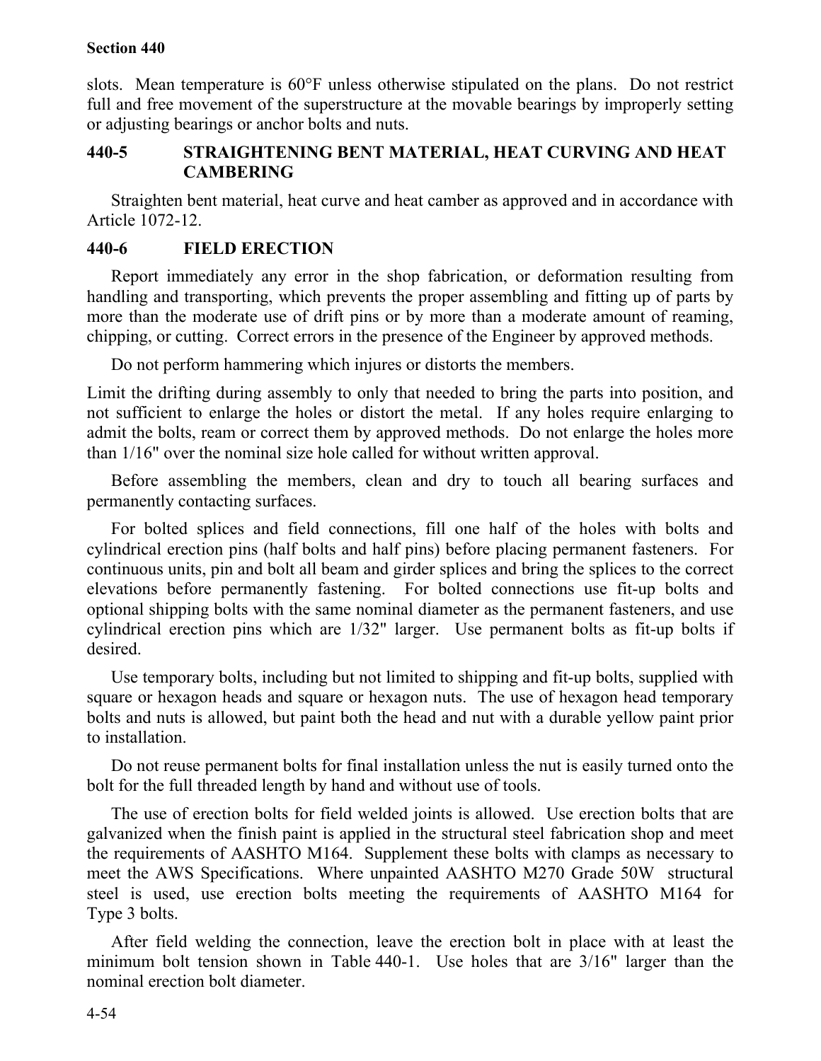slots. Mean temperature is 60°F unless otherwise stipulated on the plans. Do not restrict full and free movement of the superstructure at the movable bearings by improperly setting or adjusting bearings or anchor bolts and nuts.

## 440-5 STRAIGHTENING BENT MATERIAL, HEAT CURVING AND HEAT CAMBERING

Straighten bent material, heat curve and heat camber as approved and in accordance with Article 1072-12.

## 440-6 FIELD ERECTION

Report immediately any error in the shop fabrication, or deformation resulting from handling and transporting, which prevents the proper assembling and fitting up of parts by more than the moderate use of drift pins or by more than a moderate amount of reaming, chipping, or cutting. Correct errors in the presence of the Engineer by approved methods.

Do not perform hammering which injures or distorts the members.

Limit the drifting during assembly to only that needed to bring the parts into position, and not sufficient to enlarge the holes or distort the metal. If any holes require enlarging to admit the bolts, ream or correct them by approved methods. Do not enlarge the holes more than 1/16" over the nominal size hole called for without written approval.

Before assembling the members, clean and dry to touch all bearing surfaces and permanently contacting surfaces.

For bolted splices and field connections, fill one half of the holes with bolts and cylindrical erection pins (half bolts and half pins) before placing permanent fasteners. For continuous units, pin and bolt all beam and girder splices and bring the splices to the correct elevations before permanently fastening. For bolted connections use fit-up bolts and optional shipping bolts with the same nominal diameter as the permanent fasteners, and use cylindrical erection pins which are 1/32" larger. Use permanent bolts as fit-up bolts if desired.

Use temporary bolts, including but not limited to shipping and fit-up bolts, supplied with square or hexagon heads and square or hexagon nuts. The use of hexagon head temporary bolts and nuts is allowed, but paint both the head and nut with a durable yellow paint prior to installation.

Do not reuse permanent bolts for final installation unless the nut is easily turned onto the bolt for the full threaded length by hand and without use of tools.

The use of erection bolts for field welded joints is allowed. Use erection bolts that are galvanized when the finish paint is applied in the structural steel fabrication shop and meet the requirements of AASHTO M164. Supplement these bolts with clamps as necessary to meet the AWS Specifications. Where unpainted AASHTO M270 Grade 50W structural steel is used, use erection bolts meeting the requirements of AASHTO M164 for Type 3 bolts.

After field welding the connection, leave the erection bolt in place with at least the minimum bolt tension shown in Table 440-1. Use holes that are 3/16" larger than the nominal erection bolt diameter.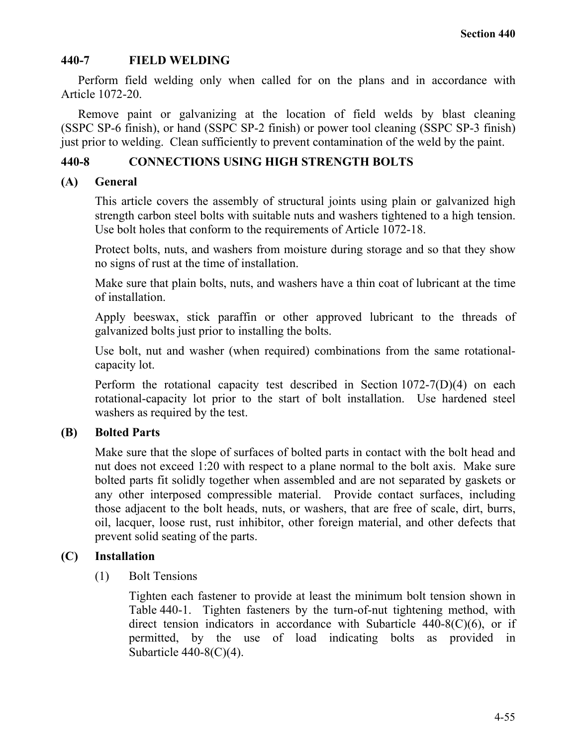## 440-7 FIELD WELDING

Perform field welding only when called for on the plans and in accordance with Article 1072-20.

Remove paint or galvanizing at the location of field welds by blast cleaning (SSPC SP-6 finish), or hand (SSPC SP-2 finish) or power tool cleaning (SSPC SP-3 finish) just prior to welding. Clean sufficiently to prevent contamination of the weld by the paint.

## 440-8 CONNECTIONS USING HIGH STRENGTH BOLTS

### (A) General

This article covers the assembly of structural joints using plain or galvanized high strength carbon steel bolts with suitable nuts and washers tightened to a high tension. Use bolt holes that conform to the requirements of Article 1072-18.

Protect bolts, nuts, and washers from moisture during storage and so that they show no signs of rust at the time of installation.

Make sure that plain bolts, nuts, and washers have a thin coat of lubricant at the time of installation.

Apply beeswax, stick paraffin or other approved lubricant to the threads of galvanized bolts just prior to installing the bolts.

Use bolt, nut and washer (when required) combinations from the same rotational-capacity lot.

Perform the rotational capacity test described in Section 1072-7(D)(4) on each rotational-capacity lot prior to the start of bolt installation. Use hardened steel washers as required by the test.

### (B) Bolted Parts

Make sure that the slope of surfaces of bolted parts in contact with the bolt head and nut does not exceed 1:20 with respect to a plane normal to the bolt axis. Make sure bolted parts fit solidly together when assembled and are not separated by gaskets or any other interposed compressible material. Provide contact surfaces, including those adjacent to the bolt heads, nuts, or washers, that are free of scale, dirt, burrs, oil, lacquer, loose rust, rust inhibitor, other foreign material, and other defects that prevent solid seating of the parts.

### (C) Installation

(1) Bolt Tensions

Tighten each fastener to provide at least the minimum bolt tension shown in Table 440-1. Tighten fasteners by the turn-of-nut tightening method, with direct tension indicators in accordance with Subarticle 440-8(C)(6), or if permitted, by the use of load indicating bolts as provided in Subarticle 440-8(C)(4).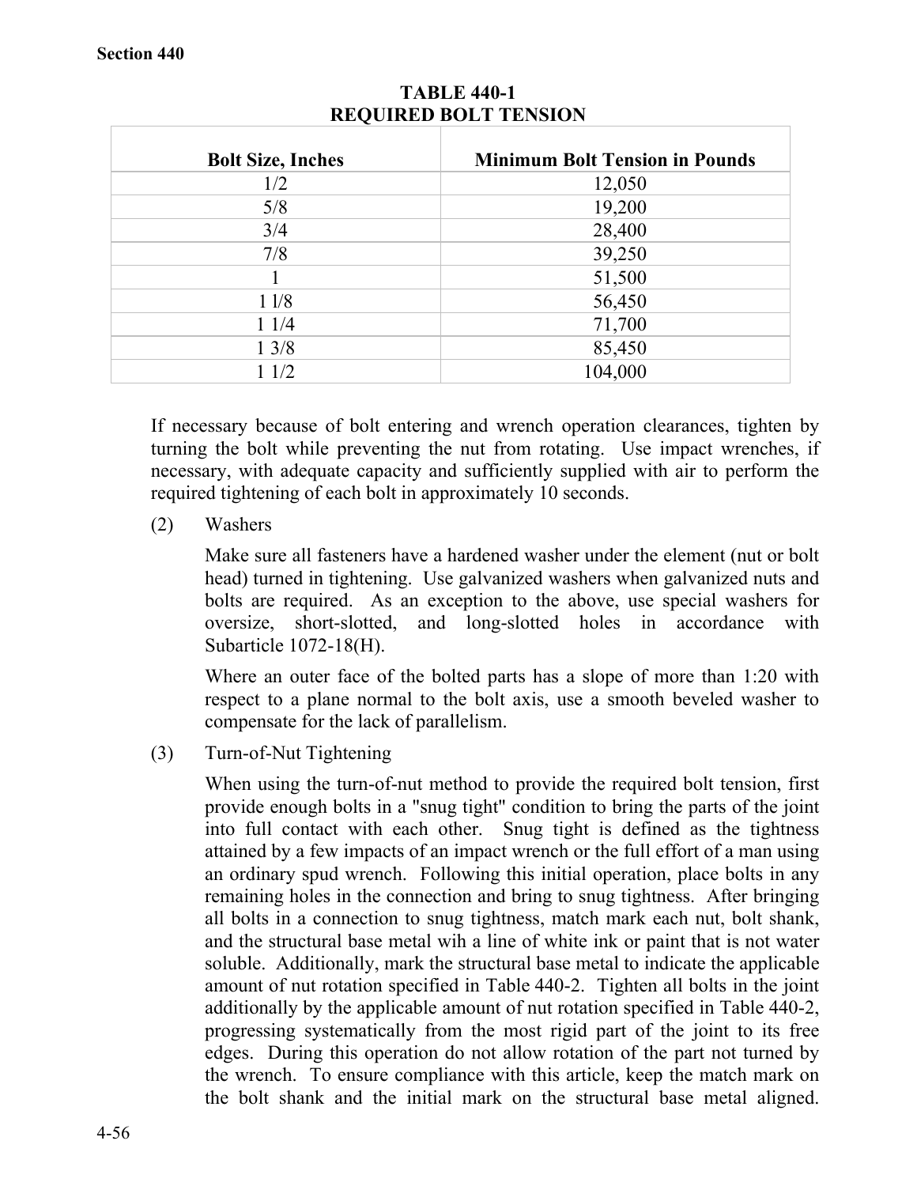**TABLE 440-1**
**REQUIRED BOLT TENSION**

| Bolt Size, Inches | Minimum Bolt Tension in Pounds |
|---|---|
| 1/2 | 12,050 |
| 5/8 | 19,200 |
| 3/4 | 28,400 |
| 7/8 | 39,250 |
| 1 | 51,500 |
| 1 1/8 | 56,450 |
| 1 1/4 | 71,700 |
| 1 3/8 | 85,450 |
| 1 1/2 | 104,000 |

If necessary because of bolt entering and wrench operation clearances, tighten by turning the bolt while preventing the nut from rotating. Use impact wrenches, if necessary, with adequate capacity and sufficiently supplied with air to perform the required tightening of each bolt in approximately 10 seconds.

(2) Washers

Make sure all fasteners have a hardened washer under the element (nut or bolt head) turned in tightening. Use galvanized washers when galvanized nuts and bolts are required. As an exception to the above, use special washers for oversize, short-slotted, and long-slotted holes in accordance with Subarticle 1072-18(H).

Where an outer face of the bolted parts has a slope of more than 1:20 with respect to a plane normal to the bolt axis, use a smooth beveled washer to compensate for the lack of parallelism.

(3) Turn-of-Nut Tightening

When using the turn-of-nut method to provide the required bolt tension, first provide enough bolts in a "snug tight" condition to bring the parts of the joint into full contact with each other. Snug tight is defined as the tightness attained by a few impacts of an impact wrench or the full effort of a man using an ordinary spud wrench. Following this initial operation, place bolts in any remaining holes in the connection and bring to snug tightness. After bringing all bolts in a connection to snug tightness, match mark each nut, bolt shank, and the structural base metal wih a line of white ink or paint that is not water soluble. Additionally, mark the structural base metal to indicate the applicable amount of nut rotation specified in Table 440-2. Tighten all bolts in the joint additionally by the applicable amount of nut rotation specified in Table 440-2, progressing systematically from the most rigid part of the joint to its free edges. During this operation do not allow rotation of the part not turned by the wrench. To ensure compliance with this article, keep the match mark on the bolt shank and the initial mark on the structural base metal aligned.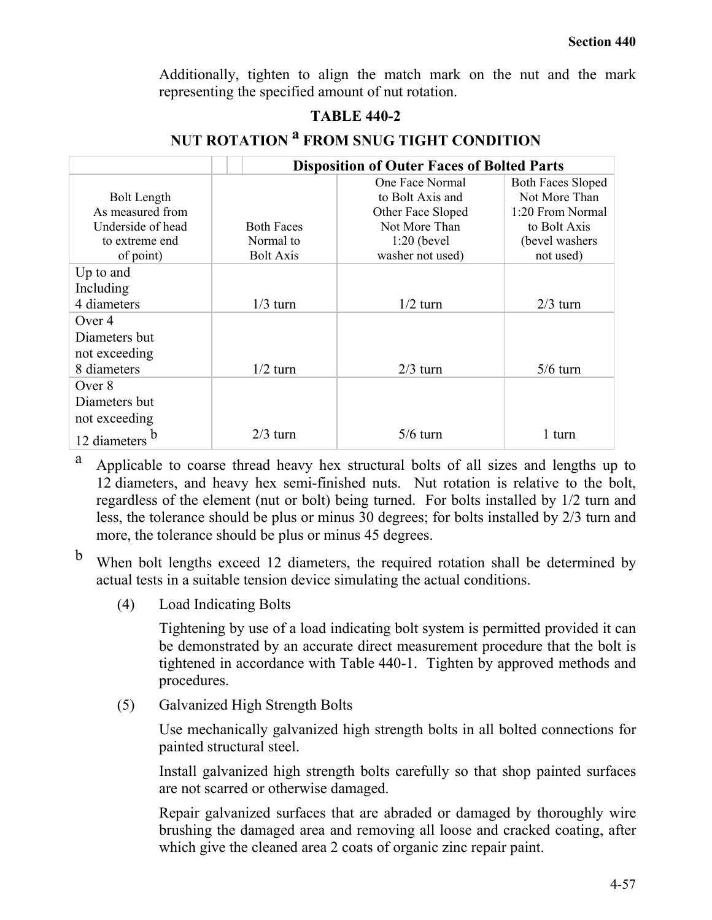Additionally, tighten to align the match mark on the nut and the mark representing the specified amount of nut rotation.

**TABLE 440-2**

**NUT ROTATION [a] FROM SNUG TIGHT CONDITION**

| | Disposition of Outer Faces of Bolted Parts | | |
|---|---|---|---|
| Bolt Length As measured from Underside of head to extreme end of point) | Both Faces Normal to Bolt Axis | One Face Normal to Bolt Axis and Other Face Sloped Not More Than 1:20 (bevel washer not used) | Both Faces Sloped Not More Than 1:20 From Normal to Bolt Axis (bevel washers not used) |
| Up to and Including 4 diameters | 1/3 turn | 1/2 turn | 2/3 turn |
| Over 4 Diameters but not exceeding 8 diameters | 1/2 turn | 2/3 turn | 5/6 turn |
| Over 8 Diameters but not exceeding 12 diameters [b] | 2/3 turn | 5/6 turn | 1 turn |

[a] Applicable to coarse thread heavy hex structural bolts of all sizes and lengths up to 12 diameters, and heavy hex semi-finished nuts. Nut rotation is relative to the bolt, regardless of the element (nut or bolt) being turned. For bolts installed by 1/2 turn and less, the tolerance should be plus or minus 30 degrees; for bolts installed by 2/3 turn and more, the tolerance should be plus or minus 45 degrees.

[b] When bolt lengths exceed 12 diameters, the required rotation shall be determined by actual tests in a suitable tension device simulating the actual conditions.

(4) Load Indicating Bolts

Tightening by use of a load indicating bolt system is permitted provided it can be demonstrated by an accurate direct measurement procedure that the bolt is tightened in accordance with Table 440-1. Tighten by approved methods and procedures.

(5) Galvanized High Strength Bolts

Use mechanically galvanized high strength bolts in all bolted connections for painted structural steel.

Install galvanized high strength bolts carefully so that shop painted surfaces are not scarred or otherwise damaged.

Repair galvanized surfaces that are abraded or damaged by thoroughly wire brushing the damaged area and removing all loose and cracked coating, after which give the cleaned area 2 coats of organic zinc repair paint.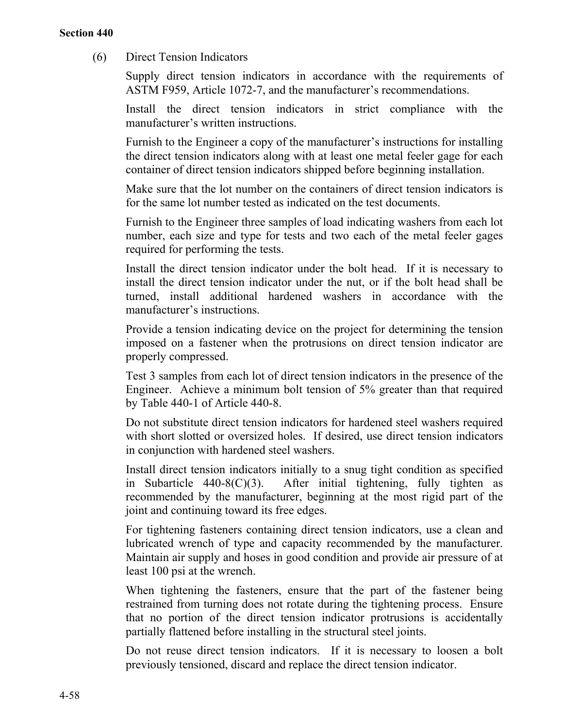(6) Direct Tension Indicators

Supply direct tension indicators in accordance with the requirements of ASTM F959, Article 1072-7, and the manufacturer's recommendations.

Install the direct tension indicators in strict compliance with the manufacturer's written instructions.

Furnish to the Engineer a copy of the manufacturer's instructions for installing the direct tension indicators along with at least one metal feeler gage for each container of direct tension indicators shipped before beginning installation.

Make sure that the lot number on the containers of direct tension indicators is for the same lot number tested as indicated on the test documents.

Furnish to the Engineer three samples of load indicating washers from each lot number, each size and type for tests and two each of the metal feeler gages required for performing the tests.

Install the direct tension indicator under the bolt head. If it is necessary to install the direct tension indicator under the nut, or if the bolt head shall be turned, install additional hardened washers in accordance with the manufacturer's instructions.

Provide a tension indicating device on the project for determining the tension imposed on a fastener when the protrusions on direct tension indicator are properly compressed.

Test 3 samples from each lot of direct tension indicators in the presence of the Engineer. Achieve a minimum bolt tension of 5% greater than that required by Table 440-1 of Article 440-8.

Do not substitute direct tension indicators for hardened steel washers required with short slotted or oversized holes. If desired, use direct tension indicators in conjunction with hardened steel washers.

Install direct tension indicators initially to a snug tight condition as specified in Subarticle 440-8(C)(3). After initial tightening, fully tighten as recommended by the manufacturer, beginning at the most rigid part of the joint and continuing toward its free edges.

For tightening fasteners containing direct tension indicators, use a clean and lubricated wrench of type and capacity recommended by the manufacturer. Maintain air supply and hoses in good condition and provide air pressure of at least 100 psi at the wrench.

When tightening the fasteners, ensure that the part of the fastener being restrained from turning does not rotate during the tightening process. Ensure that no portion of the direct tension indicator protrusions is accidentally partially flattened before installing in the structural steel joints.

Do not reuse direct tension indicators. If it is necessary to loosen a bolt previously tensioned, discard and replace the direct tension indicator.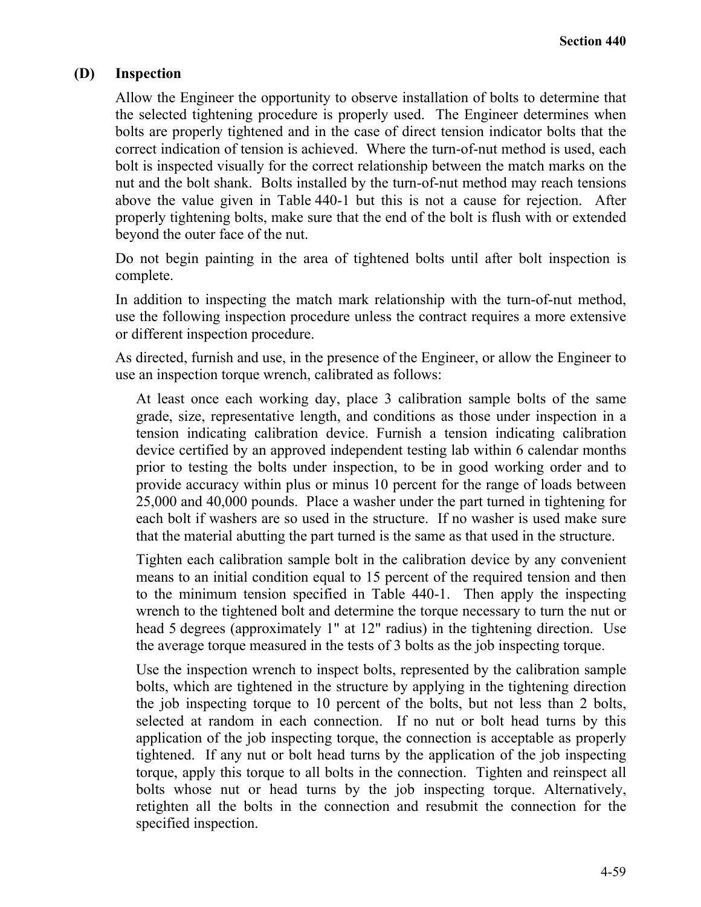### (D) Inspection

Allow the Engineer the opportunity to observe installation of bolts to determine that the selected tightening procedure is properly used. The Engineer determines when bolts are properly tightened and in the case of direct tension indicator bolts that the correct indication of tension is achieved. Where the turn-of-nut method is used, each bolt is inspected visually for the correct relationship between the match marks on the nut and the bolt shank. Bolts installed by the turn-of-nut method may reach tensions above the value given in Table 440-1 but this is not a cause for rejection. After properly tightening bolts, make sure that the end of the bolt is flush with or extended beyond the outer face of the nut.

Do not begin painting in the area of tightened bolts until after bolt inspection is complete.

In addition to inspecting the match mark relationship with the turn-of-nut method, use the following inspection procedure unless the contract requires a more extensive or different inspection procedure.

As directed, furnish and use, in the presence of the Engineer, or allow the Engineer to use an inspection torque wrench, calibrated as follows:

At least once each working day, place 3 calibration sample bolts of the same grade, size, representative length, and conditions as those under inspection in a tension indicating calibration device. Furnish a tension indicating calibration device certified by an approved independent testing lab within 6 calendar months prior to testing the bolts under inspection, to be in good working order and to provide accuracy within plus or minus 10 percent for the range of loads between 25,000 and 40,000 pounds. Place a washer under the part turned in tightening for each bolt if washers are so used in the structure. If no washer is used make sure that the material abutting the part turned is the same as that used in the structure.

Tighten each calibration sample bolt in the calibration device by any convenient means to an initial condition equal to 15 percent of the required tension and then to the minimum tension specified in Table 440-1. Then apply the inspecting wrench to the tightened bolt and determine the torque necessary to turn the nut or head 5 degrees (approximately 1" at 12" radius) in the tightening direction. Use the average torque measured in the tests of 3 bolts as the job inspecting torque.

Use the inspection wrench to inspect bolts, represented by the calibration sample bolts, which are tightened in the structure by applying in the tightening direction the job inspecting torque to 10 percent of the bolts, but not less than 2 bolts, selected at random in each connection. If no nut or bolt head turns by this application of the job inspecting torque, the connection is acceptable as properly tightened. If any nut or bolt head turns by the application of the job inspecting torque, apply this torque to all bolts in the connection. Tighten and reinspect all bolts whose nut or head turns by the job inspecting torque. Alternatively, retighten all the bolts in the connection and resubmit the connection for the specified inspection.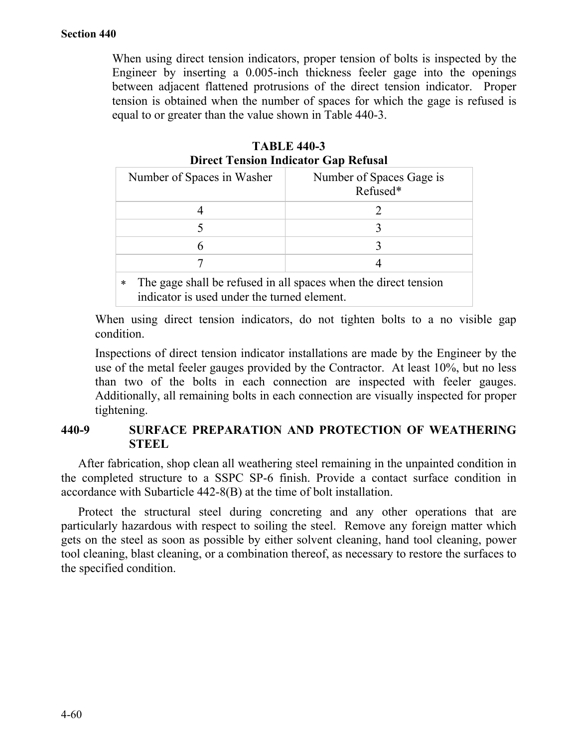When using direct tension indicators, proper tension of bolts is inspected by the Engineer by inserting a 0.005-inch thickness feeler gage into the openings between adjacent flattened protrusions of the direct tension indicator. Proper tension is obtained when the number of spaces for which the gage is refused is equal to or greater than the value shown in Table 440-3.

**TABLE 440-3**
**Direct Tension Indicator Gap Refusal**

| Number of Spaces in Washer | Number of Spaces Gage is Refused* |
|---|---|
| 4 | 2 |
| 5 | 3 |
| 6 | 3 |
| 7 | 4 |
| * The gage shall be refused in all spaces when the direct tension indicator is used under the turned element. | |

When using direct tension indicators, do not tighten bolts to a no visible gap condition.

Inspections of direct tension indicator installations are made by the Engineer by the use of the metal feeler gauges provided by the Contractor. At least 10%, but no less than two of the bolts in each connection are inspected with feeler gauges. Additionally, all remaining bolts in each connection are visually inspected for proper tightening.

## 440-9 SURFACE PREPARATION AND PROTECTION OF WEATHERING STEEL

After fabrication, shop clean all weathering steel remaining in the unpainted condition in the completed structure to a SSPC SP-6 finish. Provide a contact surface condition in accordance with Subarticle 442-8(B) at the time of bolt installation.

Protect the structural steel during concreting and any other operations that are particularly hazardous with respect to soiling the steel. Remove any foreign matter which gets on the steel as soon as possible by either solvent cleaning, hand tool cleaning, power tool cleaning, blast cleaning, or a combination thereof, as necessary to restore the surfaces to the specified condition.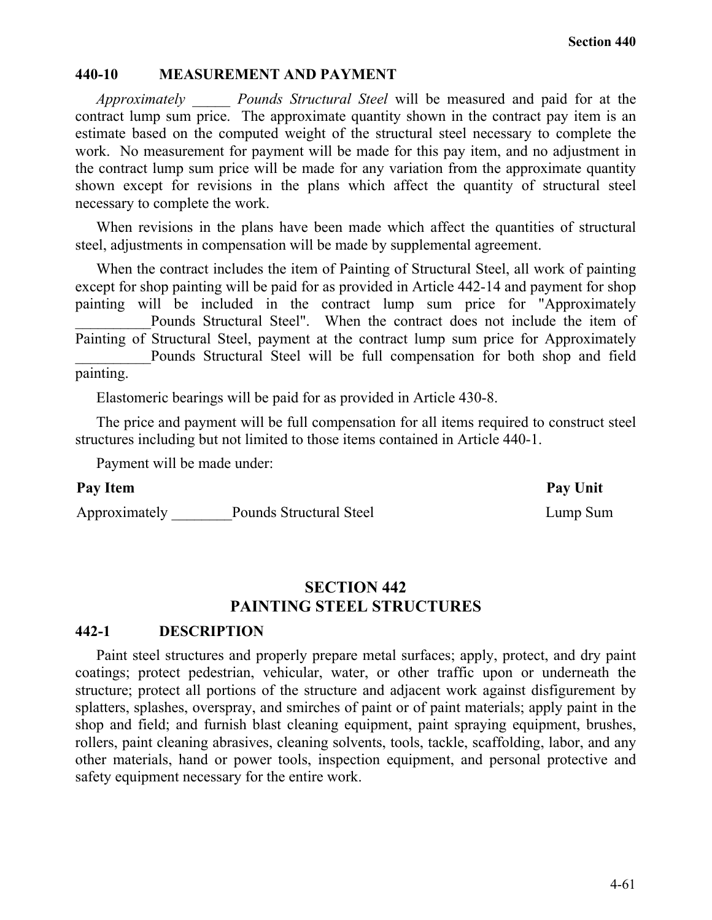### 440-10 MEASUREMENT AND PAYMENT

*Approximately _____ Pounds Structural Steel* will be measured and paid for at the contract lump sum price. The approximate quantity shown in the contract pay item is an estimate based on the computed weight of the structural steel necessary to complete the work. No measurement for payment will be made for this pay item, and no adjustment in the contract lump sum price will be made for any variation from the approximate quantity shown except for revisions in the plans which affect the quantity of structural steel necessary to complete the work.

When revisions in the plans have been made which affect the quantities of structural steel, adjustments in compensation will be made by supplemental agreement.

When the contract includes the item of Painting of Structural Steel, all work of painting except for shop painting will be paid for as provided in Article 442-14 and payment for shop painting will be included in the contract lump sum price for "Approximately __________Pounds Structural Steel". When the contract does not include the item of Painting of Structural Steel, payment at the contract lump sum price for Approximately __________Pounds Structural Steel will be full compensation for both shop and field painting.

Elastomeric bearings will be paid for as provided in Article 430-8.

The price and payment will be full compensation for all items required to construct steel structures including but not limited to those items contained in Article 440-1.

Payment will be made under:

| Pay Item | Pay Unit |
|---|---|
| Approximately ________Pounds Structural Steel | Lump Sum |

## SECTION 442
## PAINTING STEEL STRUCTURES

### 442-1 DESCRIPTION

Paint steel structures and properly prepare metal surfaces; apply, protect, and dry paint coatings; protect pedestrian, vehicular, water, or other traffic upon or underneath the structure; protect all portions of the structure and adjacent work against disfigurement by splatters, splashes, overspray, and smirches of paint or of paint materials; apply paint in the shop and field; and furnish blast cleaning equipment, paint spraying equipment, brushes, rollers, paint cleaning abrasives, cleaning solvents, tools, tackle, scaffolding, labor, and any other materials, hand or power tools, inspection equipment, and personal protective and safety equipment necessary for the entire work.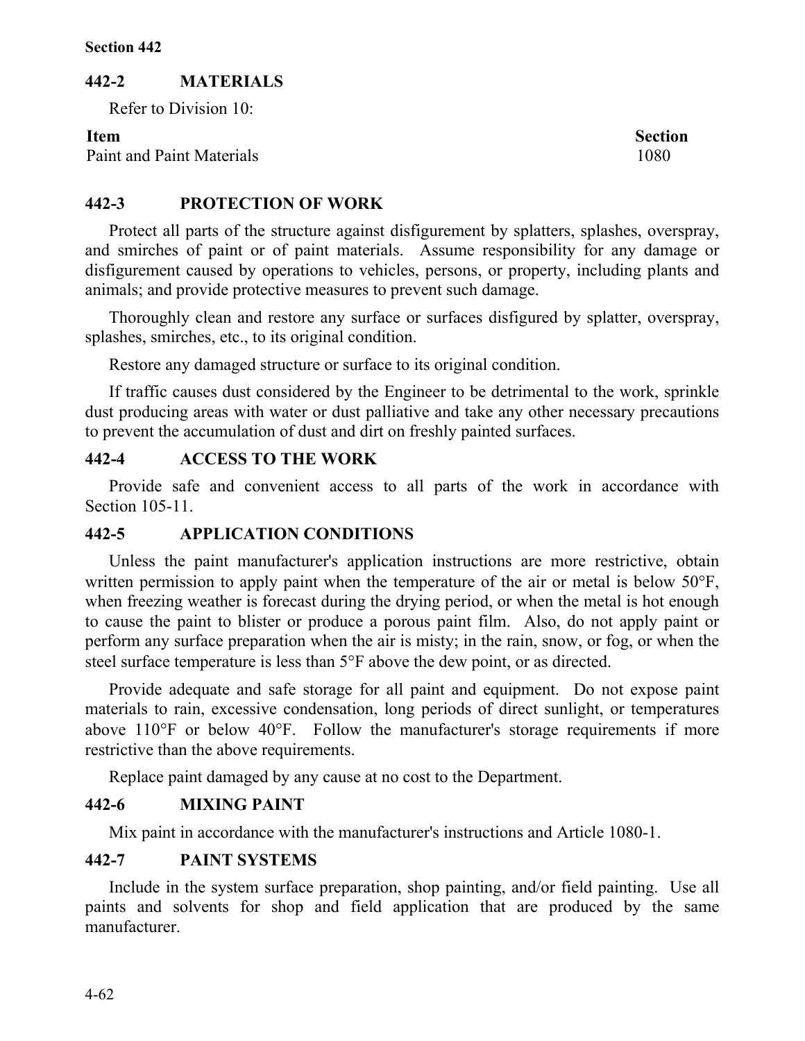## 442-2 MATERIALS

Refer to Division 10:

| Item | Section |
|---|---|
| Paint and Paint Materials | 1080 |

## 442-3 PROTECTION OF WORK

Protect all parts of the structure against disfigurement by splatters, splashes, overspray, and smirches of paint or of paint materials. Assume responsibility for any damage or disfigurement caused by operations to vehicles, persons, or property, including plants and animals; and provide protective measures to prevent such damage.

Thoroughly clean and restore any surface or surfaces disfigured by splatter, overspray, splashes, smirches, etc., to its original condition.

Restore any damaged structure or surface to its original condition.

If traffic causes dust considered by the Engineer to be detrimental to the work, sprinkle dust producing areas with water or dust palliative and take any other necessary precautions to prevent the accumulation of dust and dirt on freshly painted surfaces.

## 442-4 ACCESS TO THE WORK

Provide safe and convenient access to all parts of the work in accordance with Section 105-11.

## 442-5 APPLICATION CONDITIONS

Unless the paint manufacturer's application instructions are more restrictive, obtain written permission to apply paint when the temperature of the air or metal is below 50°F, when freezing weather is forecast during the drying period, or when the metal is hot enough to cause the paint to blister or produce a porous paint film. Also, do not apply paint or perform any surface preparation when the air is misty; in the rain, snow, or fog, or when the steel surface temperature is less than 5°F above the dew point, or as directed.

Provide adequate and safe storage for all paint and equipment. Do not expose paint materials to rain, excessive condensation, long periods of direct sunlight, or temperatures above 110°F or below 40°F. Follow the manufacturer's storage requirements if more restrictive than the above requirements.

Replace paint damaged by any cause at no cost to the Department.

## 442-6 MIXING PAINT

Mix paint in accordance with the manufacturer's instructions and Article 1080-1.

## 442-7 PAINT SYSTEMS

Include in the system surface preparation, shop painting, and/or field painting. Use all paints and solvents for shop and field application that are produced by the same manufacturer.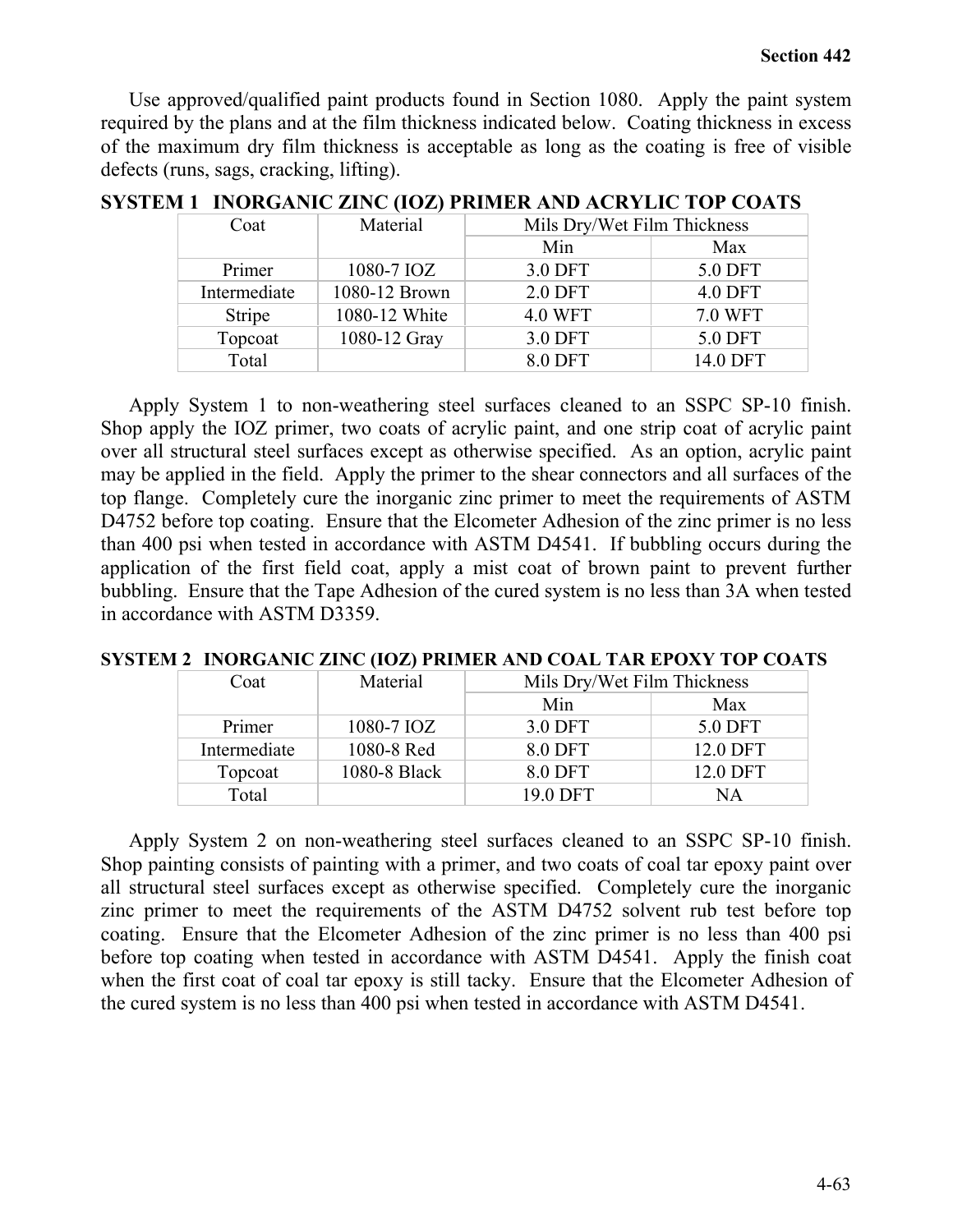Use approved/qualified paint products found in Section 1080. Apply the paint system required by the plans and at the film thickness indicated below. Coating thickness in excess of the maximum dry film thickness is acceptable as long as the coating is free of visible defects (runs, sags, cracking, lifting).

**SYSTEM 1 INORGANIC ZINC (IOZ) PRIMER AND ACRYLIC TOP COATS**

| Coat | Material | Mils Dry/Wet Film Thickness | |
|---|---|---|---|
| | | Min | Max |
| Primer | 1080-7 IOZ | 3.0 DFT | 5.0 DFT |
| Intermediate | 1080-12 Brown | 2.0 DFT | 4.0 DFT |
| Stripe | 1080-12 White | 4.0 WFT | 7.0 WFT |
| Topcoat | 1080-12 Gray | 3.0 DFT | 5.0 DFT |
| Total | | 8.0 DFT | 14.0 DFT |

Apply System 1 to non-weathering steel surfaces cleaned to an SSPC SP-10 finish. Shop apply the IOZ primer, two coats of acrylic paint, and one strip coat of acrylic paint over all structural steel surfaces except as otherwise specified. As an option, acrylic paint may be applied in the field. Apply the primer to the shear connectors and all surfaces of the top flange. Completely cure the inorganic zinc primer to meet the requirements of ASTM D4752 before top coating. Ensure that the Elcometer Adhesion of the zinc primer is no less than 400 psi when tested in accordance with ASTM D4541. If bubbling occurs during the application of the first field coat, apply a mist coat of brown paint to prevent further bubbling. Ensure that the Tape Adhesion of the cured system is no less than 3A when tested in accordance with ASTM D3359.

**SYSTEM 2 INORGANIC ZINC (IOZ) PRIMER AND COAL TAR EPOXY TOP COATS**

| Coat | Material | Mils Dry/Wet Film Thickness | |
|---|---|---|---|
| | | Min | Max |
| Primer | 1080-7 IOZ | 3.0 DFT | 5.0 DFT |
| Intermediate | 1080-8 Red | 8.0 DFT | 12.0 DFT |
| Topcoat | 1080-8 Black | 8.0 DFT | 12.0 DFT |
| Total | | 19.0 DFT | NA |

Apply System 2 on non-weathering steel surfaces cleaned to an SSPC SP-10 finish. Shop painting consists of painting with a primer, and two coats of coal tar epoxy paint over all structural steel surfaces except as otherwise specified. Completely cure the inorganic zinc primer to meet the requirements of the ASTM D4752 solvent rub test before top coating. Ensure that the Elcometer Adhesion of the zinc primer is no less than 400 psi before top coating when tested in accordance with ASTM D4541. Apply the finish coat when the first coat of coal tar epoxy is still tacky. Ensure that the Elcometer Adhesion of the cured system is no less than 400 psi when tested in accordance with ASTM D4541.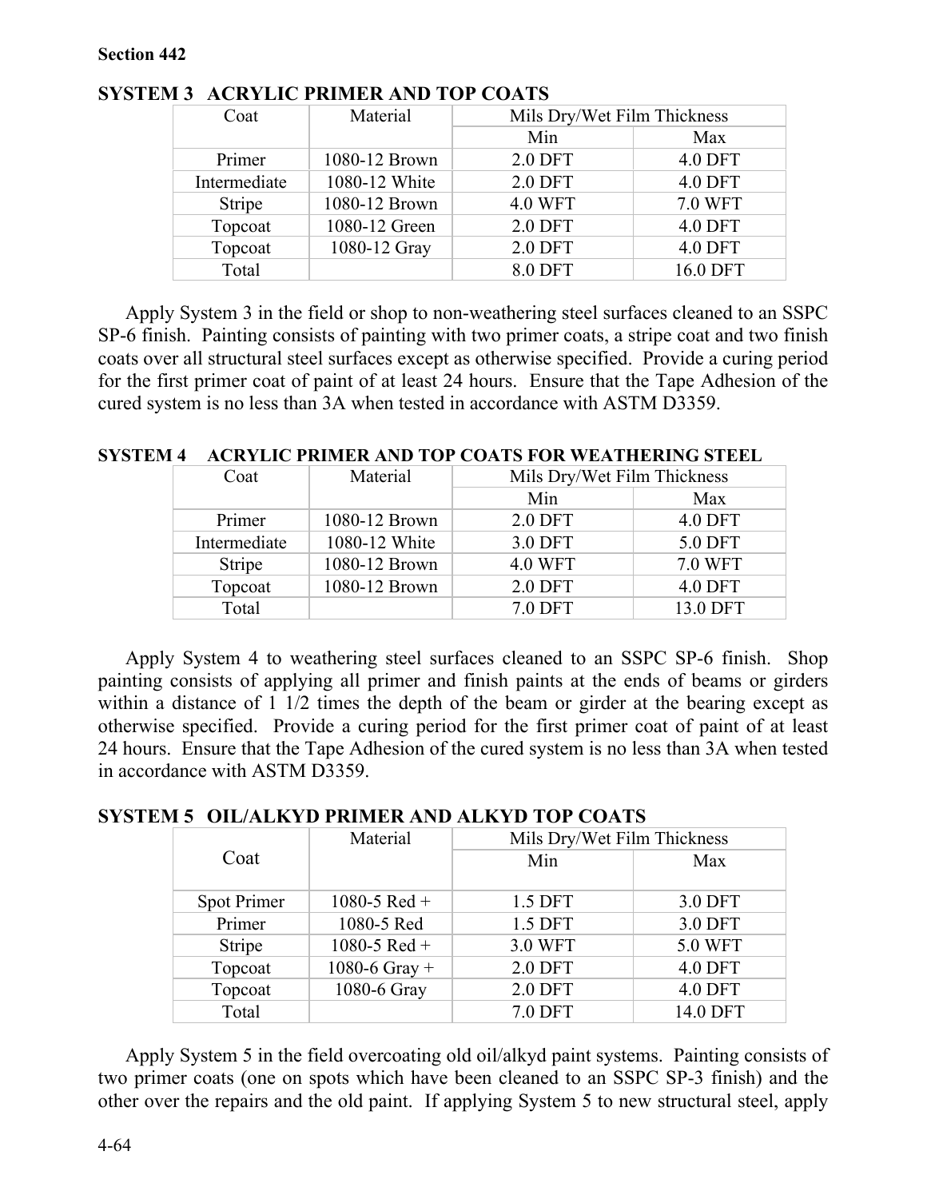### SYSTEM 3 ACRYLIC PRIMER AND TOP COATS

| Coat | Material | Mils Dry/Wet Film Thickness | |
|---|---|---|---|
| | | Min | Max |
| Primer | 1080-12 Brown | 2.0 DFT | 4.0 DFT |
| Intermediate | 1080-12 White | 2.0 DFT | 4.0 DFT |
| Stripe | 1080-12 Brown | 4.0 WFT | 7.0 WFT |
| Topcoat | 1080-12 Green | 2.0 DFT | 4.0 DFT |
| Topcoat | 1080-12 Gray | 2.0 DFT | 4.0 DFT |
| Total | | 8.0 DFT | 16.0 DFT |

Apply System 3 in the field or shop to non-weathering steel surfaces cleaned to an SSPC SP-6 finish. Painting consists of painting with two primer coats, a stripe coat and two finish coats over all structural steel surfaces except as otherwise specified. Provide a curing period for the first primer coat of paint of at least 24 hours. Ensure that the Tape Adhesion of the cured system is no less than 3A when tested in accordance with ASTM D3359.

### SYSTEM 4 ACRYLIC PRIMER AND TOP COATS FOR WEATHERING STEEL

| Coat | Material | Mils Dry/Wet Film Thickness | |
|---|---|---|---|
| | | Min | Max |
| Primer | 1080-12 Brown | 2.0 DFT | 4.0 DFT |
| Intermediate | 1080-12 White | 3.0 DFT | 5.0 DFT |
| Stripe | 1080-12 Brown | 4.0 WFT | 7.0 WFT |
| Topcoat | 1080-12 Brown | 2.0 DFT | 4.0 DFT |
| Total | | 7.0 DFT | 13.0 DFT |

Apply System 4 to weathering steel surfaces cleaned to an SSPC SP-6 finish. Shop painting consists of applying all primer and finish paints at the ends of beams or girders within a distance of 1 1/2 times the depth of the beam or girder at the bearing except as otherwise specified. Provide a curing period for the first primer coat of paint of at least 24 hours. Ensure that the Tape Adhesion of the cured system is no less than 3A when tested in accordance with ASTM D3359.

### SYSTEM 5 OIL/ALKYD PRIMER AND ALKYD TOP COATS

| Coat | Material | Mils Dry/Wet Film Thickness | |
|---|---|---|---|
| | | Min | Max |
| Spot Primer | 1080-5 Red + | 1.5 DFT | 3.0 DFT |
| Primer | 1080-5 Red | 1.5 DFT | 3.0 DFT |
| Stripe | 1080-5 Red + | 3.0 WFT | 5.0 WFT |
| Topcoat | 1080-6 Gray + | 2.0 DFT | 4.0 DFT |
| Topcoat | 1080-6 Gray | 2.0 DFT | 4.0 DFT |
| Total | | 7.0 DFT | 14.0 DFT |

Apply System 5 in the field overcoating old oil/alkyd paint systems. Painting consists of two primer coats (one on spots which have been cleaned to an SSPC SP-3 finish) and the other over the repairs and the old paint. If applying System 5 to new structural steel, apply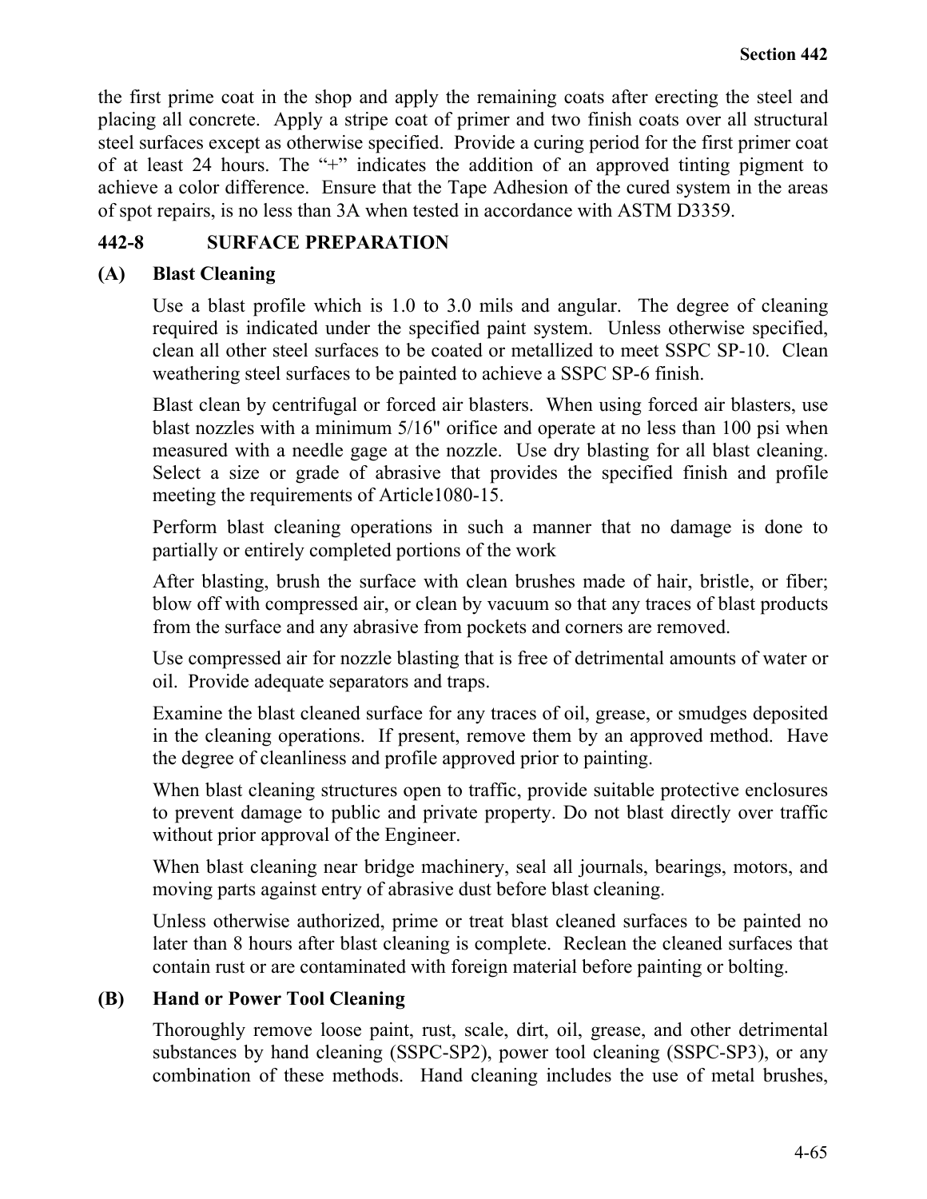the first prime coat in the shop and apply the remaining coats after erecting the steel and placing all concrete. Apply a stripe coat of primer and two finish coats over all structural steel surfaces except as otherwise specified. Provide a curing period for the first primer coat of at least 24 hours. The "+" indicates the addition of an approved tinting pigment to achieve a color difference. Ensure that the Tape Adhesion of the cured system in the areas of spot repairs, is no less than 3A when tested in accordance with ASTM D3359.

## 442-8 SURFACE PREPARATION

### (A) Blast Cleaning

Use a blast profile which is 1.0 to 3.0 mils and angular. The degree of cleaning required is indicated under the specified paint system. Unless otherwise specified, clean all other steel surfaces to be coated or metallized to meet SSPC SP-10. Clean weathering steel surfaces to be painted to achieve a SSPC SP-6 finish.

Blast clean by centrifugal or forced air blasters. When using forced air blasters, use blast nozzles with a minimum 5/16" orifice and operate at no less than 100 psi when measured with a needle gage at the nozzle. Use dry blasting for all blast cleaning. Select a size or grade of abrasive that provides the specified finish and profile meeting the requirements of Article1080-15.

Perform blast cleaning operations in such a manner that no damage is done to partially or entirely completed portions of the work

After blasting, brush the surface with clean brushes made of hair, bristle, or fiber; blow off with compressed air, or clean by vacuum so that any traces of blast products from the surface and any abrasive from pockets and corners are removed.

Use compressed air for nozzle blasting that is free of detrimental amounts of water or oil. Provide adequate separators and traps.

Examine the blast cleaned surface for any traces of oil, grease, or smudges deposited in the cleaning operations. If present, remove them by an approved method. Have the degree of cleanliness and profile approved prior to painting.

When blast cleaning structures open to traffic, provide suitable protective enclosures to prevent damage to public and private property. Do not blast directly over traffic without prior approval of the Engineer.

When blast cleaning near bridge machinery, seal all journals, bearings, motors, and moving parts against entry of abrasive dust before blast cleaning.

Unless otherwise authorized, prime or treat blast cleaned surfaces to be painted no later than 8 hours after blast cleaning is complete. Reclean the cleaned surfaces that contain rust or are contaminated with foreign material before painting or bolting.

### (B) Hand or Power Tool Cleaning

Thoroughly remove loose paint, rust, scale, dirt, oil, grease, and other detrimental substances by hand cleaning (SSPC-SP2), power tool cleaning (SSPC-SP3), or any combination of these methods. Hand cleaning includes the use of metal brushes,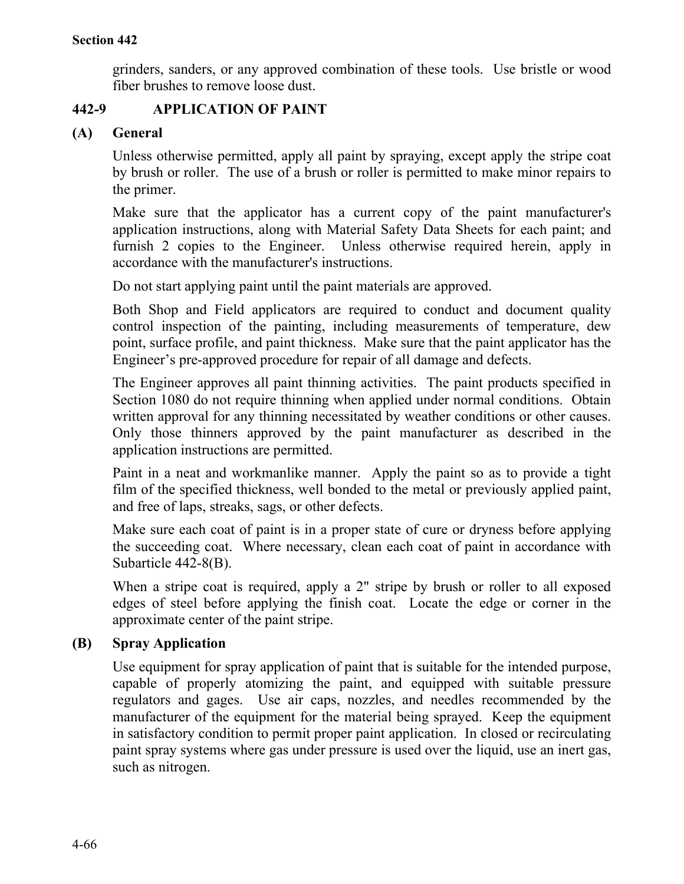grinders, sanders, or any approved combination of these tools. Use bristle or wood fiber brushes to remove loose dust.

## 442-9 APPLICATION OF PAINT

### (A) General

Unless otherwise permitted, apply all paint by spraying, except apply the stripe coat by brush or roller. The use of a brush or roller is permitted to make minor repairs to the primer.

Make sure that the applicator has a current copy of the paint manufacturer's application instructions, along with Material Safety Data Sheets for each paint; and furnish 2 copies to the Engineer. Unless otherwise required herein, apply in accordance with the manufacturer's instructions.

Do not start applying paint until the paint materials are approved.

Both Shop and Field applicators are required to conduct and document quality control inspection of the painting, including measurements of temperature, dew point, surface profile, and paint thickness. Make sure that the paint applicator has the Engineer's pre-approved procedure for repair of all damage and defects.

The Engineer approves all paint thinning activities. The paint products specified in Section 1080 do not require thinning when applied under normal conditions. Obtain written approval for any thinning necessitated by weather conditions or other causes. Only those thinners approved by the paint manufacturer as described in the application instructions are permitted.

Paint in a neat and workmanlike manner. Apply the paint so as to provide a tight film of the specified thickness, well bonded to the metal or previously applied paint, and free of laps, streaks, sags, or other defects.

Make sure each coat of paint is in a proper state of cure or dryness before applying the succeeding coat. Where necessary, clean each coat of paint in accordance with Subarticle 442-8(B).

When a stripe coat is required, apply a 2" stripe by brush or roller to all exposed edges of steel before applying the finish coat. Locate the edge or corner in the approximate center of the paint stripe.

### (B) Spray Application

Use equipment for spray application of paint that is suitable for the intended purpose, capable of properly atomizing the paint, and equipped with suitable pressure regulators and gages. Use air caps, nozzles, and needles recommended by the manufacturer of the equipment for the material being sprayed. Keep the equipment in satisfactory condition to permit proper paint application. In closed or recirculating paint spray systems where gas under pressure is used over the liquid, use an inert gas, such as nitrogen.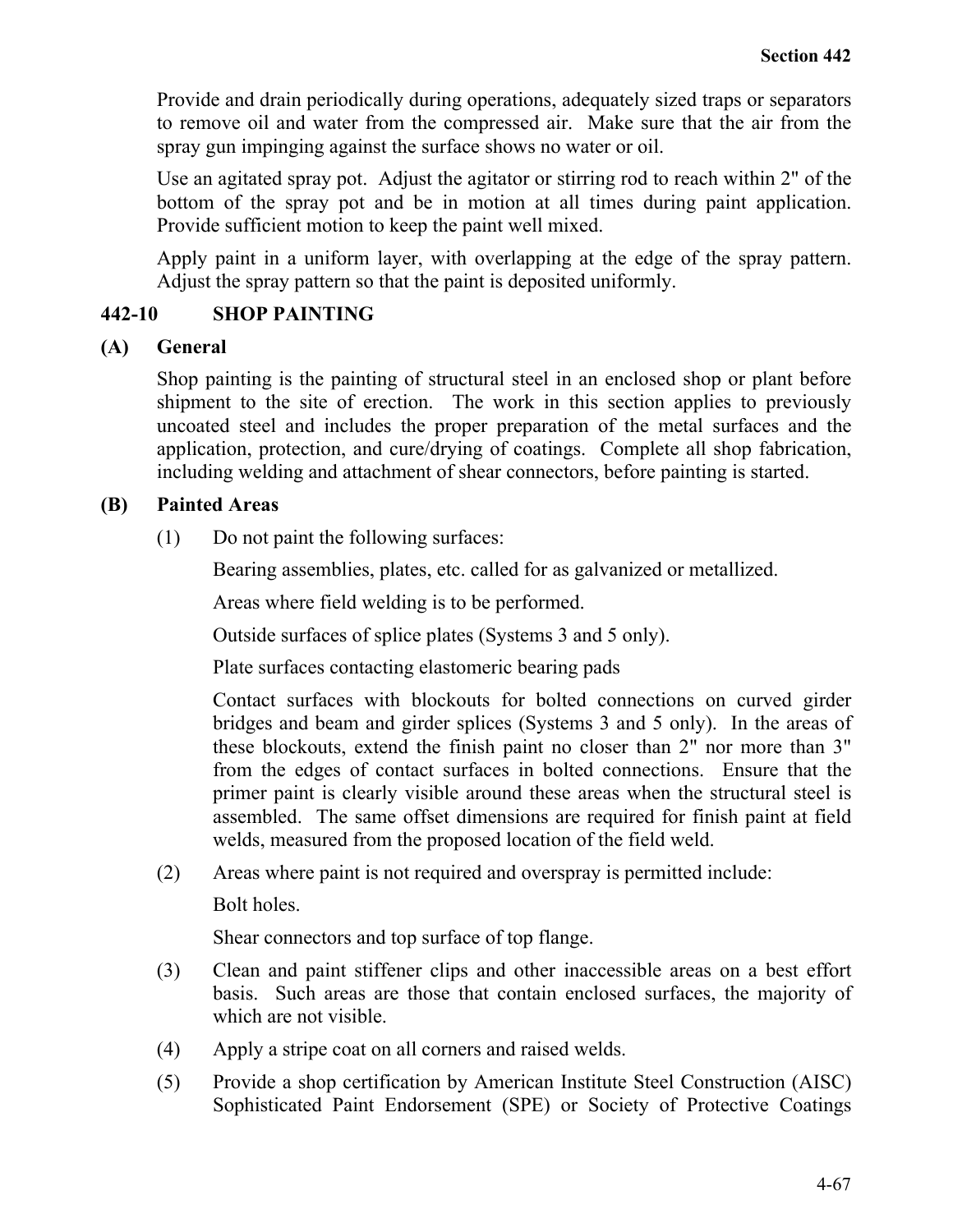Provide and drain periodically during operations, adequately sized traps or separators to remove oil and water from the compressed air. Make sure that the air from the spray gun impinging against the surface shows no water or oil.

Use an agitated spray pot. Adjust the agitator or stirring rod to reach within 2" of the bottom of the spray pot and be in motion at all times during paint application. Provide sufficient motion to keep the paint well mixed.

Apply paint in a uniform layer, with overlapping at the edge of the spray pattern. Adjust the spray pattern so that the paint is deposited uniformly.

## 442-10 SHOP PAINTING

### (A) General

Shop painting is the painting of structural steel in an enclosed shop or plant before shipment to the site of erection. The work in this section applies to previously uncoated steel and includes the proper preparation of the metal surfaces and the application, protection, and cure/drying of coatings. Complete all shop fabrication, including welding and attachment of shear connectors, before painting is started.

### (B) Painted Areas

(1) Do not paint the following surfaces:

Bearing assemblies, plates, etc. called for as galvanized or metallized.

Areas where field welding is to be performed.

Outside surfaces of splice plates (Systems 3 and 5 only).

Plate surfaces contacting elastomeric bearing pads

Contact surfaces with blockouts for bolted connections on curved girder bridges and beam and girder splices (Systems 3 and 5 only). In the areas of these blockouts, extend the finish paint no closer than 2" nor more than 3" from the edges of contact surfaces in bolted connections. Ensure that the primer paint is clearly visible around these areas when the structural steel is assembled. The same offset dimensions are required for finish paint at field welds, measured from the proposed location of the field weld.

(2) Areas where paint is not required and overspray is permitted include:

Bolt holes.

Shear connectors and top surface of top flange.

(3) Clean and paint stiffener clips and other inaccessible areas on a best effort basis. Such areas are those that contain enclosed surfaces, the majority of which are not visible.

(4) Apply a stripe coat on all corners and raised welds.

(5) Provide a shop certification by American Institute Steel Construction (AISC) Sophisticated Paint Endorsement (SPE) or Society of Protective Coatings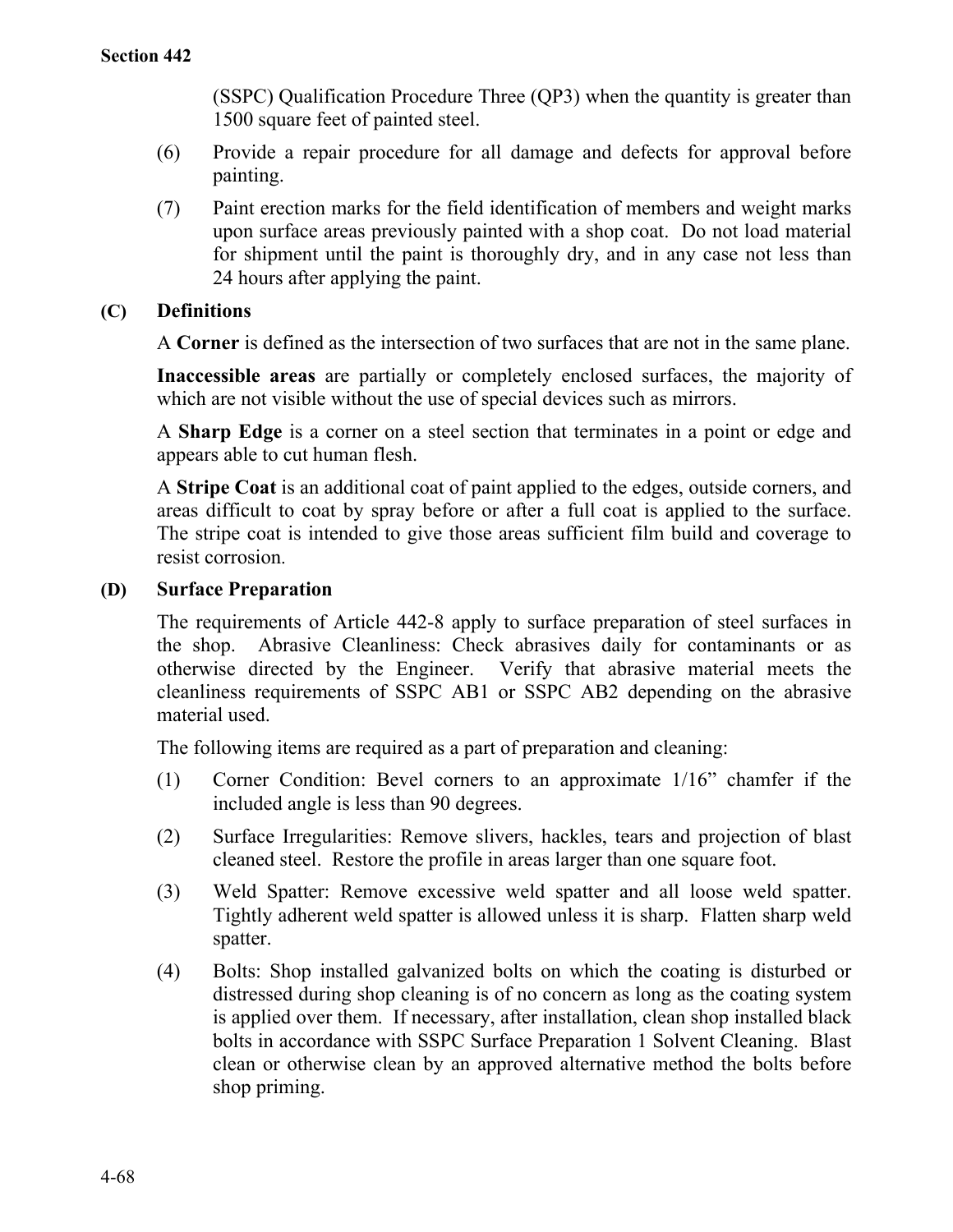(SSPC) Qualification Procedure Three (QP3) when the quantity is greater than 1500 square feet of painted steel.

(6) Provide a repair procedure for all damage and defects for approval before painting.

(7) Paint erection marks for the field identification of members and weight marks upon surface areas previously painted with a shop coat. Do not load material for shipment until the paint is thoroughly dry, and in any case not less than 24 hours after applying the paint.

### (C) Definitions

A **Corner** is defined as the intersection of two surfaces that are not in the same plane.

**Inaccessible areas** are partially or completely enclosed surfaces, the majority of which are not visible without the use of special devices such as mirrors.

A **Sharp Edge** is a corner on a steel section that terminates in a point or edge and appears able to cut human flesh.

A **Stripe Coat** is an additional coat of paint applied to the edges, outside corners, and areas difficult to coat by spray before or after a full coat is applied to the surface. The stripe coat is intended to give those areas sufficient film build and coverage to resist corrosion.

### (D) Surface Preparation

The requirements of Article 442-8 apply to surface preparation of steel surfaces in the shop. Abrasive Cleanliness: Check abrasives daily for contaminants or as otherwise directed by the Engineer. Verify that abrasive material meets the cleanliness requirements of SSPC AB1 or SSPC AB2 depending on the abrasive material used.

The following items are required as a part of preparation and cleaning:

(1) Corner Condition: Bevel corners to an approximate 1/16" chamfer if the included angle is less than 90 degrees.

(2) Surface Irregularities: Remove slivers, hackles, tears and projection of blast cleaned steel. Restore the profile in areas larger than one square foot.

(3) Weld Spatter: Remove excessive weld spatter and all loose weld spatter. Tightly adherent weld spatter is allowed unless it is sharp. Flatten sharp weld spatter.

(4) Bolts: Shop installed galvanized bolts on which the coating is disturbed or distressed during shop cleaning is of no concern as long as the coating system is applied over them. If necessary, after installation, clean shop installed black bolts in accordance with SSPC Surface Preparation 1 Solvent Cleaning. Blast clean or otherwise clean by an approved alternative method the bolts before shop priming.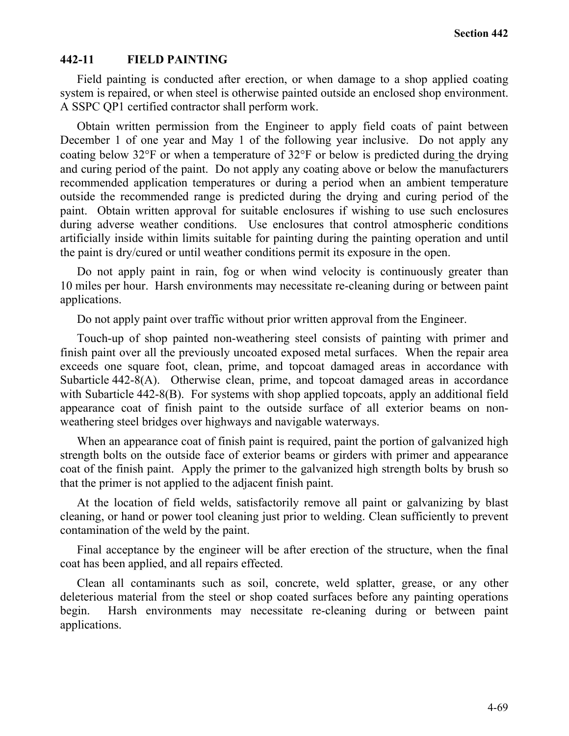## 442-11 FIELD PAINTING

Field painting is conducted after erection, or when damage to a shop applied coating system is repaired, or when steel is otherwise painted outside an enclosed shop environment. A SSPC QP1 certified contractor shall perform work.

Obtain written permission from the Engineer to apply field coats of paint between December 1 of one year and May 1 of the following year inclusive. Do not apply any coating below 32°F or when a temperature of 32°F or below is predicted during the drying and curing period of the paint. Do not apply any coating above or below the manufacturers recommended application temperatures or during a period when an ambient temperature outside the recommended range is predicted during the drying and curing period of the paint. Obtain written approval for suitable enclosures if wishing to use such enclosures during adverse weather conditions. Use enclosures that control atmospheric conditions artificially inside within limits suitable for painting during the painting operation and until the paint is dry/cured or until weather conditions permit its exposure in the open.

Do not apply paint in rain, fog or when wind velocity is continuously greater than 10 miles per hour. Harsh environments may necessitate re-cleaning during or between paint applications.

Do not apply paint over traffic without prior written approval from the Engineer.

Touch-up of shop painted non-weathering steel consists of painting with primer and finish paint over all the previously uncoated exposed metal surfaces. When the repair area exceeds one square foot, clean, prime, and topcoat damaged areas in accordance with Subarticle 442-8(A). Otherwise clean, prime, and topcoat damaged areas in accordance with Subarticle 442-8(B). For systems with shop applied topcoats, apply an additional field appearance coat of finish paint to the outside surface of all exterior beams on non-weathering steel bridges over highways and navigable waterways.

When an appearance coat of finish paint is required, paint the portion of galvanized high strength bolts on the outside face of exterior beams or girders with primer and appearance coat of the finish paint. Apply the primer to the galvanized high strength bolts by brush so that the primer is not applied to the adjacent finish paint.

At the location of field welds, satisfactorily remove all paint or galvanizing by blast cleaning, or hand or power tool cleaning just prior to welding. Clean sufficiently to prevent contamination of the weld by the paint.

Final acceptance by the engineer will be after erection of the structure, when the final coat has been applied, and all repairs effected.

Clean all contaminants such as soil, concrete, weld splatter, grease, or any other deleterious material from the steel or shop coated surfaces before any painting operations begin. Harsh environments may necessitate re-cleaning during or between paint applications.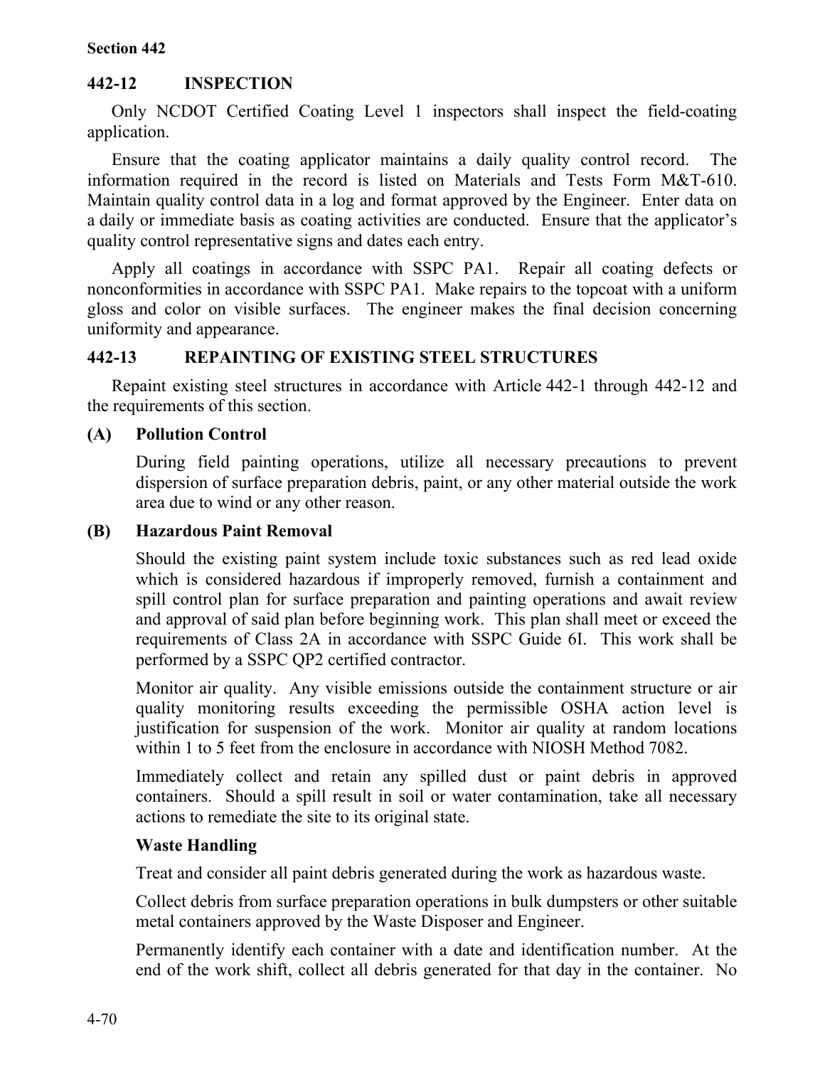## 442-12 INSPECTION

Only NCDOT Certified Coating Level 1 inspectors shall inspect the field-coating application.

Ensure that the coating applicator maintains a daily quality control record. The information required in the record is listed on Materials and Tests Form M&T-610. Maintain quality control data in a log and format approved by the Engineer. Enter data on a daily or immediate basis as coating activities are conducted. Ensure that the applicator's quality control representative signs and dates each entry.

Apply all coatings in accordance with SSPC PA1. Repair all coating defects or nonconformities in accordance with SSPC PA1. Make repairs to the topcoat with a uniform gloss and color on visible surfaces. The engineer makes the final decision concerning uniformity and appearance.

## 442-13 REPAINTING OF EXISTING STEEL STRUCTURES

Repaint existing steel structures in accordance with Article 442-1 through 442-12 and the requirements of this section.

### (A) Pollution Control

During field painting operations, utilize all necessary precautions to prevent dispersion of surface preparation debris, paint, or any other material outside the work area due to wind or any other reason.

### (B) Hazardous Paint Removal

Should the existing paint system include toxic substances such as red lead oxide which is considered hazardous if improperly removed, furnish a containment and spill control plan for surface preparation and painting operations and await review and approval of said plan before beginning work. This plan shall meet or exceed the requirements of Class 2A in accordance with SSPC Guide 6I. This work shall be performed by a SSPC QP2 certified contractor.

Monitor air quality. Any visible emissions outside the containment structure or air quality monitoring results exceeding the permissible OSHA action level is justification for suspension of the work. Monitor air quality at random locations within 1 to 5 feet from the enclosure in accordance with NIOSH Method 7082.

Immediately collect and retain any spilled dust or paint debris in approved containers. Should a spill result in soil or water contamination, take all necessary actions to remediate the site to its original state.

**Waste Handling**

Treat and consider all paint debris generated during the work as hazardous waste.

Collect debris from surface preparation operations in bulk dumpsters or other suitable metal containers approved by the Waste Disposer and Engineer.

Permanently identify each container with a date and identification number. At the end of the work shift, collect all debris generated for that day in the container. No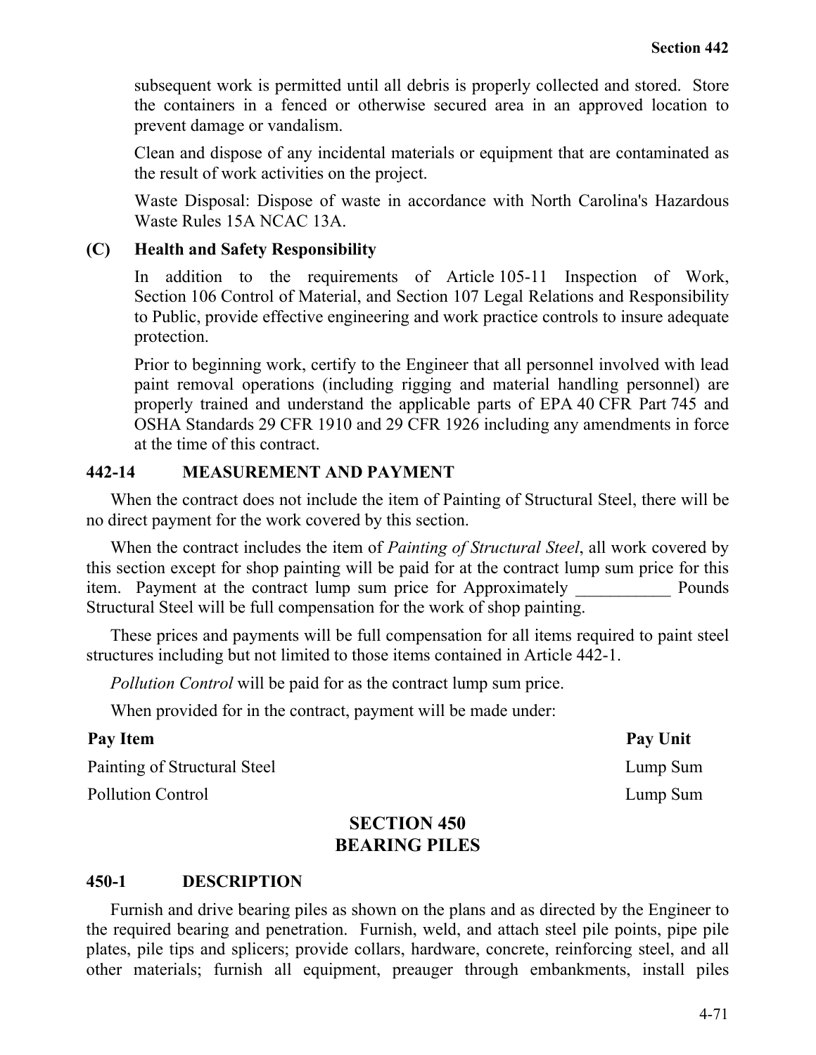subsequent work is permitted until all debris is properly collected and stored. Store the containers in a fenced or otherwise secured area in an approved location to prevent damage or vandalism.

Clean and dispose of any incidental materials or equipment that are contaminated as the result of work activities on the project.

Waste Disposal: Dispose of waste in accordance with North Carolina's Hazardous Waste Rules 15A NCAC 13A.

**(C) Health and Safety Responsibility**

In addition to the requirements of Article 105-11 Inspection of Work, Section 106 Control of Material, and Section 107 Legal Relations and Responsibility to Public, provide effective engineering and work practice controls to insure adequate protection.

Prior to beginning work, certify to the Engineer that all personnel involved with lead paint removal operations (including rigging and material handling personnel) are properly trained and understand the applicable parts of EPA 40 CFR Part 745 and OSHA Standards 29 CFR 1910 and 29 CFR 1926 including any amendments in force at the time of this contract.

### 442-14 MEASUREMENT AND PAYMENT

When the contract does not include the item of Painting of Structural Steel, there will be no direct payment for the work covered by this section.

When the contract includes the item of *Painting of Structural Steel*, all work covered by this section except for shop painting will be paid for at the contract lump sum price for this item. Payment at the contract lump sum price for Approximately ___________ Pounds Structural Steel will be full compensation for the work of shop painting.

These prices and payments will be full compensation for all items required to paint steel structures including but not limited to those items contained in Article 442-1.

*Pollution Control* will be paid for as the contract lump sum price.

When provided for in the contract, payment will be made under:

| **Pay Item** | **Pay Unit** |
|---|---|
| Painting of Structural Steel | Lump Sum |
| Pollution Control | Lump Sum |

## SECTION 450
## BEARING PILES

### 450-1 DESCRIPTION

Furnish and drive bearing piles as shown on the plans and as directed by the Engineer to the required bearing and penetration. Furnish, weld, and attach steel pile points, pipe pile plates, pile tips and splicers; provide collars, hardware, concrete, reinforcing steel, and all other materials; furnish all equipment, preauger through embankments, install piles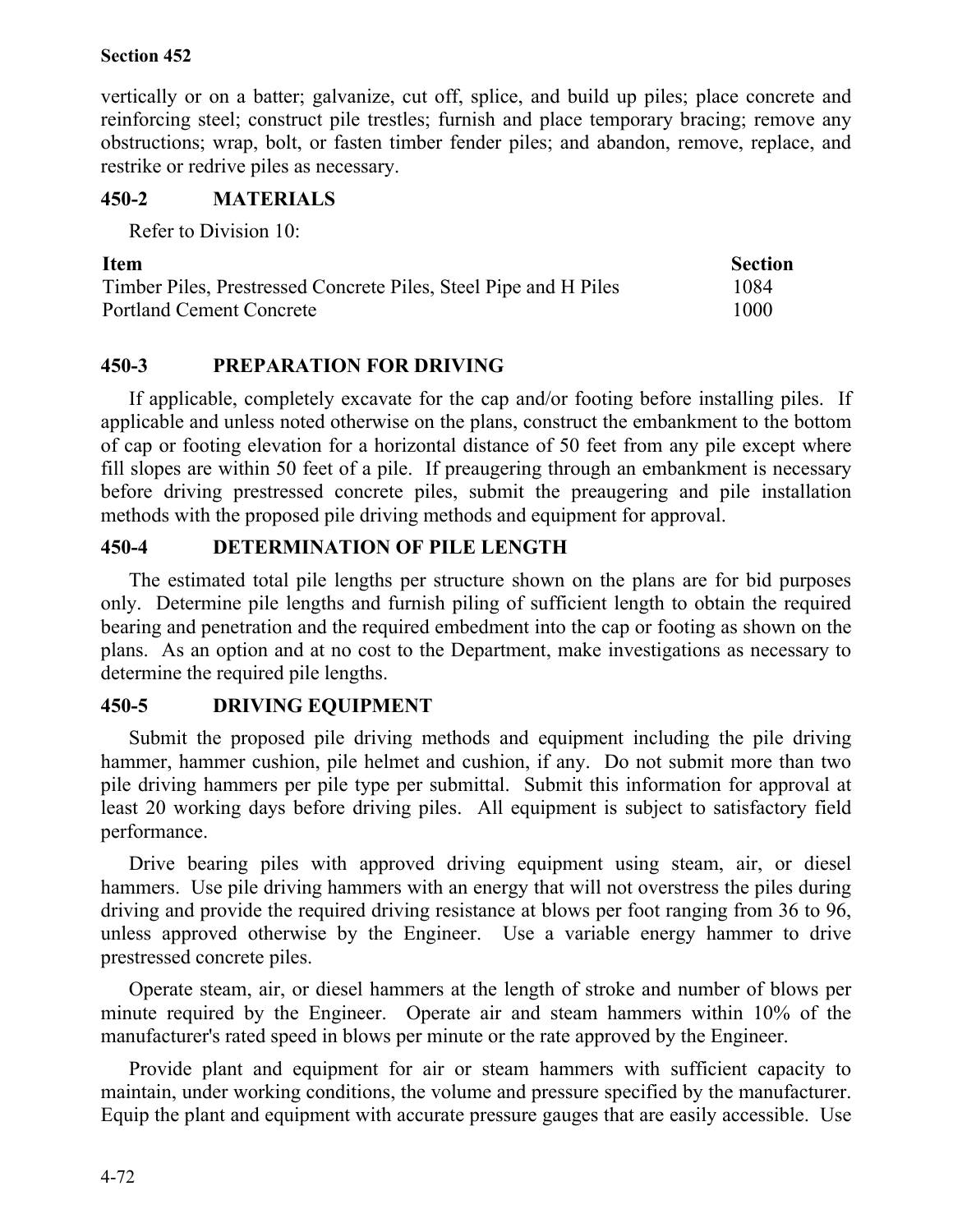vertically or on a batter; galvanize, cut off, splice, and build up piles; place concrete and reinforcing steel; construct pile trestles; furnish and place temporary bracing; remove any obstructions; wrap, bolt, or fasten timber fender piles; and abandon, remove, replace, and restrike or redrive piles as necessary.

## 450-2 MATERIALS

Refer to Division 10:

| Item | Section |
|---|---|
| Timber Piles, Prestressed Concrete Piles, Steel Pipe and H Piles | 1084 |
| Portland Cement Concrete | 1000 |

## 450-3 PREPARATION FOR DRIVING

If applicable, completely excavate for the cap and/or footing before installing piles. If applicable and unless noted otherwise on the plans, construct the embankment to the bottom of cap or footing elevation for a horizontal distance of 50 feet from any pile except where fill slopes are within 50 feet of a pile. If preaugering through an embankment is necessary before driving prestressed concrete piles, submit the preaugering and pile installation methods with the proposed pile driving methods and equipment for approval.

## 450-4 DETERMINATION OF PILE LENGTH

The estimated total pile lengths per structure shown on the plans are for bid purposes only. Determine pile lengths and furnish piling of sufficient length to obtain the required bearing and penetration and the required embedment into the cap or footing as shown on the plans. As an option and at no cost to the Department, make investigations as necessary to determine the required pile lengths.

## 450-5 DRIVING EQUIPMENT

Submit the proposed pile driving methods and equipment including the pile driving hammer, hammer cushion, pile helmet and cushion, if any. Do not submit more than two pile driving hammers per pile type per submittal. Submit this information for approval at least 20 working days before driving piles. All equipment is subject to satisfactory field performance.

Drive bearing piles with approved driving equipment using steam, air, or diesel hammers. Use pile driving hammers with an energy that will not overstress the piles during driving and provide the required driving resistance at blows per foot ranging from 36 to 96, unless approved otherwise by the Engineer. Use a variable energy hammer to drive prestressed concrete piles.

Operate steam, air, or diesel hammers at the length of stroke and number of blows per minute required by the Engineer. Operate air and steam hammers within 10% of the manufacturer's rated speed in blows per minute or the rate approved by the Engineer.

Provide plant and equipment for air or steam hammers with sufficient capacity to maintain, under working conditions, the volume and pressure specified by the manufacturer. Equip the plant and equipment with accurate pressure gauges that are easily accessible. Use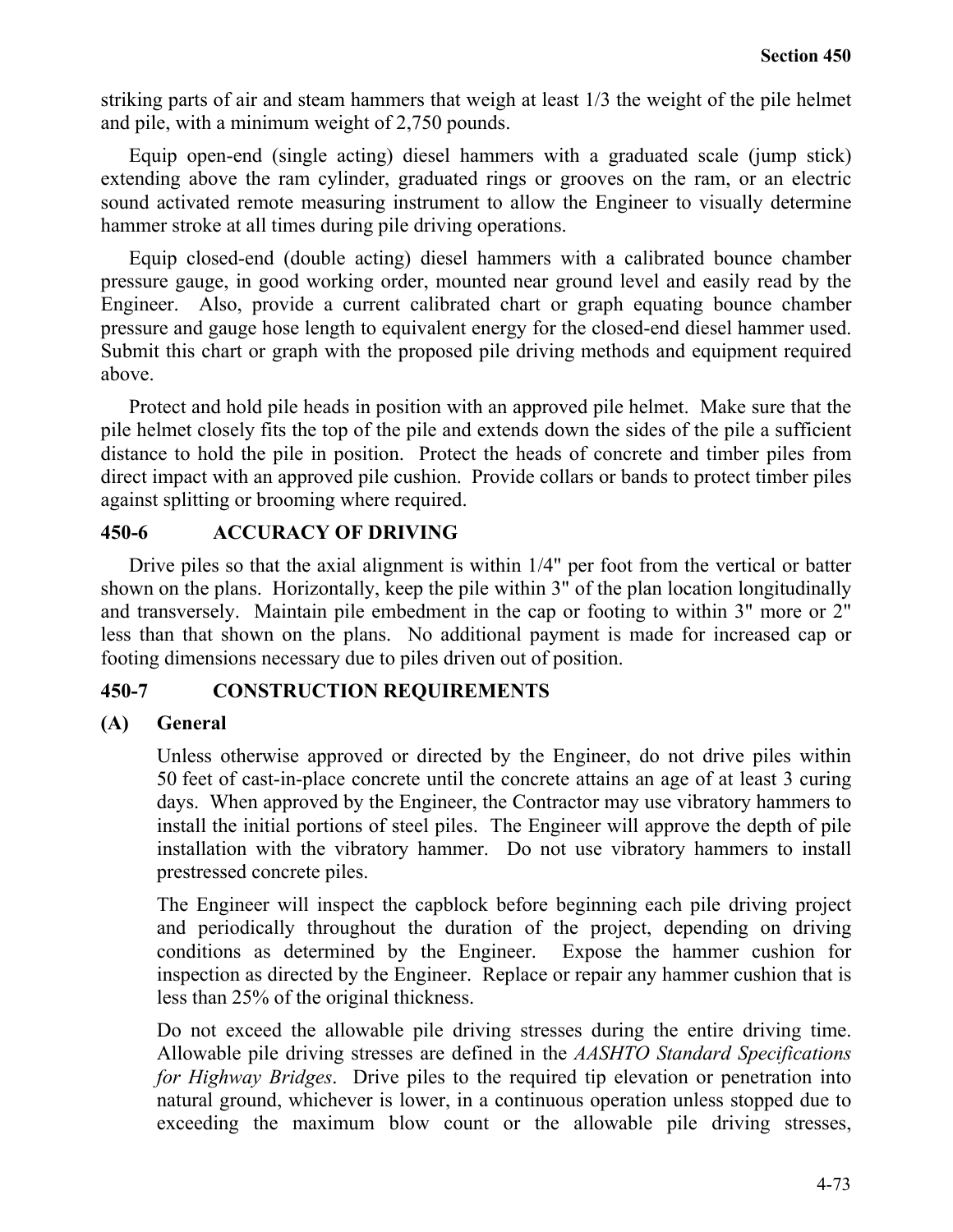striking parts of air and steam hammers that weigh at least 1/3 the weight of the pile helmet and pile, with a minimum weight of 2,750 pounds.

Equip open-end (single acting) diesel hammers with a graduated scale (jump stick) extending above the ram cylinder, graduated rings or grooves on the ram, or an electric sound activated remote measuring instrument to allow the Engineer to visually determine hammer stroke at all times during pile driving operations.

Equip closed-end (double acting) diesel hammers with a calibrated bounce chamber pressure gauge, in good working order, mounted near ground level and easily read by the Engineer. Also, provide a current calibrated chart or graph equating bounce chamber pressure and gauge hose length to equivalent energy for the closed-end diesel hammer used. Submit this chart or graph with the proposed pile driving methods and equipment required above.

Protect and hold pile heads in position with an approved pile helmet. Make sure that the pile helmet closely fits the top of the pile and extends down the sides of the pile a sufficient distance to hold the pile in position. Protect the heads of concrete and timber piles from direct impact with an approved pile cushion. Provide collars or bands to protect timber piles against splitting or brooming where required.

## 450-6 ACCURACY OF DRIVING

Drive piles so that the axial alignment is within 1/4" per foot from the vertical or batter shown on the plans. Horizontally, keep the pile within 3" of the plan location longitudinally and transversely. Maintain pile embedment in the cap or footing to within 3" more or 2" less than that shown on the plans. No additional payment is made for increased cap or footing dimensions necessary due to piles driven out of position.

## 450-7 CONSTRUCTION REQUIREMENTS

### (A) General

Unless otherwise approved or directed by the Engineer, do not drive piles within 50 feet of cast-in-place concrete until the concrete attains an age of at least 3 curing days. When approved by the Engineer, the Contractor may use vibratory hammers to install the initial portions of steel piles. The Engineer will approve the depth of pile installation with the vibratory hammer. Do not use vibratory hammers to install prestressed concrete piles.

The Engineer will inspect the capblock before beginning each pile driving project and periodically throughout the duration of the project, depending on driving conditions as determined by the Engineer. Expose the hammer cushion for inspection as directed by the Engineer. Replace or repair any hammer cushion that is less than 25% of the original thickness.

Do not exceed the allowable pile driving stresses during the entire driving time. Allowable pile driving stresses are defined in the *AASHTO Standard Specifications for Highway Bridges*. Drive piles to the required tip elevation or penetration into natural ground, whichever is lower, in a continuous operation unless stopped due to exceeding the maximum blow count or the allowable pile driving stresses,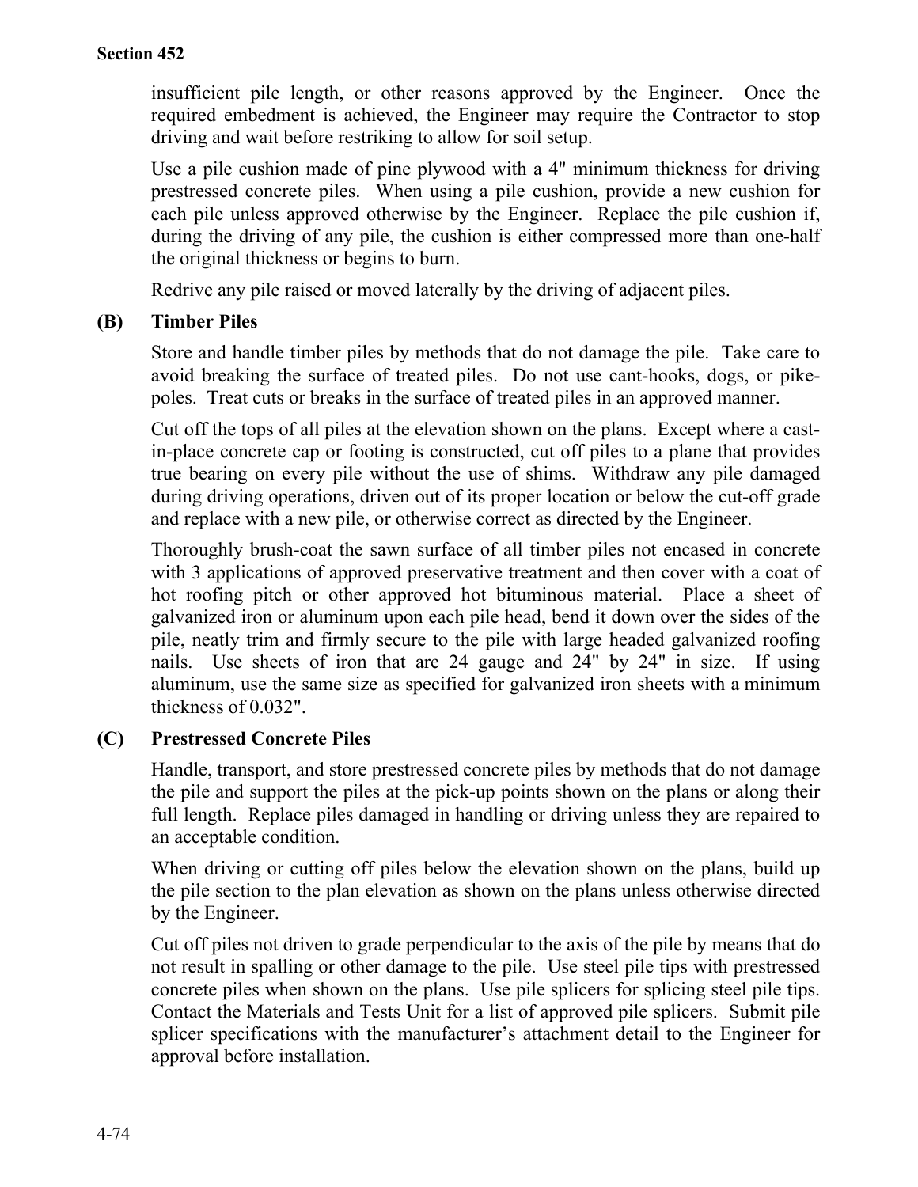insufficient pile length, or other reasons approved by the Engineer. Once the required embedment is achieved, the Engineer may require the Contractor to stop driving and wait before restriking to allow for soil setup.

Use a pile cushion made of pine plywood with a 4" minimum thickness for driving prestressed concrete piles. When using a pile cushion, provide a new cushion for each pile unless approved otherwise by the Engineer. Replace the pile cushion if, during the driving of any pile, the cushion is either compressed more than one-half the original thickness or begins to burn.

Redrive any pile raised or moved laterally by the driving of adjacent piles.

**(B) Timber Piles**

Store and handle timber piles by methods that do not damage the pile. Take care to avoid breaking the surface of treated piles. Do not use cant-hooks, dogs, or pike-poles. Treat cuts or breaks in the surface of treated piles in an approved manner.

Cut off the tops of all piles at the elevation shown on the plans. Except where a cast-in-place concrete cap or footing is constructed, cut off piles to a plane that provides true bearing on every pile without the use of shims. Withdraw any pile damaged during driving operations, driven out of its proper location or below the cut-off grade and replace with a new pile, or otherwise correct as directed by the Engineer.

Thoroughly brush-coat the sawn surface of all timber piles not encased in concrete with 3 applications of approved preservative treatment and then cover with a coat of hot roofing pitch or other approved hot bituminous material. Place a sheet of galvanized iron or aluminum upon each pile head, bend it down over the sides of the pile, neatly trim and firmly secure to the pile with large headed galvanized roofing nails. Use sheets of iron that are 24 gauge and 24" by 24" in size. If using aluminum, use the same size as specified for galvanized iron sheets with a minimum thickness of 0.032".

**(C) Prestressed Concrete Piles**

Handle, transport, and store prestressed concrete piles by methods that do not damage the pile and support the piles at the pick-up points shown on the plans or along their full length. Replace piles damaged in handling or driving unless they are repaired to an acceptable condition.

When driving or cutting off piles below the elevation shown on the plans, build up the pile section to the plan elevation as shown on the plans unless otherwise directed by the Engineer.

Cut off piles not driven to grade perpendicular to the axis of the pile by means that do not result in spalling or other damage to the pile. Use steel pile tips with prestressed concrete piles when shown on the plans. Use pile splicers for splicing steel pile tips. Contact the Materials and Tests Unit for a list of approved pile splicers. Submit pile splicer specifications with the manufacturer's attachment detail to the Engineer for approval before installation.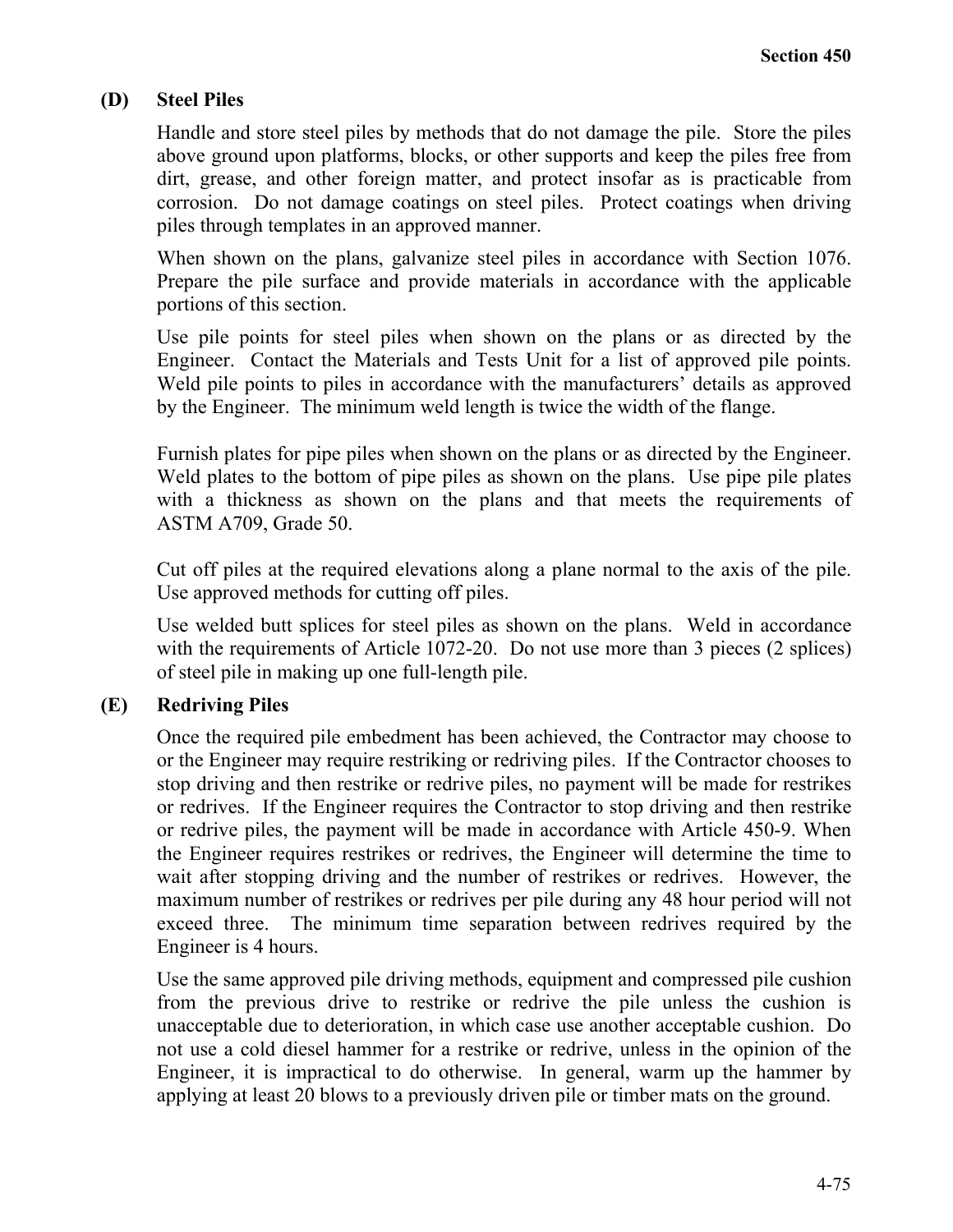### (D) Steel Piles

Handle and store steel piles by methods that do not damage the pile. Store the piles above ground upon platforms, blocks, or other supports and keep the piles free from dirt, grease, and other foreign matter, and protect insofar as is practicable from corrosion. Do not damage coatings on steel piles. Protect coatings when driving piles through templates in an approved manner.

When shown on the plans, galvanize steel piles in accordance with Section 1076. Prepare the pile surface and provide materials in accordance with the applicable portions of this section.

Use pile points for steel piles when shown on the plans or as directed by the Engineer. Contact the Materials and Tests Unit for a list of approved pile points. Weld pile points to piles in accordance with the manufacturers' details as approved by the Engineer. The minimum weld length is twice the width of the flange.

Furnish plates for pipe piles when shown on the plans or as directed by the Engineer. Weld plates to the bottom of pipe piles as shown on the plans. Use pipe pile plates with a thickness as shown on the plans and that meets the requirements of ASTM A709, Grade 50.

Cut off piles at the required elevations along a plane normal to the axis of the pile. Use approved methods for cutting off piles.

Use welded butt splices for steel piles as shown on the plans. Weld in accordance with the requirements of Article 1072-20. Do not use more than 3 pieces (2 splices) of steel pile in making up one full-length pile.

### (E) Redriving Piles

Once the required pile embedment has been achieved, the Contractor may choose to or the Engineer may require restriking or redriving piles. If the Contractor chooses to stop driving and then restrike or redrive piles, no payment will be made for restrikes or redrives. If the Engineer requires the Contractor to stop driving and then restrike or redrive piles, the payment will be made in accordance with Article 450-9. When the Engineer requires restrikes or redrives, the Engineer will determine the time to wait after stopping driving and the number of restrikes or redrives. However, the maximum number of restrikes or redrives per pile during any 48 hour period will not exceed three. The minimum time separation between redrives required by the Engineer is 4 hours.

Use the same approved pile driving methods, equipment and compressed pile cushion from the previous drive to restrike or redrive the pile unless the cushion is unacceptable due to deterioration, in which case use another acceptable cushion. Do not use a cold diesel hammer for a restrike or redrive, unless in the opinion of the Engineer, it is impractical to do otherwise. In general, warm up the hammer by applying at least 20 blows to a previously driven pile or timber mats on the ground.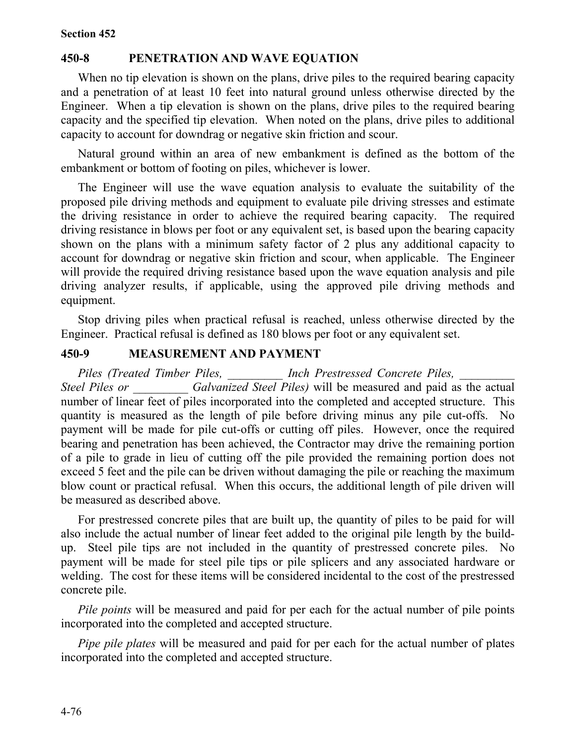## 450-8 PENETRATION AND WAVE EQUATION

When no tip elevation is shown on the plans, drive piles to the required bearing capacity and a penetration of at least 10 feet into natural ground unless otherwise directed by the Engineer. When a tip elevation is shown on the plans, drive piles to the required bearing capacity and the specified tip elevation. When noted on the plans, drive piles to additional capacity to account for downdrag or negative skin friction and scour.

Natural ground within an area of new embankment is defined as the bottom of the embankment or bottom of footing on piles, whichever is lower.

The Engineer will use the wave equation analysis to evaluate the suitability of the proposed pile driving methods and equipment to evaluate pile driving stresses and estimate the driving resistance in order to achieve the required bearing capacity. The required driving resistance in blows per foot or any equivalent set, is based upon the bearing capacity shown on the plans with a minimum safety factor of 2 plus any additional capacity to account for downdrag or negative skin friction and scour, when applicable. The Engineer will provide the required driving resistance based upon the wave equation analysis and pile driving analyzer results, if applicable, using the approved pile driving methods and equipment.

Stop driving piles when practical refusal is reached, unless otherwise directed by the Engineer. Practical refusal is defined as 180 blows per foot or any equivalent set.

## 450-9 MEASUREMENT AND PAYMENT

*Piles (Treated Timber Piles, _________ Inch Prestressed Concrete Piles, _________ Steel Piles or _________ Galvanized Steel Piles)* will be measured and paid as the actual number of linear feet of piles incorporated into the completed and accepted structure. This quantity is measured as the length of pile before driving minus any pile cut-offs. No payment will be made for pile cut-offs or cutting off piles. However, once the required bearing and penetration has been achieved, the Contractor may drive the remaining portion of a pile to grade in lieu of cutting off the pile provided the remaining portion does not exceed 5 feet and the pile can be driven without damaging the pile or reaching the maximum blow count or practical refusal. When this occurs, the additional length of pile driven will be measured as described above.

For prestressed concrete piles that are built up, the quantity of piles to be paid for will also include the actual number of linear feet added to the original pile length by the build-up. Steel pile tips are not included in the quantity of prestressed concrete piles. No payment will be made for steel pile tips or pile splicers and any associated hardware or welding. The cost for these items will be considered incidental to the cost of the prestressed concrete pile.

*Pile points* will be measured and paid for per each for the actual number of pile points incorporated into the completed and accepted structure.

*Pipe pile plates* will be measured and paid for per each for the actual number of plates incorporated into the completed and accepted structure.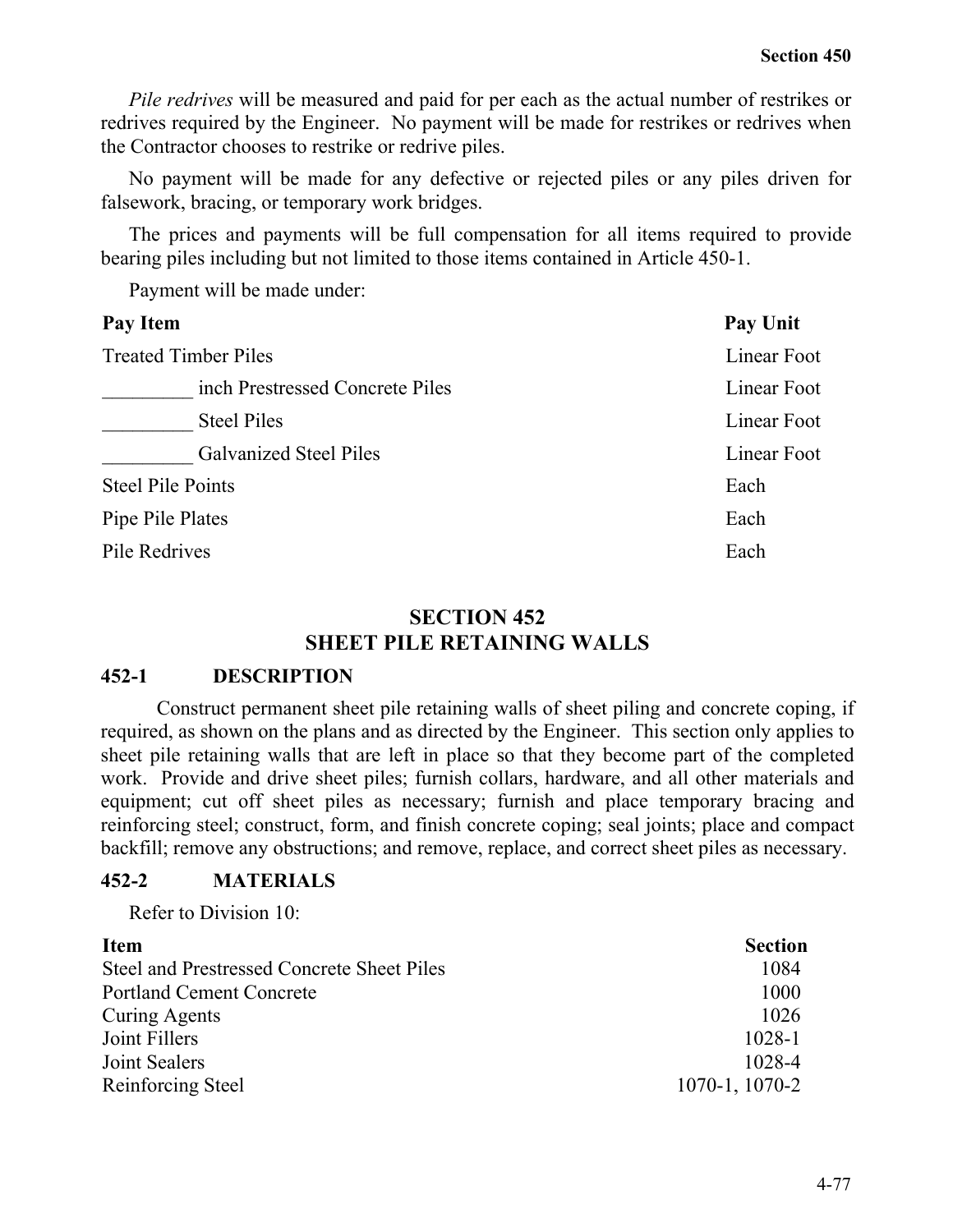*Pile redrives* will be measured and paid for per each as the actual number of restrikes or redrives required by the Engineer. No payment will be made for restrikes or redrives when the Contractor chooses to restrike or redrive piles.

No payment will be made for any defective or rejected piles or any piles driven for falsework, bracing, or temporary work bridges.

The prices and payments will be full compensation for all items required to provide bearing piles including but not limited to those items contained in Article 450-1.

Payment will be made under:

| Pay Item | Pay Unit |
|---|---|
| Treated Timber Piles | Linear Foot |
| _________ inch Prestressed Concrete Piles | Linear Foot |
| _________ Steel Piles | Linear Foot |
| _________ Galvanized Steel Piles | Linear Foot |
| Steel Pile Points | Each |
| Pipe Pile Plates | Each |
| Pile Redrives | Each |

# SECTION 452
# SHEET PILE RETAINING WALLS

## 452-1 DESCRIPTION

Construct permanent sheet pile retaining walls of sheet piling and concrete coping, if required, as shown on the plans and as directed by the Engineer. This section only applies to sheet pile retaining walls that are left in place so that they become part of the completed work. Provide and drive sheet piles; furnish collars, hardware, and all other materials and equipment; cut off sheet piles as necessary; furnish and place temporary bracing and reinforcing steel; construct, form, and finish concrete coping; seal joints; place and compact backfill; remove any obstructions; and remove, replace, and correct sheet piles as necessary.

## 452-2 MATERIALS

Refer to Division 10:

| Item | Section |
|---|---|
| Steel and Prestressed Concrete Sheet Piles | 1084 |
| Portland Cement Concrete | 1000 |
| Curing Agents | 1026 |
| Joint Fillers | 1028-1 |
| Joint Sealers | 1028-4 |
| Reinforcing Steel | 1070-1, 1070-2 |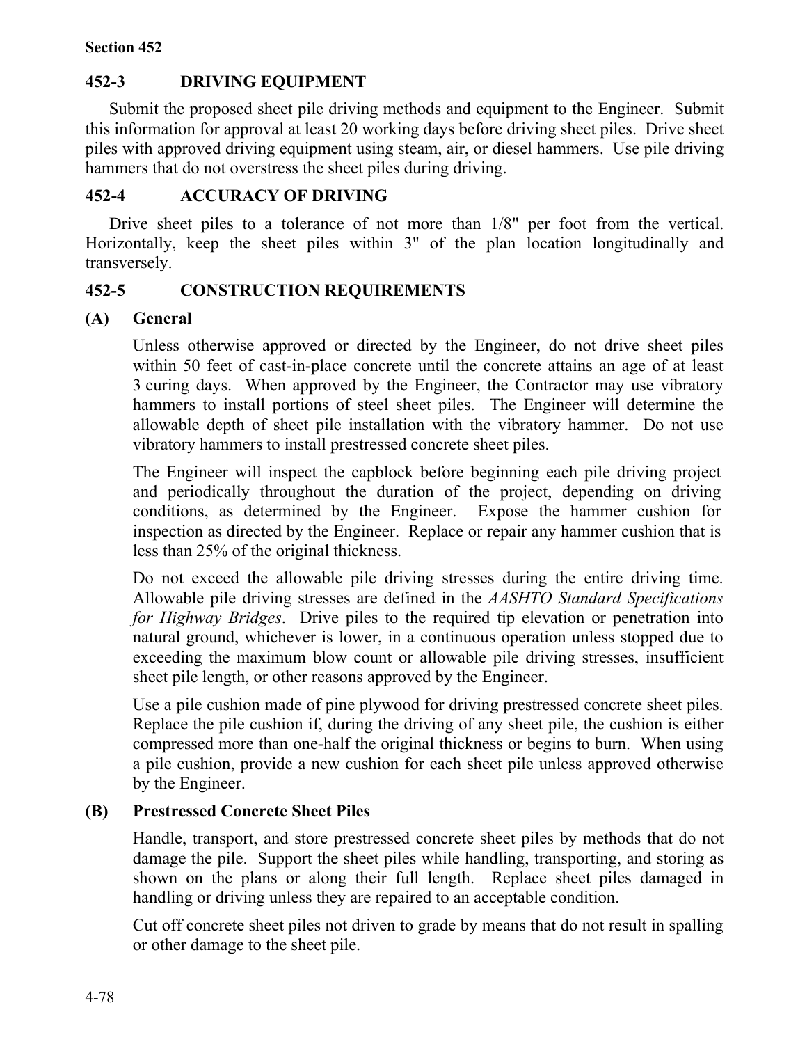## 452-3 DRIVING EQUIPMENT

Submit the proposed sheet pile driving methods and equipment to the Engineer. Submit this information for approval at least 20 working days before driving sheet piles. Drive sheet piles with approved driving equipment using steam, air, or diesel hammers. Use pile driving hammers that do not overstress the sheet piles during driving.

## 452-4 ACCURACY OF DRIVING

Drive sheet piles to a tolerance of not more than 1/8" per foot from the vertical. Horizontally, keep the sheet piles within 3" of the plan location longitudinally and transversely.

## 452-5 CONSTRUCTION REQUIREMENTS

### (A) General

Unless otherwise approved or directed by the Engineer, do not drive sheet piles within 50 feet of cast-in-place concrete until the concrete attains an age of at least 3 curing days. When approved by the Engineer, the Contractor may use vibratory hammers to install portions of steel sheet piles. The Engineer will determine the allowable depth of sheet pile installation with the vibratory hammer. Do not use vibratory hammers to install prestressed concrete sheet piles.

The Engineer will inspect the capblock before beginning each pile driving project and periodically throughout the duration of the project, depending on driving conditions, as determined by the Engineer. Expose the hammer cushion for inspection as directed by the Engineer. Replace or repair any hammer cushion that is less than 25% of the original thickness.

Do not exceed the allowable pile driving stresses during the entire driving time. Allowable pile driving stresses are defined in the *AASHTO Standard Specifications for Highway Bridges*. Drive piles to the required tip elevation or penetration into natural ground, whichever is lower, in a continuous operation unless stopped due to exceeding the maximum blow count or allowable pile driving stresses, insufficient sheet pile length, or other reasons approved by the Engineer.

Use a pile cushion made of pine plywood for driving prestressed concrete sheet piles. Replace the pile cushion if, during the driving of any sheet pile, the cushion is either compressed more than one-half the original thickness or begins to burn. When using a pile cushion, provide a new cushion for each sheet pile unless approved otherwise by the Engineer.

### (B) Prestressed Concrete Sheet Piles

Handle, transport, and store prestressed concrete sheet piles by methods that do not damage the pile. Support the sheet piles while handling, transporting, and storing as shown on the plans or along their full length. Replace sheet piles damaged in handling or driving unless they are repaired to an acceptable condition.

Cut off concrete sheet piles not driven to grade by means that do not result in spalling or other damage to the sheet pile.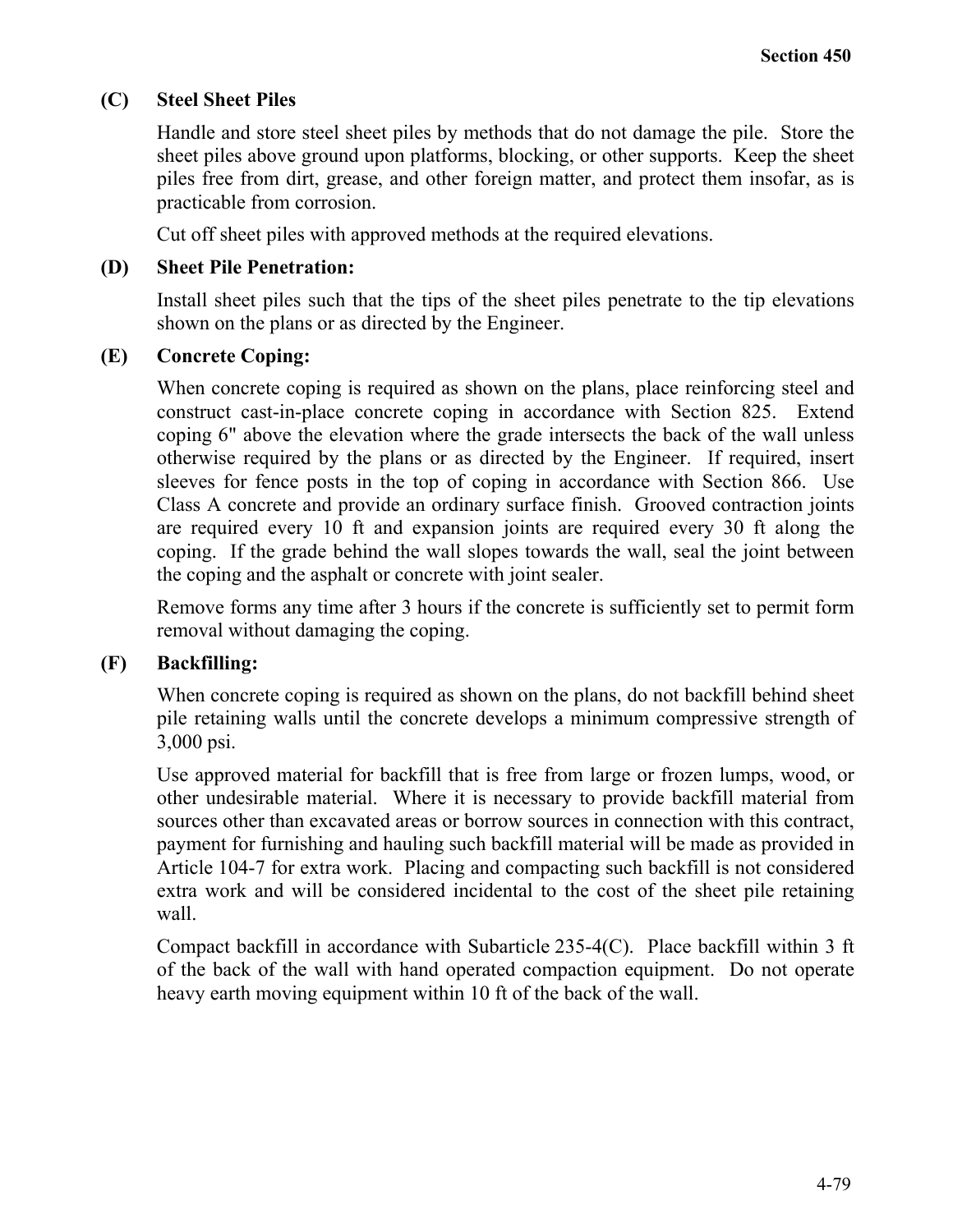**(C) Steel Sheet Piles**

Handle and store steel sheet piles by methods that do not damage the pile. Store the sheet piles above ground upon platforms, blocking, or other supports. Keep the sheet piles free from dirt, grease, and other foreign matter, and protect them insofar, as is practicable from corrosion.

Cut off sheet piles with approved methods at the required elevations.

**(D) Sheet Pile Penetration:**

Install sheet piles such that the tips of the sheet piles penetrate to the tip elevations shown on the plans or as directed by the Engineer.

**(E) Concrete Coping:**

When concrete coping is required as shown on the plans, place reinforcing steel and construct cast-in-place concrete coping in accordance with Section 825. Extend coping 6" above the elevation where the grade intersects the back of the wall unless otherwise required by the plans or as directed by the Engineer. If required, insert sleeves for fence posts in the top of coping in accordance with Section 866. Use Class A concrete and provide an ordinary surface finish. Grooved contraction joints are required every 10 ft and expansion joints are required every 30 ft along the coping. If the grade behind the wall slopes towards the wall, seal the joint between the coping and the asphalt or concrete with joint sealer.

Remove forms any time after 3 hours if the concrete is sufficiently set to permit form removal without damaging the coping.

**(F) Backfilling:**

When concrete coping is required as shown on the plans, do not backfill behind sheet pile retaining walls until the concrete develops a minimum compressive strength of 3,000 psi.

Use approved material for backfill that is free from large or frozen lumps, wood, or other undesirable material. Where it is necessary to provide backfill material from sources other than excavated areas or borrow sources in connection with this contract, payment for furnishing and hauling such backfill material will be made as provided in Article 104-7 for extra work. Placing and compacting such backfill is not considered extra work and will be considered incidental to the cost of the sheet pile retaining wall.

Compact backfill in accordance with Subarticle 235-4(C). Place backfill within 3 ft of the back of the wall with hand operated compaction equipment. Do not operate heavy earth moving equipment within 10 ft of the back of the wall.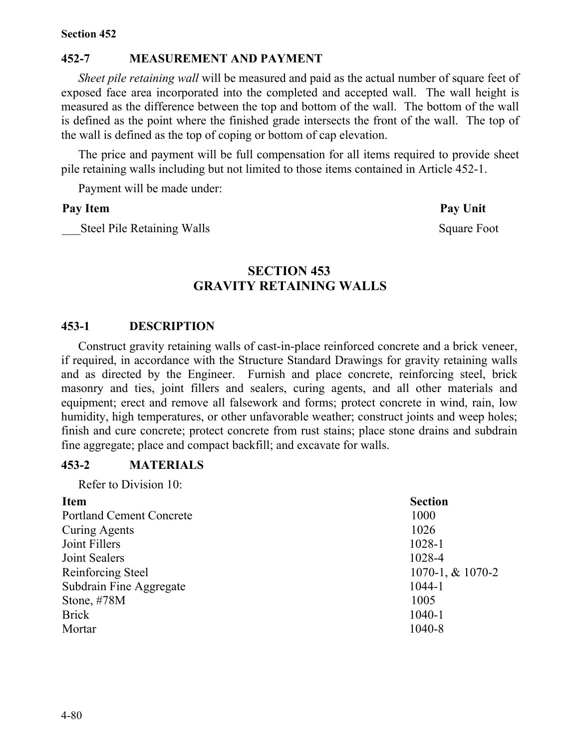Section 452

### 452-7 MEASUREMENT AND PAYMENT

*Sheet pile retaining wall* will be measured and paid as the actual number of square feet of exposed face area incorporated into the completed and accepted wall. The wall height is measured as the difference between the top and bottom of the wall. The bottom of the wall is defined as the point where the finished grade intersects the front of the wall. The top of the wall is defined as the top of coping or bottom of cap elevation.

The price and payment will be full compensation for all items required to provide sheet pile retaining walls including but not limited to those items contained in Article 452-1.

Payment will be made under:

| Pay Item | Pay Unit |
|---|---|
| ___Steel Pile Retaining Walls | Square Foot |

## SECTION 453
## GRAVITY RETAINING WALLS

### 453-1 DESCRIPTION

Construct gravity retaining walls of cast-in-place reinforced concrete and a brick veneer, if required, in accordance with the Structure Standard Drawings for gravity retaining walls and as directed by the Engineer. Furnish and place concrete, reinforcing steel, brick masonry and ties, joint fillers and sealers, curing agents, and all other materials and equipment; erect and remove all falsework and forms; protect concrete in wind, rain, low humidity, high temperatures, or other unfavorable weather; construct joints and weep holes; finish and cure concrete; protect concrete from rust stains; place stone drains and subdrain fine aggregate; place and compact backfill; and excavate for walls.

### 453-2 MATERIALS

Refer to Division 10:

| Item | Section |
|---|---|
| Portland Cement Concrete | 1000 |
| Curing Agents | 1026 |
| Joint Fillers | 1028-1 |
| Joint Sealers | 1028-4 |
| Reinforcing Steel | 1070-1, & 1070-2 |
| Subdrain Fine Aggregate | 1044-1 |
| Stone, #78M | 1005 |
| Brick | 1040-1 |
| Mortar | 1040-8 |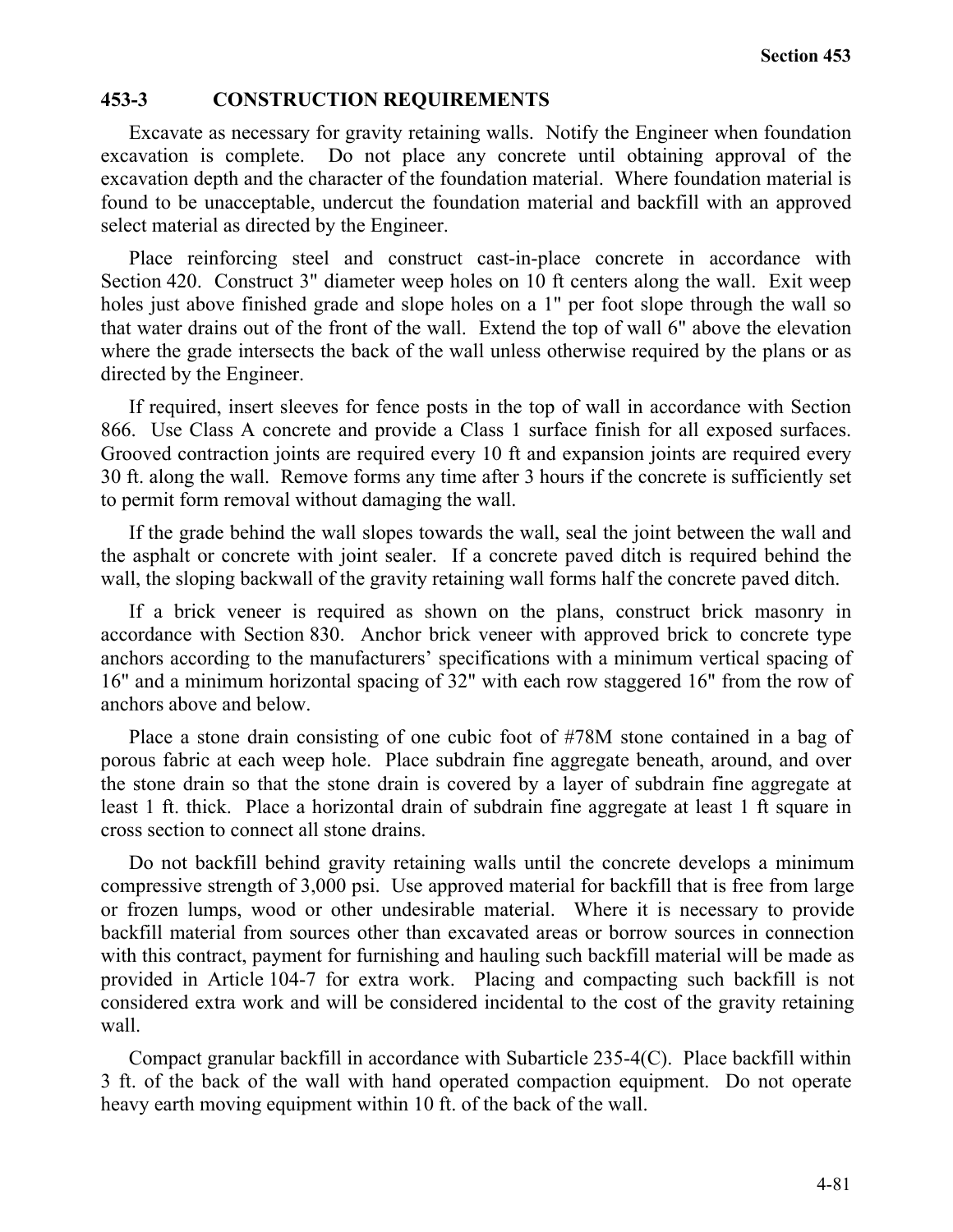## 453-3 CONSTRUCTION REQUIREMENTS

Excavate as necessary for gravity retaining walls. Notify the Engineer when foundation excavation is complete. Do not place any concrete until obtaining approval of the excavation depth and the character of the foundation material. Where foundation material is found to be unacceptable, undercut the foundation material and backfill with an approved select material as directed by the Engineer.

Place reinforcing steel and construct cast-in-place concrete in accordance with Section 420. Construct 3" diameter weep holes on 10 ft centers along the wall. Exit weep holes just above finished grade and slope holes on a 1" per foot slope through the wall so that water drains out of the front of the wall. Extend the top of wall 6" above the elevation where the grade intersects the back of the wall unless otherwise required by the plans or as directed by the Engineer.

If required, insert sleeves for fence posts in the top of wall in accordance with Section 866. Use Class A concrete and provide a Class 1 surface finish for all exposed surfaces. Grooved contraction joints are required every 10 ft and expansion joints are required every 30 ft. along the wall. Remove forms any time after 3 hours if the concrete is sufficiently set to permit form removal without damaging the wall.

If the grade behind the wall slopes towards the wall, seal the joint between the wall and the asphalt or concrete with joint sealer. If a concrete paved ditch is required behind the wall, the sloping backwall of the gravity retaining wall forms half the concrete paved ditch.

If a brick veneer is required as shown on the plans, construct brick masonry in accordance with Section 830. Anchor brick veneer with approved brick to concrete type anchors according to the manufacturers' specifications with a minimum vertical spacing of 16" and a minimum horizontal spacing of 32" with each row staggered 16" from the row of anchors above and below.

Place a stone drain consisting of one cubic foot of #78M stone contained in a bag of porous fabric at each weep hole. Place subdrain fine aggregate beneath, around, and over the stone drain so that the stone drain is covered by a layer of subdrain fine aggregate at least 1 ft. thick. Place a horizontal drain of subdrain fine aggregate at least 1 ft square in cross section to connect all stone drains.

Do not backfill behind gravity retaining walls until the concrete develops a minimum compressive strength of 3,000 psi. Use approved material for backfill that is free from large or frozen lumps, wood or other undesirable material. Where it is necessary to provide backfill material from sources other than excavated areas or borrow sources in connection with this contract, payment for furnishing and hauling such backfill material will be made as provided in Article 104-7 for extra work. Placing and compacting such backfill is not considered extra work and will be considered incidental to the cost of the gravity retaining wall.

Compact granular backfill in accordance with Subarticle 235-4(C). Place backfill within 3 ft. of the back of the wall with hand operated compaction equipment. Do not operate heavy earth moving equipment within 10 ft. of the back of the wall.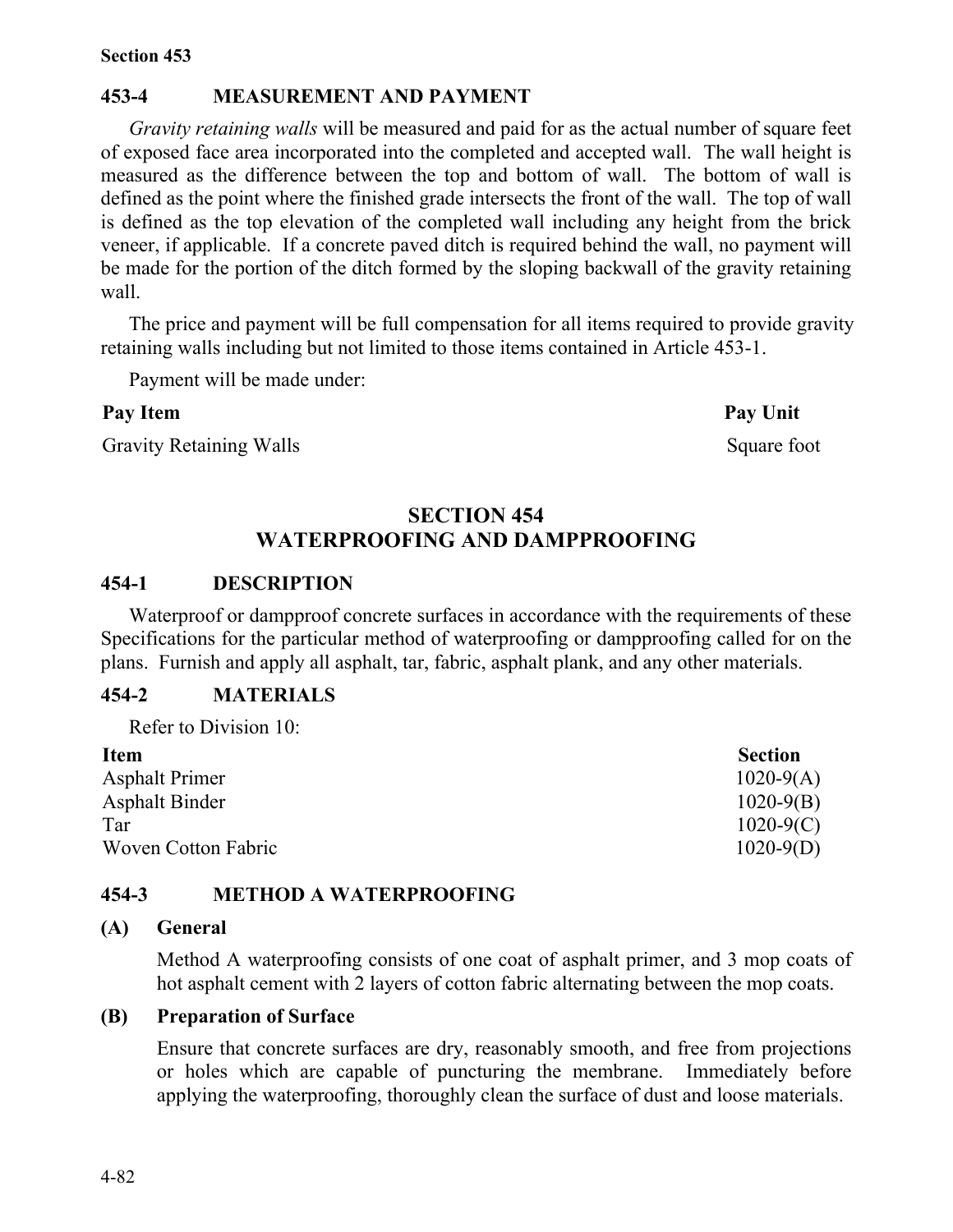## 453-4 MEASUREMENT AND PAYMENT

*Gravity retaining walls* will be measured and paid for as the actual number of square feet of exposed face area incorporated into the completed and accepted wall. The wall height is measured as the difference between the top and bottom of wall. The bottom of wall is defined as the point where the finished grade intersects the front of the wall. The top of wall is defined as the top elevation of the completed wall including any height from the brick veneer, if applicable. If a concrete paved ditch is required behind the wall, no payment will be made for the portion of the ditch formed by the sloping backwall of the gravity retaining wall.

The price and payment will be full compensation for all items required to provide gravity retaining walls including but not limited to those items contained in Article 453-1.

Payment will be made under:

| Pay Item | Pay Unit |
|---|---|
| Gravity Retaining Walls | Square foot |

# SECTION 454 WATERPROOFING AND DAMPPROOFING

## 454-1 DESCRIPTION

Waterproof or dampproof concrete surfaces in accordance with the requirements of these Specifications for the particular method of waterproofing or dampproofing called for on the plans. Furnish and apply all asphalt, tar, fabric, asphalt plank, and any other materials.

## 454-2 MATERIALS

Refer to Division 10:

| Item | Section |
|---|---|
| Asphalt Primer | 1020-9(A) |
| Asphalt Binder | 1020-9(B) |
| Tar | 1020-9(C) |
| Woven Cotton Fabric | 1020-9(D) |

## 454-3 METHOD A WATERPROOFING

### (A) General

Method A waterproofing consists of one coat of asphalt primer, and 3 mop coats of hot asphalt cement with 2 layers of cotton fabric alternating between the mop coats.

### (B) Preparation of Surface

Ensure that concrete surfaces are dry, reasonably smooth, and free from projections or holes which are capable of puncturing the membrane. Immediately before applying the waterproofing, thoroughly clean the surface of dust and loose materials.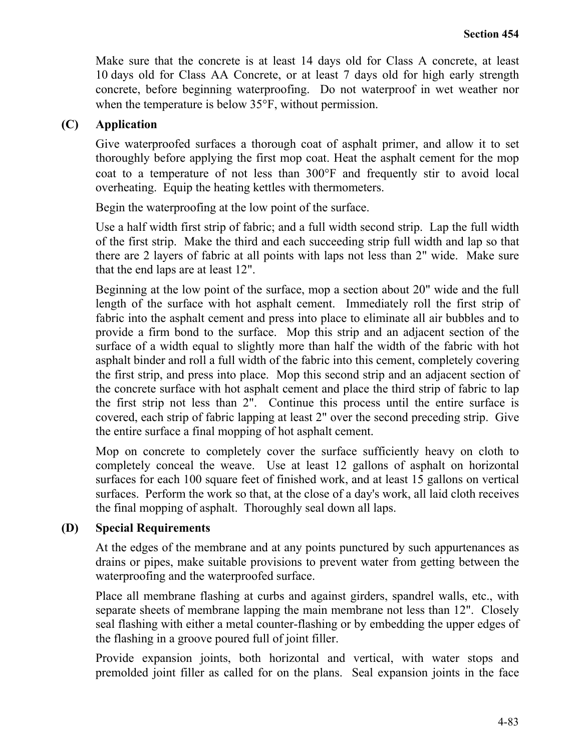Make sure that the concrete is at least 14 days old for Class A concrete, at least 10 days old for Class AA Concrete, or at least 7 days old for high early strength concrete, before beginning waterproofing. Do not waterproof in wet weather nor when the temperature is below 35°F, without permission.

**(C) Application**

Give waterproofed surfaces a thorough coat of asphalt primer, and allow it to set thoroughly before applying the first mop coat. Heat the asphalt cement for the mop coat to a temperature of not less than 300°F and frequently stir to avoid local overheating. Equip the heating kettles with thermometers.

Begin the waterproofing at the low point of the surface.

Use a half width first strip of fabric; and a full width second strip. Lap the full width of the first strip. Make the third and each succeeding strip full width and lap so that there are 2 layers of fabric at all points with laps not less than 2" wide. Make sure that the end laps are at least 12".

Beginning at the low point of the surface, mop a section about 20" wide and the full length of the surface with hot asphalt cement. Immediately roll the first strip of fabric into the asphalt cement and press into place to eliminate all air bubbles and to provide a firm bond to the surface. Mop this strip and an adjacent section of the surface of a width equal to slightly more than half the width of the fabric with hot asphalt binder and roll a full width of the fabric into this cement, completely covering the first strip, and press into place. Mop this second strip and an adjacent section of the concrete surface with hot asphalt cement and place the third strip of fabric to lap the first strip not less than 2". Continue this process until the entire surface is covered, each strip of fabric lapping at least 2" over the second preceding strip. Give the entire surface a final mopping of hot asphalt cement.

Mop on concrete to completely cover the surface sufficiently heavy on cloth to completely conceal the weave. Use at least 12 gallons of asphalt on horizontal surfaces for each 100 square feet of finished work, and at least 15 gallons on vertical surfaces. Perform the work so that, at the close of a day's work, all laid cloth receives the final mopping of asphalt. Thoroughly seal down all laps.

**(D) Special Requirements**

At the edges of the membrane and at any points punctured by such appurtenances as drains or pipes, make suitable provisions to prevent water from getting between the waterproofing and the waterproofed surface.

Place all membrane flashing at curbs and against girders, spandrel walls, etc., with separate sheets of membrane lapping the main membrane not less than 12". Closely seal flashing with either a metal counter-flashing or by embedding the upper edges of the flashing in a groove poured full of joint filler.

Provide expansion joints, both horizontal and vertical, with water stops and premolded joint filler as called for on the plans. Seal expansion joints in the face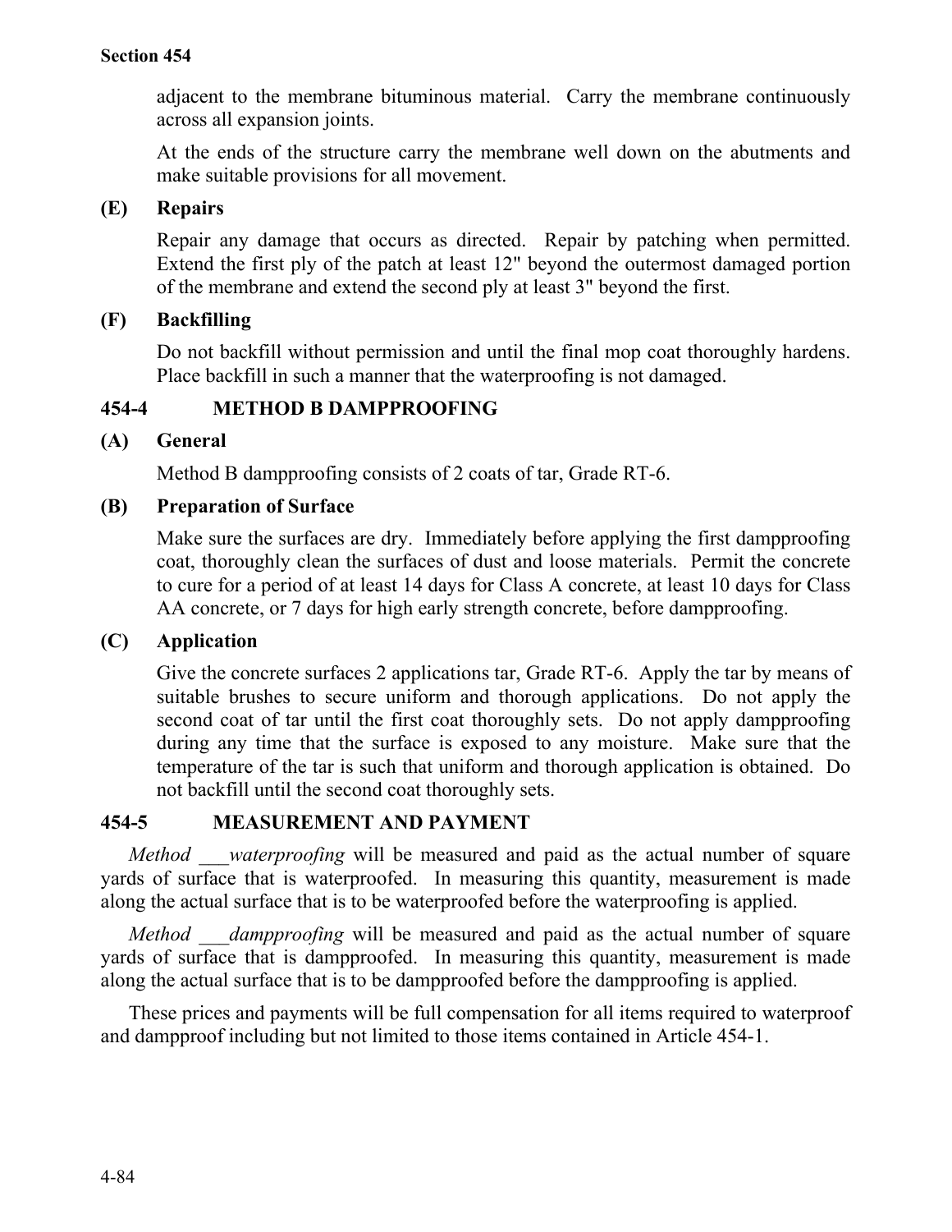adjacent to the membrane bituminous material. Carry the membrane continuously across all expansion joints.

At the ends of the structure carry the membrane well down on the abutments and make suitable provisions for all movement.

### (E) Repairs

Repair any damage that occurs as directed. Repair by patching when permitted. Extend the first ply of the patch at least 12" beyond the outermost damaged portion of the membrane and extend the second ply at least 3" beyond the first.

### (F) Backfilling

Do not backfill without permission and until the final mop coat thoroughly hardens. Place backfill in such a manner that the waterproofing is not damaged.

## 454-4 METHOD B DAMPPROOFING

### (A) General

Method B dampproofing consists of 2 coats of tar, Grade RT-6.

### (B) Preparation of Surface

Make sure the surfaces are dry. Immediately before applying the first dampproofing coat, thoroughly clean the surfaces of dust and loose materials. Permit the concrete to cure for a period of at least 14 days for Class A concrete, at least 10 days for Class AA concrete, or 7 days for high early strength concrete, before dampproofing.

### (C) Application

Give the concrete surfaces 2 applications tar, Grade RT-6. Apply the tar by means of suitable brushes to secure uniform and thorough applications. Do not apply the second coat of tar until the first coat thoroughly sets. Do not apply dampproofing during any time that the surface is exposed to any moisture. Make sure that the temperature of the tar is such that uniform and thorough application is obtained. Do not backfill until the second coat thoroughly sets.

## 454-5 MEASUREMENT AND PAYMENT

*Method ___waterproofing* will be measured and paid as the actual number of square yards of surface that is waterproofed. In measuring this quantity, measurement is made along the actual surface that is to be waterproofed before the waterproofing is applied.

*Method ___dampproofing* will be measured and paid as the actual number of square yards of surface that is dampproofed. In measuring this quantity, measurement is made along the actual surface that is to be dampproofed before the dampproofing is applied.

These prices and payments will be full compensation for all items required to waterproof and dampproof including but not limited to those items contained in Article 454-1.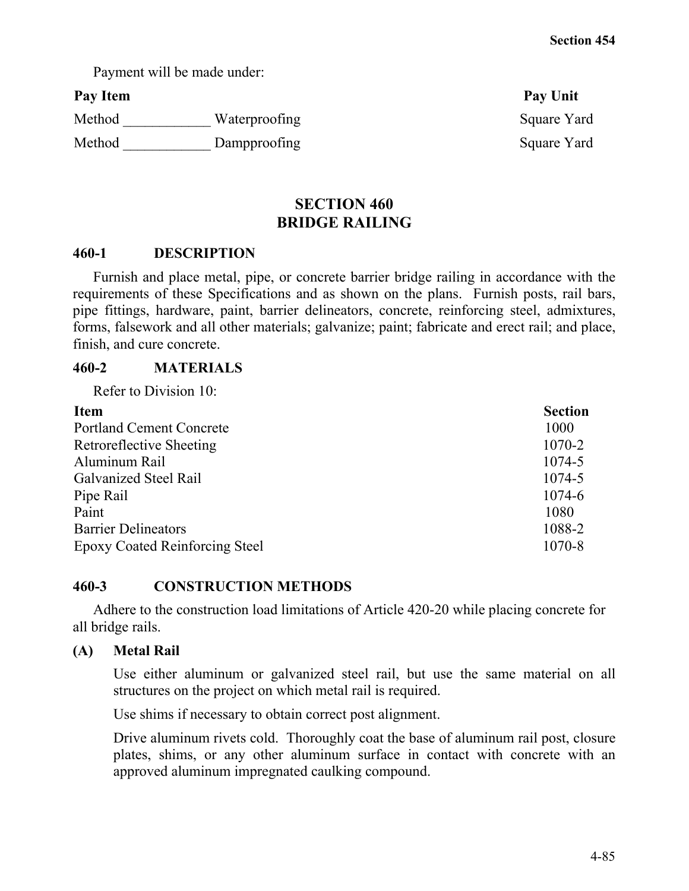Payment will be made under:

| Pay Item | Pay Unit |
|---|---|
| Method ____________ Waterproofing | Square Yard |
| Method ____________ Dampproofing | Square Yard |

# SECTION 460
# BRIDGE RAILING

## 460-1 DESCRIPTION

Furnish and place metal, pipe, or concrete barrier bridge railing in accordance with the requirements of these Specifications and as shown on the plans. Furnish posts, rail bars, pipe fittings, hardware, paint, barrier delineators, concrete, reinforcing steel, admixtures, forms, falsework and all other materials; galvanize; paint; fabricate and erect rail; and place, finish, and cure concrete.

## 460-2 MATERIALS

Refer to Division 10:

| Item | Section |
|---|---|
| Portland Cement Concrete | 1000 |
| Retroreflective Sheeting | 1070-2 |
| Aluminum Rail | 1074-5 |
| Galvanized Steel Rail | 1074-5 |
| Pipe Rail | 1074-6 |
| Paint | 1080 |
| Barrier Delineators | 1088-2 |
| Epoxy Coated Reinforcing Steel | 1070-8 |

## 460-3 CONSTRUCTION METHODS

Adhere to the construction load limitations of Article 420-20 while placing concrete for all bridge rails.

### (A) Metal Rail

Use either aluminum or galvanized steel rail, but use the same material on all structures on the project on which metal rail is required.

Use shims if necessary to obtain correct post alignment.

Drive aluminum rivets cold. Thoroughly coat the base of aluminum rail post, closure plates, shims, or any other aluminum surface in contact with concrete with an approved aluminum impregnated caulking compound.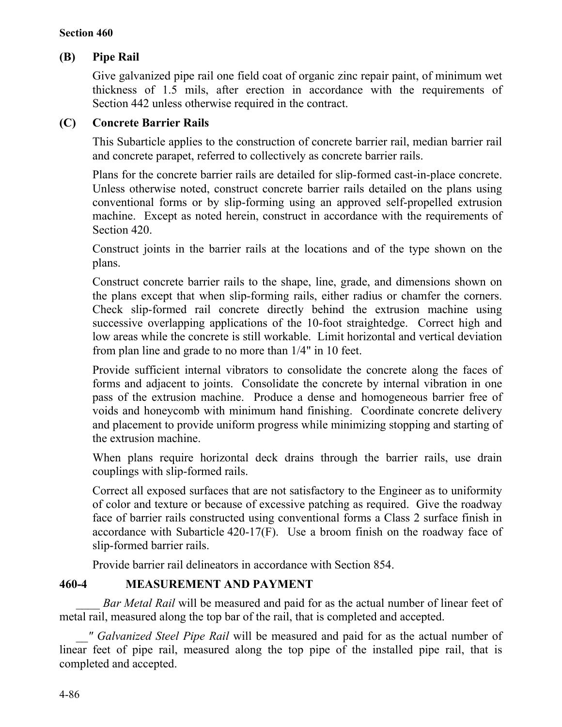### (B) Pipe Rail

Give galvanized pipe rail one field coat of organic zinc repair paint, of minimum wet thickness of 1.5 mils, after erection in accordance with the requirements of Section 442 unless otherwise required in the contract.

### (C) Concrete Barrier Rails

This Subarticle applies to the construction of concrete barrier rail, median barrier rail and concrete parapet, referred to collectively as concrete barrier rails.

Plans for the concrete barrier rails are detailed for slip-formed cast-in-place concrete. Unless otherwise noted, construct concrete barrier rails detailed on the plans using conventional forms or by slip-forming using an approved self-propelled extrusion machine. Except as noted herein, construct in accordance with the requirements of Section 420.

Construct joints in the barrier rails at the locations and of the type shown on the plans.

Construct concrete barrier rails to the shape, line, grade, and dimensions shown on the plans except that when slip-forming rails, either radius or chamfer the corners. Check slip-formed rail concrete directly behind the extrusion machine using successive overlapping applications of the 10-foot straightedge. Correct high and low areas while the concrete is still workable. Limit horizontal and vertical deviation from plan line and grade to no more than 1/4" in 10 feet.

Provide sufficient internal vibrators to consolidate the concrete along the faces of forms and adjacent to joints. Consolidate the concrete by internal vibration in one pass of the extrusion machine. Produce a dense and homogeneous barrier free of voids and honeycomb with minimum hand finishing. Coordinate concrete delivery and placement to provide uniform progress while minimizing stopping and starting of the extrusion machine.

When plans require horizontal deck drains through the barrier rails, use drain couplings with slip-formed rails.

Correct all exposed surfaces that are not satisfactory to the Engineer as to uniformity of color and texture or because of excessive patching as required. Give the roadway face of barrier rails constructed using conventional forms a Class 2 surface finish in accordance with Subarticle 420-17(F). Use a broom finish on the roadway face of slip-formed barrier rails.

Provide barrier rail delineators in accordance with Section 854.

## 460-4 MEASUREMENT AND PAYMENT

____ *Bar Metal Rail* will be measured and paid for as the actual number of linear feet of metal rail, measured along the top bar of the rail, that is completed and accepted.

__*" Galvanized Steel Pipe Rail* will be measured and paid for as the actual number of linear feet of pipe rail, measured along the top pipe of the installed pipe rail, that is completed and accepted.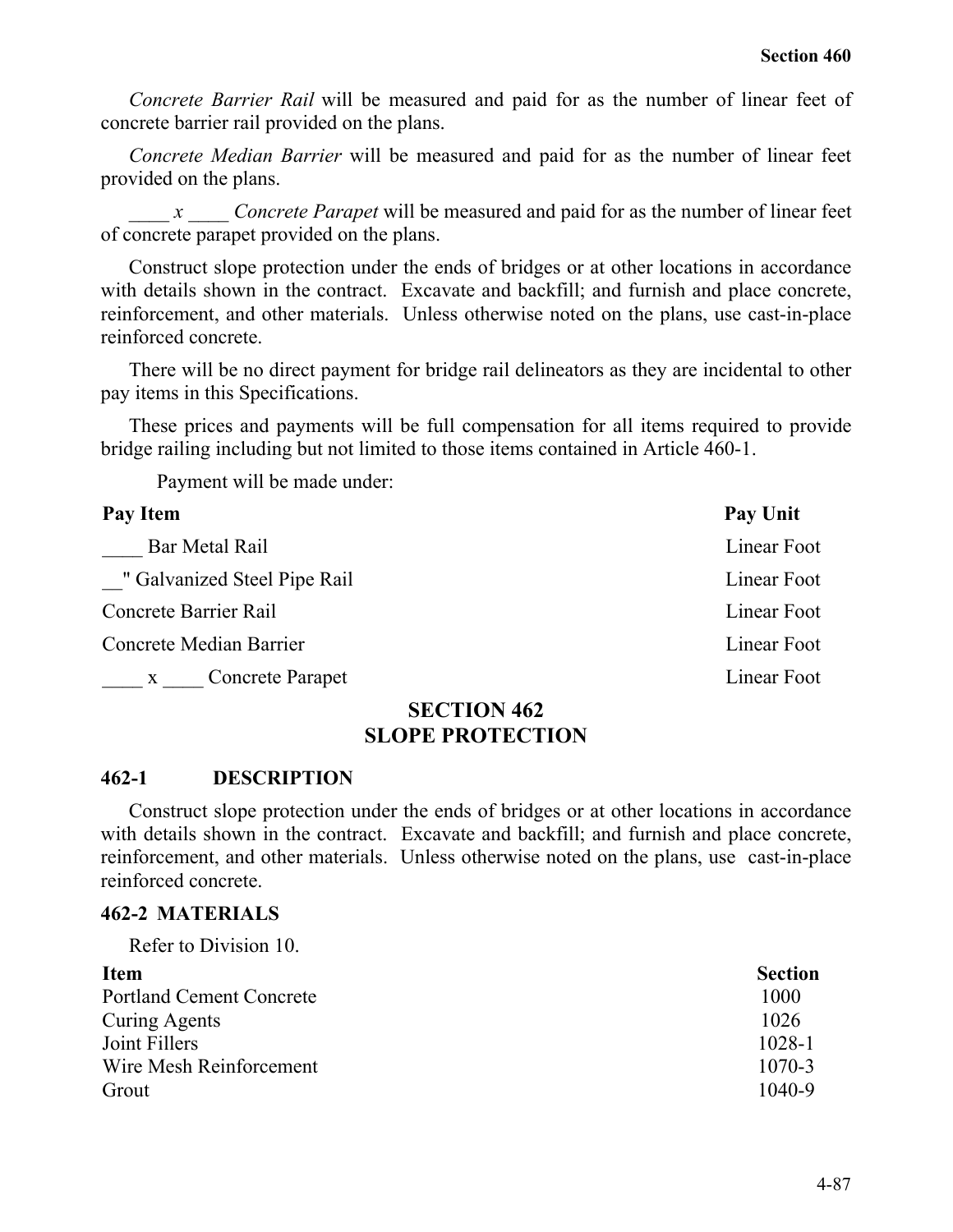*Concrete Barrier Rail* will be measured and paid for as the number of linear feet of concrete barrier rail provided on the plans.

*Concrete Median Barrier* will be measured and paid for as the number of linear feet provided on the plans.

*____ x ____ Concrete Parapet* will be measured and paid for as the number of linear feet of concrete parapet provided on the plans.

Construct slope protection under the ends of bridges or at other locations in accordance with details shown in the contract. Excavate and backfill; and furnish and place concrete, reinforcement, and other materials. Unless otherwise noted on the plans, use cast-in-place reinforced concrete.

There will be no direct payment for bridge rail delineators as they are incidental to other pay items in this Specifications.

These prices and payments will be full compensation for all items required to provide bridge railing including but not limited to those items contained in Article 460-1.

Payment will be made under:

| Pay Item | Pay Unit |
|---|---|
| ____ Bar Metal Rail | Linear Foot |
| __" Galvanized Steel Pipe Rail | Linear Foot |
| Concrete Barrier Rail | Linear Foot |
| Concrete Median Barrier | Linear Foot |
| ____ x ____ Concrete Parapet | Linear Foot |

# SECTION 462
# SLOPE PROTECTION

## 462-1 DESCRIPTION

Construct slope protection under the ends of bridges or at other locations in accordance with details shown in the contract. Excavate and backfill; and furnish and place concrete, reinforcement, and other materials. Unless otherwise noted on the plans, use cast-in-place reinforced concrete.

## 462-2 MATERIALS

Refer to Division 10.

| Item | Section |
|---|---|
| Portland Cement Concrete | 1000 |
| Curing Agents | 1026 |
| Joint Fillers | 1028-1 |
| Wire Mesh Reinforcement | 1070-3 |
| Grout | 1040-9 |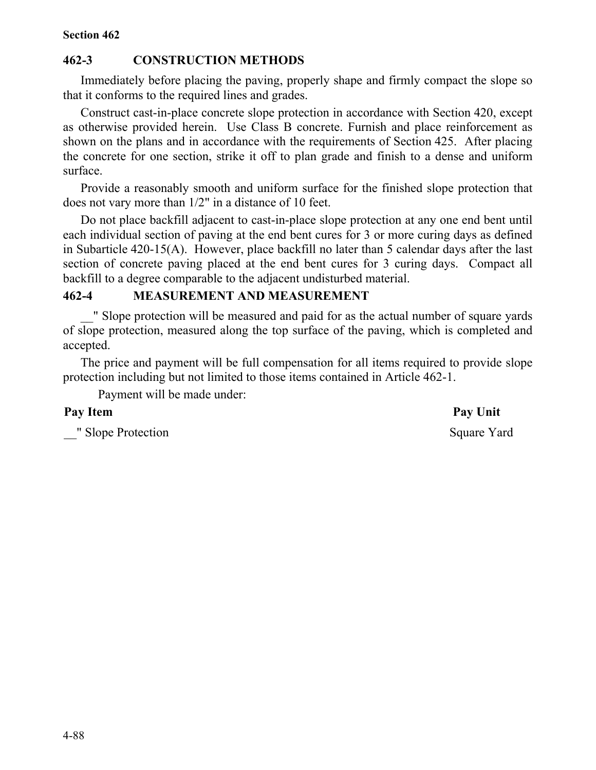## 462-3 CONSTRUCTION METHODS

Immediately before placing the paving, properly shape and firmly compact the slope so that it conforms to the required lines and grades.

Construct cast-in-place concrete slope protection in accordance with Section 420, except as otherwise provided herein. Use Class B concrete. Furnish and place reinforcement as shown on the plans and in accordance with the requirements of Section 425. After placing the concrete for one section, strike it off to plan grade and finish to a dense and uniform surface.

Provide a reasonably smooth and uniform surface for the finished slope protection that does not vary more than 1/2" in a distance of 10 feet.

Do not place backfill adjacent to cast-in-place slope protection at any one end bent until each individual section of paving at the end bent cures for 3 or more curing days as defined in Subarticle 420-15(A). However, place backfill no later than 5 calendar days after the last section of concrete paving placed at the end bent cures for 3 curing days. Compact all backfill to a degree comparable to the adjacent undisturbed material.

## 462-4 MEASUREMENT AND MEASUREMENT

__" Slope protection will be measured and paid for as the actual number of square yards of slope protection, measured along the top surface of the paving, which is completed and accepted.

The price and payment will be full compensation for all items required to provide slope protection including but not limited to those items contained in Article 462-1.

Payment will be made under:

| Pay Item | Pay Unit |
|---|---|
| __" Slope Protection | Square Yard |